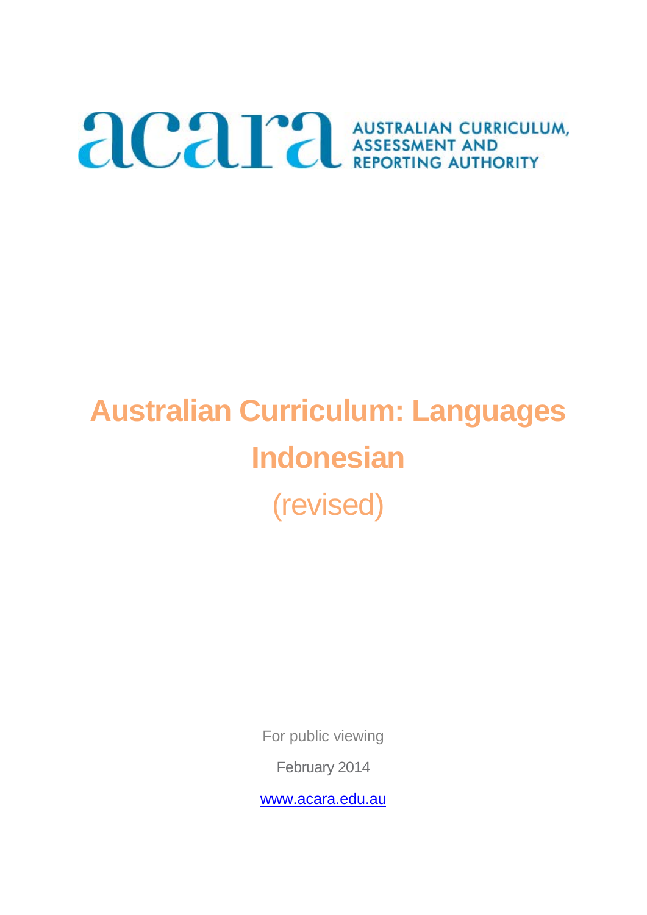acara AUSTRALIAN CURRICULUM, ASSESSMENT AND REPORTING AUTHORITY

# Australian Curriculum: Languages Indonesian

(revised)

For public viewing

February 2014

www.acara.edu.au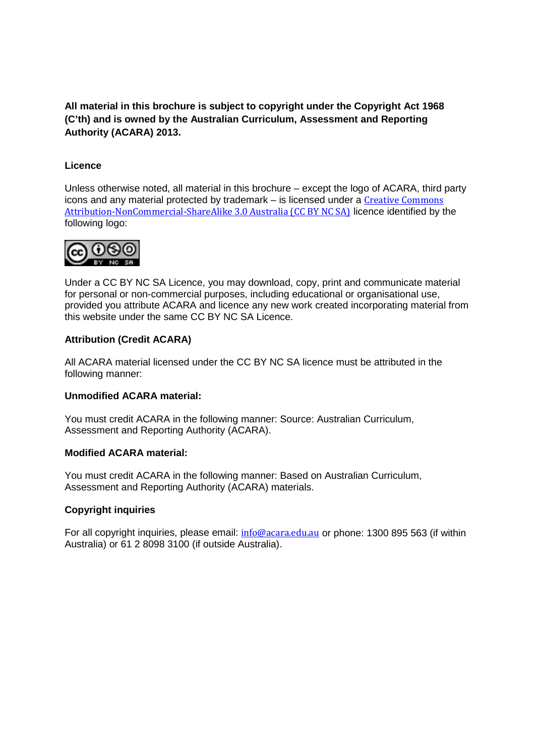**All material in this brochure is subject to copyright under the Copyright Act 1968 (C'th) and is owned by the Australian Curriculum, Assessment and Reporting Authority (ACARA) 2013.**

**Licence**

Unless otherwise noted, all material in this brochure – except the logo of ACARA, third party icons and any material protected by trademark – is licensed under a Creative Commons Attribution-NonCommercial-ShareAlike 3.0 Australia (CC BY NC SA) licence identified by the following logo:

Under a CC BY NC SA Licence, you may download, copy, print and communicate material for personal or non-commercial purposes, including educational or organisational use, provided you attribute ACARA and licence any new work created incorporating material from this website under the same CC BY NC SA Licence.

**Attribution (Credit ACARA)**

All ACARA material licensed under the CC BY NC SA licence must be attributed in the following manner:

**Unmodified ACARA material:**

You must credit ACARA in the following manner: Source: Australian Curriculum, Assessment and Reporting Authority (ACARA).

**Modified ACARA material:**

You must credit ACARA in the following manner: Based on Australian Curriculum, Assessment and Reporting Authority (ACARA) materials.

**Copyright inquiries**

For all copyright inquiries, please email: info@acara.edu.au or phone: 1300 895 563 (if within Australia) or 61 2 8098 3100 (if outside Australia).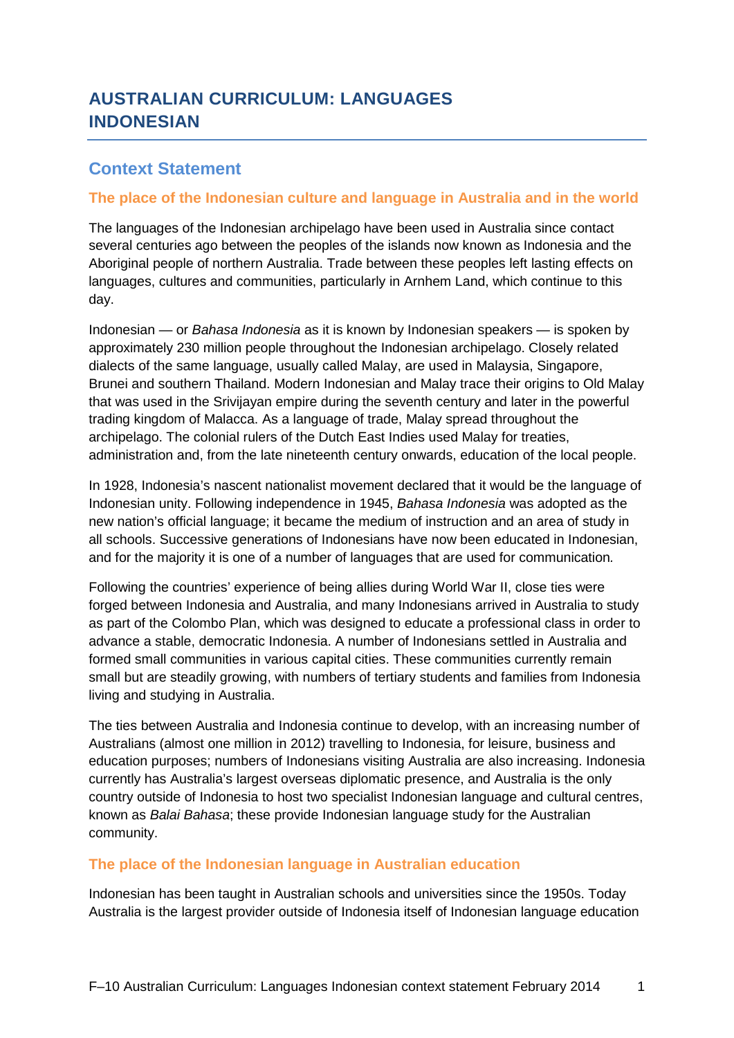# AUSTRALIAN CURRICULUM: LANGUAGES INDONESIAN

## Context Statement

### The place of the Indonesian culture and language in Australia and in the world

The languages of the Indonesian archipelago have been used in Australia since contact several centuries ago between the peoples of the islands now known as Indonesia and the Aboriginal people of northern Australia. Trade between these peoples left lasting effects on languages, cultures and communities, particularly in Arnhem Land, which continue to this day.

Indonesian — or *Bahasa Indonesia* as it is known by Indonesian speakers — is spoken by approximately 230 million people throughout the Indonesian archipelago. Closely related dialects of the same language, usually called Malay, are used in Malaysia, Singapore, Brunei and southern Thailand. Modern Indonesian and Malay trace their origins to Old Malay that was used in the Srivijayan empire during the seventh century and later in the powerful trading kingdom of Malacca. As a language of trade, Malay spread throughout the archipelago. The colonial rulers of the Dutch East Indies used Malay for treaties, administration and, from the late nineteenth century onwards, education of the local people.

In 1928, Indonesia's nascent nationalist movement declared that it would be the language of Indonesian unity. Following independence in 1945, *Bahasa Indonesia* was adopted as the new nation's official language; it became the medium of instruction and an area of study in all schools. Successive generations of Indonesians have now been educated in Indonesian, and for the majority it is one of a number of languages that are used for communication.

Following the countries' experience of being allies during World War II, close ties were forged between Indonesia and Australia, and many Indonesians arrived in Australia to study as part of the Colombo Plan, which was designed to educate a professional class in order to advance a stable, democratic Indonesia. A number of Indonesians settled in Australia and formed small communities in various capital cities. These communities currently remain small but are steadily growing, with numbers of tertiary students and families from Indonesia living and studying in Australia.

The ties between Australia and Indonesia continue to develop, with an increasing number of Australians (almost one million in 2012) travelling to Indonesia, for leisure, business and education purposes; numbers of Indonesians visiting Australia are also increasing. Indonesia currently has Australia's largest overseas diplomatic presence, and Australia is the only country outside of Indonesia to host two specialist Indonesian language and cultural centres, known as *Balai Bahasa*; these provide Indonesian language study for the Australian community.

### The place of the Indonesian language in Australian education

Indonesian has been taught in Australian schools and universities since the 1950s. Today Australia is the largest provider outside of Indonesia itself of Indonesian language education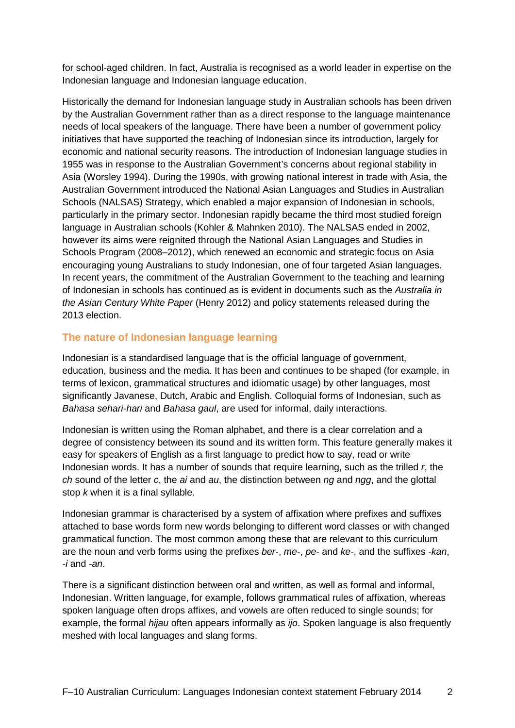for school-aged children. In fact, Australia is recognised as a world leader in expertise on the Indonesian language and Indonesian language education.

Historically the demand for Indonesian language study in Australian schools has been driven by the Australian Government rather than as a direct response to the language maintenance needs of local speakers of the language. There have been a number of government policy initiatives that have supported the teaching of Indonesian since its introduction, largely for economic and national security reasons. The introduction of Indonesian language studies in 1955 was in response to the Australian Government's concerns about regional stability in Asia (Worsley 1994). During the 1990s, with growing national interest in trade with Asia, the Australian Government introduced the National Asian Languages and Studies in Australian Schools (NALSAS) Strategy, which enabled a major expansion of Indonesian in schools, particularly in the primary sector. Indonesian rapidly became the third most studied foreign language in Australian schools (Kohler & Mahnken 2010). The NALSAS ended in 2002, however its aims were reignited through the National Asian Languages and Studies in Schools Program (2008–2012), which renewed an economic and strategic focus on Asia encouraging young Australians to study Indonesian, one of four targeted Asian languages. In recent years, the commitment of the Australian Government to the teaching and learning of Indonesian in schools has continued as is evident in documents such as the *Australia in the Asian Century White Paper* (Henry 2012) and policy statements released during the 2013 election.

## The nature of Indonesian language learning

Indonesian is a standardised language that is the official language of government, education, business and the media. It has been and continues to be shaped (for example, in terms of lexicon, grammatical structures and idiomatic usage) by other languages, most significantly Javanese, Dutch, Arabic and English. Colloquial forms of Indonesian, such as *Bahasa sehari-hari* and *Bahasa gaul*, are used for informal, daily interactions.

Indonesian is written using the Roman alphabet, and there is a clear correlation and a degree of consistency between its sound and its written form. This feature generally makes it easy for speakers of English as a first language to predict how to say, read or write Indonesian words. It has a number of sounds that require learning, such as the trilled *r*, the *ch* sound of the letter *c*, the *ai* and *au*, the distinction between *ng* and *ngg*, and the glottal stop *k* when it is a final syllable.

Indonesian grammar is characterised by a system of affixation where prefixes and suffixes attached to base words form new words belonging to different word classes or with changed grammatical function. The most common among these that are relevant to this curriculum are the noun and verb forms using the prefixes *ber-*, *me-*, *pe-* and *ke-*, and the suffixes *-kan*, *-i* and *-an*.

There is a significant distinction between oral and written, as well as formal and informal, Indonesian. Written language, for example, follows grammatical rules of affixation, whereas spoken language often drops affixes, and vowels are often reduced to single sounds; for example, the formal *hijau* often appears informally as *ijo*. Spoken language is also frequently meshed with local languages and slang forms.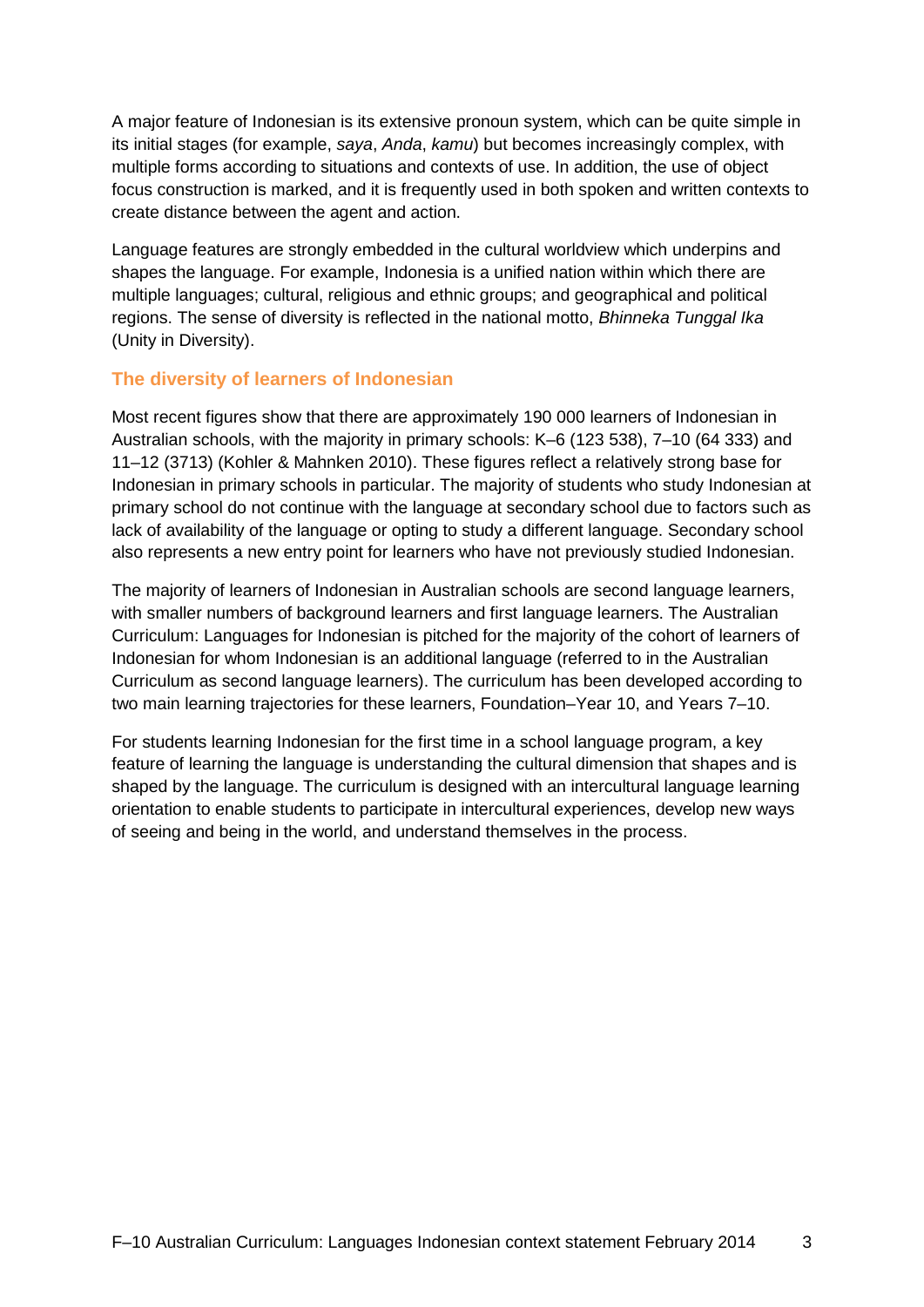A major feature of Indonesian is its extensive pronoun system, which can be quite simple in its initial stages (for example, *saya*, *Anda*, *kamu*) but becomes increasingly complex, with multiple forms according to situations and contexts of use. In addition, the use of object focus construction is marked, and it is frequently used in both spoken and written contexts to create distance between the agent and action.

Language features are strongly embedded in the cultural worldview which underpins and shapes the language. For example, Indonesia is a unified nation within which there are multiple languages; cultural, religious and ethnic groups; and geographical and political regions. The sense of diversity is reflected in the national motto, *Bhinneka Tunggal Ika* (Unity in Diversity).

### The diversity of learners of Indonesian

Most recent figures show that there are approximately 190 000 learners of Indonesian in Australian schools, with the majority in primary schools: K–6 (123 538), 7–10 (64 333) and 11–12 (3713) (Kohler & Mahnken 2010). These figures reflect a relatively strong base for Indonesian in primary schools in particular. The majority of students who study Indonesian at primary school do not continue with the language at secondary school due to factors such as lack of availability of the language or opting to study a different language. Secondary school also represents a new entry point for learners who have not previously studied Indonesian.

The majority of learners of Indonesian in Australian schools are second language learners, with smaller numbers of background learners and first language learners. The Australian Curriculum: Languages for Indonesian is pitched for the majority of the cohort of learners of Indonesian for whom Indonesian is an additional language (referred to in the Australian Curriculum as second language learners). The curriculum has been developed according to two main learning trajectories for these learners, Foundation–Year 10, and Years 7–10.

For students learning Indonesian for the first time in a school language program, a key feature of learning the language is understanding the cultural dimension that shapes and is shaped by the language. The curriculum is designed with an intercultural language learning orientation to enable students to participate in intercultural experiences, develop new ways of seeing and being in the world, and understand themselves in the process.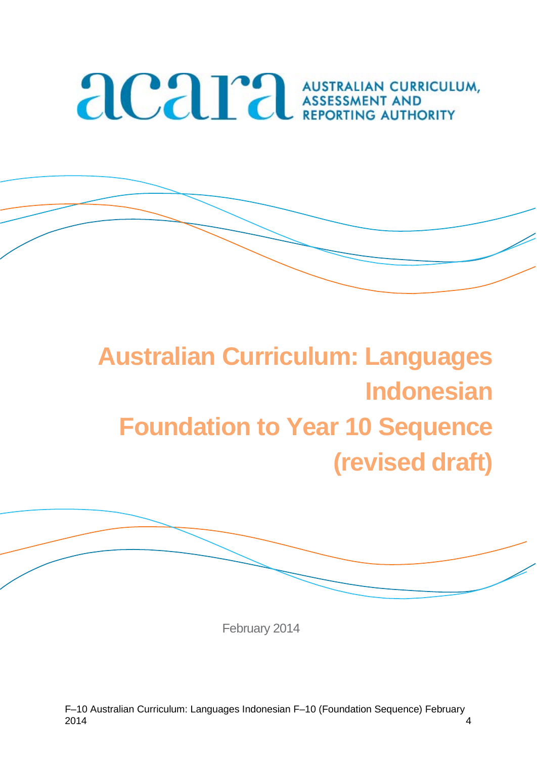ACARA AUSTRALIAN CURRICULUM, ASSESSMENT AND REPORTING AUTHORITY

# Australian Curriculum: Languages Indonesian Foundation to Year 10 Sequence (revised draft)

February 2014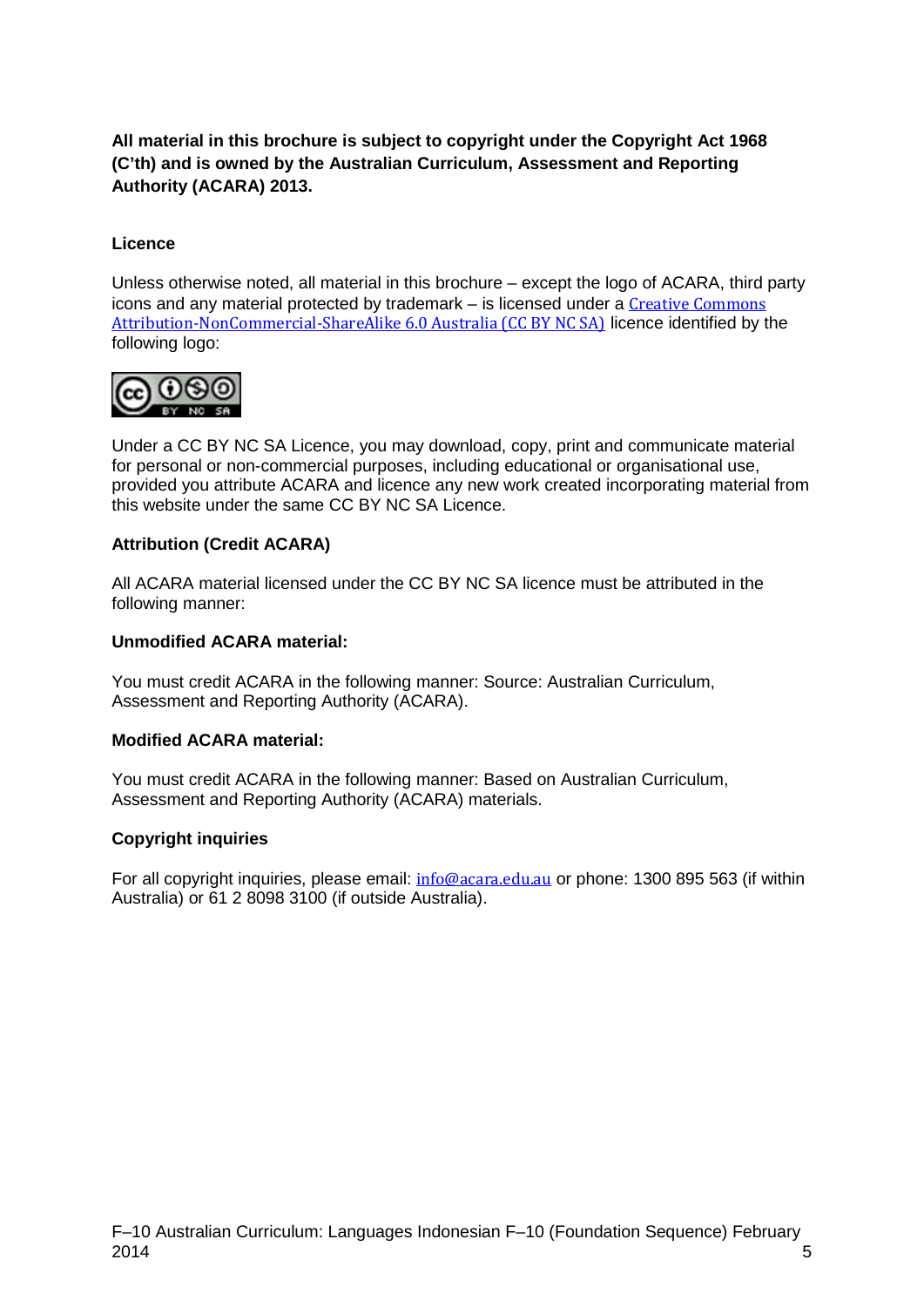**All material in this brochure is subject to copyright under the Copyright Act 1968 (C'th) and is owned by the Australian Curriculum, Assessment and Reporting Authority (ACARA) 2013.**

**Licence**

Unless otherwise noted, all material in this brochure – except the logo of ACARA, third party icons and any material protected by trademark – is licensed under a Creative Commons Attribution-NonCommercial-ShareAlike 6.0 Australia (CC BY NC SA) licence identified by the following logo:

Under a CC BY NC SA Licence, you may download, copy, print and communicate material for personal or non-commercial purposes, including educational or organisational use, provided you attribute ACARA and licence any new work created incorporating material from this website under the same CC BY NC SA Licence.

**Attribution (Credit ACARA)**

All ACARA material licensed under the CC BY NC SA licence must be attributed in the following manner:

**Unmodified ACARA material:**

You must credit ACARA in the following manner: Source: Australian Curriculum, Assessment and Reporting Authority (ACARA).

**Modified ACARA material:**

You must credit ACARA in the following manner: Based on Australian Curriculum, Assessment and Reporting Authority (ACARA) materials.

**Copyright inquiries**

For all copyright inquiries, please email: info@acara.edu.au or phone: 1300 895 563 (if within Australia) or 61 2 8098 3100 (if outside Australia).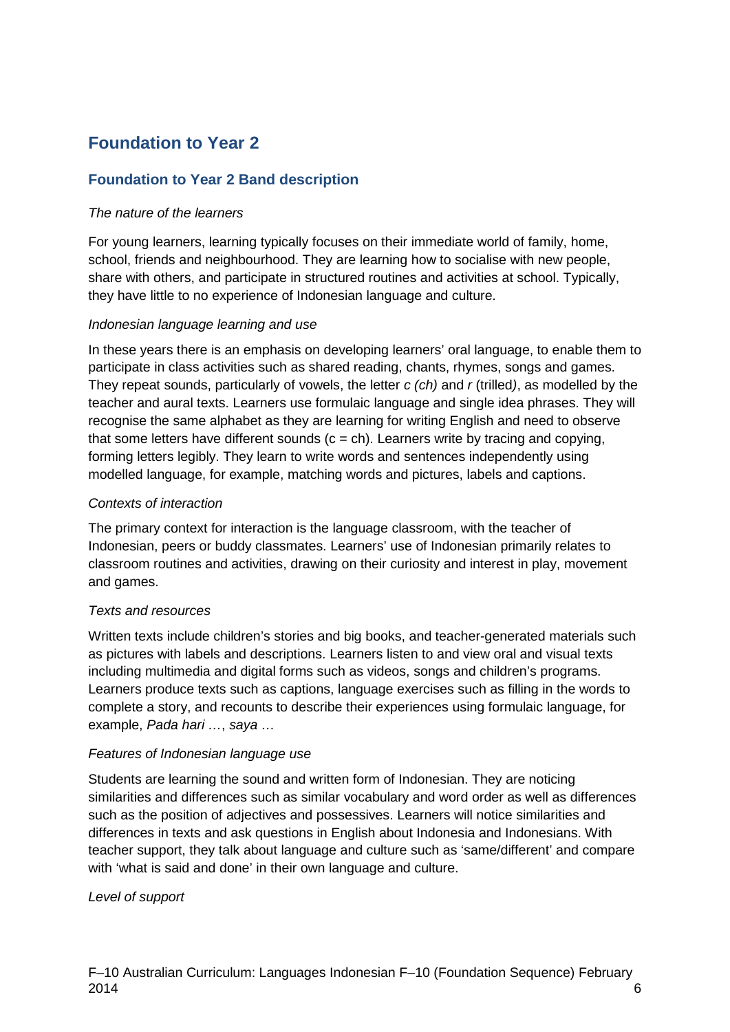# Foundation to Year 2

## Foundation to Year 2 Band description

*The nature of the learners*

For young learners, learning typically focuses on their immediate world of family, home, school, friends and neighbourhood. They are learning how to socialise with new people, share with others, and participate in structured routines and activities at school. Typically, they have little to no experience of Indonesian language and culture.

*Indonesian language learning and use*

In these years there is an emphasis on developing learners' oral language, to enable them to participate in class activities such as shared reading, chants, rhymes, songs and games. They repeat sounds, particularly of vowels, the letter *c (ch)* and *r* (trilled*)*, as modelled by the teacher and aural texts. Learners use formulaic language and single idea phrases. They will recognise the same alphabet as they are learning for writing English and need to observe that some letters have different sounds (c = ch). Learners write by tracing and copying, forming letters legibly. They learn to write words and sentences independently using modelled language, for example, matching words and pictures, labels and captions.

*Contexts of interaction*

The primary context for interaction is the language classroom, with the teacher of Indonesian, peers or buddy classmates. Learners' use of Indonesian primarily relates to classroom routines and activities, drawing on their curiosity and interest in play, movement and games.

*Texts and resources*

Written texts include children's stories and big books, and teacher-generated materials such as pictures with labels and descriptions. Learners listen to and view oral and visual texts including multimedia and digital forms such as videos, songs and children's programs. Learners produce texts such as captions, language exercises such as filling in the words to complete a story, and recounts to describe their experiences using formulaic language, for example, *Pada hari …*, *saya …*

*Features of Indonesian language use*

Students are learning the sound and written form of Indonesian. They are noticing similarities and differences such as similar vocabulary and word order as well as differences such as the position of adjectives and possessives. Learners will notice similarities and differences in texts and ask questions in English about Indonesia and Indonesians. With teacher support, they talk about language and culture such as 'same/different' and compare with 'what is said and done' in their own language and culture.

*Level of support*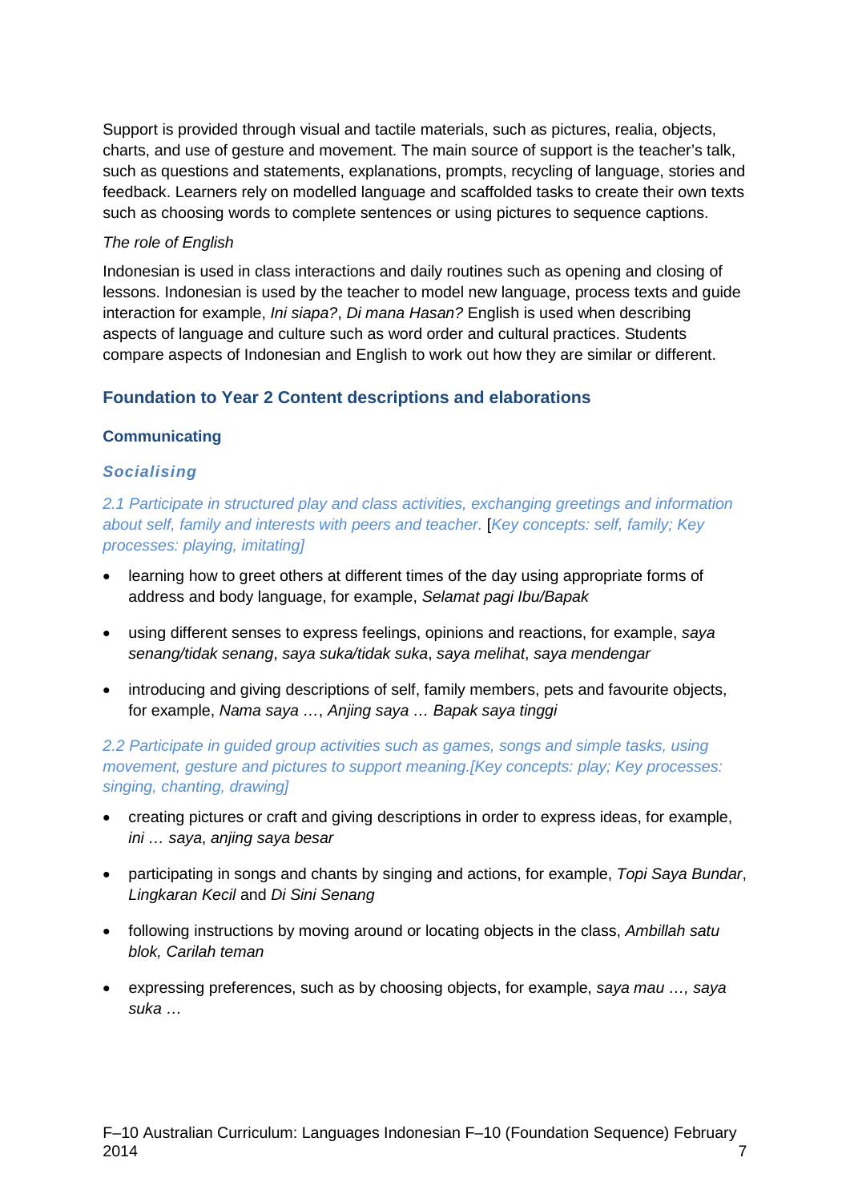Support is provided through visual and tactile materials, such as pictures, realia, objects, charts, and use of gesture and movement. The main source of support is the teacher's talk, such as questions and statements, explanations, prompts, recycling of language, stories and feedback. Learners rely on modelled language and scaffolded tasks to create their own texts such as choosing words to complete sentences or using pictures to sequence captions.

*The role of English*

Indonesian is used in class interactions and daily routines such as opening and closing of lessons. Indonesian is used by the teacher to model new language, process texts and guide interaction for example, *Ini siapa?*, *Di mana Hasan?* English is used when describing aspects of language and culture such as word order and cultural practices. Students compare aspects of Indonesian and English to work out how they are similar or different.

## Foundation to Year 2 Content descriptions and elaborations

### Communicating

#### *Socialising*

*2.1 Participate in structured play and class activities, exchanging greetings and information about self, family and interests with peers and teacher.* [*Key concepts: self, family; Key processes: playing, imitating]*

- learning how to greet others at different times of the day using appropriate forms of address and body language, for example, *Selamat pagi Ibu/Bapak*
- using different senses to express feelings, opinions and reactions, for example, *saya senang/tidak senang*, *saya suka/tidak suka*, *saya melihat*, *saya mendengar*
- introducing and giving descriptions of self, family members, pets and favourite objects, for example, *Nama saya …*, *Anjing saya … Bapak saya tinggi*

*2.2 Participate in guided group activities such as games, songs and simple tasks, using movement, gesture and pictures to support meaning.[Key concepts: play; Key processes: singing, chanting, drawing]*

- creating pictures or craft and giving descriptions in order to express ideas, for example, *ini … saya*, *anjing saya besar*
- participating in songs and chants by singing and actions, for example, *Topi Saya Bundar*, *Lingkaran Kecil* and *Di Sini Senang*
- following instructions by moving around or locating objects in the class, *Ambillah satu blok, Carilah teman*
- expressing preferences, such as by choosing objects, for example, *saya mau …, saya suka …*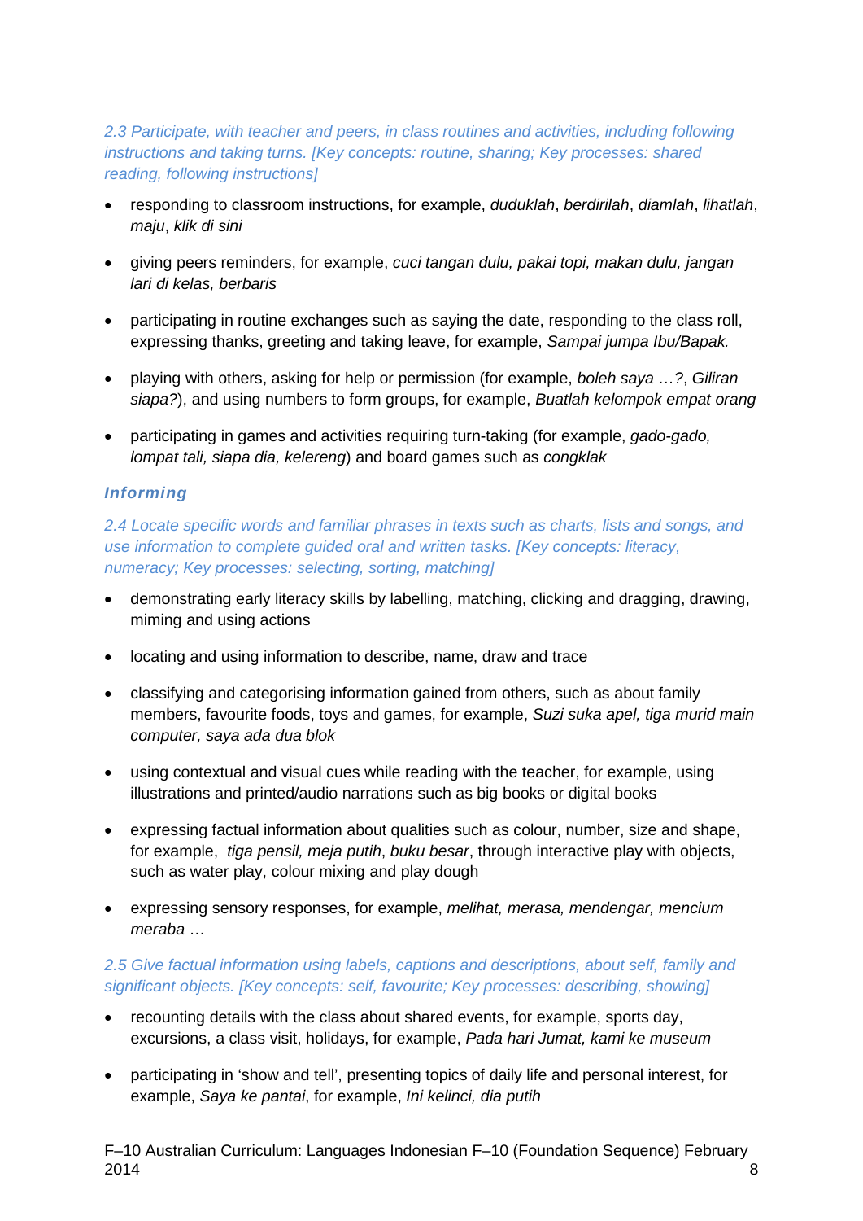*2.3 Participate, with teacher and peers, in class routines and activities, including following instructions and taking turns. [Key concepts: routine, sharing; Key processes: shared reading, following instructions]*

- responding to classroom instructions, for example, *duduklah*, *berdirilah*, *diamlah*, *lihatlah*, *maju*, *klik di sini*
- giving peers reminders, for example, *cuci tangan dulu, pakai topi, makan dulu, jangan lari di kelas, berbaris*
- participating in routine exchanges such as saying the date, responding to the class roll, expressing thanks, greeting and taking leave, for example, *Sampai jumpa Ibu/Bapak.*
- playing with others, asking for help or permission (for example, *boleh saya …?*, *Giliran siapa?*), and using numbers to form groups, for example, *Buatlah kelompok empat orang*
- participating in games and activities requiring turn-taking (for example, *gado-gado, lompat tali, siapa dia, kelereng*) and board games such as *congklak*

### *Informing*

*2.4 Locate specific words and familiar phrases in texts such as charts, lists and songs, and use information to complete guided oral and written tasks. [Key concepts: literacy, numeracy; Key processes: selecting, sorting, matching]*

- demonstrating early literacy skills by labelling, matching, clicking and dragging, drawing, miming and using actions
- locating and using information to describe, name, draw and trace
- classifying and categorising information gained from others, such as about family members, favourite foods, toys and games, for example, *Suzi suka apel, tiga murid main computer, saya ada dua blok*
- using contextual and visual cues while reading with the teacher, for example, using illustrations and printed/audio narrations such as big books or digital books
- expressing factual information about qualities such as colour, number, size and shape, for example, *tiga pensil, meja putih*, *buku besar*, through interactive play with objects, such as water play, colour mixing and play dough
- expressing sensory responses, for example, *melihat, merasa, mendengar, mencium meraba* …

*2.5 Give factual information using labels, captions and descriptions, about self, family and significant objects. [Key concepts: self, favourite; Key processes: describing, showing]*

- recounting details with the class about shared events, for example, sports day, excursions, a class visit, holidays, for example, *Pada hari Jumat, kami ke museum*
- participating in 'show and tell', presenting topics of daily life and personal interest, for example, *Saya ke pantai*, for example, *Ini kelinci, dia putih*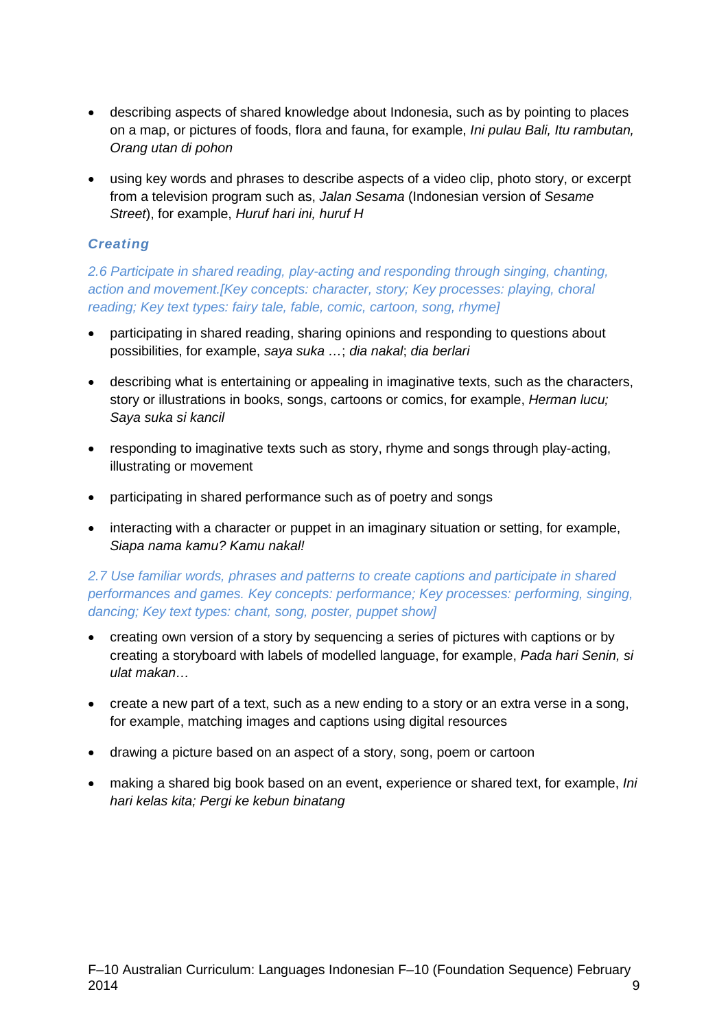- describing aspects of shared knowledge about Indonesia, such as by pointing to places on a map, or pictures of foods, flora and fauna, for example, *Ini pulau Bali, Itu rambutan, Orang utan di pohon*

- using key words and phrases to describe aspects of a video clip, photo story, or excerpt from a television program such as, *Jalan Sesama* (Indonesian version of *Sesame Street*), for example, *Huruf hari ini, huruf H*

### *Creating*

*2.6 Participate in shared reading, play-acting and responding through singing, chanting, action and movement.[Key concepts: character, story; Key processes: playing, choral reading; Key text types: fairy tale, fable, comic, cartoon, song, rhyme]*

- participating in shared reading, sharing opinions and responding to questions about possibilities, for example, *saya suka …*; *dia nakal*; *dia berlari*

- describing what is entertaining or appealing in imaginative texts, such as the characters, story or illustrations in books, songs, cartoons or comics, for example, *Herman lucu; Saya suka si kancil*

- responding to imaginative texts such as story, rhyme and songs through play-acting, illustrating or movement

- participating in shared performance such as of poetry and songs

- interacting with a character or puppet in an imaginary situation or setting, for example, *Siapa nama kamu? Kamu nakal!*

*2.7 Use familiar words, phrases and patterns to create captions and participate in shared performances and games. Key concepts: performance; Key processes: performing, singing, dancing; Key text types: chant, song, poster, puppet show]*

- creating own version of a story by sequencing a series of pictures with captions or by creating a storyboard with labels of modelled language, for example, *Pada hari Senin, si ulat makan…*

- create a new part of a text, such as a new ending to a story or an extra verse in a song, for example, matching images and captions using digital resources

- drawing a picture based on an aspect of a story, song, poem or cartoon

- making a shared big book based on an event, experience or shared text, for example, *Ini hari kelas kita; Pergi ke kebun binatang*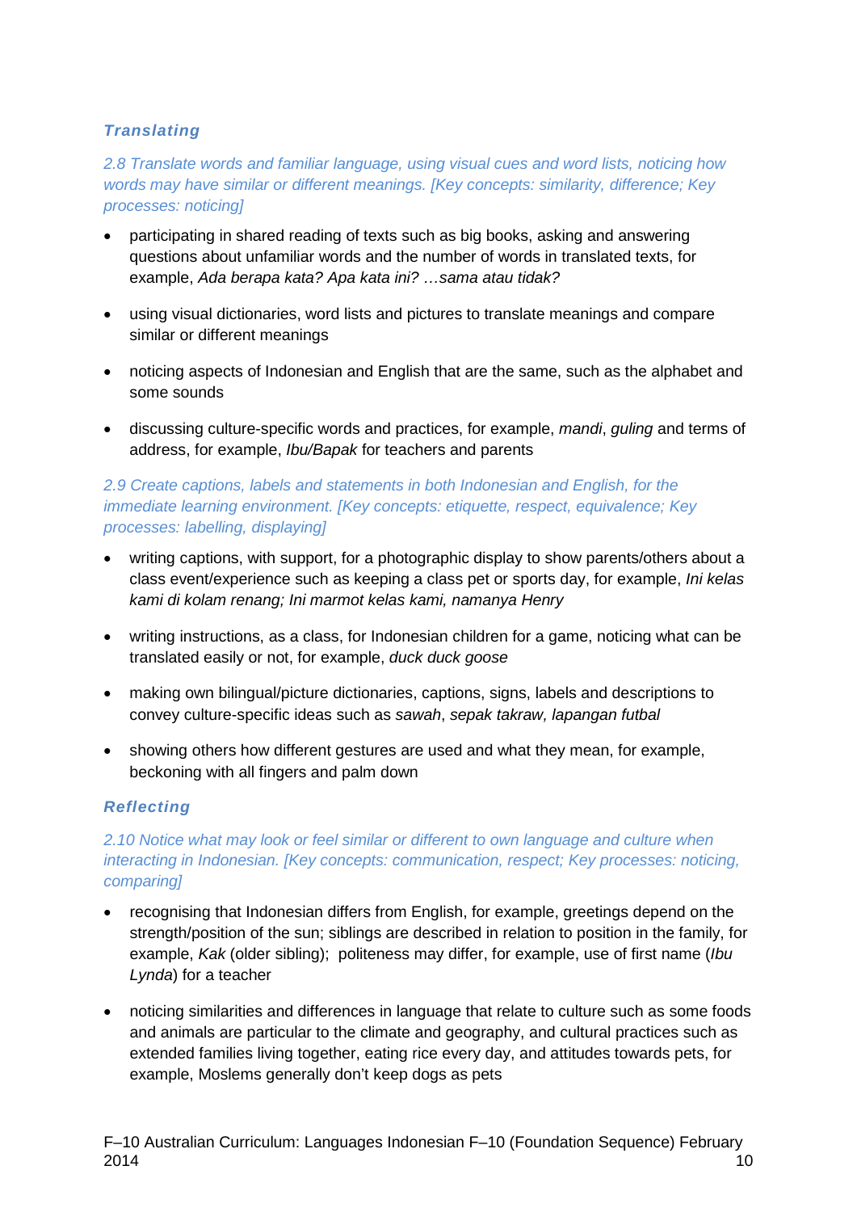### *Translating*

*2.8 Translate words and familiar language, using visual cues and word lists, noticing how words may have similar or different meanings. [Key concepts: similarity, difference; Key processes: noticing]*

- participating in shared reading of texts such as big books, asking and answering questions about unfamiliar words and the number of words in translated texts, for example, *Ada berapa kata? Apa kata ini? …sama atau tidak?*
- using visual dictionaries, word lists and pictures to translate meanings and compare similar or different meanings
- noticing aspects of Indonesian and English that are the same, such as the alphabet and some sounds
- discussing culture-specific words and practices, for example, *mandi*, *guling* and terms of address, for example, *Ibu/Bapak* for teachers and parents

*2.9 Create captions, labels and statements in both Indonesian and English, for the immediate learning environment. [Key concepts: etiquette, respect, equivalence; Key processes: labelling, displaying]*

- writing captions, with support, for a photographic display to show parents/others about a class event/experience such as keeping a class pet or sports day, for example, *Ini kelas kami di kolam renang; Ini marmot kelas kami, namanya Henry*
- writing instructions, as a class, for Indonesian children for a game, noticing what can be translated easily or not, for example, *duck duck goose*
- making own bilingual/picture dictionaries, captions, signs, labels and descriptions to convey culture-specific ideas such as *sawah*, *sepak takraw, lapangan futbal*
- showing others how different gestures are used and what they mean, for example, beckoning with all fingers and palm down

### *Reflecting*

*2.10 Notice what may look or feel similar or different to own language and culture when interacting in Indonesian. [Key concepts: communication, respect; Key processes: noticing, comparing]*

- recognising that Indonesian differs from English, for example, greetings depend on the strength/position of the sun; siblings are described in relation to position in the family, for example, *Kak* (older sibling); politeness may differ, for example, use of first name (*Ibu Lynda*) for a teacher
- noticing similarities and differences in language that relate to culture such as some foods and animals are particular to the climate and geography, and cultural practices such as extended families living together, eating rice every day, and attitudes towards pets, for example, Moslems generally don't keep dogs as pets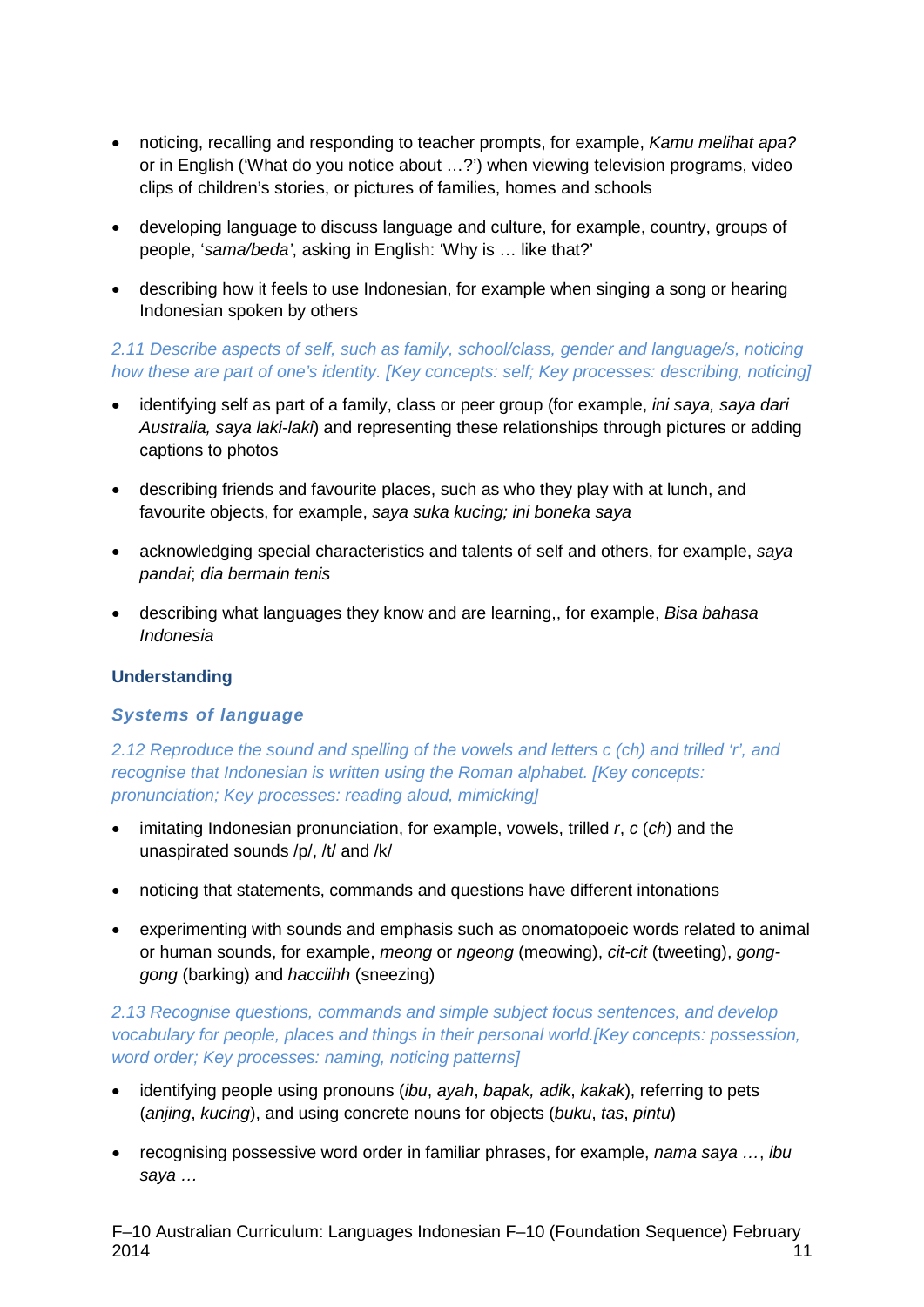- noticing, recalling and responding to teacher prompts, for example, *Kamu melihat apa?* or in English ('What do you notice about …?') when viewing television programs, video clips of children's stories, or pictures of families, homes and schools

- developing language to discuss language and culture, for example, country, groups of people, '*sama/beda'*, asking in English: 'Why is … like that?'

- describing how it feels to use Indonesian, for example when singing a song or hearing Indonesian spoken by others

*2.11 Describe aspects of self, such as family, school/class, gender and language/s, noticing how these are part of one's identity. [Key concepts: self; Key processes: describing, noticing]*

- identifying self as part of a family, class or peer group (for example, *ini saya, saya dari Australia, saya laki-laki*) and representing these relationships through pictures or adding captions to photos

- describing friends and favourite places, such as who they play with at lunch, and favourite objects, for example, *saya suka kucing; ini boneka saya*

- acknowledging special characteristics and talents of self and others, for example, *saya pandai*; *dia bermain tenis*

- describing what languages they know and are learning,, for example, *Bisa bahasa Indonesia*

### Understanding

#### *Systems of language*

*2.12 Reproduce the sound and spelling of the vowels and letters c (ch) and trilled 'r', and recognise that Indonesian is written using the Roman alphabet. [Key concepts: pronunciation; Key processes: reading aloud, mimicking]*

- imitating Indonesian pronunciation, for example, vowels, trilled *r*, *c* (*ch*) and the unaspirated sounds /p/, /t/ and /k/

- noticing that statements, commands and questions have different intonations

- experimenting with sounds and emphasis such as onomatopoeic words related to animal or human sounds, for example, *meong* or *ngeong* (meowing), *cit-cit* (tweeting), *gong-gong* (barking) and *hacciihh* (sneezing)

*2.13 Recognise questions, commands and simple subject focus sentences, and develop vocabulary for people, places and things in their personal world.[Key concepts: possession, word order; Key processes: naming, noticing patterns]*

- identifying people using pronouns (*ibu*, *ayah*, *bapak, adik*, *kakak*), referring to pets (*anjing*, *kucing*), and using concrete nouns for objects (*buku*, *tas*, *pintu*)

- recognising possessive word order in familiar phrases, for example, *nama saya …*, *ibu saya …*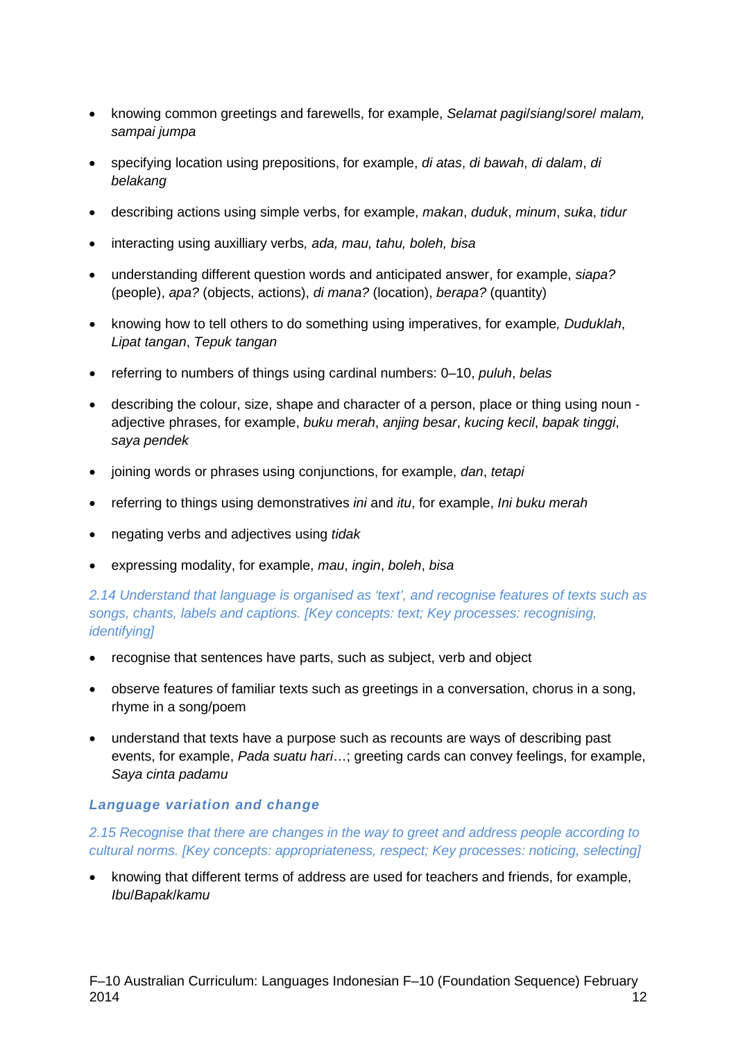- knowing common greetings and farewells, for example, *Selamat pagi/siang/sore/ malam, sampai jumpa*
- specifying location using prepositions, for example, *di atas*, *di bawah*, *di dalam*, *di belakang*
- describing actions using simple verbs, for example, *makan*, *duduk*, *minum*, *suka*, *tidur*
- interacting using auxilliary verbs*, ada, mau, tahu, boleh, bisa*
- understanding different question words and anticipated answer, for example, *siapa?* (people), *apa?* (objects, actions), *di mana?* (location), *berapa?* (quantity)
- knowing how to tell others to do something using imperatives, for example*, Duduklah*, *Lipat tangan*, *Tepuk tangan*
- referring to numbers of things using cardinal numbers: 0–10, *puluh*, *belas*
- describing the colour, size, shape and character of a person, place or thing using noun - adjective phrases, for example, *buku merah*, *anjing besar*, *kucing kecil*, *bapak tinggi*, *saya pendek*
- joining words or phrases using conjunctions, for example, *dan*, *tetapi*
- referring to things using demonstratives *ini* and *itu*, for example, *Ini buku merah*
- negating verbs and adjectives using *tidak*
- expressing modality, for example, *mau*, *ingin*, *boleh*, *bisa*

*2.14 Understand that language is organised as 'text', and recognise features of texts such as songs, chants, labels and captions. [Key concepts: text; Key processes: recognising, identifying]*

- recognise that sentences have parts, such as subject, verb and object
- observe features of familiar texts such as greetings in a conversation, chorus in a song, rhyme in a song/poem
- understand that texts have a purpose such as recounts are ways of describing past events, for example, *Pada suatu hari*…; greeting cards can convey feelings, for example, *Saya cinta padamu*

### Language variation and change

*2.15 Recognise that there are changes in the way to greet and address people according to cultural norms. [Key concepts: appropriateness, respect; Key processes: noticing, selecting]*

- knowing that different terms of address are used for teachers and friends, for example, *Ibu/Bapak/kamu*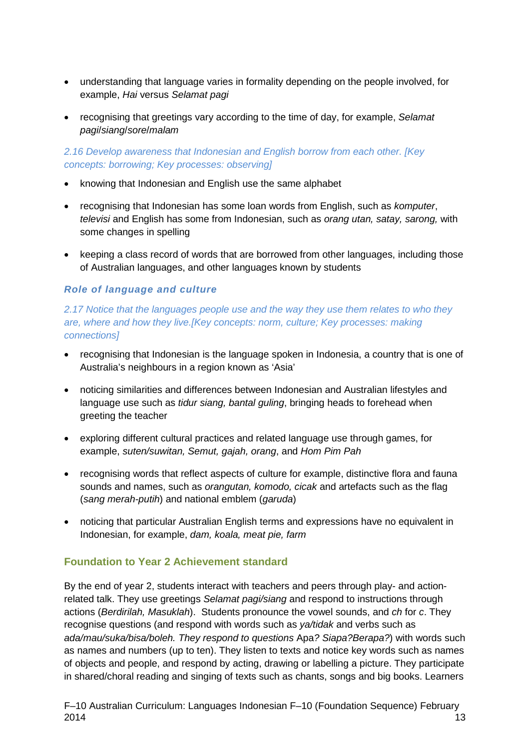- understanding that language varies in formality depending on the people involved, for example, *Hai* versus *Selamat pagi*
- recognising that greetings vary according to the time of day, for example, *Selamat pagi*/*siang*/*sore*/*malam*

*2.16 Develop awareness that Indonesian and English borrow from each other. [Key concepts: borrowing; Key processes: observing]*

- knowing that Indonesian and English use the same alphabet
- recognising that Indonesian has some loan words from English, such as *komputer*, *televisi* and English has some from Indonesian, such as *orang utan, satay, sarong,* with some changes in spelling
- keeping a class record of words that are borrowed from other languages, including those of Australian languages, and other languages known by students

#### *Role of language and culture*

*2.17 Notice that the languages people use and the way they use them relates to who they are, where and how they live.[Key concepts: norm, culture; Key processes: making connections]*

- recognising that Indonesian is the language spoken in Indonesia, a country that is one of Australia's neighbours in a region known as 'Asia'
- noticing similarities and differences between Indonesian and Australian lifestyles and language use such as *tidur siang, bantal guling*, bringing heads to forehead when greeting the teacher
- exploring different cultural practices and related language use through games, for example, *suten/suwitan, Semut, gajah, orang*, and *Hom Pim Pah*
- recognising words that reflect aspects of culture for example, distinctive flora and fauna sounds and names, such as *orangutan, komodo, cicak* and artefacts such as the flag (*sang merah-putih*) and national emblem (*garuda*)
- noticing that particular Australian English terms and expressions have no equivalent in Indonesian, for example, *dam, koala, meat pie, farm*

### Foundation to Year 2 Achievement standard

By the end of year 2, students interact with teachers and peers through play- and action-related talk. They use greetings *Selamat pagi/siang* and respond to instructions through actions (*Berdirilah, Masuklah*). Students pronounce the vowel sounds, and *ch* for *c*. They recognise questions (and respond with words such as *ya/tidak* and verbs such as *ada/mau/suka/bisa/boleh. They respond to questions* Apa*? Siapa?Berapa?*) with words such as names and numbers (up to ten). They listen to texts and notice key words such as names of objects and people, and respond by acting, drawing or labelling a picture. They participate in shared/choral reading and singing of texts such as chants, songs and big books. Learners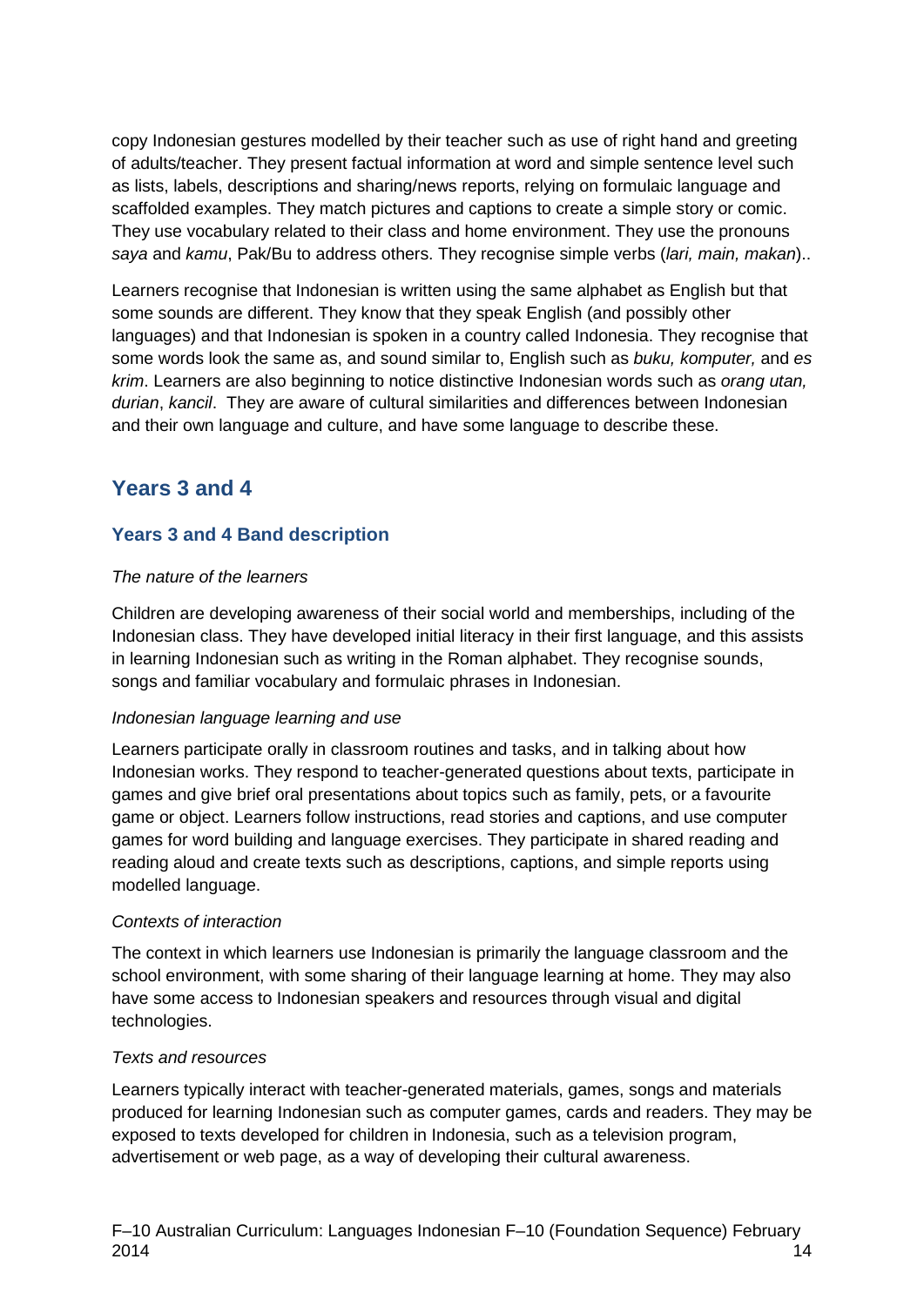copy Indonesian gestures modelled by their teacher such as use of right hand and greeting of adults/teacher. They present factual information at word and simple sentence level such as lists, labels, descriptions and sharing/news reports, relying on formulaic language and scaffolded examples. They match pictures and captions to create a simple story or comic. They use vocabulary related to their class and home environment. They use the pronouns *saya* and *kamu*, Pak/Bu to address others. They recognise simple verbs (*lari, main, makan*)..

Learners recognise that Indonesian is written using the same alphabet as English but that some sounds are different. They know that they speak English (and possibly other languages) and that Indonesian is spoken in a country called Indonesia. They recognise that some words look the same as, and sound similar to, English such as *buku, komputer,* and *es krim*. Learners are also beginning to notice distinctive Indonesian words such as *orang utan, durian*, *kancil*. They are aware of cultural similarities and differences between Indonesian and their own language and culture, and have some language to describe these.

## Years 3 and 4

### Years 3 and 4 Band description

*The nature of the learners*

Children are developing awareness of their social world and memberships, including of the Indonesian class. They have developed initial literacy in their first language, and this assists in learning Indonesian such as writing in the Roman alphabet. They recognise sounds, songs and familiar vocabulary and formulaic phrases in Indonesian.

*Indonesian language learning and use*

Learners participate orally in classroom routines and tasks, and in talking about how Indonesian works. They respond to teacher-generated questions about texts, participate in games and give brief oral presentations about topics such as family, pets, or a favourite game or object. Learners follow instructions, read stories and captions, and use computer games for word building and language exercises. They participate in shared reading and reading aloud and create texts such as descriptions, captions, and simple reports using modelled language.

*Contexts of interaction*

The context in which learners use Indonesian is primarily the language classroom and the school environment, with some sharing of their language learning at home. They may also have some access to Indonesian speakers and resources through visual and digital technologies.

*Texts and resources*

Learners typically interact with teacher-generated materials, games, songs and materials produced for learning Indonesian such as computer games, cards and readers. They may be exposed to texts developed for children in Indonesia, such as a television program, advertisement or web page, as a way of developing their cultural awareness.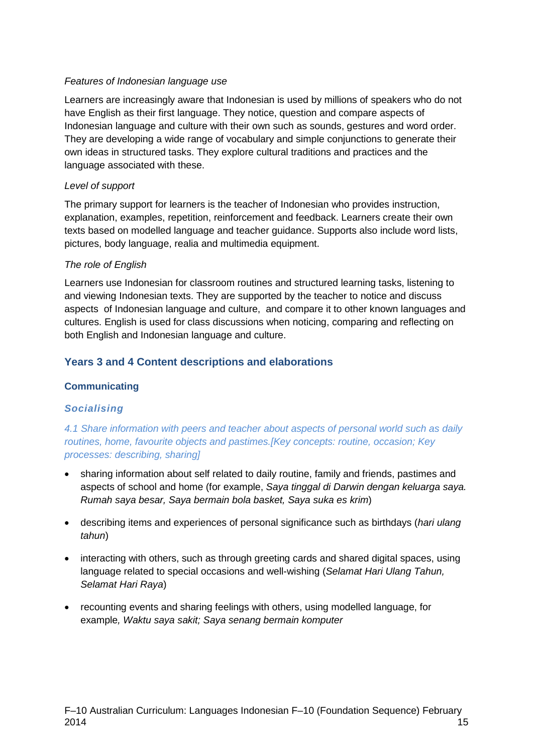*Features of Indonesian language use*

Learners are increasingly aware that Indonesian is used by millions of speakers who do not have English as their first language. They notice, question and compare aspects of Indonesian language and culture with their own such as sounds, gestures and word order. They are developing a wide range of vocabulary and simple conjunctions to generate their own ideas in structured tasks. They explore cultural traditions and practices and the language associated with these.

*Level of support*

The primary support for learners is the teacher of Indonesian who provides instruction, explanation, examples, repetition, reinforcement and feedback. Learners create their own texts based on modelled language and teacher guidance. Supports also include word lists, pictures, body language, realia and multimedia equipment.

*The role of English*

Learners use Indonesian for classroom routines and structured learning tasks, listening to and viewing Indonesian texts. They are supported by the teacher to notice and discuss aspects of Indonesian language and culture, and compare it to other known languages and cultures. English is used for class discussions when noticing, comparing and reflecting on both English and Indonesian language and culture.

## Years 3 and 4 Content descriptions and elaborations

### Communicating

#### *Socialising*

*4.1 Share information with peers and teacher about aspects of personal world such as daily routines, home, favourite objects and pastimes.[Key concepts: routine, occasion; Key processes: describing, sharing]*

- sharing information about self related to daily routine, family and friends, pastimes and aspects of school and home (for example, *Saya tinggal di Darwin dengan keluarga saya. Rumah saya besar, Saya bermain bola basket, Saya suka es krim*)
- describing items and experiences of personal significance such as birthdays (*hari ulang tahun*)
- interacting with others, such as through greeting cards and shared digital spaces, using language related to special occasions and well-wishing (*Selamat Hari Ulang Tahun, Selamat Hari Raya*)
- recounting events and sharing feelings with others, using modelled language, for example*, Waktu saya sakit; Saya senang bermain komputer*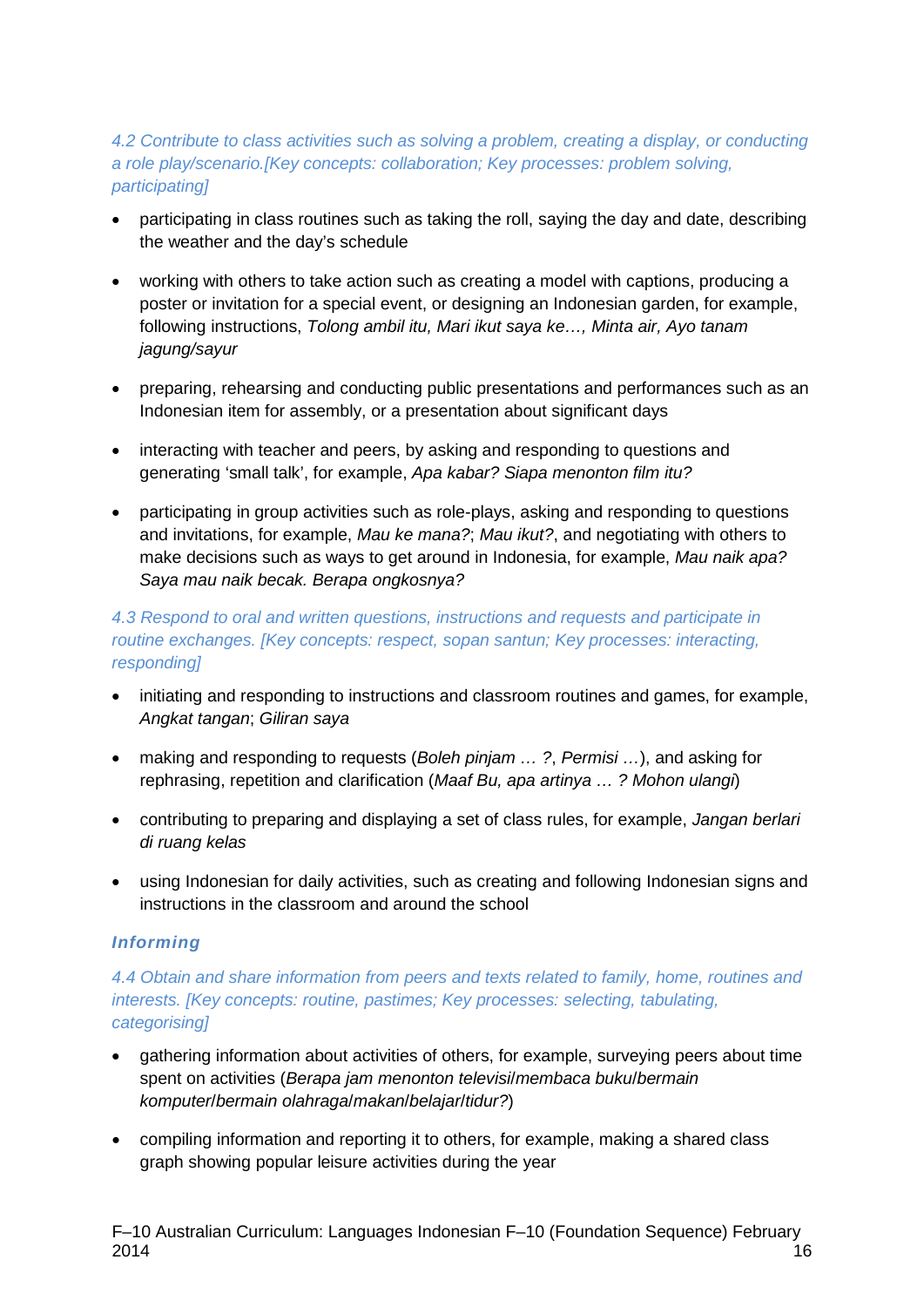*4.2 Contribute to class activities such as solving a problem, creating a display, or conducting a role play/scenario.[Key concepts: collaboration; Key processes: problem solving, participating]*

- participating in class routines such as taking the roll, saying the day and date, describing the weather and the day's schedule
- working with others to take action such as creating a model with captions, producing a poster or invitation for a special event, or designing an Indonesian garden, for example, following instructions, *Tolong ambil itu, Mari ikut saya ke…, Minta air, Ayo tanam jagung/sayur*
- preparing, rehearsing and conducting public presentations and performances such as an Indonesian item for assembly, or a presentation about significant days
- interacting with teacher and peers, by asking and responding to questions and generating 'small talk', for example, *Apa kabar? Siapa menonton film itu?*
- participating in group activities such as role-plays, asking and responding to questions and invitations, for example, *Mau ke mana?*; *Mau ikut?*, and negotiating with others to make decisions such as ways to get around in Indonesia, for example, *Mau naik apa? Saya mau naik becak. Berapa ongkosnya?*

*4.3 Respond to oral and written questions, instructions and requests and participate in routine exchanges. [Key concepts: respect, sopan santun; Key processes: interacting, responding]*

- initiating and responding to instructions and classroom routines and games, for example, *Angkat tangan*; *Giliran saya*
- making and responding to requests (*Boleh pinjam … ?*, *Permisi …*), and asking for rephrasing, repetition and clarification (*Maaf Bu, apa artinya … ? Mohon ulangi*)
- contributing to preparing and displaying a set of class rules, for example, *Jangan berlari di ruang kelas*
- using Indonesian for daily activities, such as creating and following Indonesian signs and instructions in the classroom and around the school

### Informing

*4.4 Obtain and share information from peers and texts related to family, home, routines and interests. [Key concepts: routine, pastimes; Key processes: selecting, tabulating, categorising]*

- gathering information about activities of others, for example, surveying peers about time spent on activities (*Berapa jam menonton televisi/membaca buku/bermain komputer/bermain olahraga/makan/belajar/tidur?*)
- compiling information and reporting it to others, for example, making a shared class graph showing popular leisure activities during the year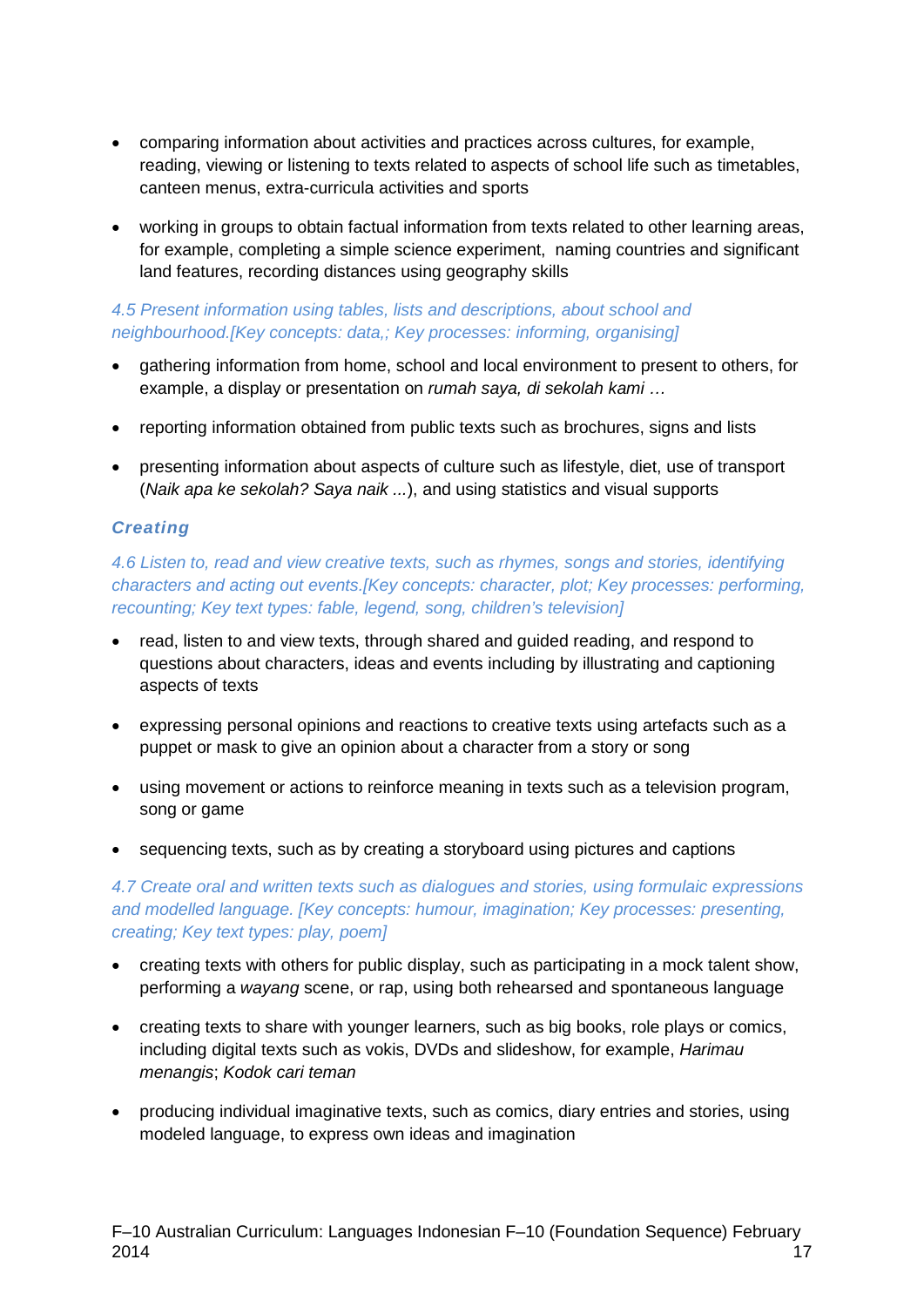- comparing information about activities and practices across cultures, for example, reading, viewing or listening to texts related to aspects of school life such as timetables, canteen menus, extra-curricula activities and sports

- working in groups to obtain factual information from texts related to other learning areas, for example, completing a simple science experiment,  naming countries and significant land features, recording distances using geography skills

*4.5 Present information using tables, lists and descriptions, about school and neighbourhood.[Key concepts: data,; Key processes: informing, organising]*

- gathering information from home, school and local environment to present to others, for example, a display or presentation on *rumah saya, di sekolah kami …*

- reporting information obtained from public texts such as brochures, signs and lists

- presenting information about aspects of culture such as lifestyle, diet, use of transport (*Naik apa ke sekolah? Saya naik ...*), and using statistics and visual supports

### *Creating*

*4.6 Listen to, read and view creative texts, such as rhymes, songs and stories, identifying characters and acting out events.[Key concepts: character, plot; Key processes: performing, recounting; Key text types: fable, legend, song, children's television]*

- read, listen to and view texts, through shared and guided reading, and respond to questions about characters, ideas and events including by illustrating and captioning aspects of texts

- expressing personal opinions and reactions to creative texts using artefacts such as a puppet or mask to give an opinion about a character from a story or song

- using movement or actions to reinforce meaning in texts such as a television program, song or game

- sequencing texts, such as by creating a storyboard using pictures and captions

*4.7 Create oral and written texts such as dialogues and stories, using formulaic expressions and modelled language. [Key concepts: humour, imagination; Key processes: presenting, creating; Key text types: play, poem]*

- creating texts with others for public display, such as participating in a mock talent show, performing a *wayang* scene, or rap, using both rehearsed and spontaneous language

- creating texts to share with younger learners, such as big books, role plays or comics, including digital texts such as vokis, DVDs and slideshow, for example, *Harimau menangis*; *Kodok cari teman*

- producing individual imaginative texts, such as comics, diary entries and stories, using modeled language, to express own ideas and imagination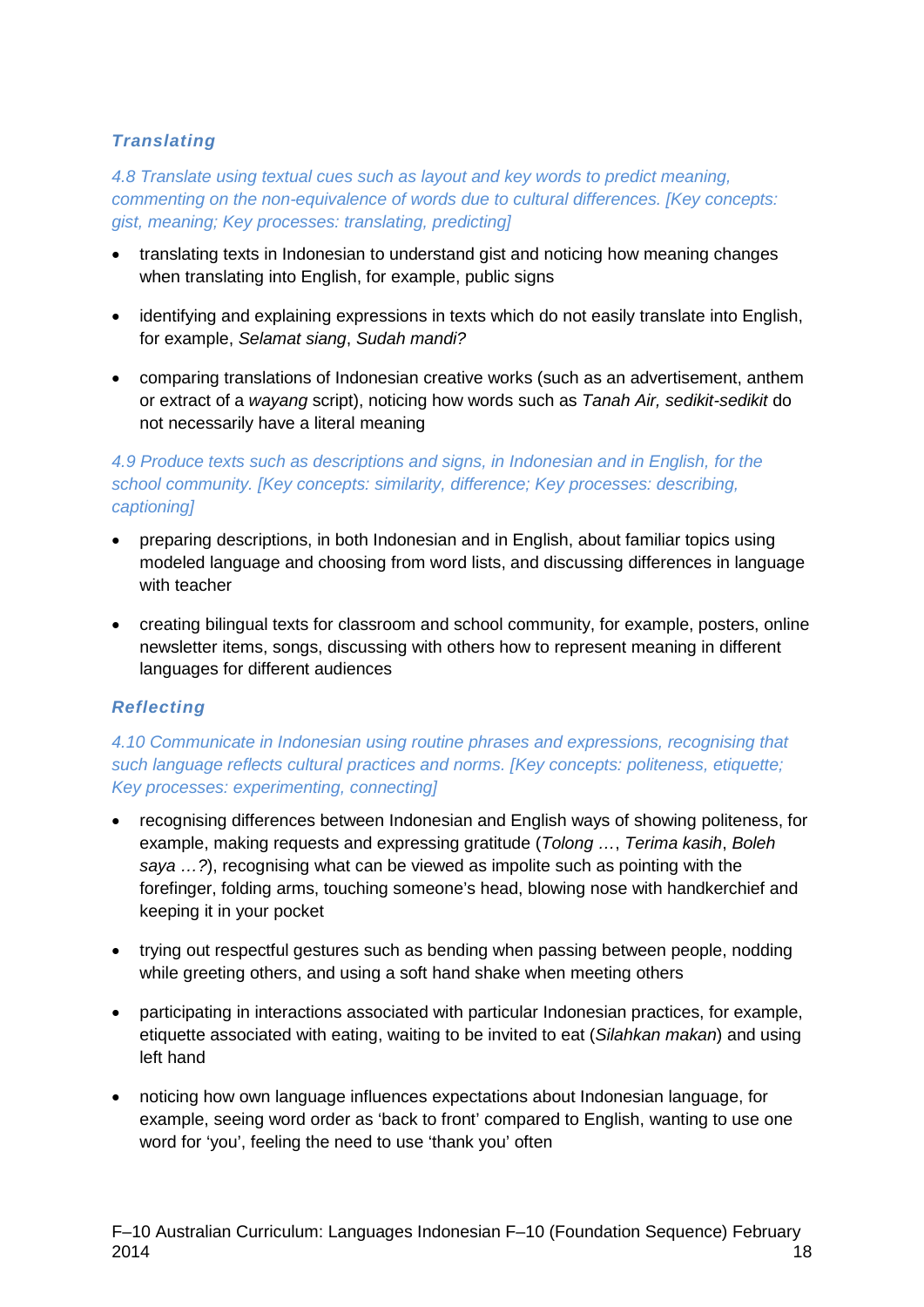### *Translating*

*4.8 Translate using textual cues such as layout and key words to predict meaning, commenting on the non-equivalence of words due to cultural differences. [Key concepts: gist, meaning; Key processes: translating, predicting]*

- translating texts in Indonesian to understand gist and noticing how meaning changes when translating into English, for example, public signs
- identifying and explaining expressions in texts which do not easily translate into English, for example, *Selamat siang*, *Sudah mandi?*
- comparing translations of Indonesian creative works (such as an advertisement, anthem or extract of a *wayang* script), noticing how words such as *Tanah Air, sedikit-sedikit* do not necessarily have a literal meaning

*4.9 Produce texts such as descriptions and signs, in Indonesian and in English, for the school community. [Key concepts: similarity, difference; Key processes: describing, captioning]*

- preparing descriptions, in both Indonesian and in English, about familiar topics using modeled language and choosing from word lists, and discussing differences in language with teacher
- creating bilingual texts for classroom and school community, for example, posters, online newsletter items, songs, discussing with others how to represent meaning in different languages for different audiences

### *Reflecting*

*4.10 Communicate in Indonesian using routine phrases and expressions, recognising that such language reflects cultural practices and norms. [Key concepts: politeness, etiquette; Key processes: experimenting, connecting]*

- recognising differences between Indonesian and English ways of showing politeness, for example, making requests and expressing gratitude (*Tolong …*, *Terima kasih*, *Boleh saya …?*), recognising what can be viewed as impolite such as pointing with the forefinger, folding arms, touching someone's head, blowing nose with handkerchief and keeping it in your pocket
- trying out respectful gestures such as bending when passing between people, nodding while greeting others, and using a soft hand shake when meeting others
- participating in interactions associated with particular Indonesian practices, for example, etiquette associated with eating, waiting to be invited to eat (*Silahkan makan*) and using left hand
- noticing how own language influences expectations about Indonesian language, for example, seeing word order as 'back to front' compared to English, wanting to use one word for 'you', feeling the need to use 'thank you' often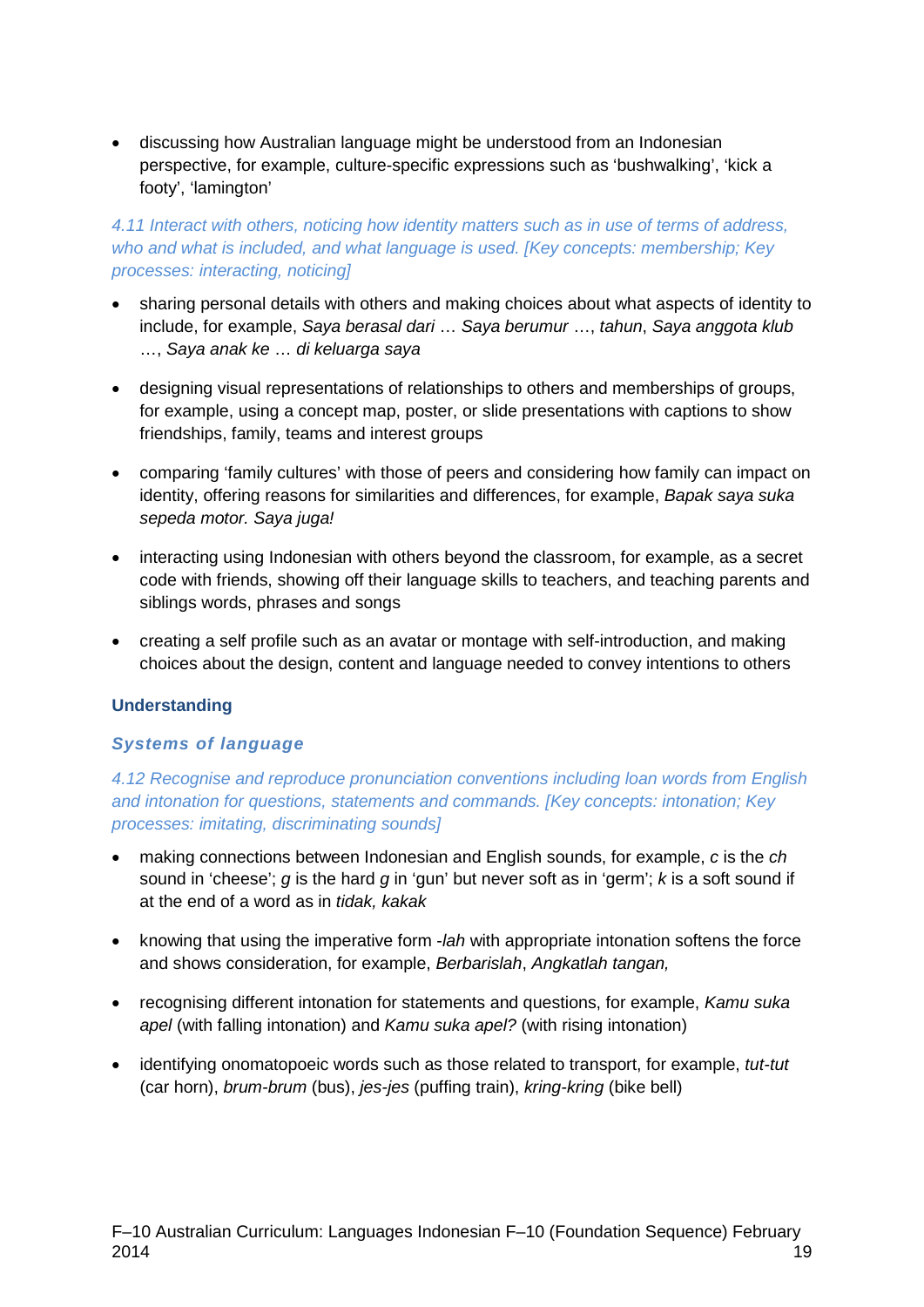- discussing how Australian language might be understood from an Indonesian perspective, for example, culture-specific expressions such as 'bushwalking', 'kick a footy', 'lamington'

*4.11 Interact with others, noticing how identity matters such as in use of terms of address, who and what is included, and what language is used. [Key concepts: membership; Key processes: interacting, noticing]*

- sharing personal details with others and making choices about what aspects of identity to include, for example, *Saya berasal dari* … *Saya berumur* …, *tahun*, *Saya anggota klub* …, *Saya anak ke* … *di keluarga saya*
- designing visual representations of relationships to others and memberships of groups, for example, using a concept map, poster, or slide presentations with captions to show friendships, family, teams and interest groups
- comparing 'family cultures' with those of peers and considering how family can impact on identity, offering reasons for similarities and differences, for example, *Bapak saya suka sepeda motor. Saya juga!*
- interacting using Indonesian with others beyond the classroom, for example, as a secret code with friends, showing off their language skills to teachers, and teaching parents and siblings words, phrases and songs
- creating a self profile such as an avatar or montage with self-introduction, and making choices about the design, content and language needed to convey intentions to others

## Understanding

### *Systems of language*

*4.12 Recognise and reproduce pronunciation conventions including loan words from English and intonation for questions, statements and commands. [Key concepts: intonation; Key processes: imitating, discriminating sounds]*

- making connections between Indonesian and English sounds, for example, *c* is the *ch* sound in 'cheese'; *g* is the hard *g* in 'gun' but never soft as in 'germ'; *k* is a soft sound if at the end of a word as in *tidak, kakak*
- knowing that using the imperative form *-lah* with appropriate intonation softens the force and shows consideration, for example, *Berbarislah*, *Angkatlah tangan,*
- recognising different intonation for statements and questions, for example, *Kamu suka apel* (with falling intonation) and *Kamu suka apel?* (with rising intonation)
- identifying onomatopoeic words such as those related to transport, for example, *tut-tut* (car horn), *brum-brum* (bus), *jes-jes* (puffing train), *kring-kring* (bike bell)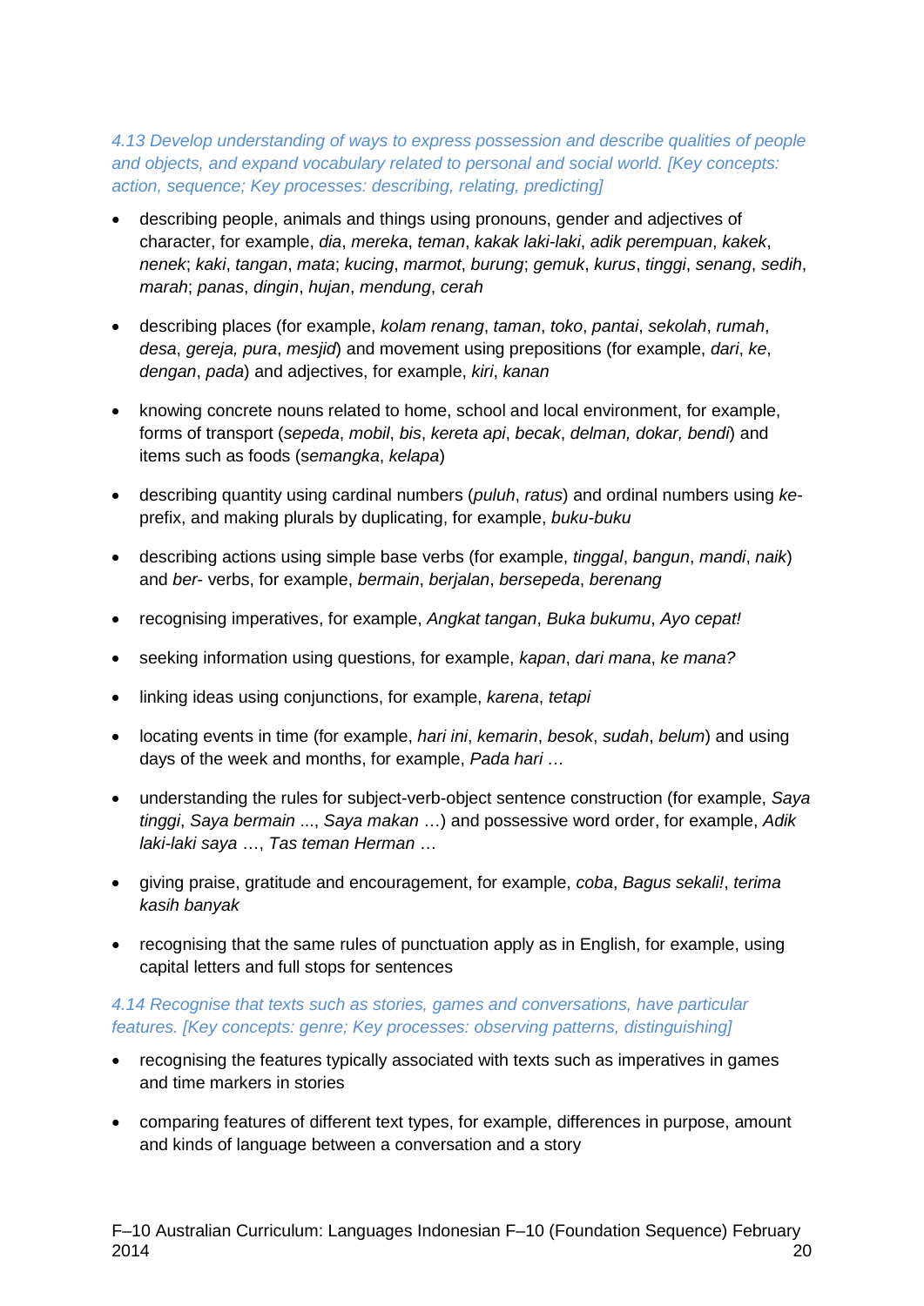*4.13 Develop understanding of ways to express possession and describe qualities of people and objects, and expand vocabulary related to personal and social world. [Key concepts: action, sequence; Key processes: describing, relating, predicting]*

- describing people, animals and things using pronouns, gender and adjectives of character, for example, *dia*, *mereka*, *teman*, *kakak laki-laki*, *adik perempuan*, *kakek*, *nenek*; *kaki*, *tangan*, *mata*; *kucing*, *marmot*, *burung*; *gemuk*, *kurus*, *tinggi*, *senang*, *sedih*, *marah*; *panas*, *dingin*, *hujan*, *mendung*, *cerah*
- describing places (for example, *kolam renang*, *taman*, *toko*, *pantai*, *sekolah*, *rumah*, *desa*, *gereja, pura*, *mesjid*) and movement using prepositions (for example, *dari*, *ke*, *dengan*, *pada*) and adjectives, for example, *kiri*, *kanan*
- knowing concrete nouns related to home, school and local environment, for example, forms of transport (*sepeda*, *mobil*, *bis*, *kereta api*, *becak*, *delman, dokar, bendi*) and items such as foods (*semangka*, *kelapa*)
- describing quantity using cardinal numbers (*puluh*, *ratus*) and ordinal numbers using *ke-* prefix, and making plurals by duplicating, for example, *buku-buku*
- describing actions using simple base verbs (for example, *tinggal*, *bangun*, *mandi*, *naik*) and *ber-* verbs, for example, *bermain*, *berjalan*, *bersepeda*, *berenang*
- recognising imperatives, for example, *Angkat tangan*, *Buka bukumu*, *Ayo cepat!*
- seeking information using questions, for example, *kapan*, *dari mana*, *ke mana?*
- linking ideas using conjunctions, for example, *karena*, *tetapi*
- locating events in time (for example, *hari ini*, *kemarin*, *besok*, *sudah*, *belum*) and using days of the week and months, for example, *Pada hari …*
- understanding the rules for subject-verb-object sentence construction (for example, *Saya tinggi*, *Saya bermain* ..., *Saya makan* …) and possessive word order, for example, *Adik laki-laki saya* …, *Tas teman Herman* …
- giving praise, gratitude and encouragement, for example, *coba*, *Bagus sekali!*, *terima kasih banyak*
- recognising that the same rules of punctuation apply as in English, for example, using capital letters and full stops for sentences

*4.14 Recognise that texts such as stories, games and conversations, have particular features. [Key concepts: genre; Key processes: observing patterns, distinguishing]*

- recognising the features typically associated with texts such as imperatives in games and time markers in stories
- comparing features of different text types, for example, differences in purpose, amount and kinds of language between a conversation and a story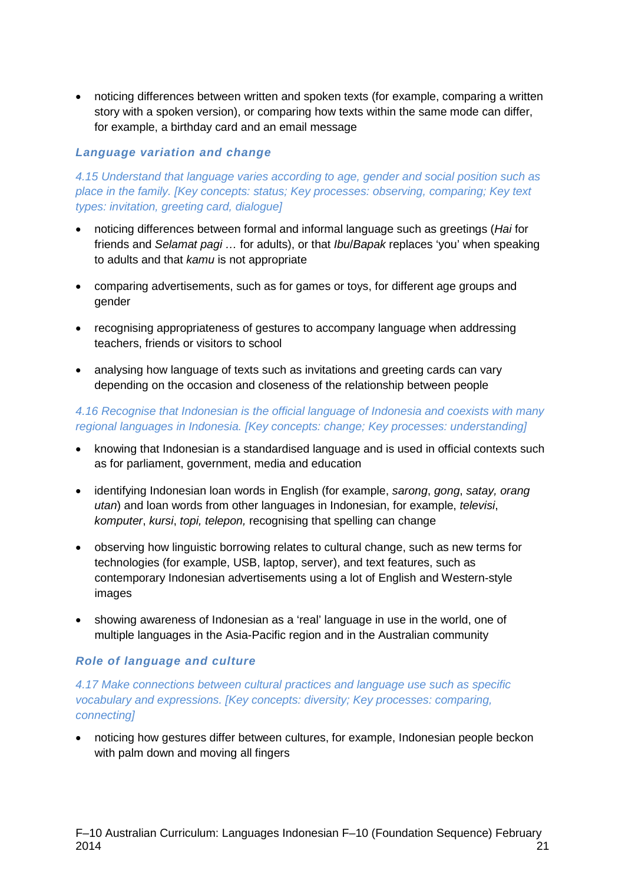- noticing differences between written and spoken texts (for example, comparing a written story with a spoken version), or comparing how texts within the same mode can differ, for example, a birthday card and an email message

### *Language variation and change*

*4.15 Understand that language varies according to age, gender and social position such as place in the family. [Key concepts: status; Key processes: observing, comparing; Key text types: invitation, greeting card, dialogue]*

- noticing differences between formal and informal language such as greetings (*Hai* for friends and *Selamat pagi …* for adults), or that *Ibu*/*Bapak* replaces 'you' when speaking to adults and that *kamu* is not appropriate
- comparing advertisements, such as for games or toys, for different age groups and gender
- recognising appropriateness of gestures to accompany language when addressing teachers, friends or visitors to school
- analysing how language of texts such as invitations and greeting cards can vary depending on the occasion and closeness of the relationship between people

*4.16 Recognise that Indonesian is the official language of Indonesia and coexists with many regional languages in Indonesia. [Key concepts: change; Key processes: understanding]*

- knowing that Indonesian is a standardised language and is used in official contexts such as for parliament, government, media and education
- identifying Indonesian loan words in English (for example, *sarong*, *gong*, *satay, orang utan*) and loan words from other languages in Indonesian, for example, *televisi*, *komputer*, *kursi*, *topi, telepon,* recognising that spelling can change
- observing how linguistic borrowing relates to cultural change, such as new terms for technologies (for example, USB, laptop, server), and text features, such as contemporary Indonesian advertisements using a lot of English and Western-style images
- showing awareness of Indonesian as a 'real' language in use in the world, one of multiple languages in the Asia-Pacific region and in the Australian community

### *Role of language and culture*

*4.17 Make connections between cultural practices and language use such as specific vocabulary and expressions. [Key concepts: diversity; Key processes: comparing, connecting]*

- noticing how gestures differ between cultures, for example, Indonesian people beckon with palm down and moving all fingers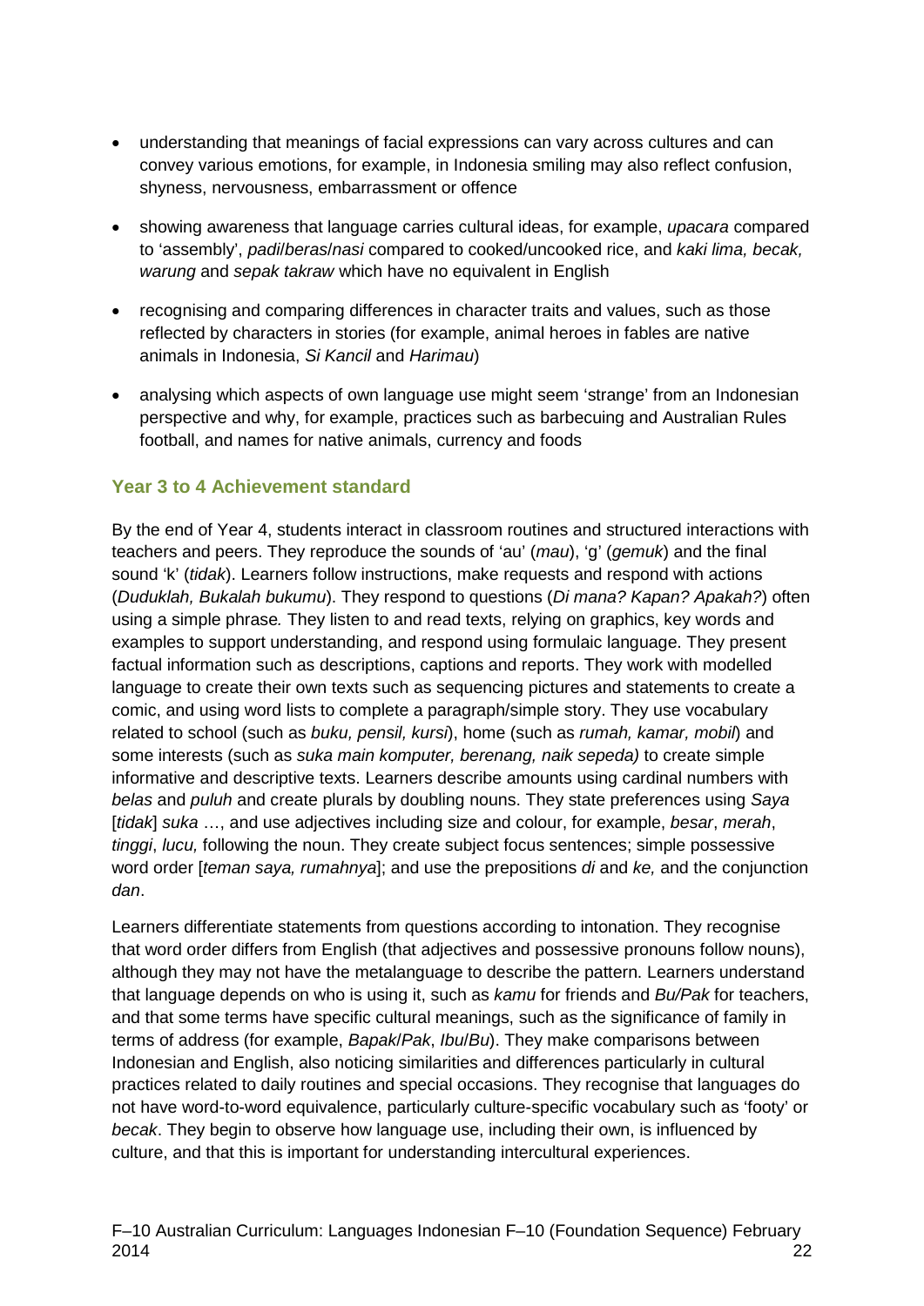- understanding that meanings of facial expressions can vary across cultures and can convey various emotions, for example, in Indonesia smiling may also reflect confusion, shyness, nervousness, embarrassment or offence
- showing awareness that language carries cultural ideas, for example, *upacara* compared to 'assembly', *padi*/*beras*/*nasi* compared to cooked/uncooked rice, and *kaki lima, becak, warung* and *sepak takraw* which have no equivalent in English
- recognising and comparing differences in character traits and values, such as those reflected by characters in stories (for example, animal heroes in fables are native animals in Indonesia, *Si Kancil* and *Harimau*)
- analysing which aspects of own language use might seem 'strange' from an Indonesian perspective and why, for example, practices such as barbecuing and Australian Rules football, and names for native animals, currency and foods

### Year 3 to 4 Achievement standard

By the end of Year 4, students interact in classroom routines and structured interactions with teachers and peers. They reproduce the sounds of 'au' (*mau*), 'g' (*gemuk*) and the final sound 'k' (*tidak*). Learners follow instructions, make requests and respond with actions (*Duduklah, Bukalah bukumu*). They respond to questions (*Di mana? Kapan? Apakah?*) often using a simple phrase*.* They listen to and read texts, relying on graphics, key words and examples to support understanding, and respond using formulaic language. They present factual information such as descriptions, captions and reports. They work with modelled language to create their own texts such as sequencing pictures and statements to create a comic, and using word lists to complete a paragraph/simple story. They use vocabulary related to school (such as *buku, pensil, kursi*), home (such as *rumah, kamar, mobil*) and some interests (such as *suka main komputer, berenang, naik sepeda)* to create simple informative and descriptive texts. Learners describe amounts using cardinal numbers with *belas* and *puluh* and create plurals by doubling nouns. They state preferences using *Saya* [*tidak*] *suka* …, and use adjectives including size and colour, for example, *besar*, *merah*, *tinggi*, *lucu,* following the noun. They create subject focus sentences; simple possessive word order [*teman saya, rumahnya*]; and use the prepositions *di* and *ke,* and the conjunction *dan*.

Learners differentiate statements from questions according to intonation. They recognise that word order differs from English (that adjectives and possessive pronouns follow nouns), although they may not have the metalanguage to describe the pattern. Learners understand that language depends on who is using it, such as *kamu* for friends and *Bu/Pak* for teachers, and that some terms have specific cultural meanings, such as the significance of family in terms of address (for example, *Bapak*/*Pak*, *Ibu*/*Bu*). They make comparisons between Indonesian and English, also noticing similarities and differences particularly in cultural practices related to daily routines and special occasions. They recognise that languages do not have word-to-word equivalence, particularly culture-specific vocabulary such as 'footy' or *becak*. They begin to observe how language use, including their own, is influenced by culture, and that this is important for understanding intercultural experiences.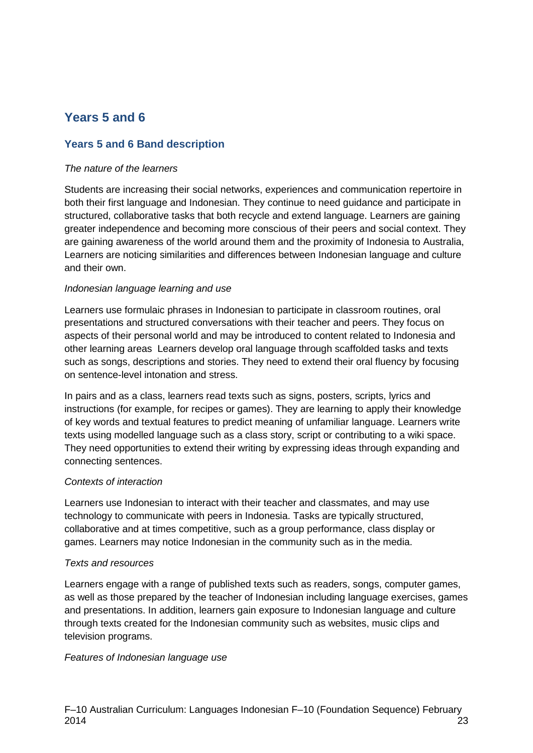## Years 5 and 6

### Years 5 and 6 Band description

*The nature of the learners*

Students are increasing their social networks, experiences and communication repertoire in both their first language and Indonesian. They continue to need guidance and participate in structured, collaborative tasks that both recycle and extend language. Learners are gaining greater independence and becoming more conscious of their peers and social context. They are gaining awareness of the world around them and the proximity of Indonesia to Australia, Learners are noticing similarities and differences between Indonesian language and culture and their own.

*Indonesian language learning and use*

Learners use formulaic phrases in Indonesian to participate in classroom routines, oral presentations and structured conversations with their teacher and peers. They focus on aspects of their personal world and may be introduced to content related to Indonesia and other learning areas  Learners develop oral language through scaffolded tasks and texts such as songs, descriptions and stories. They need to extend their oral fluency by focusing on sentence-level intonation and stress.

In pairs and as a class, learners read texts such as signs, posters, scripts, lyrics and instructions (for example, for recipes or games). They are learning to apply their knowledge of key words and textual features to predict meaning of unfamiliar language. Learners write texts using modelled language such as a class story, script or contributing to a wiki space. They need opportunities to extend their writing by expressing ideas through expanding and connecting sentences.

*Contexts of interaction*

Learners use Indonesian to interact with their teacher and classmates, and may use technology to communicate with peers in Indonesia. Tasks are typically structured, collaborative and at times competitive, such as a group performance, class display or games. Learners may notice Indonesian in the community such as in the media.

*Texts and resources*

Learners engage with a range of published texts such as readers, songs, computer games, as well as those prepared by the teacher of Indonesian including language exercises, games and presentations. In addition, learners gain exposure to Indonesian language and culture through texts created for the Indonesian community such as websites, music clips and television programs.

*Features of Indonesian language use*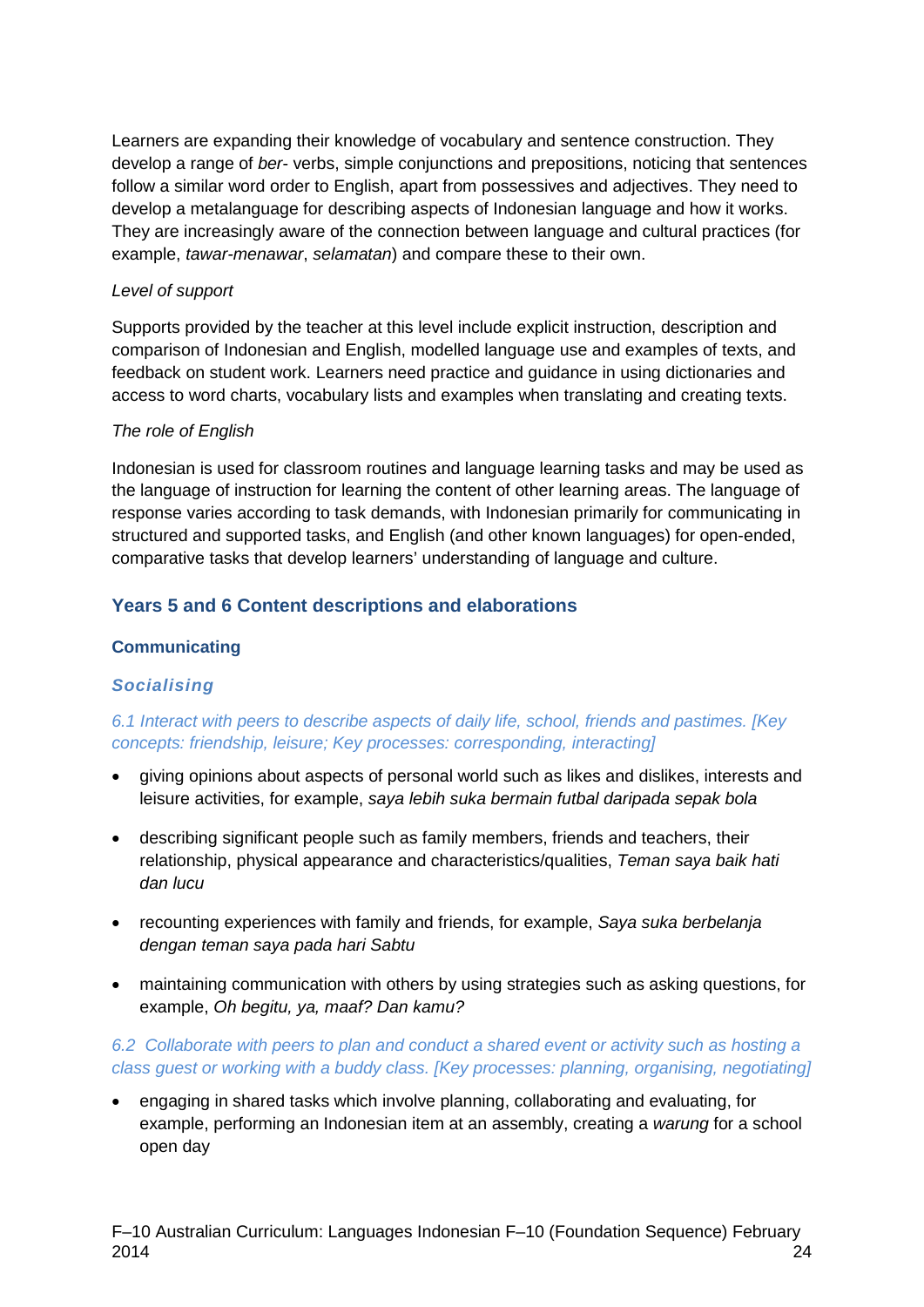Learners are expanding their knowledge of vocabulary and sentence construction. They develop a range of *ber-* verbs, simple conjunctions and prepositions, noticing that sentences follow a similar word order to English, apart from possessives and adjectives. They need to develop a metalanguage for describing aspects of Indonesian language and how it works. They are increasingly aware of the connection between language and cultural practices (for example, *tawar-menawar*, *selamatan*) and compare these to their own.

*Level of support*

Supports provided by the teacher at this level include explicit instruction, description and comparison of Indonesian and English, modelled language use and examples of texts, and feedback on student work. Learners need practice and guidance in using dictionaries and access to word charts, vocabulary lists and examples when translating and creating texts.

*The role of English*

Indonesian is used for classroom routines and language learning tasks and may be used as the language of instruction for learning the content of other learning areas. The language of response varies according to task demands, with Indonesian primarily for communicating in structured and supported tasks, and English (and other known languages) for open-ended, comparative tasks that develop learners' understanding of language and culture.

## Years 5 and 6 Content descriptions and elaborations

### Communicating

#### *Socialising*

*6.1 Interact with peers to describe aspects of daily life, school, friends and pastimes. [Key concepts: friendship, leisure; Key processes: corresponding, interacting]*

- giving opinions about aspects of personal world such as likes and dislikes, interests and leisure activities, for example, *saya lebih suka bermain futbal daripada sepak bola*
- describing significant people such as family members, friends and teachers, their relationship, physical appearance and characteristics/qualities, *Teman saya baik hati dan lucu*
- recounting experiences with family and friends, for example, *Saya suka berbelanja dengan teman saya pada hari Sabtu*
- maintaining communication with others by using strategies such as asking questions, for example, *Oh begitu, ya, maaf? Dan kamu?*

*6.2 Collaborate with peers to plan and conduct a shared event or activity such as hosting a class guest or working with a buddy class. [Key processes: planning, organising, negotiating]*

- engaging in shared tasks which involve planning, collaborating and evaluating, for example, performing an Indonesian item at an assembly, creating a *warung* for a school open day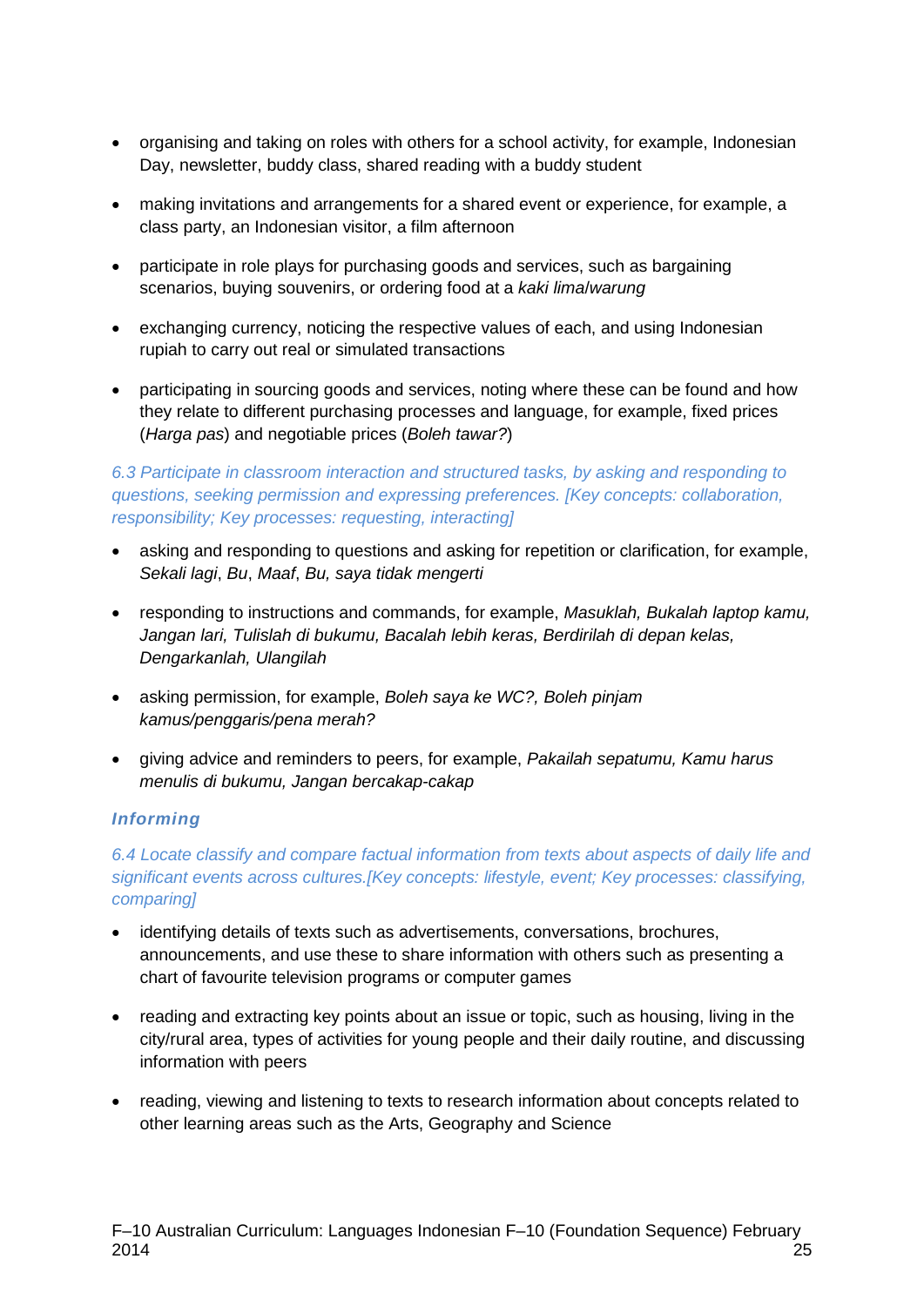- organising and taking on roles with others for a school activity, for example, Indonesian Day, newsletter, buddy class, shared reading with a buddy student
- making invitations and arrangements for a shared event or experience, for example, a class party, an Indonesian visitor, a film afternoon
- participate in role plays for purchasing goods and services, such as bargaining scenarios, buying souvenirs, or ordering food at a *kaki lima*/*warung*
- exchanging currency, noticing the respective values of each, and using Indonesian rupiah to carry out real or simulated transactions
- participating in sourcing goods and services, noting where these can be found and how they relate to different purchasing processes and language, for example, fixed prices (*Harga pas*) and negotiable prices (*Boleh tawar?*)

*6.3 Participate in classroom interaction and structured tasks, by asking and responding to questions, seeking permission and expressing preferences. [Key concepts: collaboration, responsibility; Key processes: requesting, interacting]*

- asking and responding to questions and asking for repetition or clarification, for example, *Sekali lagi*, *Bu*, *Maaf*, *Bu, saya tidak mengerti*
- responding to instructions and commands, for example, *Masuklah, Bukalah laptop kamu, Jangan lari, Tulislah di bukumu, Bacalah lebih keras, Berdirilah di depan kelas, Dengarkanlah, Ulangilah*
- asking permission, for example, *Boleh saya ke WC?, Boleh pinjam kamus/penggaris/pena merah?*
- giving advice and reminders to peers, for example, *Pakailah sepatumu, Kamu harus menulis di bukumu, Jangan bercakap-cakap*

### Informing

*6.4 Locate classify and compare factual information from texts about aspects of daily life and significant events across cultures.[Key concepts: lifestyle, event; Key processes: classifying, comparing]*

- identifying details of texts such as advertisements, conversations, brochures, announcements, and use these to share information with others such as presenting a chart of favourite television programs or computer games
- reading and extracting key points about an issue or topic, such as housing, living in the city/rural area, types of activities for young people and their daily routine, and discussing information with peers
- reading, viewing and listening to texts to research information about concepts related to other learning areas such as the Arts, Geography and Science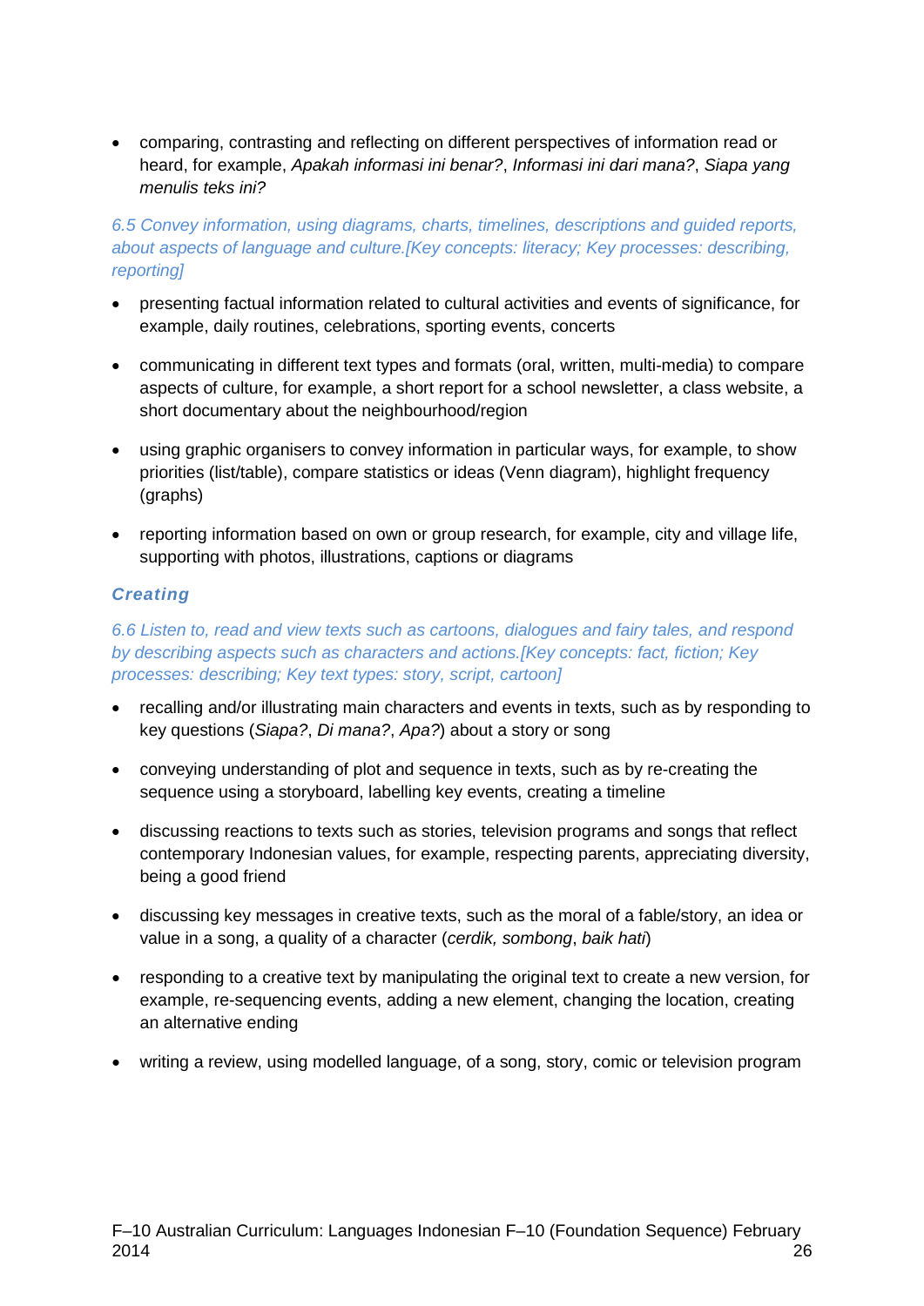- comparing, contrasting and reflecting on different perspectives of information read or heard, for example, *Apakah informasi ini benar?*, *Informasi ini dari mana?*, *Siapa yang menulis teks ini?*

*6.5 Convey information, using diagrams, charts, timelines, descriptions and guided reports, about aspects of language and culture.[Key concepts: literacy; Key processes: describing, reporting]*

- presenting factual information related to cultural activities and events of significance, for example, daily routines, celebrations, sporting events, concerts
- communicating in different text types and formats (oral, written, multi-media) to compare aspects of culture, for example, a short report for a school newsletter, a class website, a short documentary about the neighbourhood/region
- using graphic organisers to convey information in particular ways, for example, to show priorities (list/table), compare statistics or ideas (Venn diagram), highlight frequency (graphs)
- reporting information based on own or group research, for example, city and village life, supporting with photos, illustrations, captions or diagrams

### *Creating*

*6.6 Listen to, read and view texts such as cartoons, dialogues and fairy tales, and respond by describing aspects such as characters and actions.[Key concepts: fact, fiction; Key processes: describing; Key text types: story, script, cartoon]*

- recalling and/or illustrating main characters and events in texts, such as by responding to key questions (*Siapa?*, *Di mana?*, *Apa?*) about a story or song
- conveying understanding of plot and sequence in texts, such as by re-creating the sequence using a storyboard, labelling key events, creating a timeline
- discussing reactions to texts such as stories, television programs and songs that reflect contemporary Indonesian values, for example, respecting parents, appreciating diversity, being a good friend
- discussing key messages in creative texts, such as the moral of a fable/story, an idea or value in a song, a quality of a character (*cerdik, sombong*, *baik hati*)
- responding to a creative text by manipulating the original text to create a new version, for example, re-sequencing events, adding a new element, changing the location, creating an alternative ending
- writing a review, using modelled language, of a song, story, comic or television program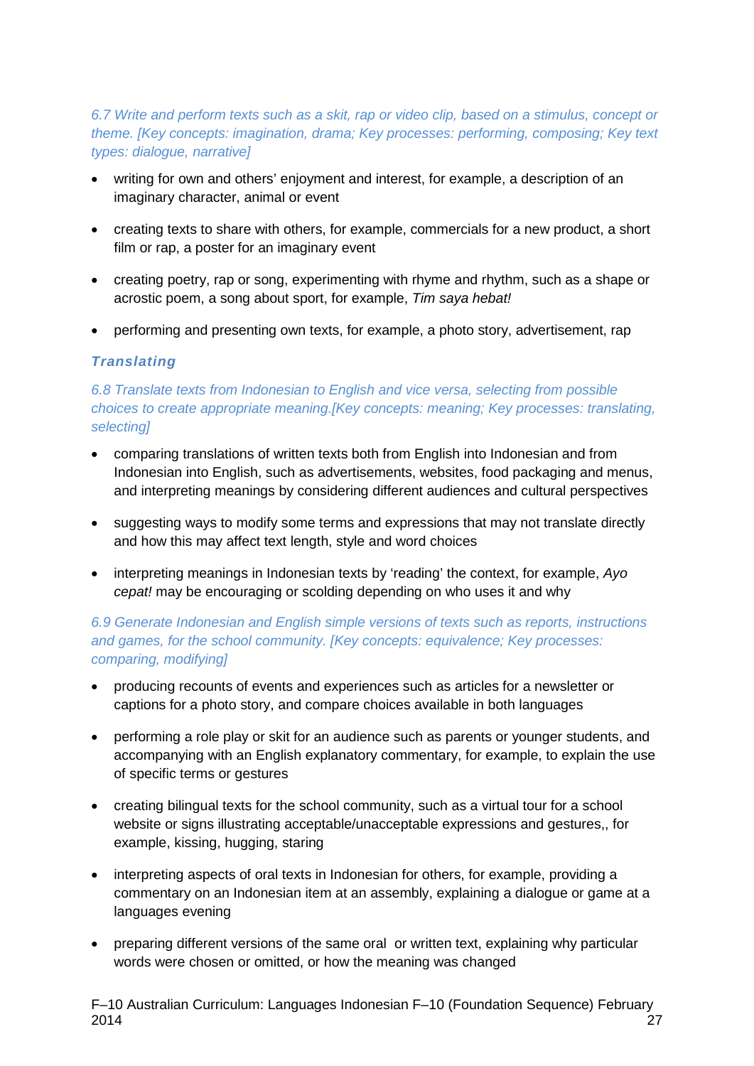*6.7 Write and perform texts such as a skit, rap or video clip, based on a stimulus, concept or theme. [Key concepts: imagination, drama; Key processes: performing, composing; Key text types: dialogue, narrative]*

- writing for own and others' enjoyment and interest, for example, a description of an imaginary character, animal or event
- creating texts to share with others, for example, commercials for a new product, a short film or rap, a poster for an imaginary event
- creating poetry, rap or song, experimenting with rhyme and rhythm, such as a shape or acrostic poem, a song about sport, for example, *Tim saya hebat!*
- performing and presenting own texts, for example, a photo story, advertisement, rap

### *Translating*

*6.8 Translate texts from Indonesian to English and vice versa, selecting from possible choices to create appropriate meaning.[Key concepts: meaning; Key processes: translating, selecting]*

- comparing translations of written texts both from English into Indonesian and from Indonesian into English, such as advertisements, websites, food packaging and menus, and interpreting meanings by considering different audiences and cultural perspectives
- suggesting ways to modify some terms and expressions that may not translate directly and how this may affect text length, style and word choices
- interpreting meanings in Indonesian texts by 'reading' the context, for example, *Ayo cepat!* may be encouraging or scolding depending on who uses it and why

*6.9 Generate Indonesian and English simple versions of texts such as reports, instructions and games, for the school community. [Key concepts: equivalence; Key processes: comparing, modifying]*

- producing recounts of events and experiences such as articles for a newsletter or captions for a photo story, and compare choices available in both languages
- performing a role play or skit for an audience such as parents or younger students, and accompanying with an English explanatory commentary, for example, to explain the use of specific terms or gestures
- creating bilingual texts for the school community, such as a virtual tour for a school website or signs illustrating acceptable/unacceptable expressions and gestures,, for example, kissing, hugging, staring
- interpreting aspects of oral texts in Indonesian for others, for example, providing a commentary on an Indonesian item at an assembly, explaining a dialogue or game at a languages evening
- preparing different versions of the same oral or written text, explaining why particular words were chosen or omitted, or how the meaning was changed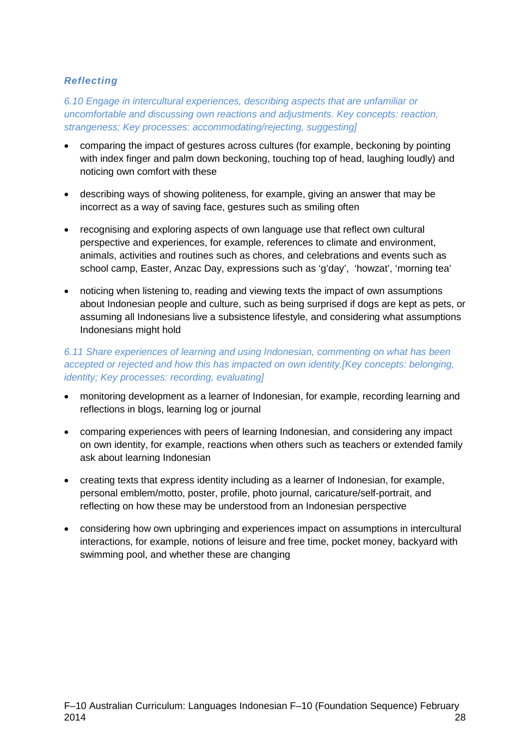### *Reflecting*

*6.10 Engage in intercultural experiences, describing aspects that are unfamiliar or uncomfortable and discussing own reactions and adjustments. Key concepts: reaction, strangeness; Key processes: accommodating/rejecting, suggesting]*

- comparing the impact of gestures across cultures (for example, beckoning by pointing with index finger and palm down beckoning, touching top of head, laughing loudly) and noticing own comfort with these
- describing ways of showing politeness, for example, giving an answer that may be incorrect as a way of saving face, gestures such as smiling often
- recognising and exploring aspects of own language use that reflect own cultural perspective and experiences, for example, references to climate and environment, animals, activities and routines such as chores, and celebrations and events such as school camp, Easter, Anzac Day, expressions such as 'g'day', 'howzat', 'morning tea'
- noticing when listening to, reading and viewing texts the impact of own assumptions about Indonesian people and culture, such as being surprised if dogs are kept as pets, or assuming all Indonesians live a subsistence lifestyle, and considering what assumptions Indonesians might hold

*6.11 Share experiences of learning and using Indonesian, commenting on what has been accepted or rejected and how this has impacted on own identity.[Key concepts: belonging, identity; Key processes: recording, evaluating]*

- monitoring development as a learner of Indonesian, for example, recording learning and reflections in blogs, learning log or journal
- comparing experiences with peers of learning Indonesian, and considering any impact on own identity, for example, reactions when others such as teachers or extended family ask about learning Indonesian
- creating texts that express identity including as a learner of Indonesian, for example, personal emblem/motto, poster, profile, photo journal, caricature/self-portrait, and reflecting on how these may be understood from an Indonesian perspective
- considering how own upbringing and experiences impact on assumptions in intercultural interactions, for example, notions of leisure and free time, pocket money, backyard with swimming pool, and whether these are changing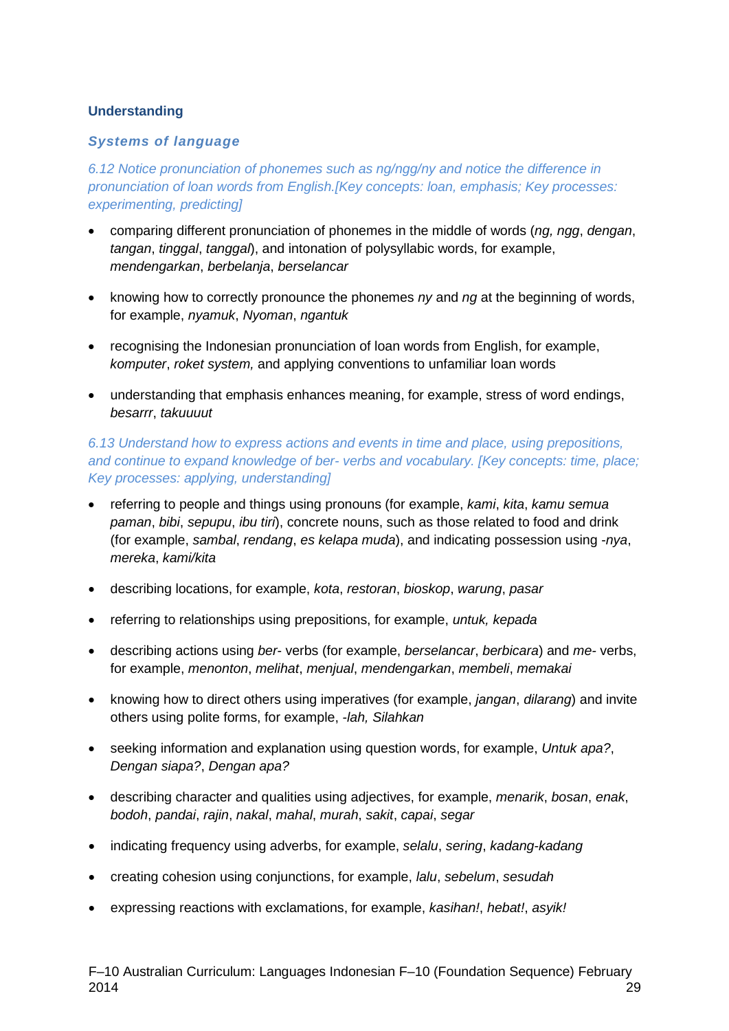## Understanding

### *Systems of language*

*6.12 Notice pronunciation of phonemes such as ng/ngg/ny and notice the difference in pronunciation of loan words from English.[Key concepts: loan, emphasis; Key processes: experimenting, predicting]*

- comparing different pronunciation of phonemes in the middle of words (*ng, ngg*, *dengan*, *tangan*, *tinggal*, *tanggal*), and intonation of polysyllabic words, for example, *mendengarkan*, *berbelanja*, *berselancar*
- knowing how to correctly pronounce the phonemes *ny* and *ng* at the beginning of words, for example, *nyamuk*, *Nyoman*, *ngantuk*
- recognising the Indonesian pronunciation of loan words from English, for example, *komputer*, *roket system,* and applying conventions to unfamiliar loan words
- understanding that emphasis enhances meaning, for example, stress of word endings, *besarrr*, *takuuuut*

*6.13 Understand how to express actions and events in time and place, using prepositions, and continue to expand knowledge of ber- verbs and vocabulary. [Key concepts: time, place; Key processes: applying, understanding]*

- referring to people and things using pronouns (for example, *kami*, *kita*, *kamu semua paman*, *bibi*, *sepupu*, *ibu tiri*), concrete nouns, such as those related to food and drink (for example, *sambal*, *rendang*, *es kelapa muda*), and indicating possession using *-nya*, *mereka*, *kami/kita*
- describing locations, for example, *kota*, *restoran*, *bioskop*, *warung*, *pasar*
- referring to relationships using prepositions, for example, *untuk, kepada*
- describing actions using *ber-* verbs (for example, *berselancar*, *berbicara*) and *me-* verbs, for example, *menonton*, *melihat*, *menjual*, *mendengarkan*, *membeli*, *memakai*
- knowing how to direct others using imperatives (for example, *jangan*, *dilarang*) and invite others using polite forms, for example, *-lah, Silahkan*
- seeking information and explanation using question words, for example, *Untuk apa?*, *Dengan siapa?*, *Dengan apa?*
- describing character and qualities using adjectives, for example, *menarik*, *bosan*, *enak*, *bodoh*, *pandai*, *rajin*, *nakal*, *mahal*, *murah*, *sakit*, *capai*, *segar*
- indicating frequency using adverbs, for example, *selalu*, *sering*, *kadang-kadang*
- creating cohesion using conjunctions, for example, *lalu*, *sebelum*, *sesudah*
- expressing reactions with exclamations, for example, *kasihan!*, *hebat!*, *asyik!*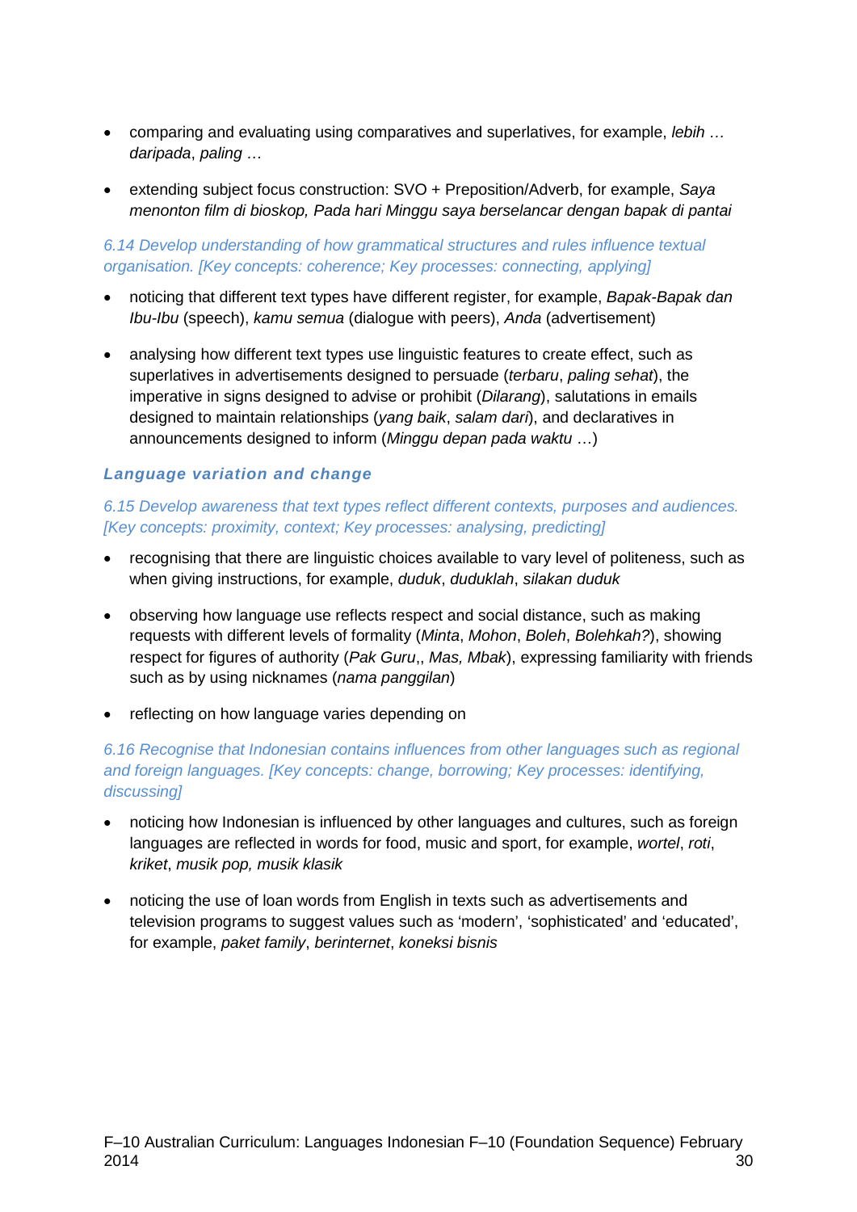- comparing and evaluating using comparatives and superlatives, for example, *lebih … daripada*, *paling …*

- extending subject focus construction: SVO + Preposition/Adverb, for example, *Saya menonton film di bioskop, Pada hari Minggu saya berselancar dengan bapak di pantai*

*6.14 Develop understanding of how grammatical structures and rules influence textual organisation. [Key concepts: coherence; Key processes: connecting, applying]*

- noticing that different text types have different register, for example, *Bapak-Bapak dan Ibu-Ibu* (speech), *kamu semua* (dialogue with peers), *Anda* (advertisement)

- analysing how different text types use linguistic features to create effect, such as superlatives in advertisements designed to persuade (*terbaru*, *paling sehat*), the imperative in signs designed to advise or prohibit (*Dilarang*), salutations in emails designed to maintain relationships (*yang baik*, *salam dari*), and declaratives in announcements designed to inform (*Minggu depan pada waktu* …)

### *Language variation and change*

*6.15 Develop awareness that text types reflect different contexts, purposes and audiences. [Key concepts: proximity, context; Key processes: analysing, predicting]*

- recognising that there are linguistic choices available to vary level of politeness, such as when giving instructions, for example, *duduk*, *duduklah*, *silakan duduk*

- observing how language use reflects respect and social distance, such as making requests with different levels of formality (*Minta*, *Mohon*, *Boleh*, *Bolehkah?*), showing respect for figures of authority (*Pak Guru*,, *Mas, Mbak*), expressing familiarity with friends such as by using nicknames (*nama panggilan*)

- reflecting on how language varies depending on

*6.16 Recognise that Indonesian contains influences from other languages such as regional and foreign languages. [Key concepts: change, borrowing; Key processes: identifying, discussing]*

- noticing how Indonesian is influenced by other languages and cultures, such as foreign languages are reflected in words for food, music and sport, for example, *wortel*, *roti*, *kriket*, *musik pop, musik klasik*

- noticing the use of loan words from English in texts such as advertisements and television programs to suggest values such as 'modern', 'sophisticated' and 'educated', for example, *paket family*, *berinternet*, *koneksi bisnis*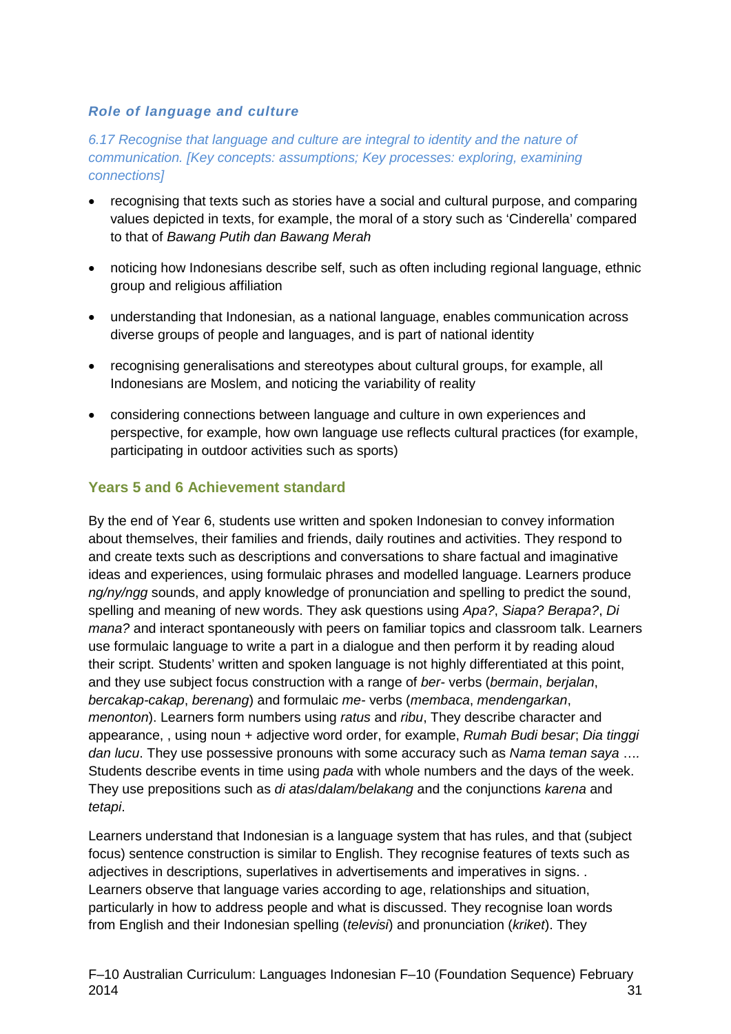### *Role of language and culture*

*6.17 Recognise that language and culture are integral to identity and the nature of communication. [Key concepts: assumptions; Key processes: exploring, examining connections]*

- recognising that texts such as stories have a social and cultural purpose, and comparing values depicted in texts, for example, the moral of a story such as 'Cinderella' compared to that of *Bawang Putih dan Bawang Merah*
- noticing how Indonesians describe self, such as often including regional language, ethnic group and religious affiliation
- understanding that Indonesian, as a national language, enables communication across diverse groups of people and languages, and is part of national identity
- recognising generalisations and stereotypes about cultural groups, for example, all Indonesians are Moslem, and noticing the variability of reality
- considering connections between language and culture in own experiences and perspective, for example, how own language use reflects cultural practices (for example, participating in outdoor activities such as sports)

## Years 5 and 6 Achievement standard

By the end of Year 6, students use written and spoken Indonesian to convey information about themselves, their families and friends, daily routines and activities. They respond to and create texts such as descriptions and conversations to share factual and imaginative ideas and experiences, using formulaic phrases and modelled language. Learners produce *ng/ny/ngg* sounds, and apply knowledge of pronunciation and spelling to predict the sound, spelling and meaning of new words. They ask questions using *Apa?*, *Siapa? Berapa?*, *Di mana?* and interact spontaneously with peers on familiar topics and classroom talk. Learners use formulaic language to write a part in a dialogue and then perform it by reading aloud their script. Students' written and spoken language is not highly differentiated at this point, and they use subject focus construction with a range of *ber-* verbs (*bermain*, *berjalan*, *bercakap-cakap*, *berenang*) and formulaic *me-* verbs (*membaca*, *mendengarkan*, *menonton*). Learners form numbers using *ratus* and *ribu*, They describe character and appearance, , using noun + adjective word order, for example, *Rumah Budi besar*; *Dia tinggi dan lucu*. They use possessive pronouns with some accuracy such as *Nama teman saya* …. Students describe events in time using *pada* with whole numbers and the days of the week. They use prepositions such as *di atas*/*dalam/belakang* and the conjunctions *karena* and *tetapi*.

Learners understand that Indonesian is a language system that has rules, and that (subject focus) sentence construction is similar to English. They recognise features of texts such as adjectives in descriptions, superlatives in advertisements and imperatives in signs. . Learners observe that language varies according to age, relationships and situation, particularly in how to address people and what is discussed. They recognise loan words from English and their Indonesian spelling (*televisi*) and pronunciation (*kriket*). They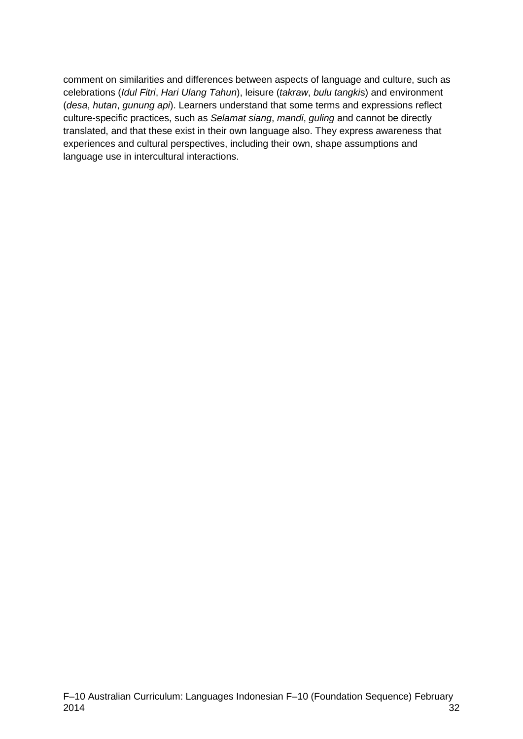comment on similarities and differences between aspects of language and culture, such as celebrations (*Idul Fitri*, *Hari Ulang Tahun*), leisure (*takraw*, *bulu tangki*s) and environment (*desa*, *hutan*, *gunung api*). Learners understand that some terms and expressions reflect culture-specific practices, such as *Selamat siang*, *mandi*, *guling* and cannot be directly translated, and that these exist in their own language also. They express awareness that experiences and cultural perspectives, including their own, shape assumptions and language use in intercultural interactions.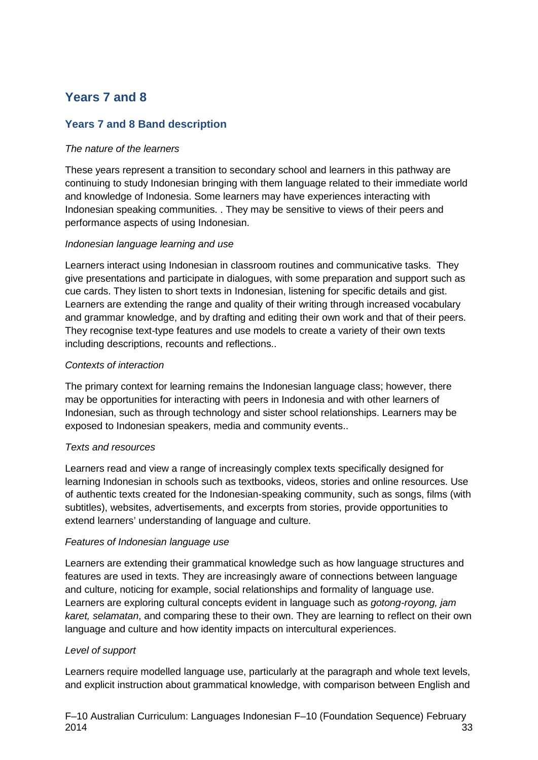## Years 7 and 8

### Years 7 and 8 Band description

*The nature of the learners*

These years represent a transition to secondary school and learners in this pathway are continuing to study Indonesian bringing with them language related to their immediate world and knowledge of Indonesia. Some learners may have experiences interacting with Indonesian speaking communities. . They may be sensitive to views of their peers and performance aspects of using Indonesian.

*Indonesian language learning and use*

Learners interact using Indonesian in classroom routines and communicative tasks. They give presentations and participate in dialogues, with some preparation and support such as cue cards. They listen to short texts in Indonesian, listening for specific details and gist. Learners are extending the range and quality of their writing through increased vocabulary and grammar knowledge, and by drafting and editing their own work and that of their peers. They recognise text-type features and use models to create a variety of their own texts including descriptions, recounts and reflections..

*Contexts of interaction*

The primary context for learning remains the Indonesian language class; however, there may be opportunities for interacting with peers in Indonesia and with other learners of Indonesian, such as through technology and sister school relationships. Learners may be exposed to Indonesian speakers, media and community events..

*Texts and resources*

Learners read and view a range of increasingly complex texts specifically designed for learning Indonesian in schools such as textbooks, videos, stories and online resources. Use of authentic texts created for the Indonesian-speaking community, such as songs, films (with subtitles), websites, advertisements, and excerpts from stories, provide opportunities to extend learners' understanding of language and culture.

*Features of Indonesian language use*

Learners are extending their grammatical knowledge such as how language structures and features are used in texts. They are increasingly aware of connections between language and culture, noticing for example, social relationships and formality of language use. Learners are exploring cultural concepts evident in language such as *gotong-royong, jam karet, selamatan*, and comparing these to their own. They are learning to reflect on their own language and culture and how identity impacts on intercultural experiences.

*Level of support*

Learners require modelled language use, particularly at the paragraph and whole text levels, and explicit instruction about grammatical knowledge, with comparison between English and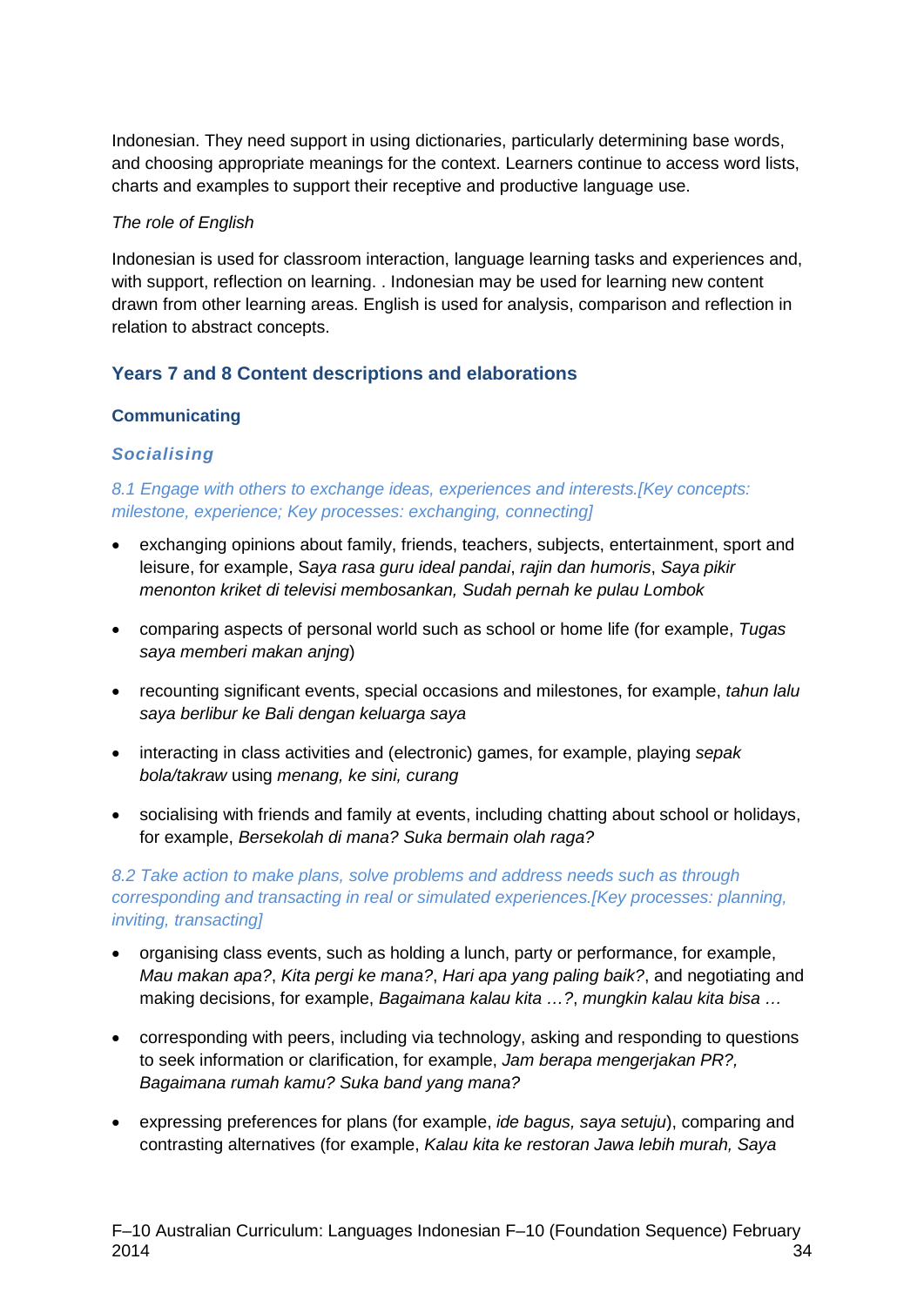Indonesian. They need support in using dictionaries, particularly determining base words, and choosing appropriate meanings for the context. Learners continue to access word lists, charts and examples to support their receptive and productive language use.

*The role of English*

Indonesian is used for classroom interaction, language learning tasks and experiences and, with support, reflection on learning. . Indonesian may be used for learning new content drawn from other learning areas. English is used for analysis, comparison and reflection in relation to abstract concepts.

## Years 7 and 8 Content descriptions and elaborations

### Communicating

#### *Socialising*

*8.1 Engage with others to exchange ideas, experiences and interests.[Key concepts: milestone, experience; Key processes: exchanging, connecting]*

- exchanging opinions about family, friends, teachers, subjects, entertainment, sport and leisure, for example, S*aya rasa guru ideal pandai*, *rajin dan humoris*, *Saya pikir menonton kriket di televisi membosankan, Sudah pernah ke pulau Lombok*
- comparing aspects of personal world such as school or home life (for example, *Tugas saya memberi makan anjing*)
- recounting significant events, special occasions and milestones, for example, *tahun lalu saya berlibur ke Bali dengan keluarga saya*
- interacting in class activities and (electronic) games, for example, playing *sepak bola/takraw* using *menang, ke sini, curang*
- socialising with friends and family at events, including chatting about school or holidays, for example, *Bersekolah di mana? Suka bermain olah raga?*

*8.2 Take action to make plans, solve problems and address needs such as through corresponding and transacting in real or simulated experiences.[Key processes: planning, inviting, transacting]*

- organising class events, such as holding a lunch, party or performance, for example, *Mau makan apa?*, *Kita pergi ke mana?*, *Hari apa yang paling baik?*, and negotiating and making decisions, for example, *Bagaimana kalau kita …?*, *mungkin kalau kita bisa …*
- corresponding with peers, including via technology, asking and responding to questions to seek information or clarification, for example, *Jam berapa mengerjakan PR?, Bagaimana rumah kamu? Suka band yang mana?*
- expressing preferences for plans (for example, *ide bagus, saya setuju*), comparing and contrasting alternatives (for example, *Kalau kita ke restoran Jawa lebih murah, Saya*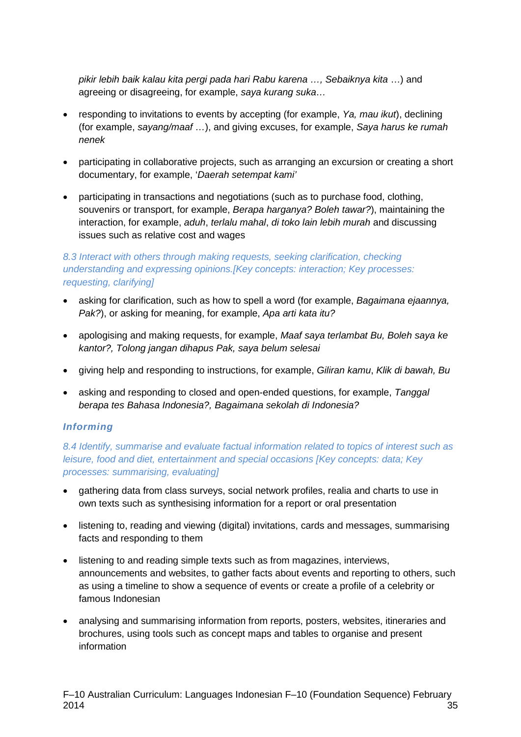*pikir lebih baik kalau kita pergi pada hari Rabu karena …, Sebaiknya kita* …) and agreeing or disagreeing, for example, *saya kurang suka…*

- responding to invitations to events by accepting (for example, *Ya, mau ikut*), declining (for example, *sayang/maaf …*), and giving excuses, for example, *Saya harus ke rumah nenek*
- participating in collaborative projects, such as arranging an excursion or creating a short documentary, for example, '*Daerah setempat kami'*
- participating in transactions and negotiations (such as to purchase food, clothing, souvenirs or transport, for example, *Berapa harganya? Boleh tawar?*), maintaining the interaction, for example, *aduh*, *terlalu mahal*, *di toko lain lebih murah* and discussing issues such as relative cost and wages

*8.3 Interact with others through making requests, seeking clarification, checking understanding and expressing opinions.[Key concepts: interaction; Key processes: requesting, clarifying]*

- asking for clarification, such as how to spell a word (for example, *Bagaimana ejaannya, Pak?*), or asking for meaning, for example, *Apa arti kata itu?*
- apologising and making requests, for example, *Maaf saya terlambat Bu, Boleh saya ke kantor?, Tolong jangan dihapus Pak, saya belum selesai*
- giving help and responding to instructions, for example, *Giliran kamu*, *Klik di bawah, Bu*
- asking and responding to closed and open-ended questions, for example, *Tanggal berapa tes Bahasa Indonesia?, Bagaimana sekolah di Indonesia?*

### Informing

*8.4 Identify, summarise and evaluate factual information related to topics of interest such as leisure, food and diet, entertainment and special occasions [Key concepts: data; Key processes: summarising, evaluating]*

- gathering data from class surveys, social network profiles, realia and charts to use in own texts such as synthesising information for a report or oral presentation
- listening to, reading and viewing (digital) invitations, cards and messages, summarising facts and responding to them
- listening to and reading simple texts such as from magazines, interviews, announcements and websites, to gather facts about events and reporting to others, such as using a timeline to show a sequence of events or create a profile of a celebrity or famous Indonesian
- analysing and summarising information from reports, posters, websites, itineraries and brochures, using tools such as concept maps and tables to organise and present information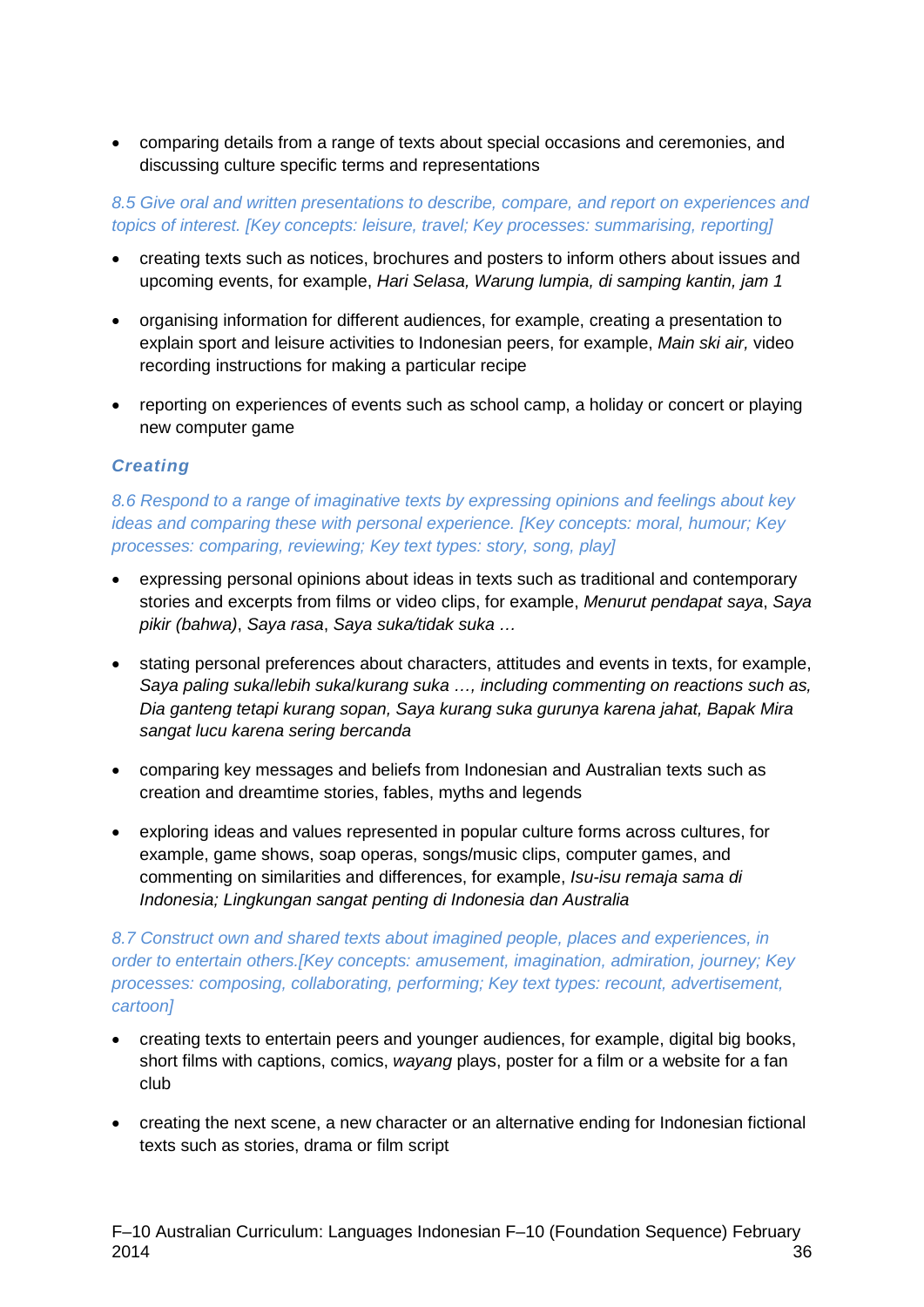- comparing details from a range of texts about special occasions and ceremonies, and discussing culture specific terms and representations

*8.5 Give oral and written presentations to describe, compare, and report on experiences and topics of interest. [Key concepts: leisure, travel; Key processes: summarising, reporting]*

- creating texts such as notices, brochures and posters to inform others about issues and upcoming events, for example, *Hari Selasa, Warung lumpia, di samping kantin, jam 1*
- organising information for different audiences, for example, creating a presentation to explain sport and leisure activities to Indonesian peers, for example, *Main ski air,* video recording instructions for making a particular recipe
- reporting on experiences of events such as school camp, a holiday or concert or playing new computer game

### *Creating*

*8.6 Respond to a range of imaginative texts by expressing opinions and feelings about key ideas and comparing these with personal experience. [Key concepts: moral, humour; Key processes: comparing, reviewing; Key text types: story, song, play]*

- expressing personal opinions about ideas in texts such as traditional and contemporary stories and excerpts from films or video clips, for example, *Menurut pendapat saya*, *Saya pikir (bahwa)*, *Saya rasa*, *Saya suka/tidak suka …*
- stating personal preferences about characters, attitudes and events in texts, for example, *Saya paling suka/lebih suka/kurang suka …, including commenting on reactions such as, Dia ganteng tetapi kurang sopan, Saya kurang suka gurunya karena jahat, Bapak Mira sangat lucu karena sering bercanda*
- comparing key messages and beliefs from Indonesian and Australian texts such as creation and dreamtime stories, fables, myths and legends
- exploring ideas and values represented in popular culture forms across cultures, for example, game shows, soap operas, songs/music clips, computer games, and commenting on similarities and differences, for example, *Isu-isu remaja sama di Indonesia; Lingkungan sangat penting di Indonesia dan Australia*

*8.7 Construct own and shared texts about imagined people, places and experiences, in order to entertain others.[Key concepts: amusement, imagination, admiration, journey; Key processes: composing, collaborating, performing; Key text types: recount, advertisement, cartoon]*

- creating texts to entertain peers and younger audiences, for example, digital big books, short films with captions, comics, *wayang* plays, poster for a film or a website for a fan club
- creating the next scene, a new character or an alternative ending for Indonesian fictional texts such as stories, drama or film script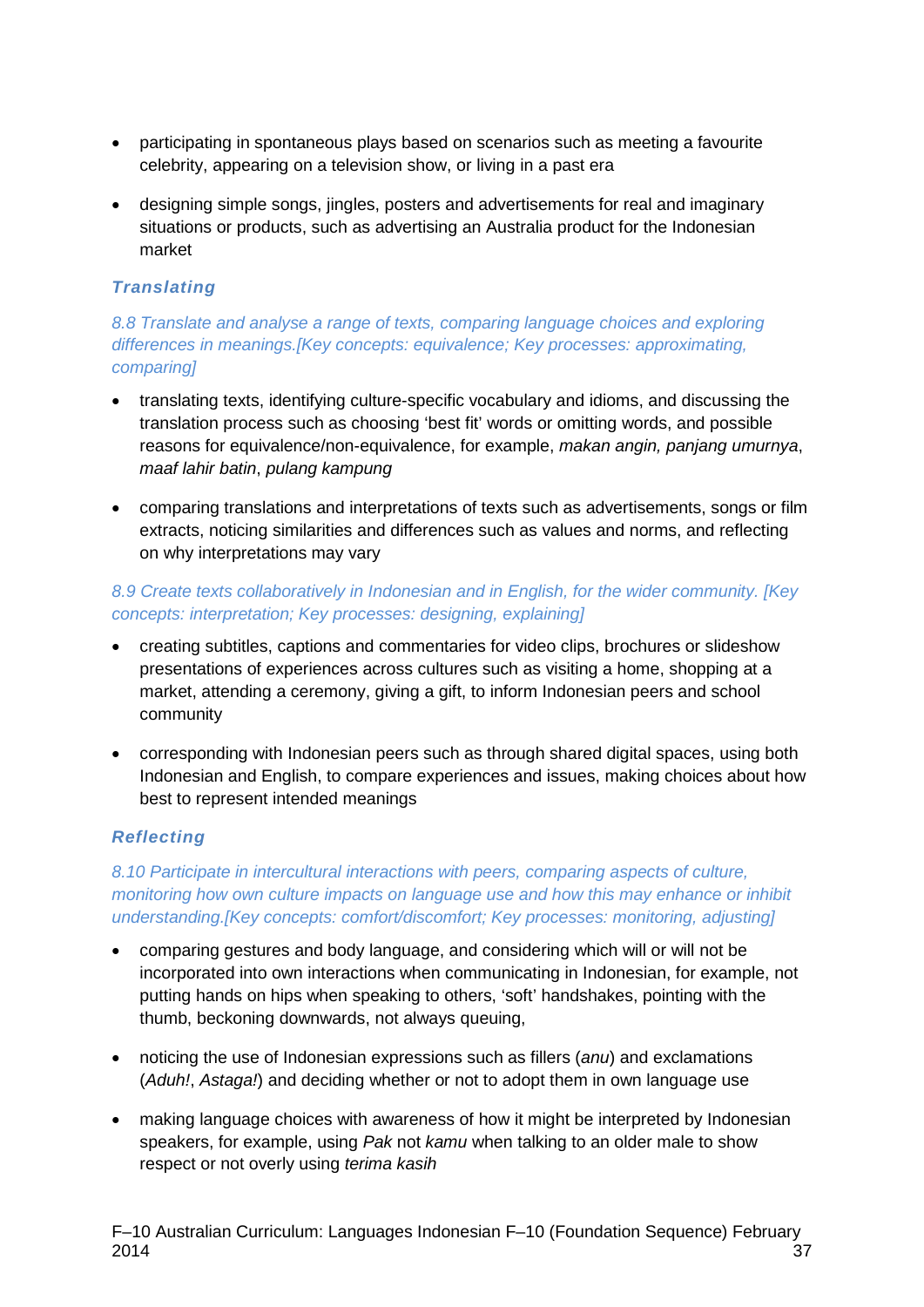- participating in spontaneous plays based on scenarios such as meeting a favourite celebrity, appearing on a television show, or living in a past era
- designing simple songs, jingles, posters and advertisements for real and imaginary situations or products, such as advertising an Australia product for the Indonesian market

### Translating

*8.8 Translate and analyse a range of texts, comparing language choices and exploring differences in meanings.[Key concepts: equivalence; Key processes: approximating, comparing]*

- translating texts, identifying culture-specific vocabulary and idioms, and discussing the translation process such as choosing 'best fit' words or omitting words, and possible reasons for equivalence/non-equivalence, for example, *makan angin, panjang umurnya*, *maaf lahir batin*, *pulang kampung*
- comparing translations and interpretations of texts such as advertisements, songs or film extracts, noticing similarities and differences such as values and norms, and reflecting on why interpretations may vary

*8.9 Create texts collaboratively in Indonesian and in English, for the wider community. [Key concepts: interpretation; Key processes: designing, explaining]*

- creating subtitles, captions and commentaries for video clips, brochures or slideshow presentations of experiences across cultures such as visiting a home, shopping at a market, attending a ceremony, giving a gift, to inform Indonesian peers and school community
- corresponding with Indonesian peers such as through shared digital spaces, using both Indonesian and English, to compare experiences and issues, making choices about how best to represent intended meanings

### Reflecting

*8.10 Participate in intercultural interactions with peers, comparing aspects of culture, monitoring how own culture impacts on language use and how this may enhance or inhibit understanding.[Key concepts: comfort/discomfort; Key processes: monitoring, adjusting]*

- comparing gestures and body language, and considering which will or will not be incorporated into own interactions when communicating in Indonesian, for example, not putting hands on hips when speaking to others, 'soft' handshakes, pointing with the thumb, beckoning downwards, not always queuing,
- noticing the use of Indonesian expressions such as fillers (*anu*) and exclamations (*Aduh!*, *Astaga!*) and deciding whether or not to adopt them in own language use
- making language choices with awareness of how it might be interpreted by Indonesian speakers, for example, using *Pak* not *kamu* when talking to an older male to show respect or not overly using *terima kasih*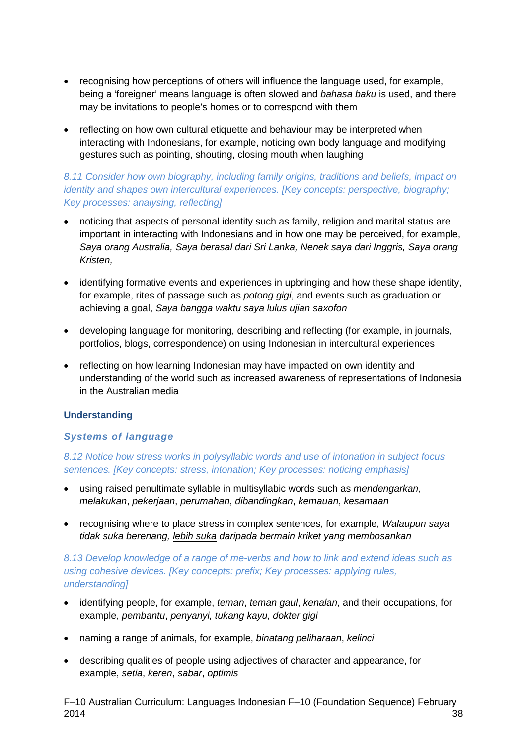- recognising how perceptions of others will influence the language used, for example, being a 'foreigner' means language is often slowed and *bahasa baku* is used, and there may be invitations to people's homes or to correspond with them

- reflecting on how own cultural etiquette and behaviour may be interpreted when interacting with Indonesians, for example, noticing own body language and modifying gestures such as pointing, shouting, closing mouth when laughing

*8.11 Consider how own biography, including family origins, traditions and beliefs, impact on identity and shapes own intercultural experiences. [Key concepts: perspective, biography; Key processes: analysing, reflecting]*

- noticing that aspects of personal identity such as family, religion and marital status are important in interacting with Indonesians and in how one may be perceived, for example, *Saya orang Australia, Saya berasal dari Sri Lanka, Nenek saya dari Inggris, Saya orang Kristen,*

- identifying formative events and experiences in upbringing and how these shape identity, for example, rites of passage such as *potong gigi*, and events such as graduation or achieving a goal, *Saya bangga waktu saya lulus ujian saxofon*

- developing language for monitoring, describing and reflecting (for example, in journals, portfolios, blogs, correspondence) on using Indonesian in intercultural experiences

- reflecting on how learning Indonesian may have impacted on own identity and understanding of the world such as increased awareness of representations of Indonesia in the Australian media

**Understanding**

***Systems of language***

*8.12 Notice how stress works in polysyllabic words and use of intonation in subject focus sentences. [Key concepts: stress, intonation; Key processes: noticing emphasis]*

- using raised penultimate syllable in multisyllabic words such as *mendengarkan*, *melakukan*, *pekerjaan*, *perumahan*, *dibandingkan*, *kemauan*, *kesamaan*

- recognising where to place stress in complex sentences, for example, *Walaupun saya tidak suka berenang, <u>lebih suka</u> daripada bermain kriket yang membosankan*

*8.13 Develop knowledge of a range of me-verbs and how to link and extend ideas such as using cohesive devices. [Key concepts: prefix; Key processes: applying rules, understanding]*

- identifying people, for example, *teman*, *teman gaul*, *kenalan*, and their occupations, for example, *pembantu*, *penyanyi, tukang kayu, dokter gigi*

- naming a range of animals, for example, *binatang peliharaan*, *kelinci*

- describing qualities of people using adjectives of character and appearance, for example, *setia*, *keren*, *sabar*, *optimis*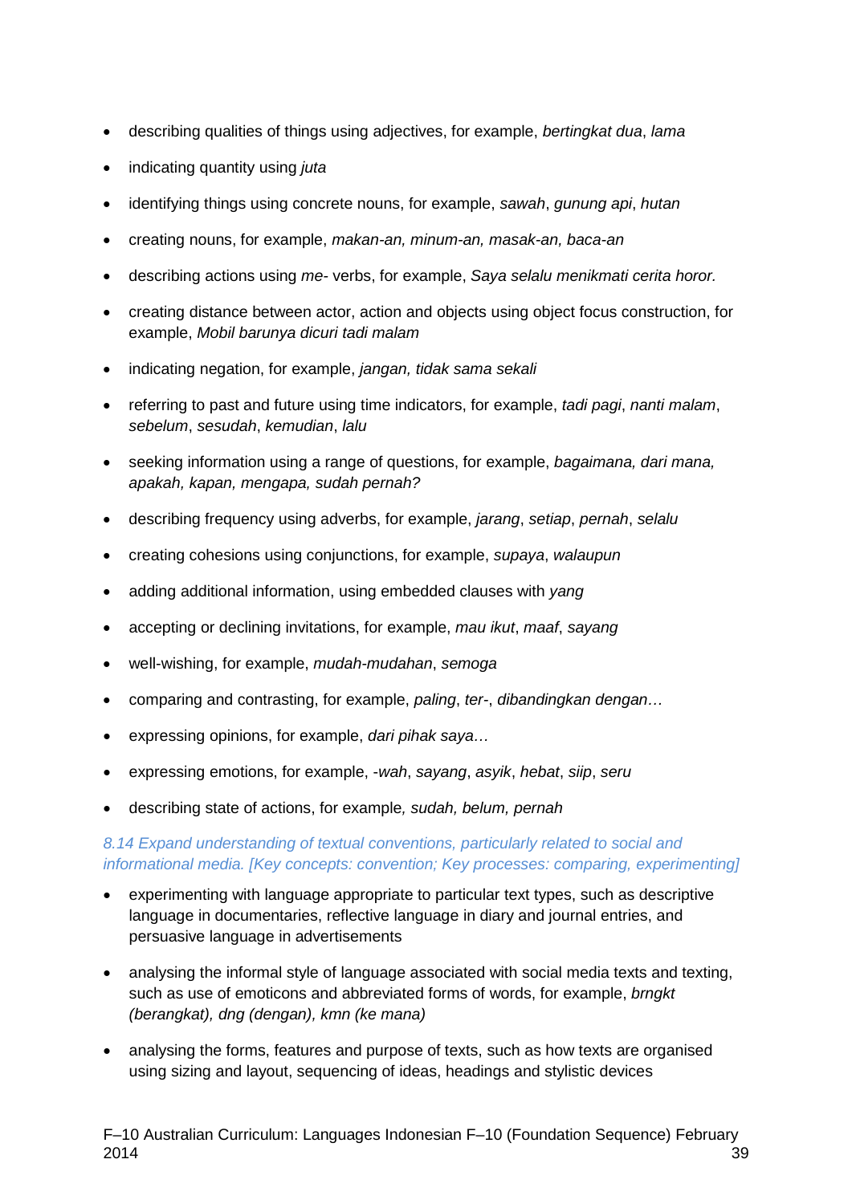- describing qualities of things using adjectives, for example, *bertingkat dua*, *lama*
- indicating quantity using *juta*
- identifying things using concrete nouns, for example, *sawah*, *gunung api*, *hutan*
- creating nouns, for example, *makan-an, minum-an, masak-an, baca-an*
- describing actions using *me-* verbs, for example, *Saya selalu menikmati cerita horor.*
- creating distance between actor, action and objects using object focus construction, for example, *Mobil barunya dicuri tadi malam*
- indicating negation, for example, *jangan, tidak sama sekali*
- referring to past and future using time indicators, for example, *tadi pagi*, *nanti malam*, *sebelum*, *sesudah*, *kemudian*, *lalu*
- seeking information using a range of questions, for example, *bagaimana, dari mana, apakah, kapan, mengapa, sudah pernah?*
- describing frequency using adverbs, for example, *jarang*, *setiap*, *pernah*, *selalu*
- creating cohesions using conjunctions, for example, *supaya*, *walaupun*
- adding additional information, using embedded clauses with *yang*
- accepting or declining invitations, for example, *mau ikut*, *maaf*, *sayang*
- well-wishing, for example, *mudah-mudahan*, *semoga*
- comparing and contrasting, for example, *paling*, *ter-*, *dibandingkan dengan…*
- expressing opinions, for example, *dari pihak saya…*
- expressing emotions, for example, *-wah*, *sayang*, *asyik*, *hebat*, *siip*, *seru*
- describing state of actions, for example*, sudah, belum, pernah*

*8.14 Expand understanding of textual conventions, particularly related to social and informational media. [Key concepts: convention; Key processes: comparing, experimenting]*

- experimenting with language appropriate to particular text types, such as descriptive language in documentaries, reflective language in diary and journal entries, and persuasive language in advertisements
- analysing the informal style of language associated with social media texts and texting, such as use of emoticons and abbreviated forms of words, for example, *brngkt (berangkat), dng (dengan), kmn (ke mana)*
- analysing the forms, features and purpose of texts, such as how texts are organised using sizing and layout, sequencing of ideas, headings and stylistic devices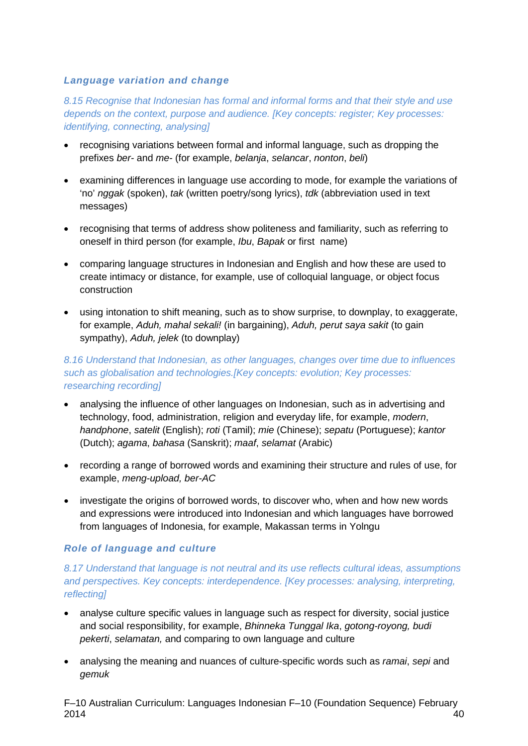### *Language variation and change*

*8.15 Recognise that Indonesian has formal and informal forms and that their style and use depends on the context, purpose and audience. [Key concepts: register; Key processes: identifying, connecting, analysing]*

- recognising variations between formal and informal language, such as dropping the prefixes *ber-* and *me-* (for example, *belanja*, *selancar*, *nonton*, *beli*)
- examining differences in language use according to mode, for example the variations of 'no' *nggak* (spoken), *tak* (written poetry/song lyrics), *tdk* (abbreviation used in text messages)
- recognising that terms of address show politeness and familiarity, such as referring to oneself in third person (for example, *Ibu*, *Bapak* or first name)
- comparing language structures in Indonesian and English and how these are used to create intimacy or distance, for example, use of colloquial language, or object focus construction
- using intonation to shift meaning, such as to show surprise, to downplay, to exaggerate, for example, *Aduh, mahal sekali!* (in bargaining), *Aduh, perut saya sakit* (to gain sympathy), *Aduh, jelek* (to downplay)

*8.16 Understand that Indonesian, as other languages, changes over time due to influences such as globalisation and technologies.[Key concepts: evolution; Key processes: researching recording]*

- analysing the influence of other languages on Indonesian, such as in advertising and technology, food, administration, religion and everyday life, for example, *modern*, *handphone*, *satelit* (English); *roti* (Tamil); *mie* (Chinese); *sepatu* (Portuguese); *kantor* (Dutch); *agama*, *bahasa* (Sanskrit); *maaf*, *selamat* (Arabic)
- recording a range of borrowed words and examining their structure and rules of use, for example, *meng-upload, ber-AC*
- investigate the origins of borrowed words, to discover who, when and how new words and expressions were introduced into Indonesian and which languages have borrowed from languages of Indonesia, for example, Makassan terms in Yolngu

### *Role of language and culture*

*8.17 Understand that language is not neutral and its use reflects cultural ideas, assumptions and perspectives. Key concepts: interdependence. [Key processes: analysing, interpreting, reflecting]*

- analyse culture specific values in language such as respect for diversity, social justice and social responsibility, for example, *Bhinneka Tunggal Ika*, *gotong-royong, budi pekerti*, *selamatan,* and comparing to own language and culture
- analysing the meaning and nuances of culture-specific words such as *ramai*, *sepi* and *gemuk*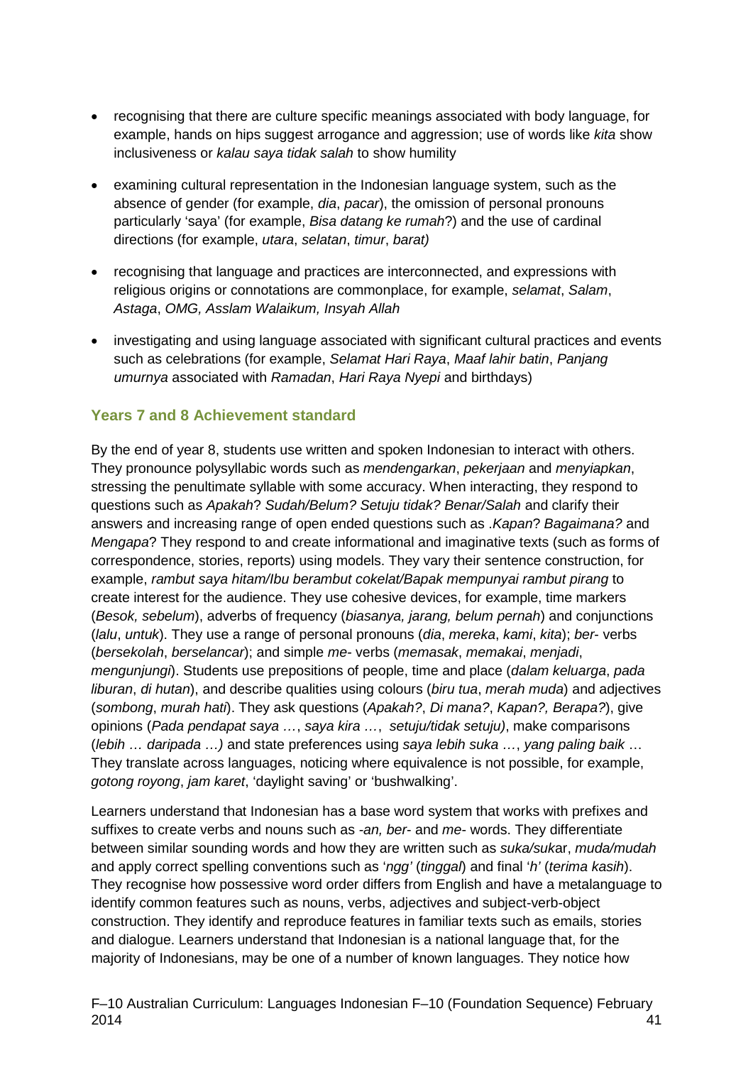- recognising that there are culture specific meanings associated with body language, for example, hands on hips suggest arrogance and aggression; use of words like *kita* show inclusiveness or *kalau saya tidak salah* to show humility
- examining cultural representation in the Indonesian language system, such as the absence of gender (for example, *dia*, *pacar*), the omission of personal pronouns particularly 'saya' (for example, *Bisa datang ke rumah*?) and the use of cardinal directions (for example, *utara*, *selatan*, *timur*, *barat)*
- recognising that language and practices are interconnected, and expressions with religious origins or connotations are commonplace, for example, *selamat*, *Salam*, *Astaga*, *OMG, Asslam Walaikum, Insyah Allah*
- investigating and using language associated with significant cultural practices and events such as celebrations (for example, *Selamat Hari Raya*, *Maaf lahir batin*, *Panjang umurnya* associated with *Ramadan*, *Hari Raya Nyepi* and birthdays)

### Years 7 and 8 Achievement standard

By the end of year 8, students use written and spoken Indonesian to interact with others. They pronounce polysyllabic words such as *mendengarkan*, *pekerjaan* and *menyiapkan*, stressing the penultimate syllable with some accuracy. When interacting, they respond to questions such as *Apakah*? *Sudah/Belum? Setuju tidak? Benar/Salah* and clarify their answers and increasing range of open ended questions such as .*Kapan*? *Bagaimana?* and *Mengapa*? They respond to and create informational and imaginative texts (such as forms of correspondence, stories, reports) using models. They vary their sentence construction, for example, *rambut saya hitam/Ibu berambut cokelat/Bapak mempunyai rambut pirang* to create interest for the audience. They use cohesive devices, for example, time markers (*Besok, sebelum*), adverbs of frequency (*biasanya, jarang, belum pernah*) and conjunctions (*lalu*, *untuk*). They use a range of personal pronouns (*dia*, *mereka*, *kami*, *kita*); *ber-* verbs (*bersekolah*, *berselancar*); and simple *me-* verbs (*memasak*, *memakai*, *menjadi*, *mengunjungi*). Students use prepositions of people, time and place (*dalam keluarga*, *pada liburan*, *di hutan*), and describe qualities using colours (*biru tua*, *merah muda*) and adjectives (*sombong*, *murah hati*). They ask questions (*Apakah?*, *Di mana?*, *Kapan?, Berapa?*), give opinions (*Pada pendapat saya …*, *saya kira …*, *setuju/tidak setuju)*, make comparisons (*lebih … daripada …)* and state preferences using *saya lebih suka …*, *yang paling baik* … They translate across languages, noticing where equivalence is not possible, for example, *gotong royong*, *jam karet*, 'daylight saving' or 'bushwalking'.

Learners understand that Indonesian has a base word system that works with prefixes and suffixes to create verbs and nouns such as *-an, ber-* and *me-* words. They differentiate between similar sounding words and how they are written such as *suka/suk*ar, *muda/mudah* and apply correct spelling conventions such as '*ngg'* (*tinggal*) and final '*h'* (*terima kasih*). They recognise how possessive word order differs from English and have a metalanguage to identify common features such as nouns, verbs, adjectives and subject-verb-object construction. They identify and reproduce features in familiar texts such as emails, stories and dialogue. Learners understand that Indonesian is a national language that, for the majority of Indonesians, may be one of a number of known languages. They notice how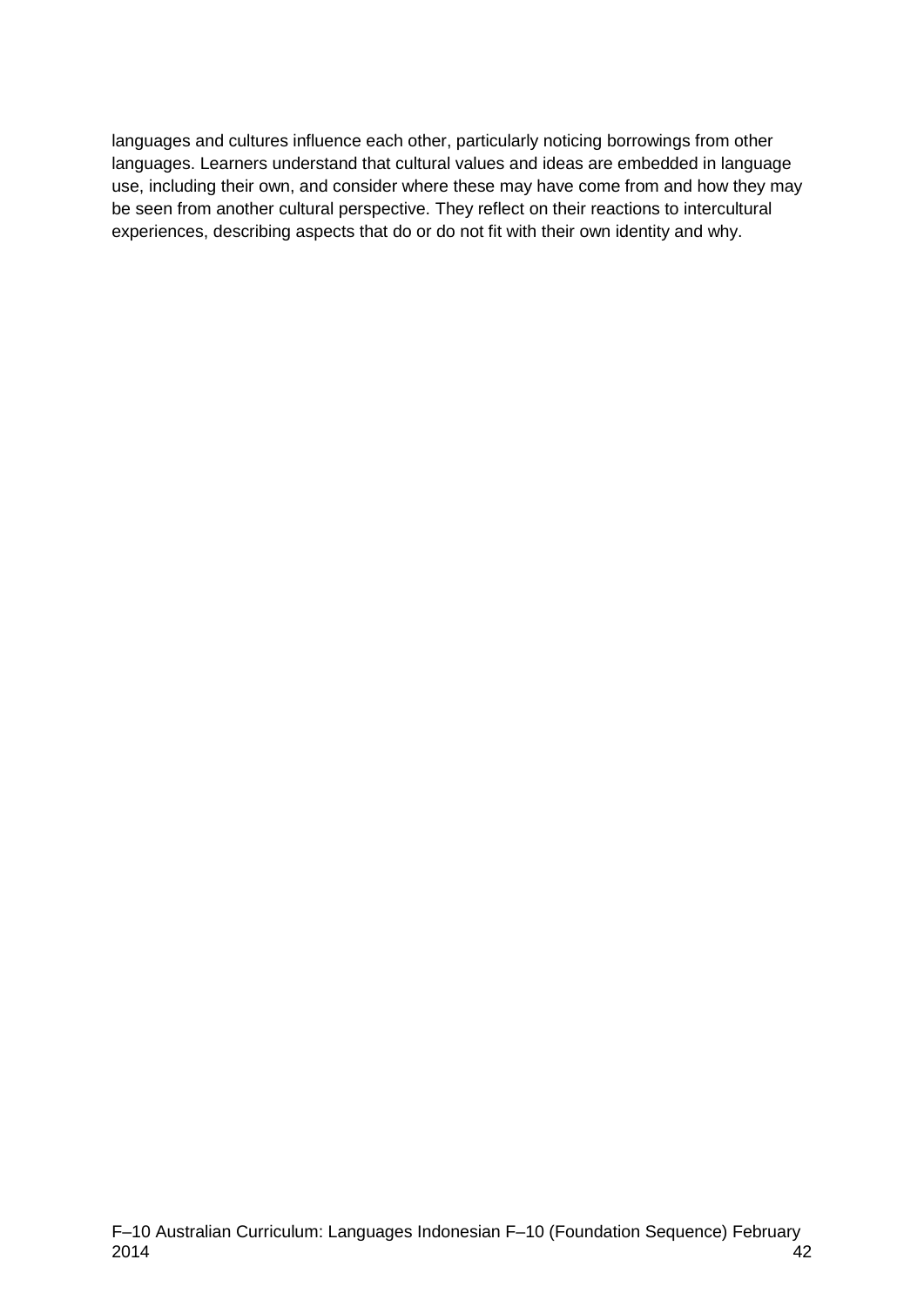languages and cultures influence each other, particularly noticing borrowings from other languages. Learners understand that cultural values and ideas are embedded in language use, including their own, and consider where these may have come from and how they may be seen from another cultural perspective. They reflect on their reactions to intercultural experiences, describing aspects that do or do not fit with their own identity and why.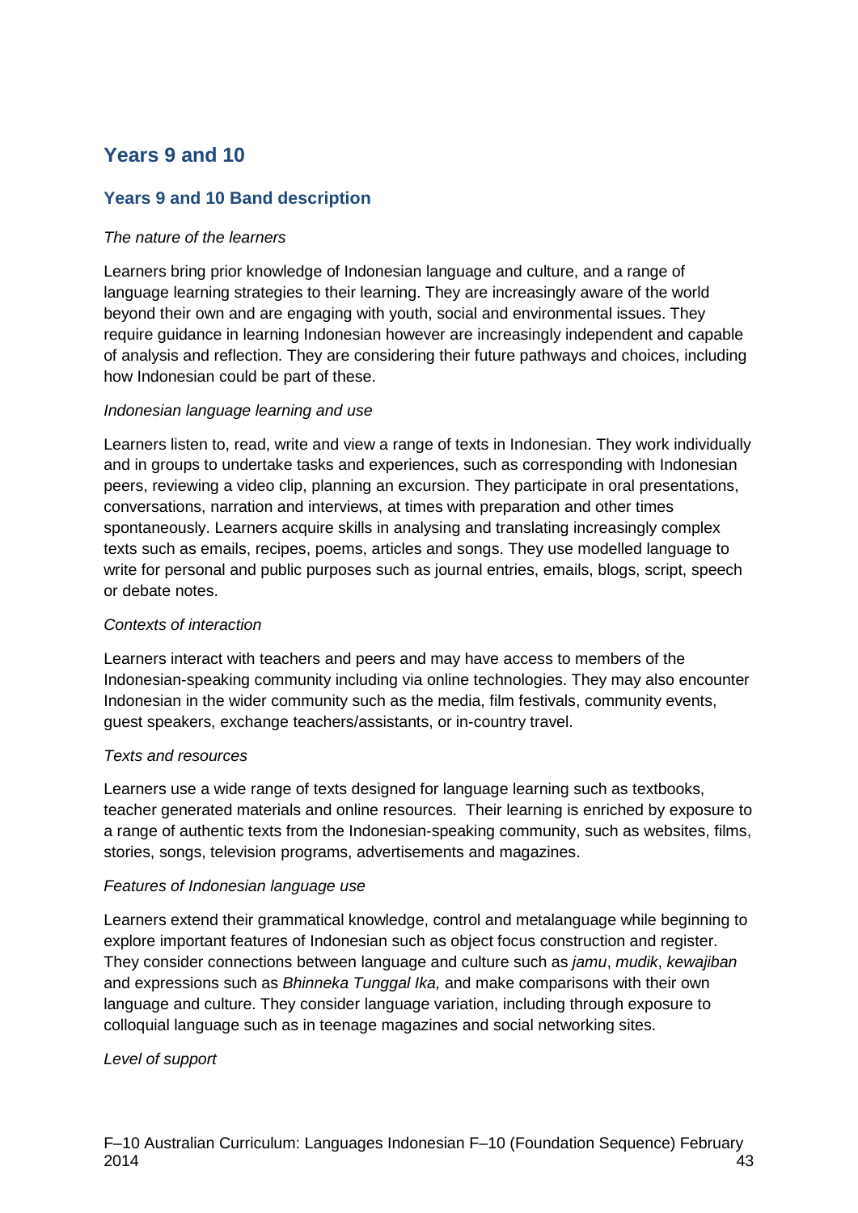## Years 9 and 10

### Years 9 and 10 Band description

*The nature of the learners*

Learners bring prior knowledge of Indonesian language and culture, and a range of language learning strategies to their learning. They are increasingly aware of the world beyond their own and are engaging with youth, social and environmental issues. They require guidance in learning Indonesian however are increasingly independent and capable of analysis and reflection. They are considering their future pathways and choices, including how Indonesian could be part of these.

*Indonesian language learning and use*

Learners listen to, read, write and view a range of texts in Indonesian. They work individually and in groups to undertake tasks and experiences, such as corresponding with Indonesian peers, reviewing a video clip, planning an excursion. They participate in oral presentations, conversations, narration and interviews, at times with preparation and other times spontaneously. Learners acquire skills in analysing and translating increasingly complex texts such as emails, recipes, poems, articles and songs. They use modelled language to write for personal and public purposes such as journal entries, emails, blogs, script, speech or debate notes.

*Contexts of interaction*

Learners interact with teachers and peers and may have access to members of the Indonesian-speaking community including via online technologies. They may also encounter Indonesian in the wider community such as the media, film festivals, community events, guest speakers, exchange teachers/assistants, or in-country travel.

*Texts and resources*

Learners use a wide range of texts designed for language learning such as textbooks, teacher generated materials and online resources. Their learning is enriched by exposure to a range of authentic texts from the Indonesian-speaking community, such as websites, films, stories, songs, television programs, advertisements and magazines.

*Features of Indonesian language use*

Learners extend their grammatical knowledge, control and metalanguage while beginning to explore important features of Indonesian such as object focus construction and register. They consider connections between language and culture such as *jamu*, *mudik*, *kewajiban* and expressions such as *Bhinneka Tunggal Ika,* and make comparisons with their own language and culture. They consider language variation, including through exposure to colloquial language such as in teenage magazines and social networking sites.

*Level of support*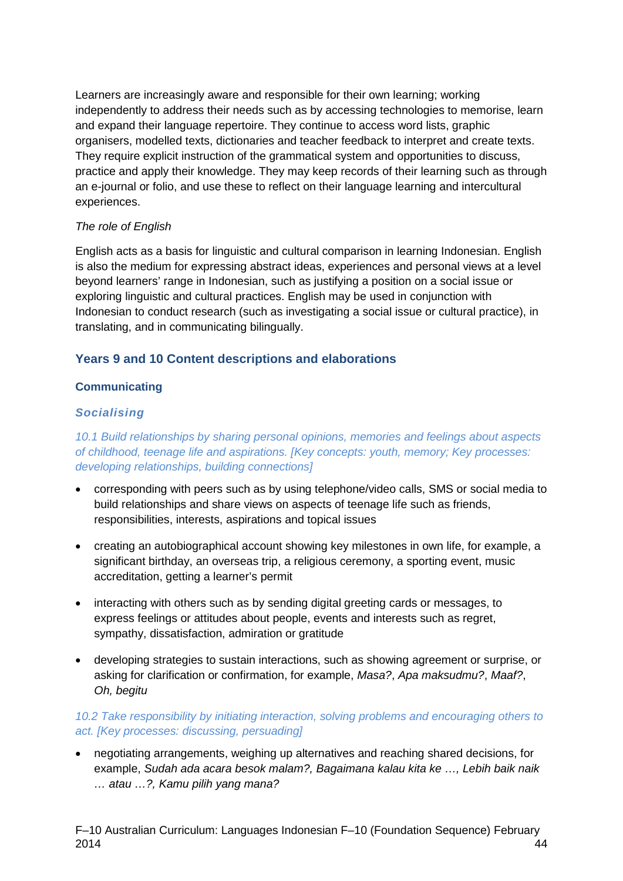Learners are increasingly aware and responsible for their own learning; working independently to address their needs such as by accessing technologies to memorise, learn and expand their language repertoire. They continue to access word lists, graphic organisers, modelled texts, dictionaries and teacher feedback to interpret and create texts. They require explicit instruction of the grammatical system and opportunities to discuss, practice and apply their knowledge. They may keep records of their learning such as through an e-journal or folio, and use these to reflect on their language learning and intercultural experiences.

*The role of English*

English acts as a basis for linguistic and cultural comparison in learning Indonesian. English is also the medium for expressing abstract ideas, experiences and personal views at a level beyond learners' range in Indonesian, such as justifying a position on a social issue or exploring linguistic and cultural practices. English may be used in conjunction with Indonesian to conduct research (such as investigating a social issue or cultural practice), in translating, and in communicating bilingually.

## Years 9 and 10 Content descriptions and elaborations

### Communicating

#### *Socialising*

*10.1 Build relationships by sharing personal opinions, memories and feelings about aspects of childhood, teenage life and aspirations. [Key concepts: youth, memory; Key processes: developing relationships, building connections]*

- corresponding with peers such as by using telephone/video calls, SMS or social media to build relationships and share views on aspects of teenage life such as friends, responsibilities, interests, aspirations and topical issues
- creating an autobiographical account showing key milestones in own life, for example, a significant birthday, an overseas trip, a religious ceremony, a sporting event, music accreditation, getting a learner's permit
- interacting with others such as by sending digital greeting cards or messages, to express feelings or attitudes about people, events and interests such as regret, sympathy, dissatisfaction, admiration or gratitude
- developing strategies to sustain interactions, such as showing agreement or surprise, or asking for clarification or confirmation, for example, *Masa?*, *Apa maksudmu?*, *Maaf?*, *Oh, begitu*

*10.2 Take responsibility by initiating interaction, solving problems and encouraging others to act. [Key processes: discussing, persuading]*

- negotiating arrangements, weighing up alternatives and reaching shared decisions, for example, *Sudah ada acara besok malam?, Bagaimana kalau kita ke …, Lebih baik naik … atau …?, Kamu pilih yang mana?*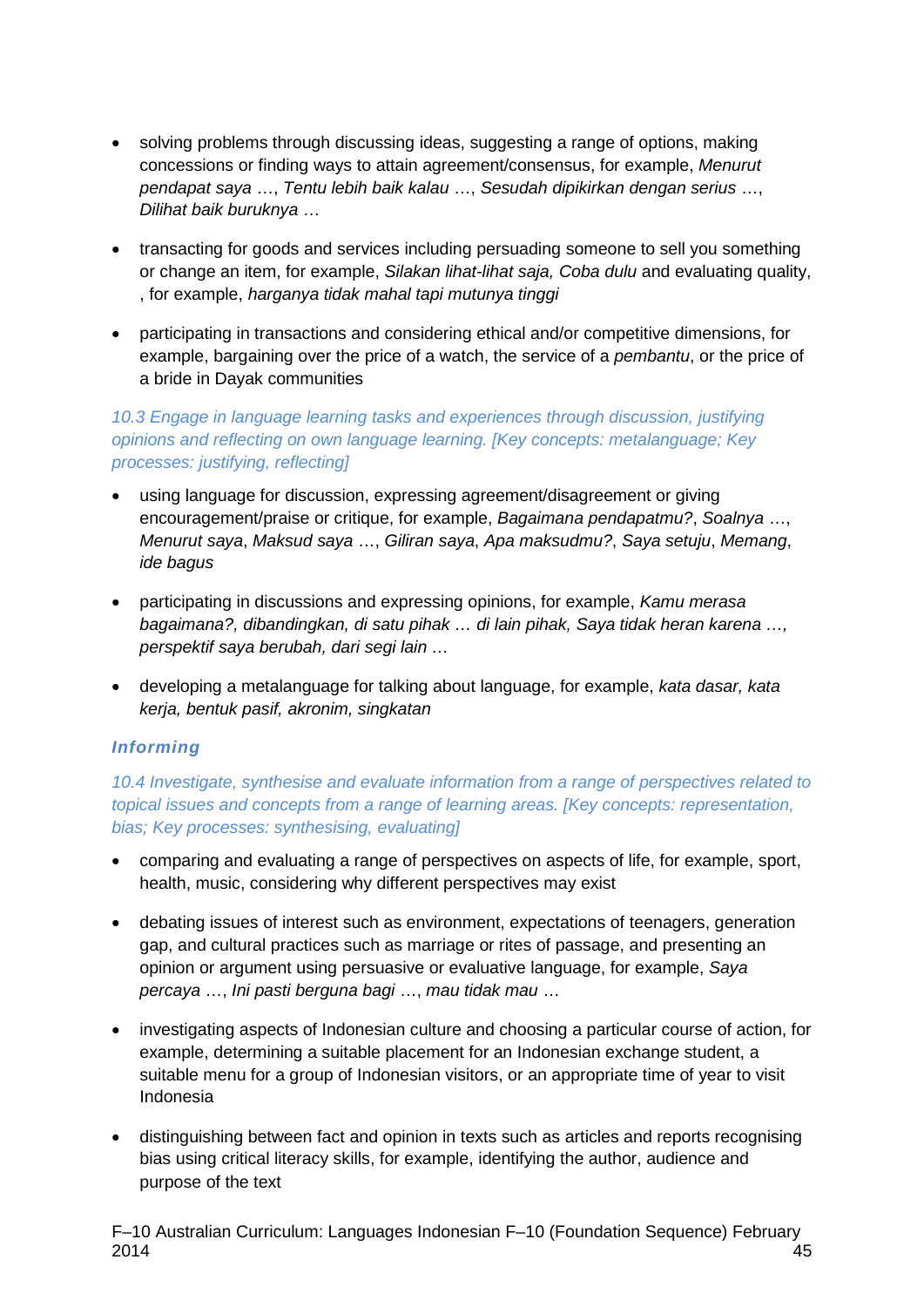- solving problems through discussing ideas, suggesting a range of options, making concessions or finding ways to attain agreement/consensus, for example, *Menurut pendapat saya* …, *Tentu lebih baik kalau* …, *Sesudah dipikirkan dengan serius* …, *Dilihat baik buruknya* …

- transacting for goods and services including persuading someone to sell you something or change an item, for example, *Silakan lihat-lihat saja, Coba dulu* and evaluating quality, , for example, *harganya tidak mahal tapi mutunya tinggi*

- participating in transactions and considering ethical and/or competitive dimensions, for example, bargaining over the price of a watch, the service of a *pembantu*, or the price of a bride in Dayak communities

*10.3 Engage in language learning tasks and experiences through discussion, justifying opinions and reflecting on own language learning. [Key concepts: metalanguage; Key processes: justifying, reflecting]*

- using language for discussion, expressing agreement/disagreement or giving encouragement/praise or critique, for example, *Bagaimana pendapatmu?*, *Soalnya* …, *Menurut saya*, *Maksud saya* …, *Giliran saya*, *Apa maksudmu?*, *Saya setuju*, *Memang*, *ide bagus*

- participating in discussions and expressing opinions, for example, *Kamu merasa bagaimana?, dibandingkan, di satu pihak … di lain pihak, Saya tidak heran karena …, perspektif saya berubah, dari segi lain …*

- developing a metalanguage for talking about language, for example, *kata dasar, kata kerja, bentuk pasif, akronim, singkatan*

### *Informing*

*10.4 Investigate, synthesise and evaluate information from a range of perspectives related to topical issues and concepts from a range of learning areas. [Key concepts: representation, bias; Key processes: synthesising, evaluating]*

- comparing and evaluating a range of perspectives on aspects of life, for example, sport, health, music, considering why different perspectives may exist

- debating issues of interest such as environment, expectations of teenagers, generation gap, and cultural practices such as marriage or rites of passage, and presenting an opinion or argument using persuasive or evaluative language, for example, *Saya percaya* …, *Ini pasti berguna bagi* …, *mau tidak mau* …

- investigating aspects of Indonesian culture and choosing a particular course of action, for example, determining a suitable placement for an Indonesian exchange student, a suitable menu for a group of Indonesian visitors, or an appropriate time of year to visit Indonesia

- distinguishing between fact and opinion in texts such as articles and reports recognising bias using critical literacy skills, for example, identifying the author, audience and purpose of the text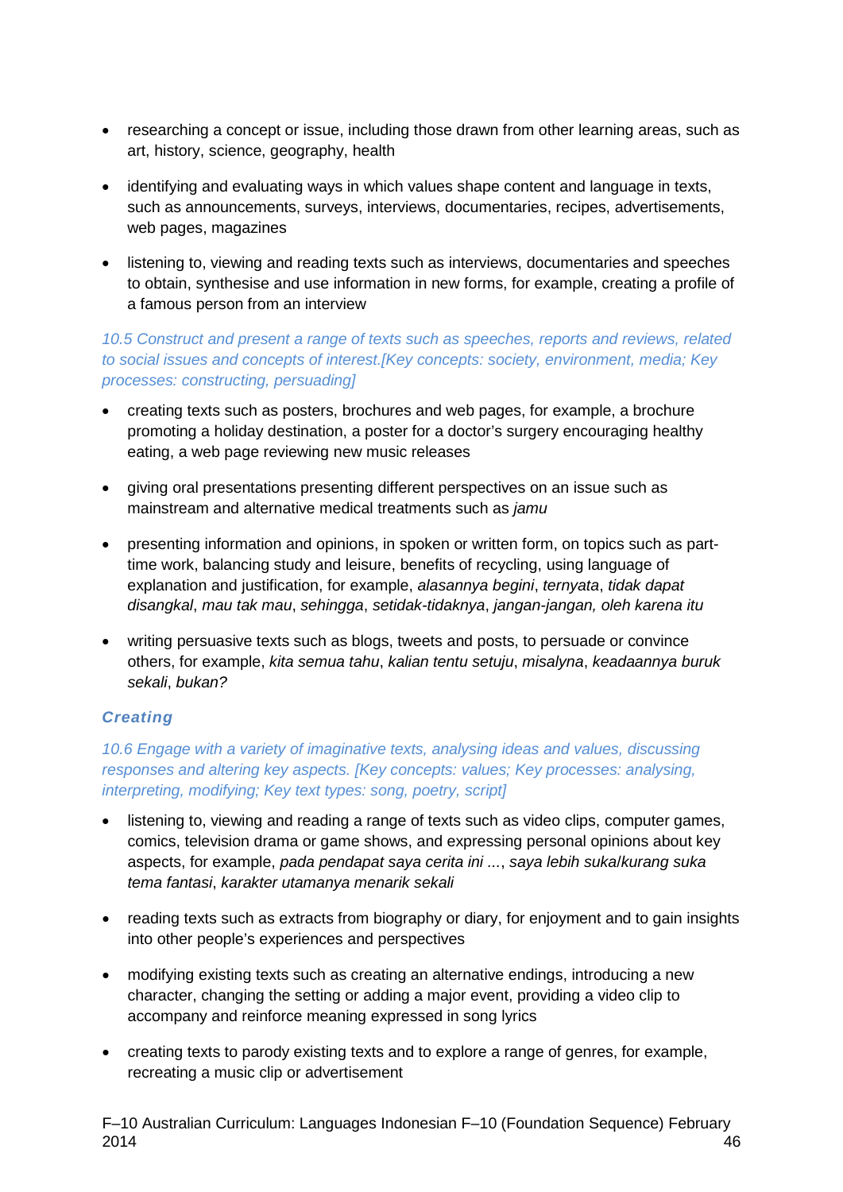- researching a concept or issue, including those drawn from other learning areas, such as art, history, science, geography, health
- identifying and evaluating ways in which values shape content and language in texts, such as announcements, surveys, interviews, documentaries, recipes, advertisements, web pages, magazines
- listening to, viewing and reading texts such as interviews, documentaries and speeches to obtain, synthesise and use information in new forms, for example, creating a profile of a famous person from an interview

*10.5 Construct and present a range of texts such as speeches, reports and reviews, related to social issues and concepts of interest.[Key concepts: society, environment, media; Key processes: constructing, persuading]*

- creating texts such as posters, brochures and web pages, for example, a brochure promoting a holiday destination, a poster for a doctor's surgery encouraging healthy eating, a web page reviewing new music releases
- giving oral presentations presenting different perspectives on an issue such as mainstream and alternative medical treatments such as *jamu*
- presenting information and opinions, in spoken or written form, on topics such as part-time work, balancing study and leisure, benefits of recycling, using language of explanation and justification, for example, *alasannya begini*, *ternyata*, *tidak dapat disangkal*, *mau tak mau*, *sehingga*, *setidak-tidaknya*, *jangan-jangan, oleh karena itu*
- writing persuasive texts such as blogs, tweets and posts, to persuade or convince others, for example, *kita semua tahu*, *kalian tentu setuju*, *misalyna*, *keadaannya buruk sekali*, *bukan?*

### Creating

*10.6 Engage with a variety of imaginative texts, analysing ideas and values, discussing responses and altering key aspects. [Key concepts: values; Key processes: analysing, interpreting, modifying; Key text types: song, poetry, script]*

- listening to, viewing and reading a range of texts such as video clips, computer games, comics, television drama or game shows, and expressing personal opinions about key aspects, for example, *pada pendapat saya cerita ini ...*, *saya lebih suka/kurang suka tema fantasi*, *karakter utamanya menarik sekali*
- reading texts such as extracts from biography or diary, for enjoyment and to gain insights into other people's experiences and perspectives
- modifying existing texts such as creating an alternative endings, introducing a new character, changing the setting or adding a major event, providing a video clip to accompany and reinforce meaning expressed in song lyrics
- creating texts to parody existing texts and to explore a range of genres, for example, recreating a music clip or advertisement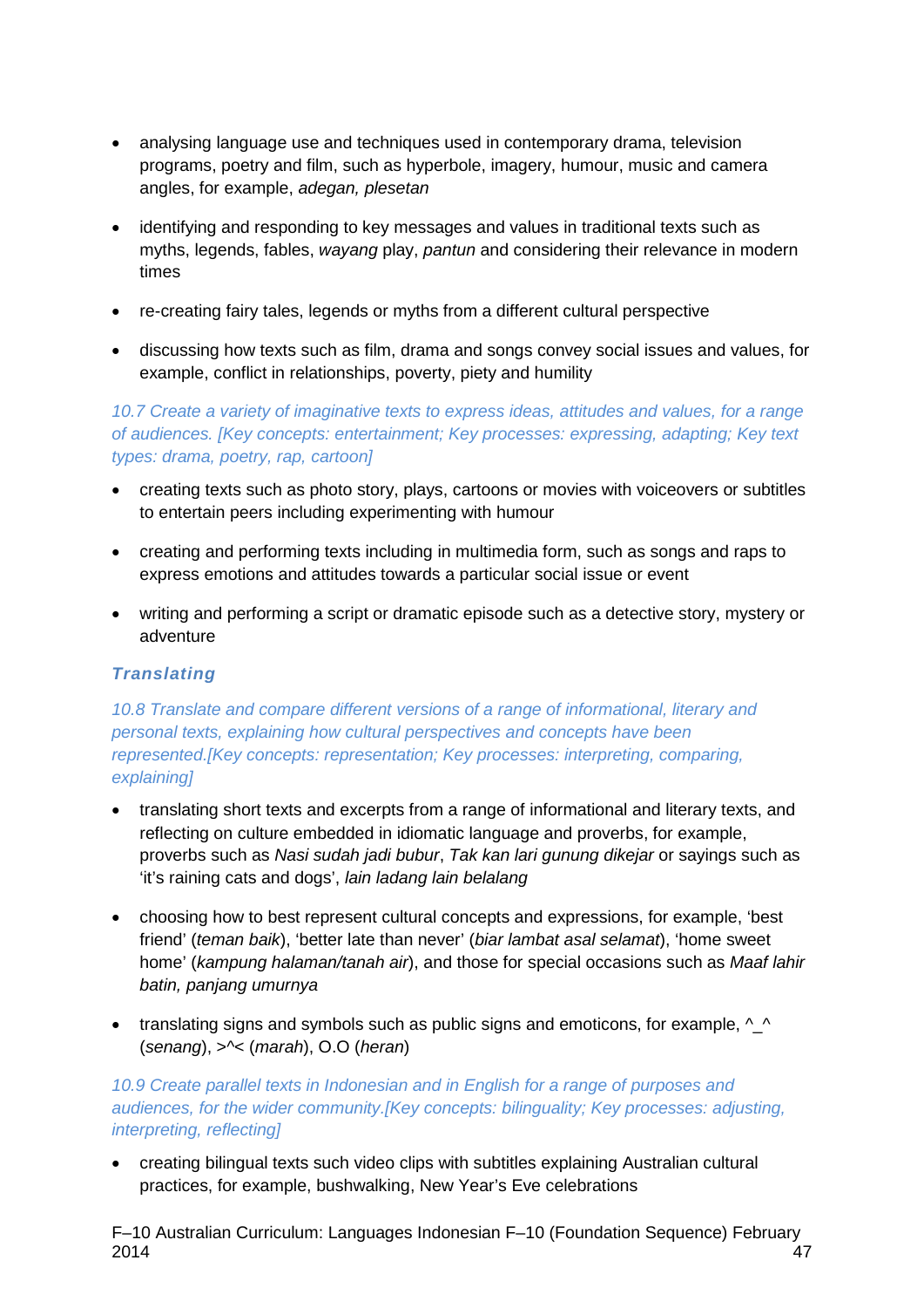- analysing language use and techniques used in contemporary drama, television programs, poetry and film, such as hyperbole, imagery, humour, music and camera angles, for example, *adegan, plesetan*
- identifying and responding to key messages and values in traditional texts such as myths, legends, fables, *wayang* play, *pantun* and considering their relevance in modern times
- re-creating fairy tales, legends or myths from a different cultural perspective
- discussing how texts such as film, drama and songs convey social issues and values, for example, conflict in relationships, poverty, piety and humility

*10.7 Create a variety of imaginative texts to express ideas, attitudes and values, for a range of audiences. [Key concepts: entertainment; Key processes: expressing, adapting; Key text types: drama, poetry, rap, cartoon]*

- creating texts such as photo story, plays, cartoons or movies with voiceovers or subtitles to entertain peers including experimenting with humour
- creating and performing texts including in multimedia form, such as songs and raps to express emotions and attitudes towards a particular social issue or event
- writing and performing a script or dramatic episode such as a detective story, mystery or adventure

### *Translating*

*10.8 Translate and compare different versions of a range of informational, literary and personal texts, explaining how cultural perspectives and concepts have been represented.[Key concepts: representation; Key processes: interpreting, comparing, explaining]*

- translating short texts and excerpts from a range of informational and literary texts, and reflecting on culture embedded in idiomatic language and proverbs, for example, proverbs such as *Nasi sudah jadi bubur*, *Tak kan lari gunung dikejar* or sayings such as 'it's raining cats and dogs', *lain ladang lain belalang*
- choosing how to best represent cultural concepts and expressions, for example, 'best friend' (*teman baik*), 'better late than never' (*biar lambat asal selamat*), 'home sweet home' (*kampung halaman/tanah air*), and those for special occasions such as *Maaf lahir batin, panjang umurnya*
- translating signs and symbols such as public signs and emoticons, for example, ^_^ (*senang*), >^< (*marah*), O.O (*heran*)

*10.9 Create parallel texts in Indonesian and in English for a range of purposes and audiences, for the wider community.[Key concepts: bilinguality; Key processes: adjusting, interpreting, reflecting]*

- creating bilingual texts such video clips with subtitles explaining Australian cultural practices, for example, bushwalking, New Year's Eve celebrations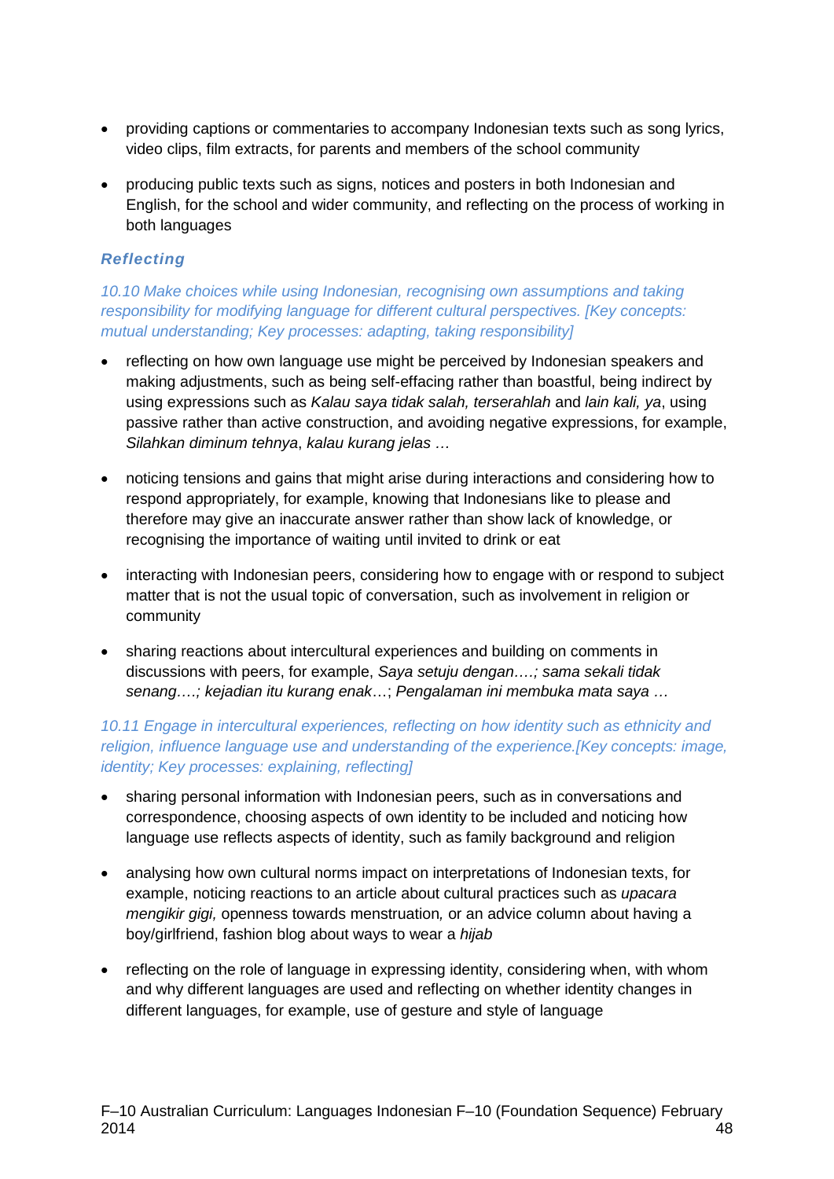- providing captions or commentaries to accompany Indonesian texts such as song lyrics, video clips, film extracts, for parents and members of the school community
- producing public texts such as signs, notices and posters in both Indonesian and English, for the school and wider community, and reflecting on the process of working in both languages

### *Reflecting*

*10.10 Make choices while using Indonesian, recognising own assumptions and taking responsibility for modifying language for different cultural perspectives. [Key concepts: mutual understanding; Key processes: adapting, taking responsibility]*

- reflecting on how own language use might be perceived by Indonesian speakers and making adjustments, such as being self-effacing rather than boastful, being indirect by using expressions such as *Kalau saya tidak salah, terserahlah* and *lain kali, ya*, using passive rather than active construction, and avoiding negative expressions, for example, *Silahkan diminum tehnya*, *kalau kurang jelas …*
- noticing tensions and gains that might arise during interactions and considering how to respond appropriately, for example, knowing that Indonesians like to please and therefore may give an inaccurate answer rather than show lack of knowledge, or recognising the importance of waiting until invited to drink or eat
- interacting with Indonesian peers, considering how to engage with or respond to subject matter that is not the usual topic of conversation, such as involvement in religion or community
- sharing reactions about intercultural experiences and building on comments in discussions with peers, for example, *Saya setuju dengan….; sama sekali tidak senang….; kejadian itu kurang enak*…; *Pengalaman ini membuka mata saya …*

*10.11 Engage in intercultural experiences, reflecting on how identity such as ethnicity and religion, influence language use and understanding of the experience.[Key concepts: image, identity; Key processes: explaining, reflecting]*

- sharing personal information with Indonesian peers, such as in conversations and correspondence, choosing aspects of own identity to be included and noticing how language use reflects aspects of identity, such as family background and religion
- analysing how own cultural norms impact on interpretations of Indonesian texts, for example, noticing reactions to an article about cultural practices such as *upacara mengikir gigi,* openness towards menstruation*,* or an advice column about having a boy/girlfriend, fashion blog about ways to wear a *hijab*
- reflecting on the role of language in expressing identity, considering when, with whom and why different languages are used and reflecting on whether identity changes in different languages, for example, use of gesture and style of language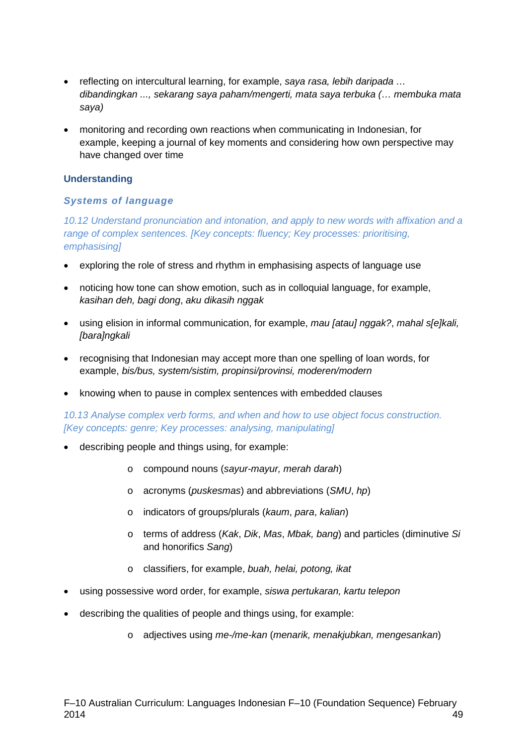- reflecting on intercultural learning, for example, *saya rasa, lebih daripada … dibandingkan ..., sekarang saya paham/mengerti, mata saya terbuka (… membuka mata saya)*
- monitoring and recording own reactions when communicating in Indonesian, for example, keeping a journal of key moments and considering how own perspective may have changed over time

## Understanding

### *Systems of language*

*10.12 Understand pronunciation and intonation, and apply to new words with affixation and a range of complex sentences. [Key concepts: fluency; Key processes: prioritising, emphasising]*

- exploring the role of stress and rhythm in emphasising aspects of language use
- noticing how tone can show emotion, such as in colloquial language, for example, *kasihan deh, bagi dong*, *aku dikasih nggak*
- using elision in informal communication, for example, *mau [atau] nggak?*, *mahal s[e]kali, [bara]ngkali*
- recognising that Indonesian may accept more than one spelling of loan words, for example, *bis/bus, system/sistim, propinsi/provinsi, moderen/modern*
- knowing when to pause in complex sentences with embedded clauses

*10.13 Analyse complex verb forms, and when and how to use object focus construction. [Key concepts: genre; Key processes: analysing, manipulating]*

- describing people and things using, for example:
  - compound nouns (*sayur-mayur, merah darah*)
  - acronyms (*puskesmas*) and abbreviations (*SMU*, *hp*)
  - indicators of groups/plurals (*kaum*, *para*, *kalian*)
  - terms of address (*Kak*, *Dik*, *Mas*, *Mbak, bang*) and particles (diminutive *Si* and honorifics *Sang*)
  - classifiers, for example, *buah, helai, potong, ikat*
- using possessive word order, for example, *siswa pertukaran, kartu telepon*
- describing the qualities of people and things using, for example:
  - adjectives using *me-/me-kan* (*menarik, menakjubkan, mengesankan*)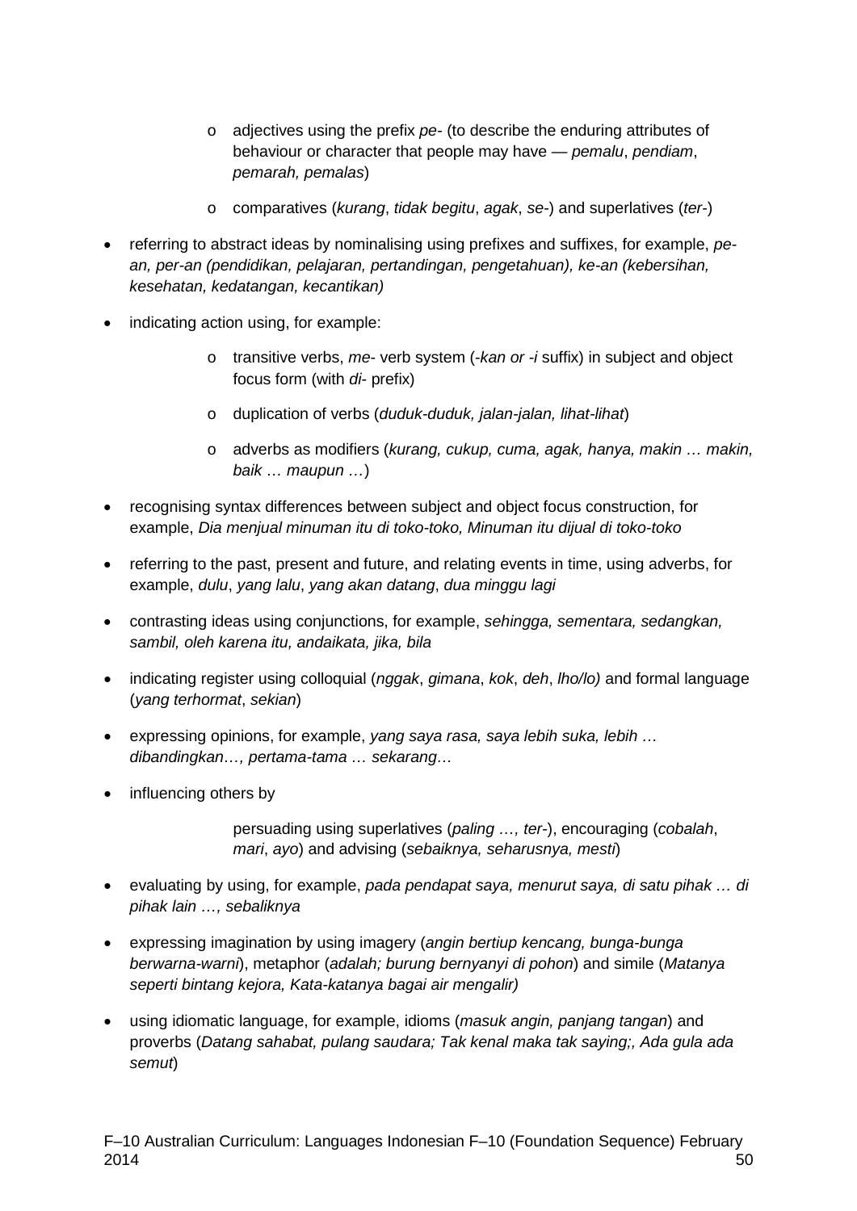- adjectives using the prefix *pe-* (to describe the enduring attributes of behaviour or character that people may have — *pemalu*, *pendiam*, *pemarah, pemalas*)
  - comparatives (*kurang*, *tidak begitu*, *agak*, *se-*) and superlatives (*ter-*)

- referring to abstract ideas by nominalising using prefixes and suffixes, for example, *pe-an, per-an (pendidikan, pelajaran, pertandingan, pengetahuan), ke-an (kebersihan, kesehatan, kedatangan, kecantikan)*
- indicating action using, for example:
  - transitive verbs, *me-* verb system (*-kan or -i* suffix) in subject and object focus form (with *di-* prefix)
  - duplication of verbs (*duduk-duduk, jalan-jalan, lihat-lihat*)
  - adverbs as modifiers (*kurang, cukup, cuma, agak, hanya, makin … makin, baik … maupun …*)
- recognising syntax differences between subject and object focus construction, for example, *Dia menjual minuman itu di toko-toko, Minuman itu dijual di toko-toko*
- referring to the past, present and future, and relating events in time, using adverbs, for example, *dulu*, *yang lalu*, *yang akan datang*, *dua minggu lagi*
- contrasting ideas using conjunctions, for example, *sehingga, sementara, sedangkan, sambil, oleh karena itu, andaikata, jika, bila*
- indicating register using colloquial (*nggak*, *gimana*, *kok*, *deh*, *lho/lo)* and formal language (*yang terhormat*, *sekian*)
- expressing opinions, for example, *yang saya rasa, saya lebih suka, lebih … dibandingkan…, pertama-tama … sekarang…*
- influencing others by

  persuading using superlatives (*paling …, ter-*), encouraging (*cobalah*, *mari*, *ayo*) and advising (*sebaiknya, seharusnya, mesti*)

- evaluating by using, for example, *pada pendapat saya, menurut saya, di satu pihak … di pihak lain …, sebaliknya*
- expressing imagination by using imagery (*angin bertiup kencang, bunga-bunga berwarna-warni*), metaphor (*adalah; burung bernyanyi di pohon*) and simile (*Matanya seperti bintang kejora, Kata-katanya bagai air mengalir)*
- using idiomatic language, for example, idioms (*masuk angin, panjang tangan*) and proverbs (*Datang sahabat, pulang saudara; Tak kenal maka tak saying;, Ada gula ada semut*)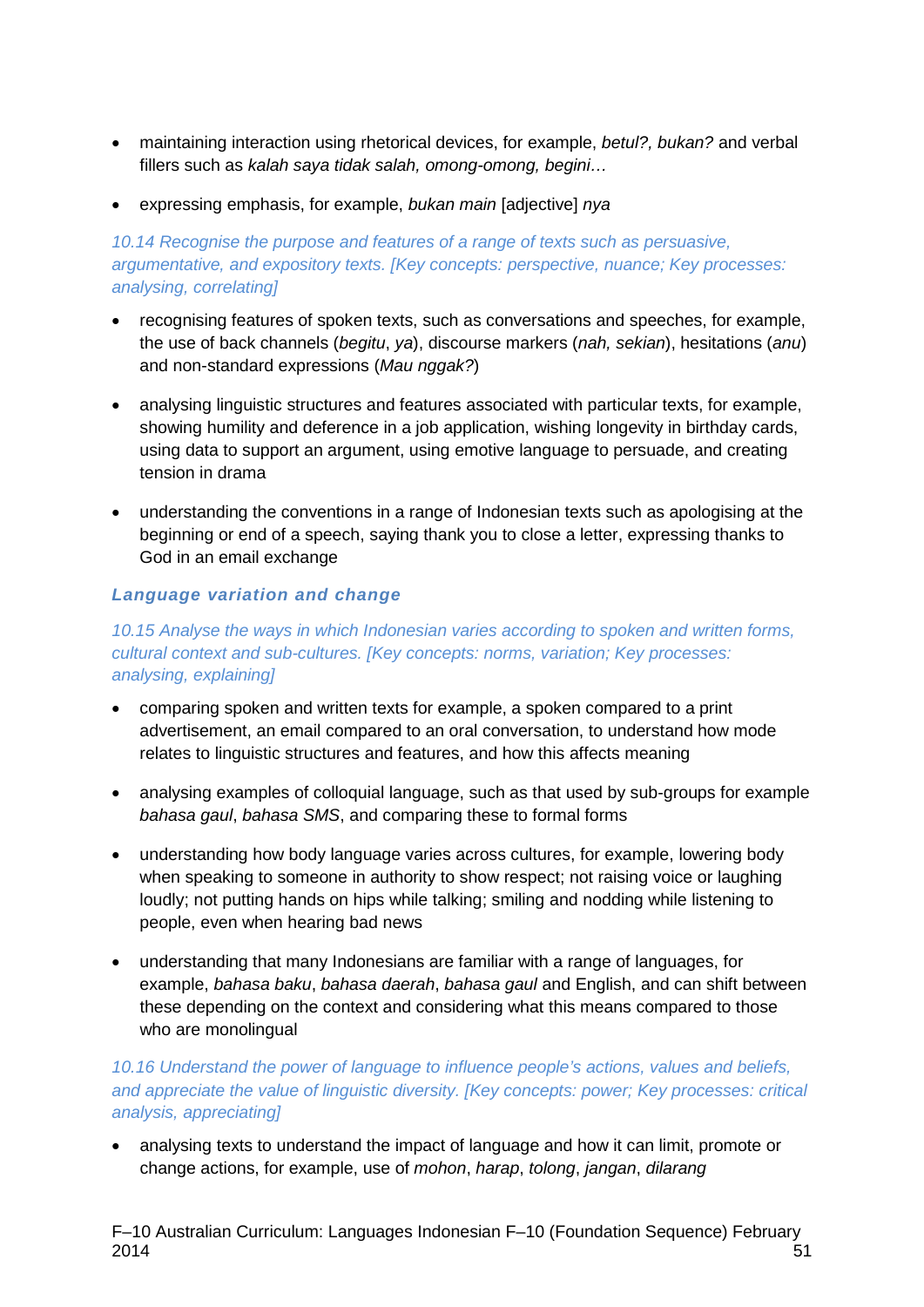- maintaining interaction using rhetorical devices, for example, *betul?, bukan?* and verbal fillers such as *kalah saya tidak salah, omong-omong, begini…*
- expressing emphasis, for example, *bukan main* [adjective] *nya*

*10.14 Recognise the purpose and features of a range of texts such as persuasive, argumentative, and expository texts. [Key concepts: perspective, nuance; Key processes: analysing, correlating]*

- recognising features of spoken texts, such as conversations and speeches, for example, the use of back channels (*begitu*, *ya*), discourse markers (*nah, sekian*), hesitations (*anu*) and non-standard expressions (*Mau nggak?*)
- analysing linguistic structures and features associated with particular texts, for example, showing humility and deference in a job application, wishing longevity in birthday cards, using data to support an argument, using emotive language to persuade, and creating tension in drama
- understanding the conventions in a range of Indonesian texts such as apologising at the beginning or end of a speech, saying thank you to close a letter, expressing thanks to God in an email exchange

### *Language variation and change*

*10.15 Analyse the ways in which Indonesian varies according to spoken and written forms, cultural context and sub-cultures. [Key concepts: norms, variation; Key processes: analysing, explaining]*

- comparing spoken and written texts for example, a spoken compared to a print advertisement, an email compared to an oral conversation, to understand how mode relates to linguistic structures and features, and how this affects meaning
- analysing examples of colloquial language, such as that used by sub-groups for example *bahasa gaul*, *bahasa SMS*, and comparing these to formal forms
- understanding how body language varies across cultures, for example, lowering body when speaking to someone in authority to show respect; not raising voice or laughing loudly; not putting hands on hips while talking; smiling and nodding while listening to people, even when hearing bad news
- understanding that many Indonesians are familiar with a range of languages, for example, *bahasa baku*, *bahasa daerah*, *bahasa gaul* and English, and can shift between these depending on the context and considering what this means compared to those who are monolingual

*10.16 Understand the power of language to influence people's actions, values and beliefs, and appreciate the value of linguistic diversity. [Key concepts: power; Key processes: critical analysis, appreciating]*

- analysing texts to understand the impact of language and how it can limit, promote or change actions, for example, use of *mohon*, *harap*, *tolong*, *jangan*, *dilarang*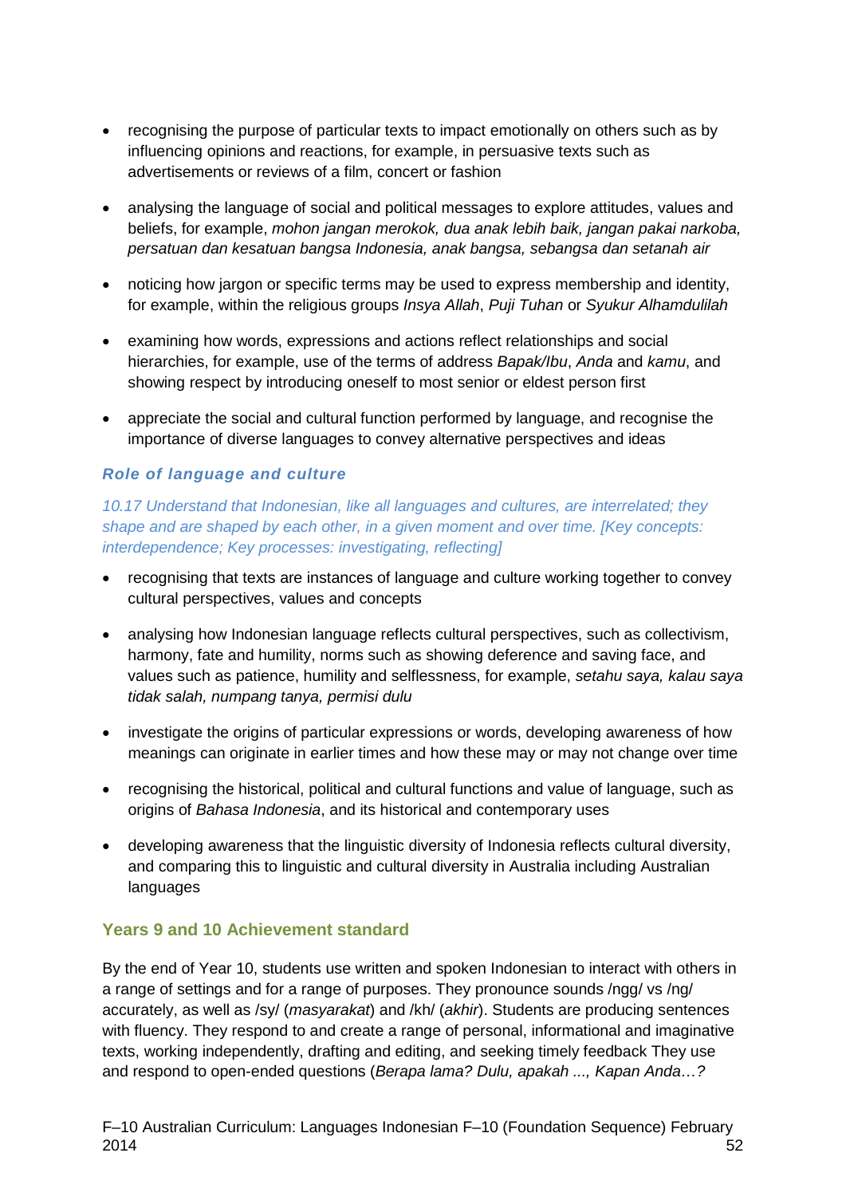- recognising the purpose of particular texts to impact emotionally on others such as by influencing opinions and reactions, for example, in persuasive texts such as advertisements or reviews of a film, concert or fashion

- analysing the language of social and political messages to explore attitudes, values and beliefs, for example, *mohon jangan merokok, dua anak lebih baik, jangan pakai narkoba, persatuan dan kesatuan bangsa Indonesia, anak bangsa, sebangsa dan setanah air*

- noticing how jargon or specific terms may be used to express membership and identity, for example, within the religious groups *Insya Allah*, *Puji Tuhan* or *Syukur Alhamdulilah*

- examining how words, expressions and actions reflect relationships and social hierarchies, for example, use of the terms of address *Bapak/Ibu*, *Anda* and *kamu*, and showing respect by introducing oneself to most senior or eldest person first

- appreciate the social and cultural function performed by language, and recognise the importance of diverse languages to convey alternative perspectives and ideas

### *Role of language and culture*

*10.17 Understand that Indonesian, like all languages and cultures, are interrelated; they shape and are shaped by each other, in a given moment and over time. [Key concepts: interdependence; Key processes: investigating, reflecting]*

- recognising that texts are instances of language and culture working together to convey cultural perspectives, values and concepts

- analysing how Indonesian language reflects cultural perspectives, such as collectivism, harmony, fate and humility, norms such as showing deference and saving face, and values such as patience, humility and selflessness, for example, *setahu saya, kalau saya tidak salah, numpang tanya, permisi dulu*

- investigate the origins of particular expressions or words, developing awareness of how meanings can originate in earlier times and how these may or may not change over time

- recognising the historical, political and cultural functions and value of language, such as origins of *Bahasa Indonesia*, and its historical and contemporary uses

- developing awareness that the linguistic diversity of Indonesia reflects cultural diversity, and comparing this to linguistic and cultural diversity in Australia including Australian languages

## Years 9 and 10 Achievement standard

By the end of Year 10, students use written and spoken Indonesian to interact with others in a range of settings and for a range of purposes. They pronounce sounds /ngg/ vs /ng/ accurately, as well as /sy/ (*masyarakat*) and /kh/ (*akhir*). Students are producing sentences with fluency. They respond to and create a range of personal, informational and imaginative texts, working independently, drafting and editing, and seeking timely feedback They use and respond to open-ended questions (*Berapa lama? Dulu, apakah ..., Kapan Anda…?*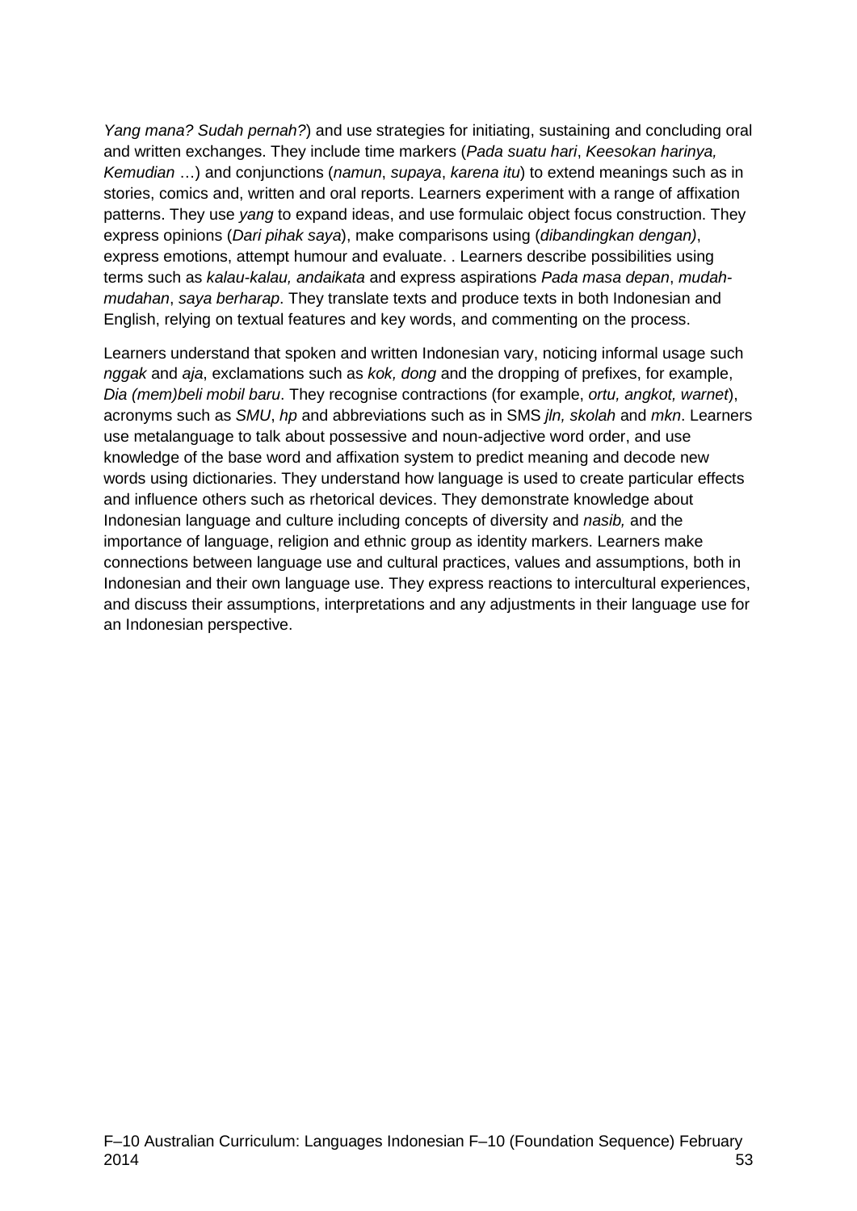*Yang mana? Sudah pernah?*) and use strategies for initiating, sustaining and concluding oral and written exchanges. They include time markers (*Pada suatu hari*, *Keesokan harinya, Kemudian …*) and conjunctions (*namun*, *supaya*, *karena itu*) to extend meanings such as in stories, comics and, written and oral reports. Learners experiment with a range of affixation patterns. They use *yang* to expand ideas, and use formulaic object focus construction. They express opinions (*Dari pihak saya*), make comparisons using (*dibandingkan dengan)*, express emotions, attempt humour and evaluate. . Learners describe possibilities using terms such as *kalau-kalau, andaikata* and express aspirations *Pada masa depan*, *mudah-mudahan*, *saya berharap*. They translate texts and produce texts in both Indonesian and English, relying on textual features and key words, and commenting on the process.

Learners understand that spoken and written Indonesian vary, noticing informal usage such *nggak* and *aja*, exclamations such as *kok, dong* and the dropping of prefixes, for example, *Dia (mem)beli mobil baru*. They recognise contractions (for example, *ortu, angkot, warnet*), acronyms such as *SMU*, *hp* and abbreviations such as in SMS *jln, skolah* and *mkn*. Learners use metalanguage to talk about possessive and noun-adjective word order, and use knowledge of the base word and affixation system to predict meaning and decode new words using dictionaries. They understand how language is used to create particular effects and influence others such as rhetorical devices. They demonstrate knowledge about Indonesian language and culture including concepts of diversity and *nasib,* and the importance of language, religion and ethnic group as identity markers. Learners make connections between language use and cultural practices, values and assumptions, both in Indonesian and their own language use. They express reactions to intercultural experiences, and discuss their assumptions, interpretations and any adjustments in their language use for an Indonesian perspective.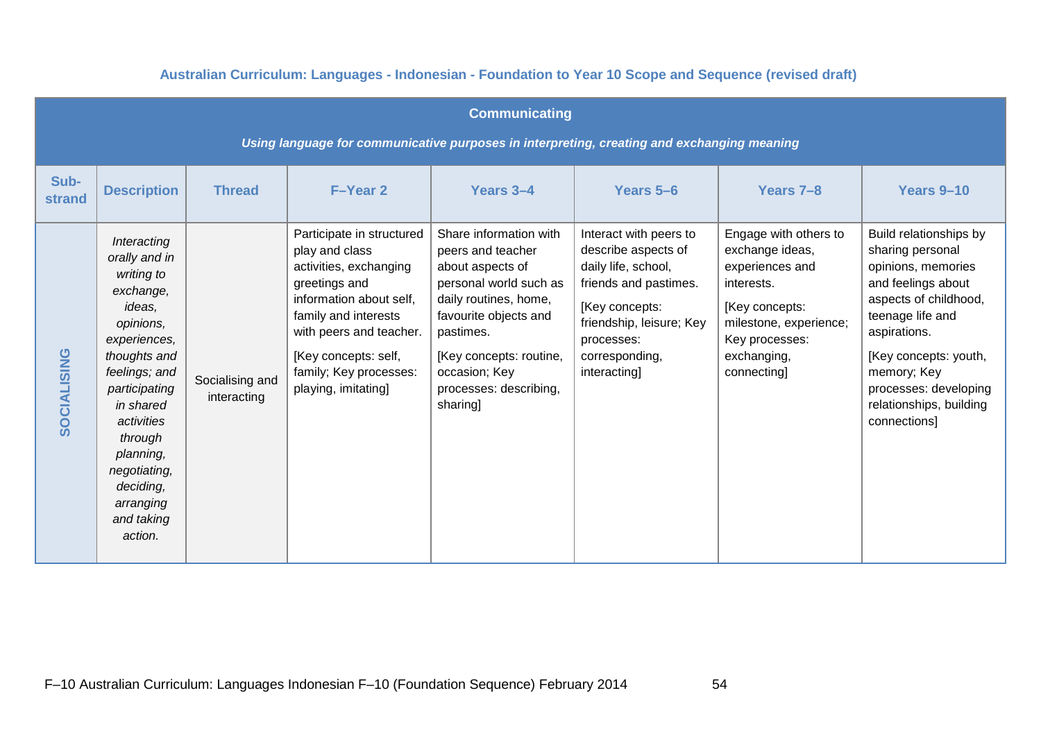**Australian Curriculum: Languages - Indonesian - Foundation to Year 10 Scope and Sequence (revised draft)**

| **Communicating**<br>*Using language for communicative purposes in interpreting, creating and exchanging meaning* | | | | | | | |
|---|---|---|---|---|---|---|---|
| **Sub-strand** | **Description** | **Thread** | **F–Year 2** | **Years 3–4** | **Years 5–6** | **Years 7–8** | **Years 9–10** |
| **SOCIALISING** | *Interacting orally and in writing to exchange, ideas, opinions, experiences, thoughts and feelings; and participating in shared activities through planning, negotiating, deciding, arranging and taking action.* | Socialising and interacting | Participate in structured play and class activities, exchanging greetings and information about self, family and interests with peers and teacher.<br>[Key concepts: self, family; Key processes: playing, imitating] | Share information with peers and teacher about aspects of personal world such as daily routines, home, favourite objects and pastimes.<br>[Key concepts: routine, occasion; Key processes: describing, sharing] | Interact with peers to describe aspects of daily life, school, friends and pastimes.<br>[Key concepts: friendship, leisure; Key processes: corresponding, interacting] | Engage with others to exchange ideas, experiences and interests.<br>[Key concepts: milestone, experience; Key processes: exchanging, connecting] | Build relationships by sharing personal opinions, memories and feelings about aspects of childhood, teenage life and aspirations.<br>[Key concepts: youth, memory; Key processes: developing relationships, building connections] |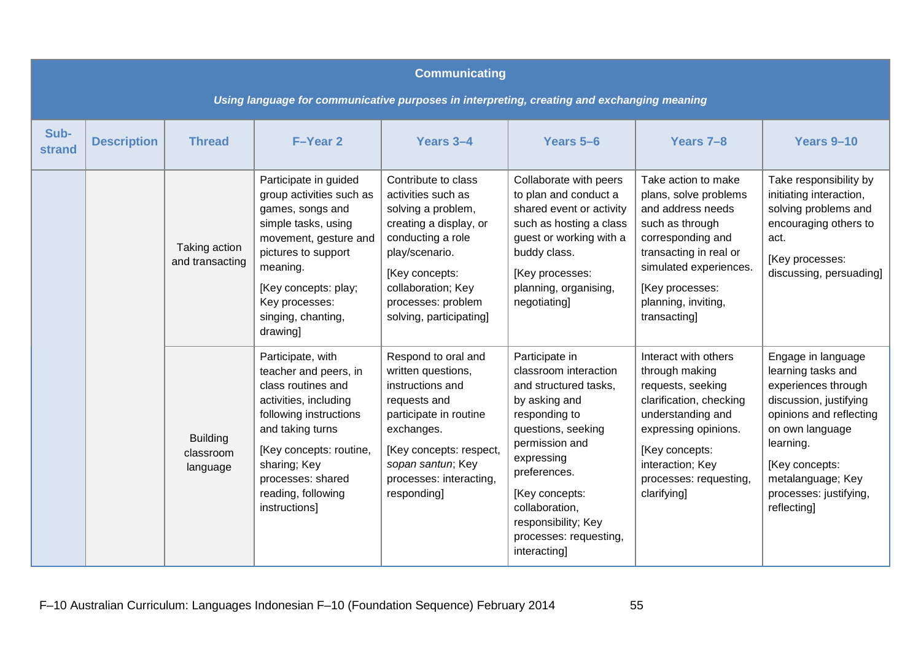| Communicating | | | | | | | |
|---|---|---|---|---|---|---|---|
| *Using language for communicative purposes in interpreting, creating and exchanging meaning* | | | | | | | |
| **Sub-strand** | **Description** | **Thread** | **F–Year 2** | **Years 3–4** | **Years 5–6** | **Years 7–8** | **Years 9–10** |
| | | Taking action and transacting | Participate in guided group activities such as games, songs and simple tasks, using movement, gesture and pictures to support meaning. [Key concepts: play; Key processes: singing, chanting, drawing] | Contribute to class activities such as solving a problem, creating a display, or conducting a role play/scenario. [Key concepts: collaboration; Key processes: problem solving, participating] | Collaborate with peers to plan and conduct a shared event or activity such as hosting a class guest or working with a buddy class. [Key processes: planning, organising, negotiating] | Take action to make plans, solve problems and address needs such as through corresponding and transacting in real or simulated experiences. [Key processes: planning, inviting, transacting] | Take responsibility by initiating interaction, solving problems and encouraging others to act. [Key processes: discussing, persuading] |
| | | Building classroom language | Participate, with teacher and peers, in class routines and activities, including following instructions and taking turns [Key concepts: routine, sharing; Key processes: shared reading, following instructions] | Respond to oral and written questions, instructions and requests and participate in routine exchanges. [Key concepts: respect, *sopan santun*; Key processes: interacting, responding] | Participate in classroom interaction and structured tasks, by asking and responding to questions, seeking permission and expressing preferences. [Key concepts: collaboration, responsibility; Key processes: requesting, interacting] | Interact with others through making requests, seeking clarification, checking understanding and expressing opinions. [Key concepts: interaction; Key processes: requesting, clarifying] | Engage in language learning tasks and experiences through discussion, justifying opinions and reflecting on own language learning. [Key concepts: metalanguage; Key processes: justifying, reflecting] |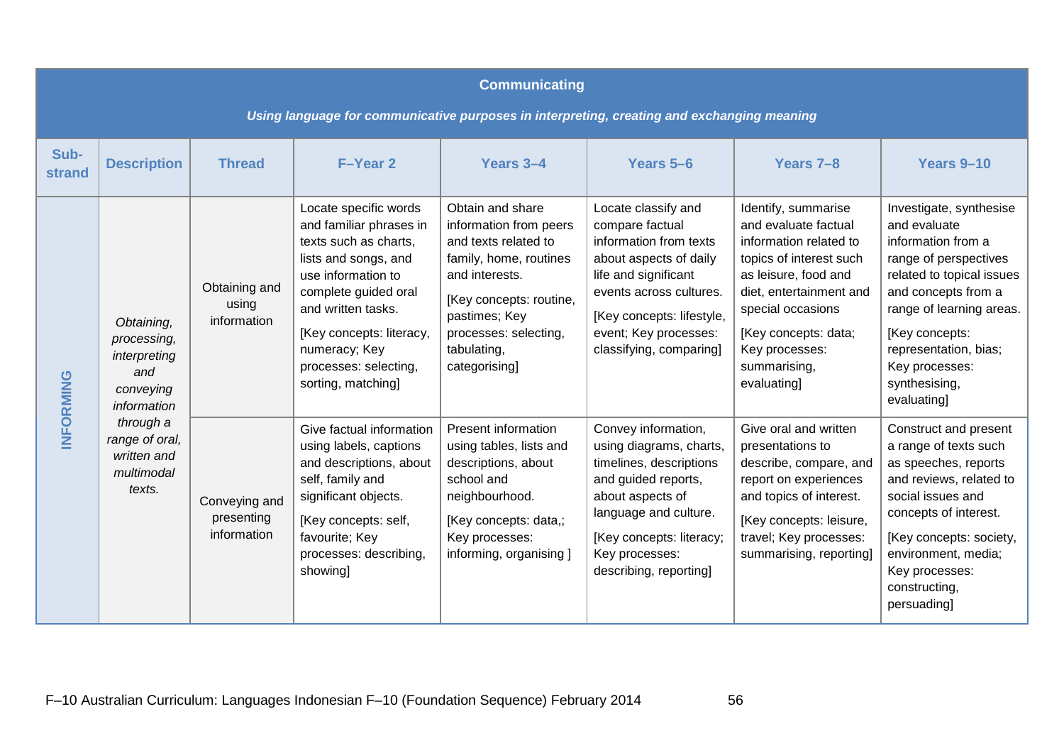| Communicating | | | | | | | |
|---|---|---|---|---|---|---|---|
| *Using language for communicative purposes in interpreting, creating and exchanging meaning* | | | | | | | |
| **Sub-strand** | **Description** | **Thread** | **F–Year 2** | **Years 3–4** | **Years 5–6** | **Years 7–8** | **Years 9–10** |
| **INFORMING** | *Obtaining, processing, interpreting and conveying information through a range of oral, written and multimodal texts.* | Obtaining and using information | Locate specific words and familiar phrases in texts such as charts, lists and songs, and use information to complete guided oral and written tasks. [Key concepts: literacy, numeracy; Key processes: selecting, sorting, matching] | Obtain and share information from peers and texts related to family, home, routines and interests. [Key concepts: routine, pastimes; Key processes: selecting, tabulating, categorising] | Locate classify and compare factual information from texts about aspects of daily life and significant events across cultures. [Key concepts: lifestyle, event; Key processes: classifying, comparing] | Identify, summarise and evaluate factual information related to topics of interest such as leisure, food and diet, entertainment and special occasions [Key concepts: data; Key processes: summarising, evaluating] | Investigate, synthesise and evaluate information from a range of perspectives related to topical issues and concepts from a range of learning areas. [Key concepts: representation, bias; Key processes: synthesising, evaluating] |
| | | Conveying and presenting information | Give factual information using labels, captions and descriptions, about self, family and significant objects. [Key concepts: self, favourite; Key processes: describing, showing] | Present information using tables, lists and descriptions, about school and neighbourhood. [Key concepts: data,; Key processes: informing, organising ] | Convey information, using diagrams, charts, timelines, descriptions and guided reports, about aspects of language and culture. [Key concepts: literacy; Key processes: describing, reporting] | Give oral and written presentations to describe, compare, and report on experiences and topics of interest. [Key concepts: leisure, travel; Key processes: summarising, reporting] | Construct and present a range of texts such as speeches, reports and reviews, related to social issues and concepts of interest. [Key concepts: society, environment, media; Key processes: constructing, persuading] |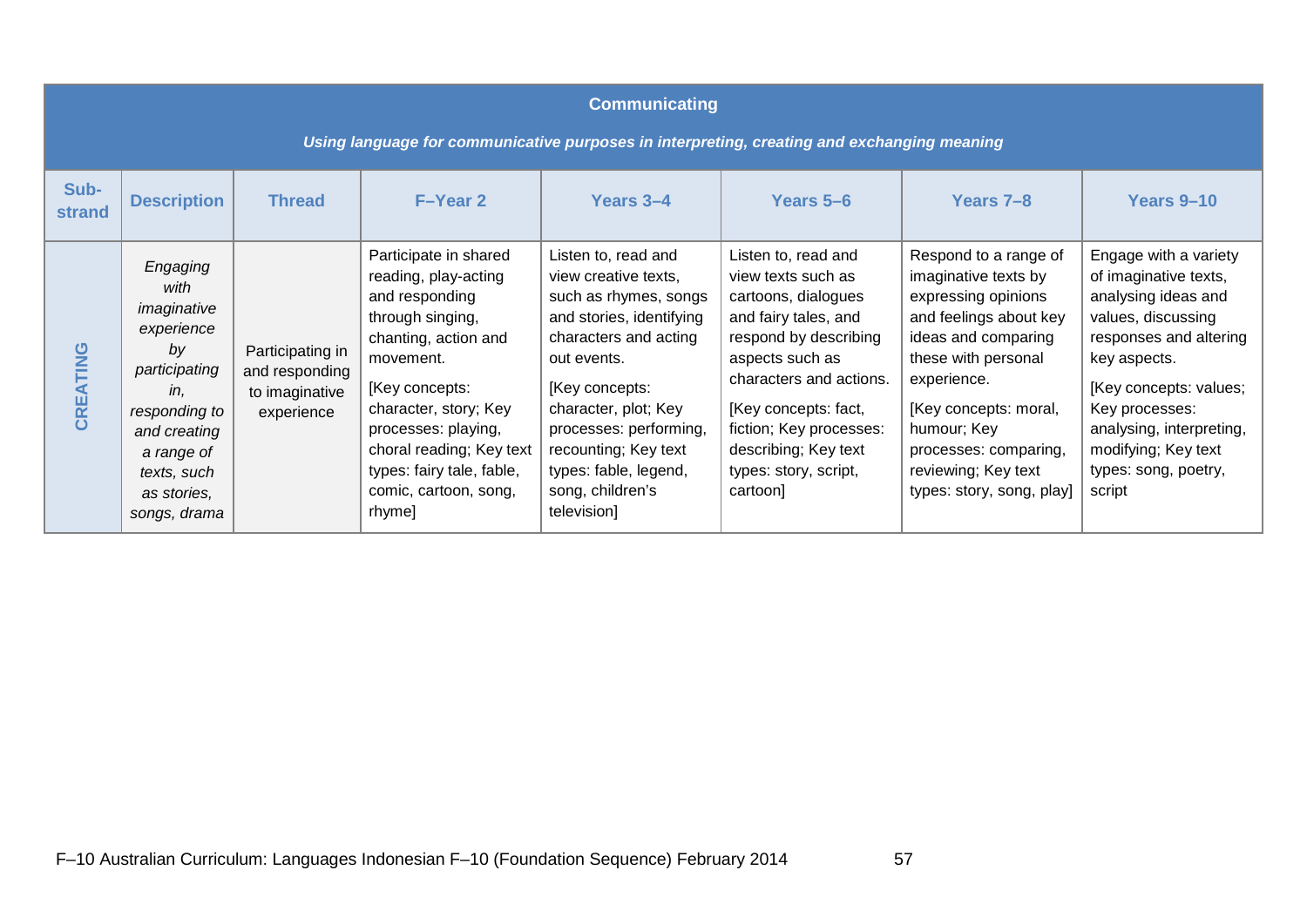| Communicating<br>*Using language for communicative purposes in interpreting, creating and exchanging meaning* | | | | | | | |
|---|---|---|---|---|---|---|---|
| **Sub-strand** | **Description** | **Thread** | **F–Year 2** | **Years 3–4** | **Years 5–6** | **Years 7–8** | **Years 9–10** |
| CREATING | *Engaging with imaginative experience by participating in, responding to and creating a range of texts, such as stories, songs, drama* | Participating in and responding to imaginative experience | Participate in shared reading, play-acting and responding through singing, chanting, action and movement.<br>[Key concepts: character, story; Key processes: playing, choral reading; Key text types: fairy tale, fable, comic, cartoon, song, rhyme] | Listen to, read and view creative texts, such as rhymes, songs and stories, identifying characters and acting out events.<br>[Key concepts: character, plot; Key processes: performing, recounting; Key text types: fable, legend, song, children's television] | Listen to, read and view texts such as cartoons, dialogues and fairy tales, and respond by describing aspects such as characters and actions.<br>[Key concepts: fact, fiction; Key processes: describing; Key text types: story, script, cartoon] | Respond to a range of imaginative texts by expressing opinions and feelings about key ideas and comparing these with personal experience.<br>[Key concepts: moral, humour; Key processes: comparing, reviewing; Key text types: story, song, play] | Engage with a variety of imaginative texts, analysing ideas and values, discussing responses and altering key aspects.<br>[Key concepts: values; Key processes: analysing, interpreting, modifying; Key text types: song, poetry, script |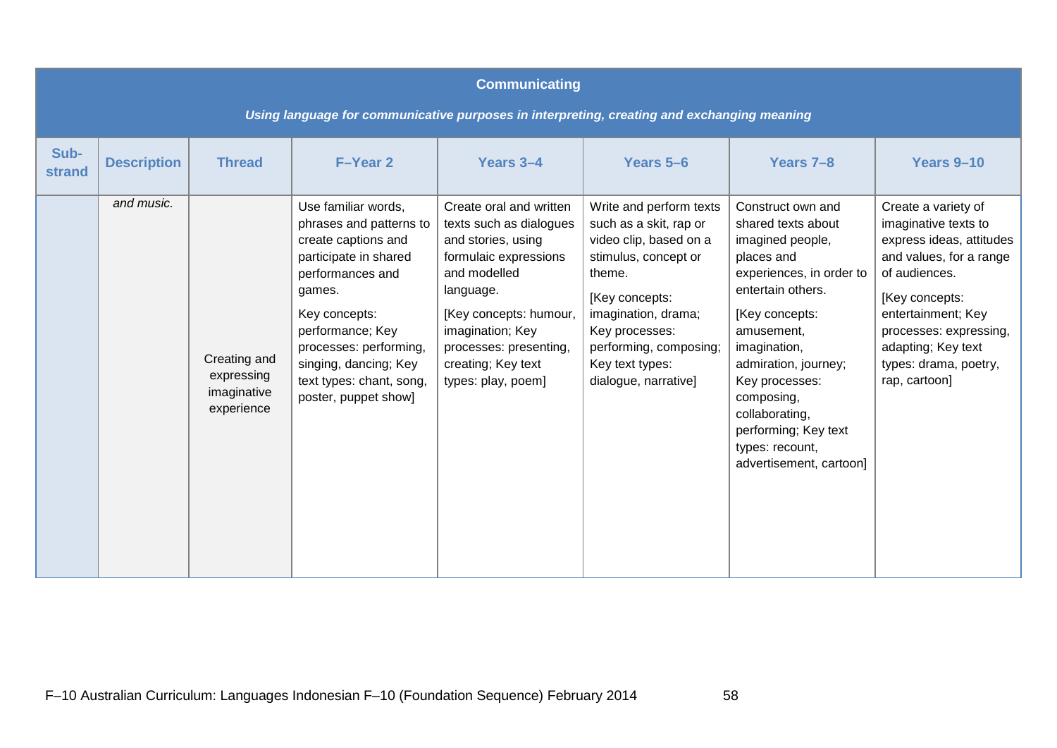| Communicating | | | | | | | |
|---|---|---|---|---|---|---|---|
| *Using language for communicative purposes in interpreting, creating and exchanging meaning* | | | | | | | |
| **Sub-strand** | **Description** | **Thread** | **F–Year 2** | **Years 3–4** | **Years 5–6** | **Years 7–8** | **Years 9–10** |
| | *and music.* | Creating and expressing imaginative experience | Use familiar words, phrases and patterns to create captions and participate in shared performances and games. Key concepts: performance; Key processes: performing, singing, dancing; Key text types: chant, song, poster, puppet show] | Create oral and written texts such as dialogues and stories, using formulaic expressions and modelled language. [Key concepts: humour, imagination; Key processes: presenting, creating; Key text types: play, poem] | Write and perform texts such as a skit, rap or video clip, based on a stimulus, concept or theme. [Key concepts: imagination, drama; Key processes: performing, composing; Key text types: dialogue, narrative] | Construct own and shared texts about imagined people, places and experiences, in order to entertain others. [Key concepts: amusement, imagination, admiration, journey; Key processes: composing, collaborating, performing; Key text types: recount, advertisement, cartoon] | Create a variety of imaginative texts to express ideas, attitudes and values, for a range of audiences. [Key concepts: entertainment; Key processes: expressing, adapting; Key text types: drama, poetry, rap, cartoon] |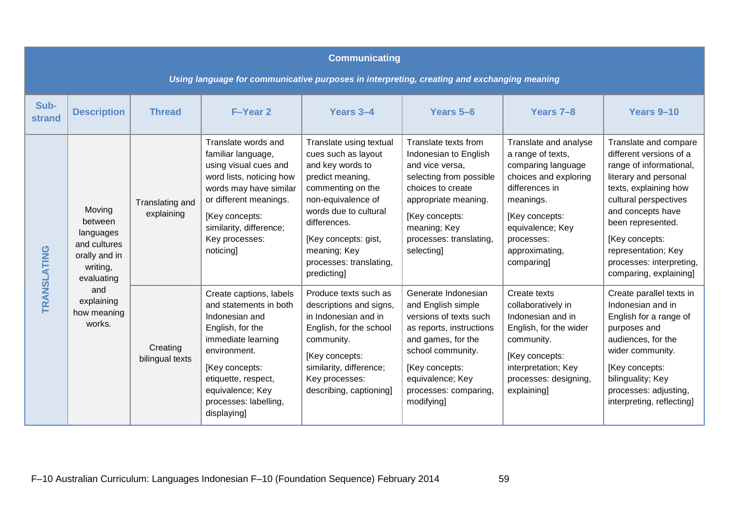| **Communicating**<br>*Using language for communicative purposes in interpreting, creating and exchanging meaning* | | | | | | | |
|---|---|---|---|---|---|---|---|
| **Sub-strand** | **Description** | **Thread** | **F–Year 2** | **Years 3–4** | **Years 5–6** | **Years 7–8** | **Years 9–10** |
| **TRANSLATING** | Moving between languages and cultures orally and in writing, evaluating and explaining how meaning works. | Translating and explaining | Translate words and familiar language, using visual cues and word lists, noticing how words may have similar or different meanings.<br>[Key concepts: similarity, difference; Key processes: noticing] | Translate using textual cues such as layout and key words to predict meaning, commenting on the non-equivalence of words due to cultural differences.<br>[Key concepts: gist, meaning; Key processes: translating, predicting] | Translate texts from Indonesian to English and vice versa, selecting from possible choices to create appropriate meaning.<br>[Key concepts: meaning; Key processes: translating, selecting] | Translate and analyse a range of texts, comparing language choices and exploring differences in meanings.<br>[Key concepts: equivalence; Key processes: approximating, comparing] | Translate and compare different versions of a range of informational, literary and personal texts, explaining how cultural perspectives and concepts have been represented.<br>[Key concepts: representation; Key processes: interpreting, comparing, explaining] |
| | | Creating bilingual texts | Create captions, labels and statements in both Indonesian and English, for the immediate learning environment.<br>[Key concepts: etiquette, respect, equivalence; Key processes: labelling, displaying] | Produce texts such as descriptions and signs, in Indonesian and in English, for the school community.<br>[Key concepts: similarity, difference; Key processes: describing, captioning] | Generate Indonesian and English simple versions of texts such as reports, instructions and games, for the school community.<br>[Key concepts: equivalence; Key processes: comparing, modifying] | Create texts collaboratively in Indonesian and in English, for the wider community.<br>[Key concepts: interpretation; Key processes: designing, explaining] | Create parallel texts in Indonesian and in English for a range of purposes and audiences, for the wider community.<br>[Key concepts: bilinguality; Key processes: adjusting, interpreting, reflecting] |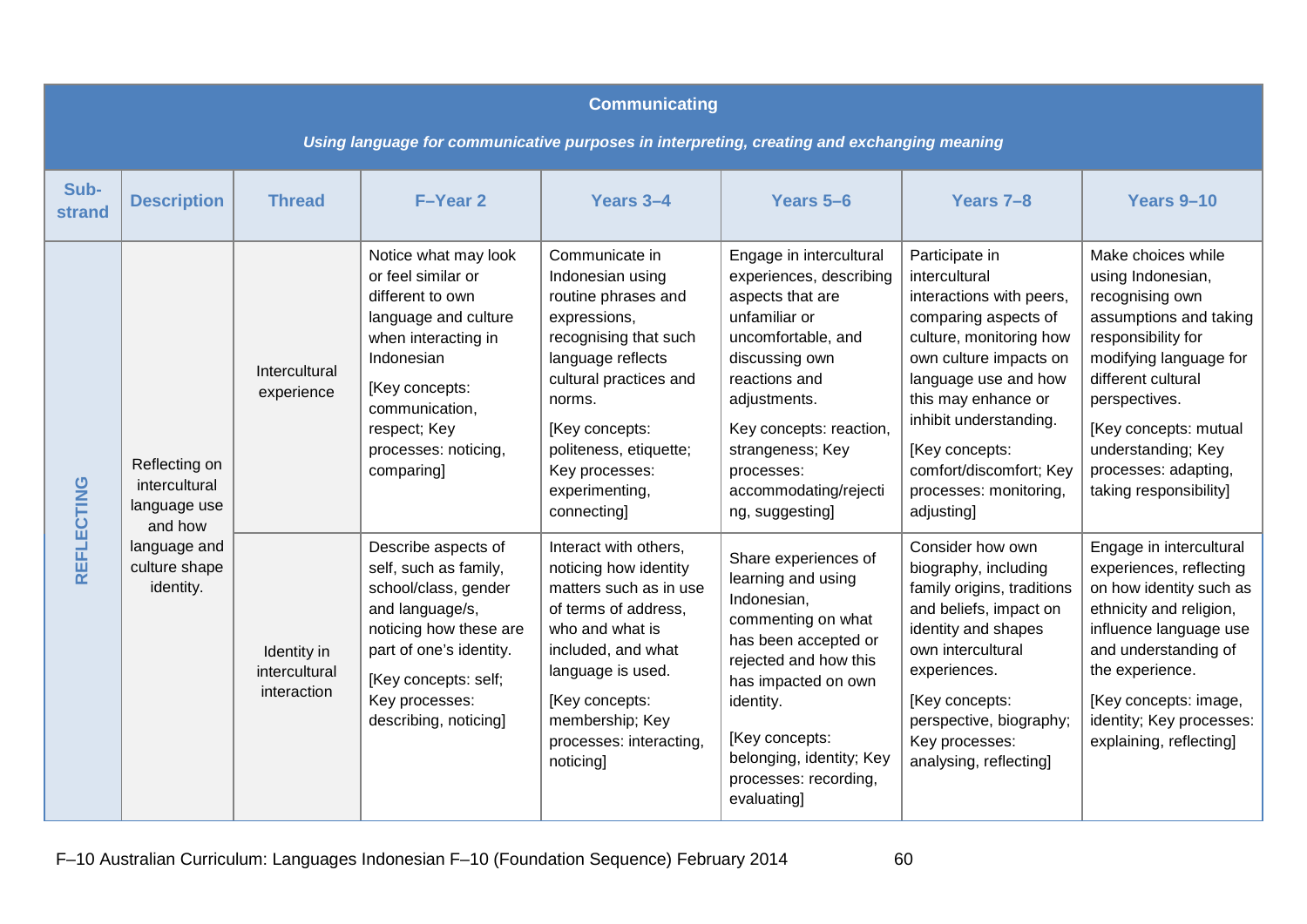| Communicating | | | | | | | |
|---|---|---|---|---|---|---|---|
| ***Using language for communicative purposes in interpreting, creating and exchanging meaning*** | | | | | | | |
| **Sub-strand** | **Description** | **Thread** | **F–Year 2** | **Years 3–4** | **Years 5–6** | **Years 7–8** | **Years 9–10** |
| REFLECTING | Reflecting on intercultural language use and how language and culture shape identity. | Intercultural experience | Notice what may look or feel similar or different to own language and culture when interacting in Indonesian [Key concepts: communication, respect; Key processes: noticing, comparing] | Communicate in Indonesian using routine phrases and expressions, recognising that such language reflects cultural practices and norms. [Key concepts: politeness, etiquette; Key processes: experimenting, connecting] | Engage in intercultural experiences, describing aspects that are unfamiliar or uncomfortable, and discussing own reactions and adjustments. Key concepts: reaction, strangeness; Key processes: accommodating/rejecting, suggesting] | Participate in intercultural interactions with peers, comparing aspects of culture, monitoring how own culture impacts on language use and how this may enhance or inhibit understanding. [Key concepts: comfort/discomfort; Key processes: monitoring, adjusting] | Make choices while using Indonesian, recognising own assumptions and taking responsibility for modifying language for different cultural perspectives. [Key concepts: mutual understanding; Key processes: adapting, taking responsibility] |
| | | Identity in intercultural interaction | Describe aspects of self, such as family, school/class, gender and language/s, noticing how these are part of one's identity. [Key concepts: self; Key processes: describing, noticing] | Interact with others, noticing how identity matters such as in use of terms of address, who and what is included, and what language is used. [Key concepts: membership; Key processes: interacting, noticing] | Share experiences of learning and using Indonesian, commenting on what has been accepted or rejected and how this has impacted on own identity. [Key concepts: belonging, identity; Key processes: recording, evaluating] | Consider how own biography, including family origins, traditions and beliefs, impact on identity and shapes own intercultural experiences. [Key concepts: perspective, biography; Key processes: analysing, reflecting] | Engage in intercultural experiences, reflecting on how identity such as ethnicity and religion, influence language use and understanding of the experience. [Key concepts: image, identity; Key processes: explaining, reflecting] |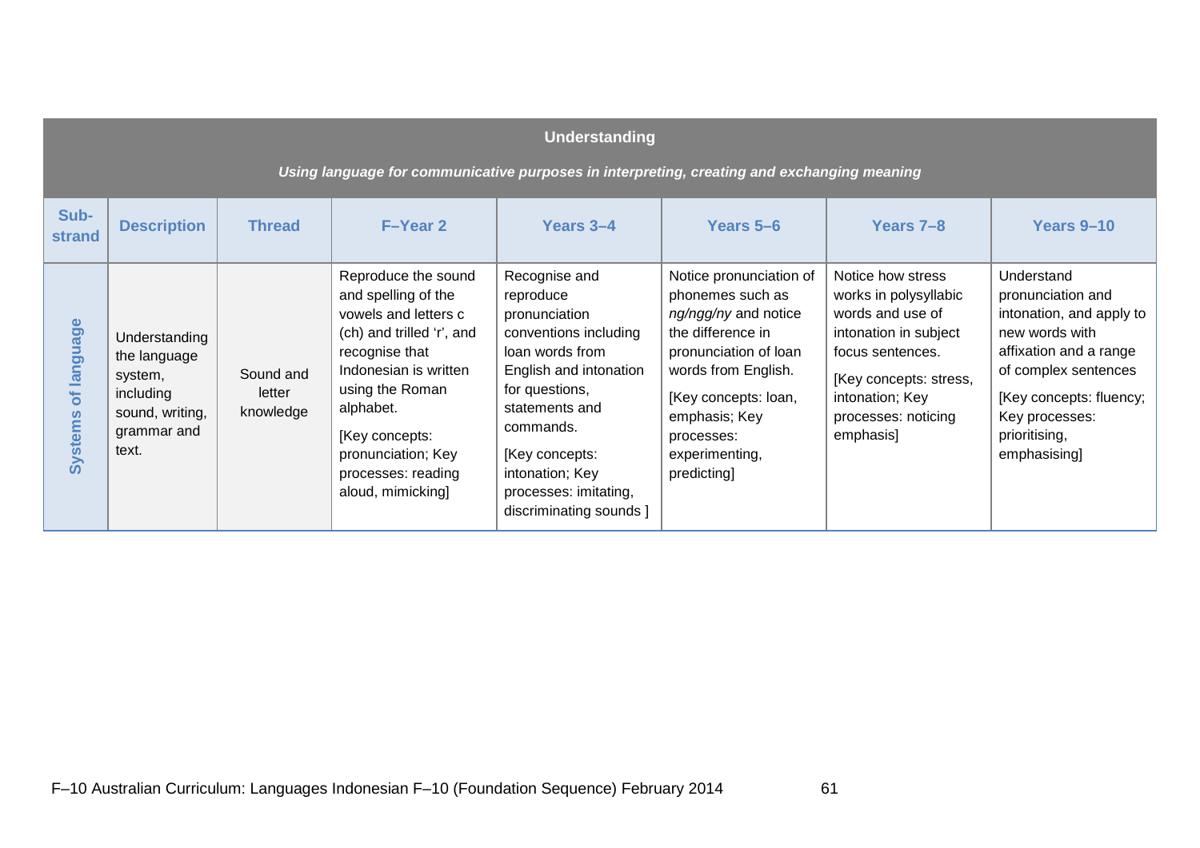| Understanding | | | | | | | |
|---|---|---|---|---|---|---|---|
| *Using language for communicative purposes in interpreting, creating and exchanging meaning* | | | | | | | |
| **Sub-strand** | **Description** | **Thread** | **F–Year 2** | **Years 3–4** | **Years 5–6** | **Years 7–8** | **Years 9–10** |
| **Systems of language** | Understanding the language system, including sound, writing, grammar and text. | Sound and letter knowledge | Reproduce the sound and spelling of the vowels and letters c (ch) and trilled 'r', and recognise that Indonesian is written using the Roman alphabet. [Key concepts: pronunciation; Key processes: reading aloud, mimicking] | Recognise and reproduce pronunciation conventions including loan words from English and intonation for questions, statements and commands. [Key concepts: intonation; Key processes: imitating, discriminating sounds ] | Notice pronunciation of phonemes such as *ng/ngg/ny* and notice the difference in pronunciation of loan words from English. [Key concepts: loan, emphasis; Key processes: experimenting, predicting] | Notice how stress works in polysyllabic words and use of intonation in subject focus sentences. [Key concepts: stress, intonation; Key processes: noticing emphasis] | Understand pronunciation and intonation, and apply to new words with affixation and a range of complex sentences [Key concepts: fluency; Key processes: prioritising, emphasising] |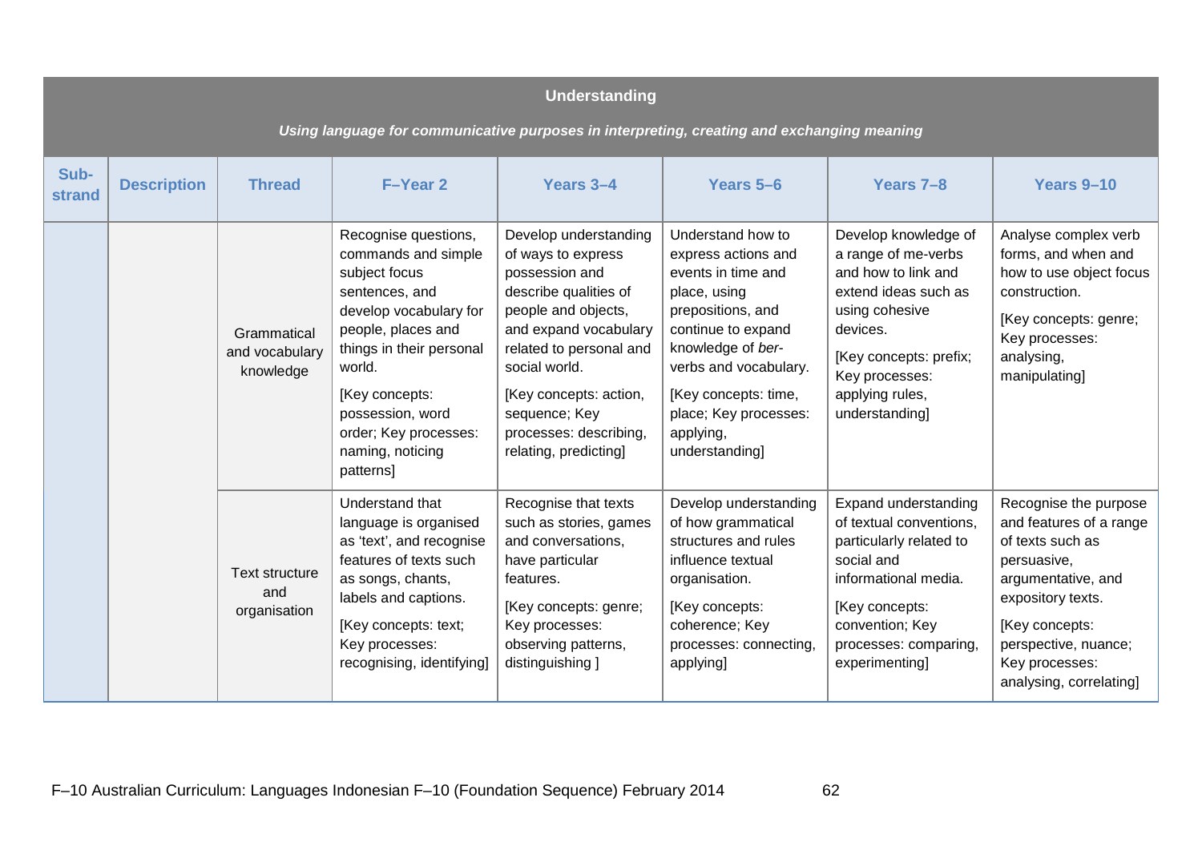| Understanding | | | | | | | |
|---|---|---|---|---|---|---|---|
| *Using language for communicative purposes in interpreting, creating and exchanging meaning* | | | | | | | |
| **Sub-strand** | **Description** | **Thread** | **F–Year 2** | **Years 3–4** | **Years 5–6** | **Years 7–8** | **Years 9–10** |
| | | Grammatical and vocabulary knowledge | Recognise questions, commands and simple subject focus sentences, and develop vocabulary for people, places and things in their personal world. [Key concepts: possession, word order; Key processes: naming, noticing patterns] | Develop understanding of ways to express possession and describe qualities of people and objects, and expand vocabulary related to personal and social world. [Key concepts: action, sequence; Key processes: describing, relating, predicting] | Understand how to express actions and events in time and place, using prepositions, and continue to expand knowledge of *ber*-verbs and vocabulary. [Key concepts: time, place; Key processes: applying, understanding] | Develop knowledge of a range of me-verbs and how to link and extend ideas such as using cohesive devices. [Key concepts: prefix; Key processes: applying rules, understanding] | Analyse complex verb forms, and when and how to use object focus construction. [Key concepts: genre; Key processes: analysing, manipulating] |
| | | Text structure and organisation | Understand that language is organised as 'text', and recognise features of texts such as songs, chants, labels and captions. [Key concepts: text; Key processes: recognising, identifying] | Recognise that texts such as stories, games and conversations, have particular features. [Key concepts: genre; Key processes: observing patterns, distinguishing ] | Develop understanding of how grammatical structures and rules influence textual organisation. [Key concepts: coherence; Key processes: connecting, applying] | Expand understanding of textual conventions, particularly related to social and informational media. [Key concepts: convention; Key processes: comparing, experimenting] | Recognise the purpose and features of a range of texts such as persuasive, argumentative, and expository texts. [Key concepts: perspective, nuance; Key processes: analysing, correlating] |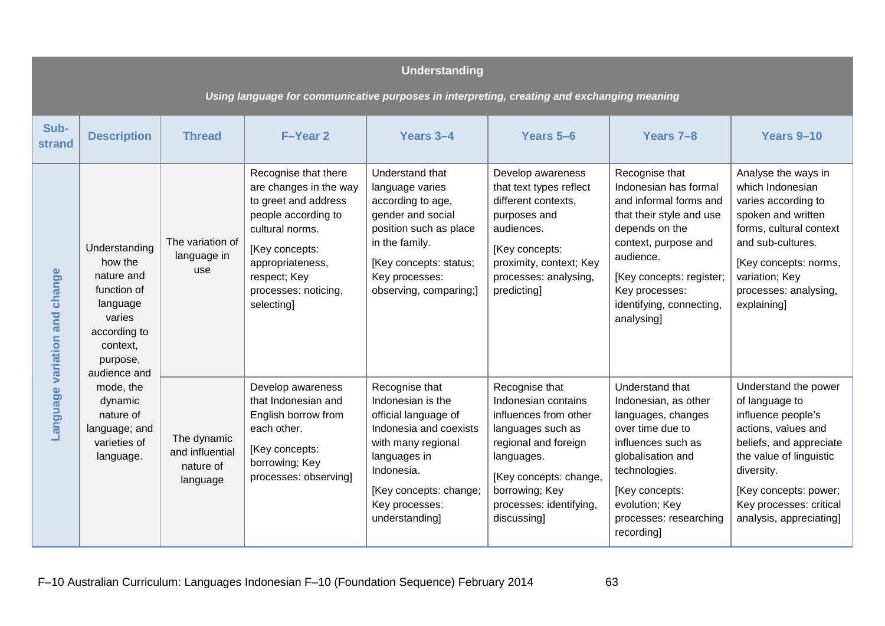| Understanding<br>*Using language for communicative purposes in interpreting, creating and exchanging meaning* | | | | | | | |
|---|---|---|---|---|---|---|---|
| **Sub-strand** | **Description** | **Thread** | **F–Year 2** | **Years 3–4** | **Years 5–6** | **Years 7–8** | **Years 9–10** |
| Language variation and change | Understanding how the nature and function of language varies according to context, purpose, audience and mode, the dynamic nature of language; and varieties of language. | The variation of language in use | Recognise that there are changes in the way to greet and address people according to cultural norms. [Key concepts: appropriateness, respect; Key processes: noticing, selecting] | Understand that language varies according to age, gender and social position such as place in the family. [Key concepts: status; Key processes: observing, comparing;] | Develop awareness that text types reflect different contexts, purposes and audiences. [Key concepts: proximity, context; Key processes: analysing, predicting] | Recognise that Indonesian has formal and informal forms and that their style and use depends on the context, purpose and audience. [Key concepts: register; Key processes: identifying, connecting, analysing] | Analyse the ways in which Indonesian varies according to spoken and written forms, cultural context and sub-cultures. [Key concepts: norms, variation; Key processes: analysing, explaining] |
| | | The dynamic and influential nature of language | Develop awareness that Indonesian and English borrow from each other. [Key concepts: borrowing; Key processes: observing] | Recognise that Indonesian is the official language of Indonesia and coexists with many regional languages in Indonesia. [Key concepts: change; Key processes: understanding] | Recognise that Indonesian contains influences from other languages such as regional and foreign languages. [Key concepts: change, borrowing; Key processes: identifying, discussing] | Understand that Indonesian, as other languages, changes over time due to influences such as globalisation and technologies. [Key concepts: evolution; Key processes: researching recording] | Understand the power of language to influence people's actions, values and beliefs, and appreciate the value of linguistic diversity. [Key concepts: power; Key processes: critical analysis, appreciating] |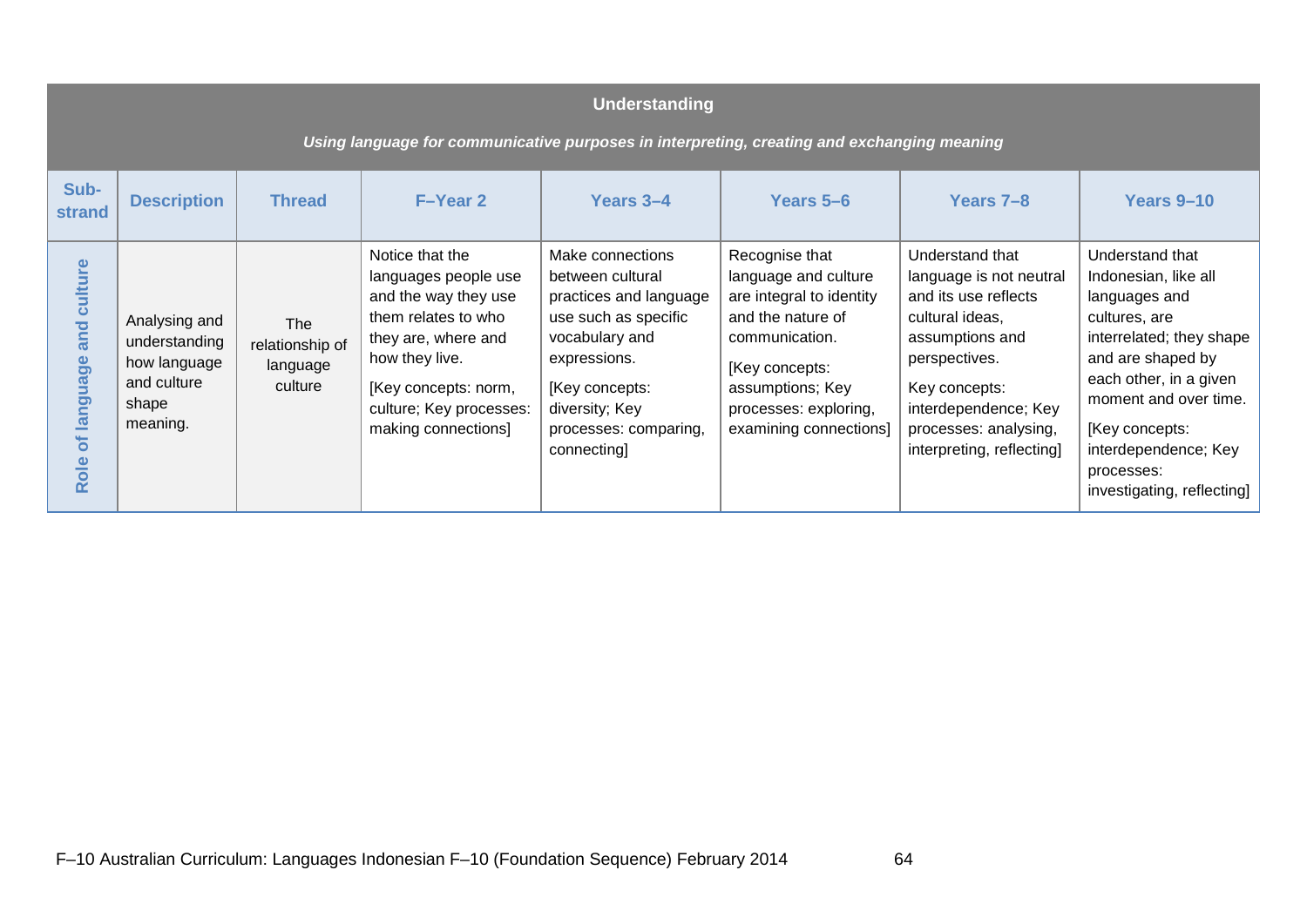| Understanding | | | | | | | |
|---|---|---|---|---|---|---|---|
| *Using language for communicative purposes in interpreting, creating and exchanging meaning* | | | | | | | |
| **Sub-strand** | **Description** | **Thread** | **F–Year 2** | **Years 3–4** | **Years 5–6** | **Years 7–8** | **Years 9–10** |
| **Role of language and culture** | Analysing and understanding how language and culture shape meaning. | The relationship of language culture | Notice that the languages people use and the way they use them relates to who they are, where and how they live. [Key concepts: norm, culture; Key processes: making connections] | Make connections between cultural practices and language use such as specific vocabulary and expressions. [Key concepts: diversity; Key processes: comparing, connecting] | Recognise that language and culture are integral to identity and the nature of communication. [Key concepts: assumptions; Key processes: exploring, examining connections] | Understand that language is not neutral and its use reflects cultural ideas, assumptions and perspectives. Key concepts: interdependence; Key processes: analysing, interpreting, reflecting] | Understand that Indonesian, like all languages and cultures, are interrelated; they shape and are shaped by each other, in a given moment and over time. [Key concepts: interdependence; Key processes: investigating, reflecting] |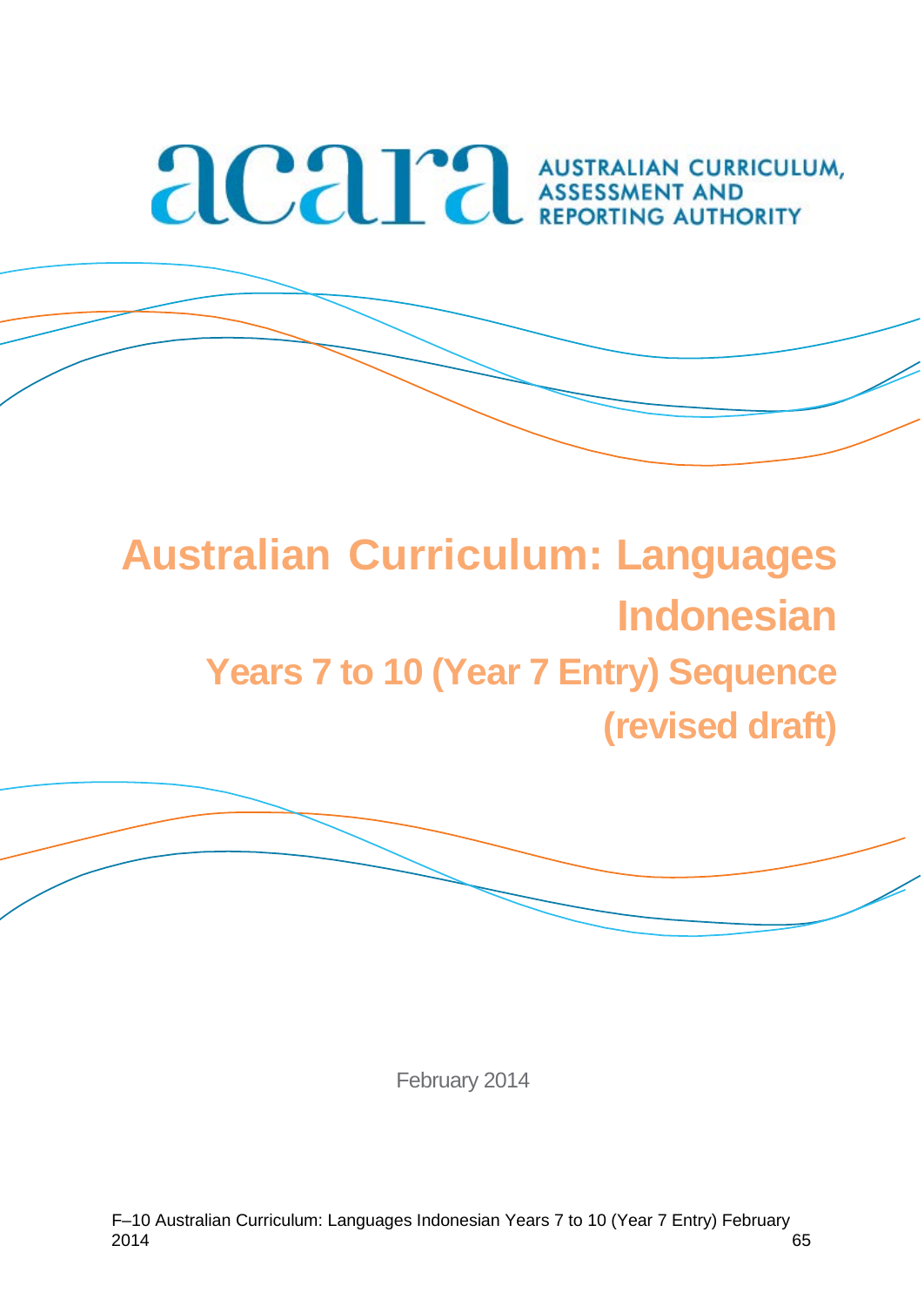AUSTRALIAN CURRICULUM, ASSESSMENT AND REPORTING AUTHORITY

# Australian Curriculum: Languages Indonesian

## Years 7 to 10 (Year 7 Entry) Sequence (revised draft)

February 2014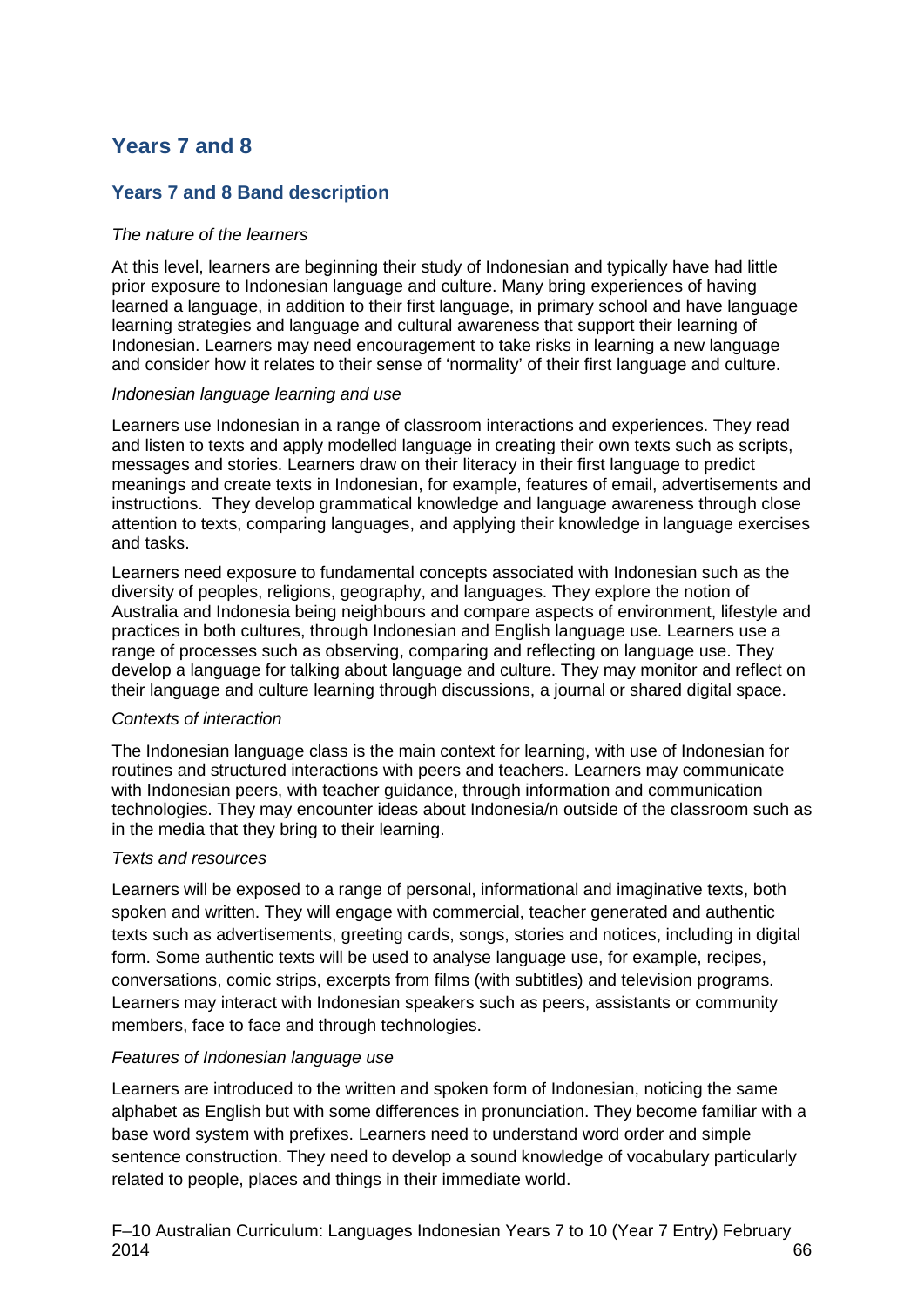# Years 7 and 8

## Years 7 and 8 Band description

*The nature of the learners*

At this level, learners are beginning their study of Indonesian and typically have had little prior exposure to Indonesian language and culture. Many bring experiences of having learned a language, in addition to their first language, in primary school and have language learning strategies and language and cultural awareness that support their learning of Indonesian. Learners may need encouragement to take risks in learning a new language and consider how it relates to their sense of 'normality' of their first language and culture.

*Indonesian language learning and use*

Learners use Indonesian in a range of classroom interactions and experiences. They read and listen to texts and apply modelled language in creating their own texts such as scripts, messages and stories. Learners draw on their literacy in their first language to predict meanings and create texts in Indonesian, for example, features of email, advertisements and instructions. They develop grammatical knowledge and language awareness through close attention to texts, comparing languages, and applying their knowledge in language exercises and tasks.

Learners need exposure to fundamental concepts associated with Indonesian such as the diversity of peoples, religions, geography, and languages. They explore the notion of Australia and Indonesia being neighbours and compare aspects of environment, lifestyle and practices in both cultures, through Indonesian and English language use. Learners use a range of processes such as observing, comparing and reflecting on language use. They develop a language for talking about language and culture. They may monitor and reflect on their language and culture learning through discussions, a journal or shared digital space.

*Contexts of interaction*

The Indonesian language class is the main context for learning, with use of Indonesian for routines and structured interactions with peers and teachers. Learners may communicate with Indonesian peers, with teacher guidance, through information and communication technologies. They may encounter ideas about Indonesia/n outside of the classroom such as in the media that they bring to their learning.

*Texts and resources*

Learners will be exposed to a range of personal, informational and imaginative texts, both spoken and written. They will engage with commercial, teacher generated and authentic texts such as advertisements, greeting cards, songs, stories and notices, including in digital form. Some authentic texts will be used to analyse language use, for example, recipes, conversations, comic strips, excerpts from films (with subtitles) and television programs. Learners may interact with Indonesian speakers such as peers, assistants or community members, face to face and through technologies.

*Features of Indonesian language use*

Learners are introduced to the written and spoken form of Indonesian, noticing the same alphabet as English but with some differences in pronunciation. They become familiar with a base word system with prefixes. Learners need to understand word order and simple sentence construction. They need to develop a sound knowledge of vocabulary particularly related to people, places and things in their immediate world.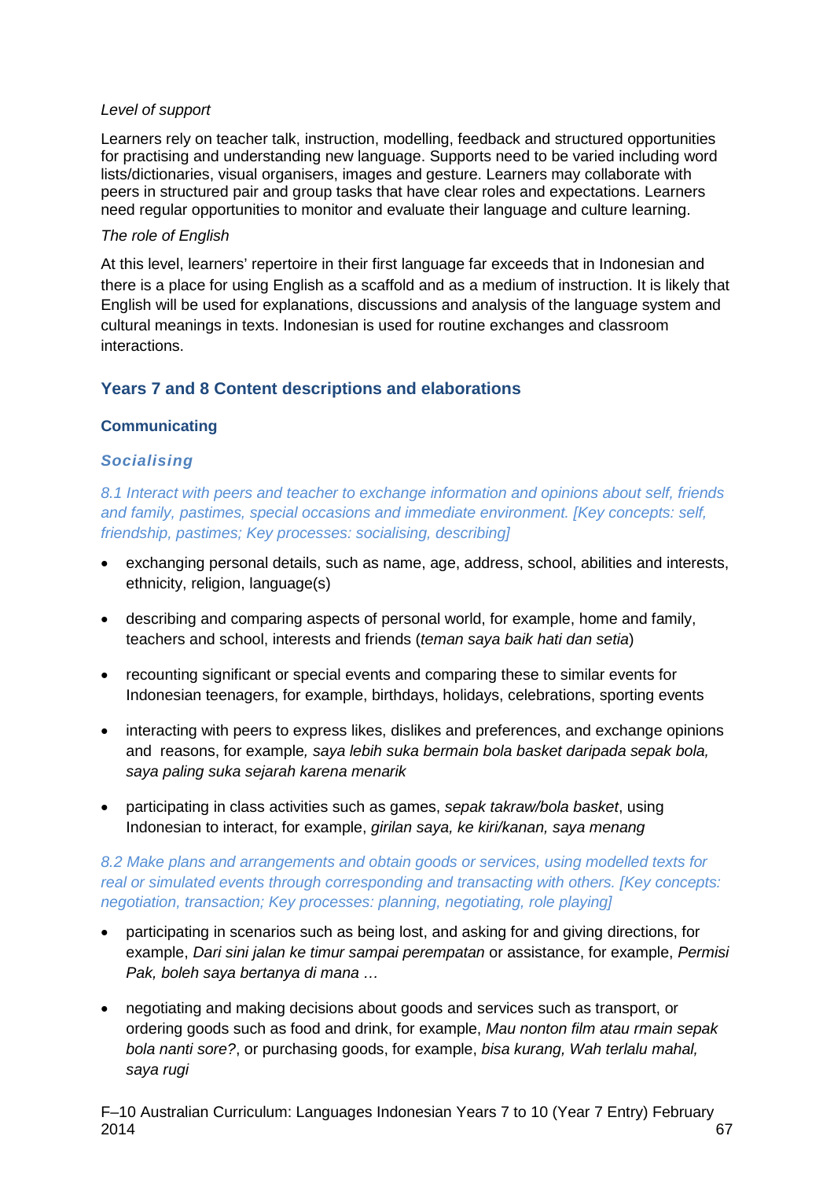*Level of support*

Learners rely on teacher talk, instruction, modelling, feedback and structured opportunities for practising and understanding new language. Supports need to be varied including word lists/dictionaries, visual organisers, images and gesture. Learners may collaborate with peers in structured pair and group tasks that have clear roles and expectations. Learners need regular opportunities to monitor and evaluate their language and culture learning.

*The role of English*

At this level, learners' repertoire in their first language far exceeds that in Indonesian and there is a place for using English as a scaffold and as a medium of instruction. It is likely that English will be used for explanations, discussions and analysis of the language system and cultural meanings in texts. Indonesian is used for routine exchanges and classroom interactions.

## Years 7 and 8 Content descriptions and elaborations

### Communicating

#### *Socialising*

*8.1 Interact with peers and teacher to exchange information and opinions about self, friends and family, pastimes, special occasions and immediate environment. [Key concepts: self, friendship, pastimes; Key processes: socialising, describing]*

- exchanging personal details, such as name, age, address, school, abilities and interests, ethnicity, religion, language(s)
- describing and comparing aspects of personal world, for example, home and family, teachers and school, interests and friends (*teman saya baik hati dan setia*)
- recounting significant or special events and comparing these to similar events for Indonesian teenagers, for example, birthdays, holidays, celebrations, sporting events
- interacting with peers to express likes, dislikes and preferences, and exchange opinions and reasons, for example*, saya lebih suka bermain bola basket daripada sepak bola, saya paling suka sejarah karena menarik*
- participating in class activities such as games, *sepak takraw/bola basket*, using Indonesian to interact, for example, *girilan saya, ke kiri/kanan, saya menang*

*8.2 Make plans and arrangements and obtain goods or services, using modelled texts for real or simulated events through corresponding and transacting with others. [Key concepts: negotiation, transaction; Key processes: planning, negotiating, role playing]*

- participating in scenarios such as being lost, and asking for and giving directions, for example, *Dari sini jalan ke timur sampai perempatan* or assistance, for example, *Permisi Pak, boleh saya bertanya di mana …*
- negotiating and making decisions about goods and services such as transport, or ordering goods such as food and drink, for example, *Mau nonton film atau rmain sepak bola nanti sore?*, or purchasing goods, for example, *bisa kurang, Wah terlalu mahal, saya rugi*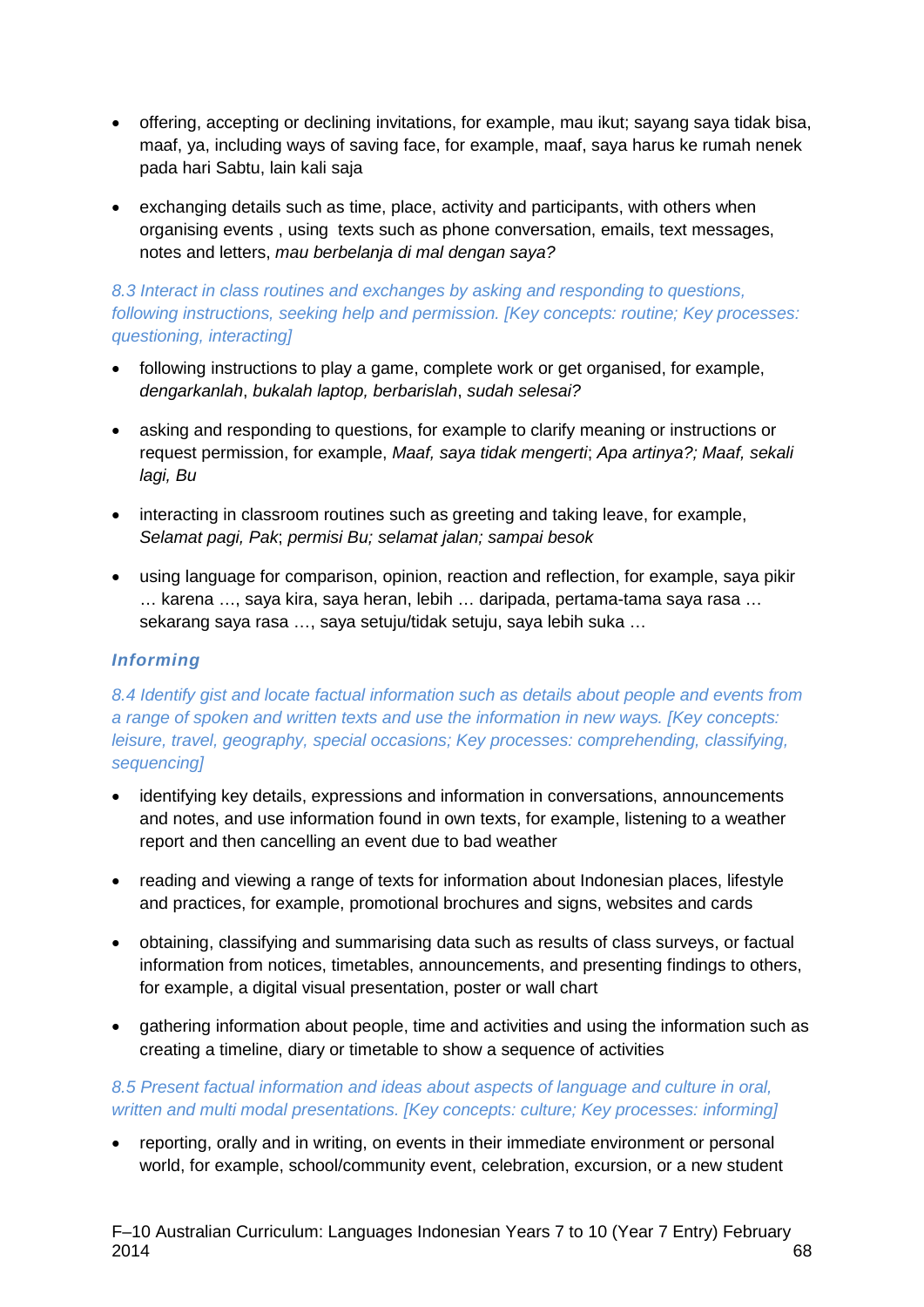- offering, accepting or declining invitations, for example, mau ikut; sayang saya tidak bisa, maaf, ya, including ways of saving face, for example, maaf, saya harus ke rumah nenek pada hari Sabtu, lain kali saja
- exchanging details such as time, place, activity and participants, with others when organising events , using texts such as phone conversation, emails, text messages, notes and letters, *mau berbelanja di mal dengan saya?*

*8.3 Interact in class routines and exchanges by asking and responding to questions, following instructions, seeking help and permission. [Key concepts: routine; Key processes: questioning, interacting]*

- following instructions to play a game, complete work or get organised, for example, *dengarkanlah*, *bukalah laptop, berbarislah*, *sudah selesai?*
- asking and responding to questions, for example to clarify meaning or instructions or request permission, for example, *Maaf, saya tidak mengerti*; *Apa artinya?; Maaf, sekali lagi, Bu*
- interacting in classroom routines such as greeting and taking leave, for example, *Selamat pagi, Pak*; *permisi Bu; selamat jalan; sampai besok*
- using language for comparison, opinion, reaction and reflection, for example, saya pikir … karena …, saya kira, saya heran, lebih … daripada, pertama-tama saya rasa … sekarang saya rasa …, saya setuju/tidak setuju, saya lebih suka …

### *Informing*

*8.4 Identify gist and locate factual information such as details about people and events from a range of spoken and written texts and use the information in new ways. [Key concepts: leisure, travel, geography, special occasions; Key processes: comprehending, classifying, sequencing]*

- identifying key details, expressions and information in conversations, announcements and notes, and use information found in own texts, for example, listening to a weather report and then cancelling an event due to bad weather
- reading and viewing a range of texts for information about Indonesian places, lifestyle and practices, for example, promotional brochures and signs, websites and cards
- obtaining, classifying and summarising data such as results of class surveys, or factual information from notices, timetables, announcements, and presenting findings to others, for example, a digital visual presentation, poster or wall chart
- gathering information about people, time and activities and using the information such as creating a timeline, diary or timetable to show a sequence of activities

*8.5 Present factual information and ideas about aspects of language and culture in oral, written and multi modal presentations. [Key concepts: culture; Key processes: informing]*

- reporting, orally and in writing, on events in their immediate environment or personal world, for example, school/community event, celebration, excursion, or a new student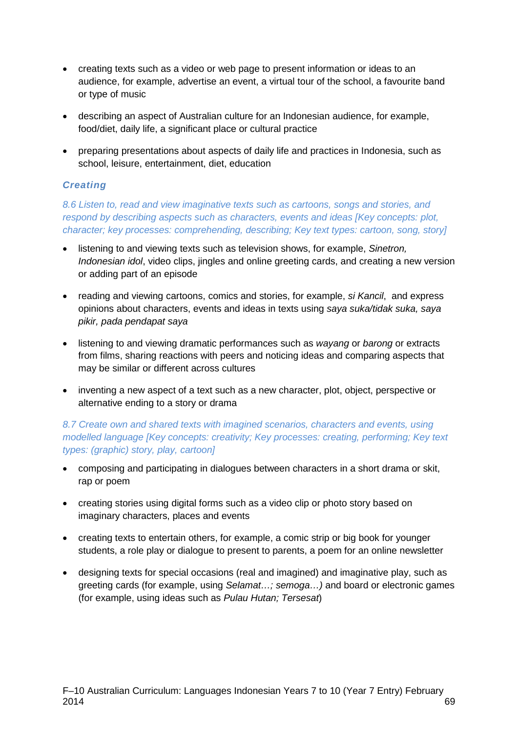- creating texts such as a video or web page to present information or ideas to an audience, for example, advertise an event, a virtual tour of the school, a favourite band or type of music
- describing an aspect of Australian culture for an Indonesian audience, for example, food/diet, daily life, a significant place or cultural practice
- preparing presentations about aspects of daily life and practices in Indonesia, such as school, leisure, entertainment, diet, education

### *Creating*

*8.6 Listen to, read and view imaginative texts such as cartoons, songs and stories, and respond by describing aspects such as characters, events and ideas [Key concepts: plot, character; key processes: comprehending, describing; Key text types: cartoon, song, story]*

- listening to and viewing texts such as television shows, for example, *Sinetron, Indonesian idol*, video clips, jingles and online greeting cards, and creating a new version or adding part of an episode
- reading and viewing cartoons, comics and stories, for example, *si Kancil*, and express opinions about characters, events and ideas in texts using *saya suka/tidak suka, saya pikir, pada pendapat saya*
- listening to and viewing dramatic performances such as *wayang* or *barong* or extracts from films, sharing reactions with peers and noticing ideas and comparing aspects that may be similar or different across cultures
- inventing a new aspect of a text such as a new character, plot, object, perspective or alternative ending to a story or drama

*8.7 Create own and shared texts with imagined scenarios, characters and events, using modelled language [Key concepts: creativity; Key processes: creating, performing; Key text types: (graphic) story, play, cartoon]*

- composing and participating in dialogues between characters in a short drama or skit, rap or poem
- creating stories using digital forms such as a video clip or photo story based on imaginary characters, places and events
- creating texts to entertain others, for example, a comic strip or big book for younger students, a role play or dialogue to present to parents, a poem for an online newsletter
- designing texts for special occasions (real and imagined) and imaginative play, such as greeting cards (for example, using *Selamat…; semoga…)* and board or electronic games (for example, using ideas such as *Pulau Hutan; Tersesat*)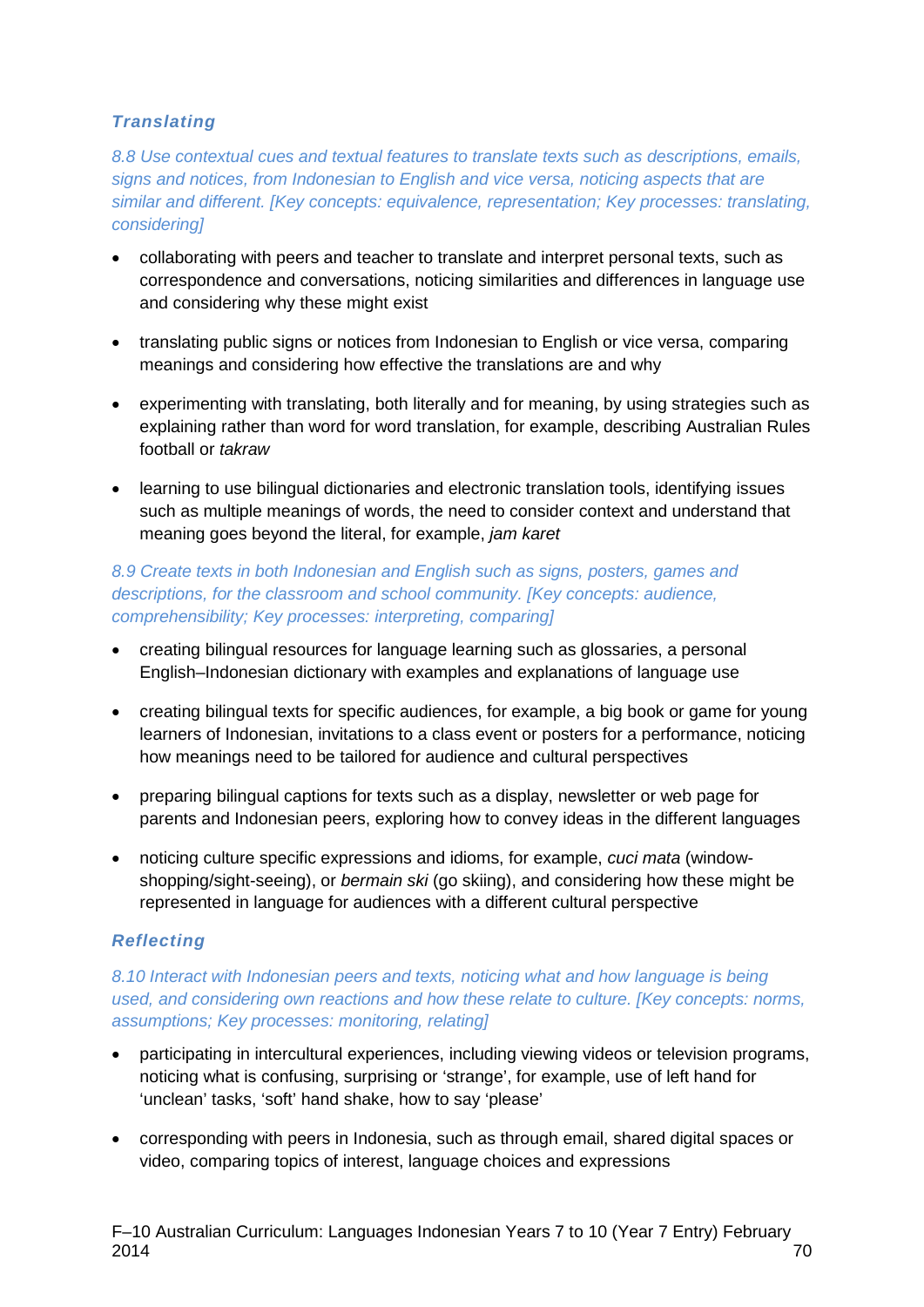### *Translating*

*8.8 Use contextual cues and textual features to translate texts such as descriptions, emails, signs and notices, from Indonesian to English and vice versa, noticing aspects that are similar and different. [Key concepts: equivalence, representation; Key processes: translating, considering]*

- collaborating with peers and teacher to translate and interpret personal texts, such as correspondence and conversations, noticing similarities and differences in language use and considering why these might exist
- translating public signs or notices from Indonesian to English or vice versa, comparing meanings and considering how effective the translations are and why
- experimenting with translating, both literally and for meaning, by using strategies such as explaining rather than word for word translation, for example, describing Australian Rules football or *takraw*
- learning to use bilingual dictionaries and electronic translation tools, identifying issues such as multiple meanings of words, the need to consider context and understand that meaning goes beyond the literal, for example, *jam karet*

*8.9 Create texts in both Indonesian and English such as signs, posters, games and descriptions, for the classroom and school community. [Key concepts: audience, comprehensibility; Key processes: interpreting, comparing]*

- creating bilingual resources for language learning such as glossaries, a personal English–Indonesian dictionary with examples and explanations of language use
- creating bilingual texts for specific audiences, for example, a big book or game for young learners of Indonesian, invitations to a class event or posters for a performance, noticing how meanings need to be tailored for audience and cultural perspectives
- preparing bilingual captions for texts such as a display, newsletter or web page for parents and Indonesian peers, exploring how to convey ideas in the different languages
- noticing culture specific expressions and idioms, for example, *cuci mata* (window-shopping/sight-seeing), or *bermain ski* (go skiing), and considering how these might be represented in language for audiences with a different cultural perspective

### *Reflecting*

*8.10 Interact with Indonesian peers and texts, noticing what and how language is being used, and considering own reactions and how these relate to culture. [Key concepts: norms, assumptions; Key processes: monitoring, relating]*

- participating in intercultural experiences, including viewing videos or television programs, noticing what is confusing, surprising or 'strange', for example, use of left hand for 'unclean' tasks, 'soft' hand shake, how to say 'please'
- corresponding with peers in Indonesia, such as through email, shared digital spaces or video, comparing topics of interest, language choices and expressions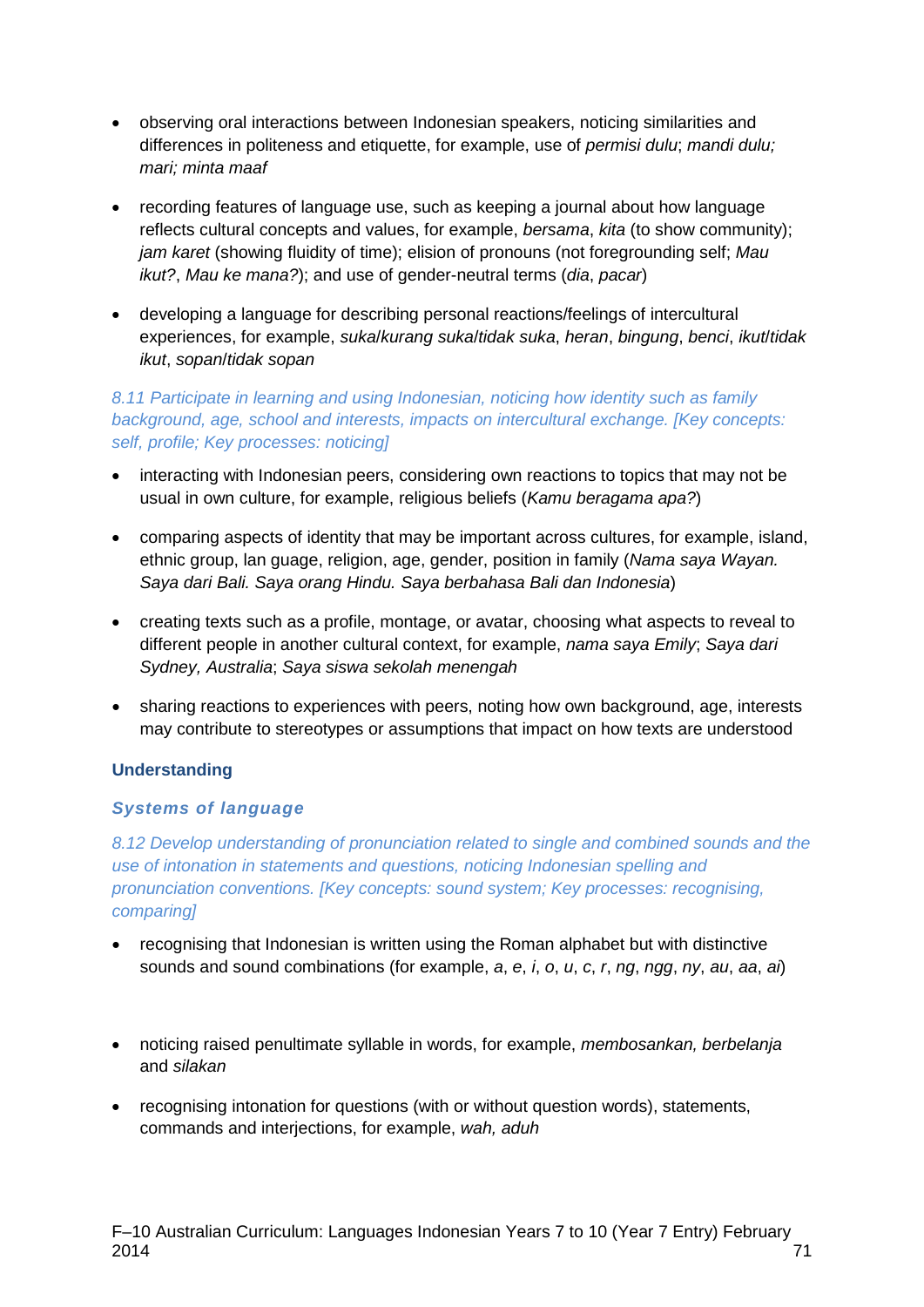- observing oral interactions between Indonesian speakers, noticing similarities and differences in politeness and etiquette, for example, use of *permisi dulu*; *mandi dulu; mari; minta maaf*
- recording features of language use, such as keeping a journal about how language reflects cultural concepts and values, for example, *bersama*, *kita* (to show community); *jam karet* (showing fluidity of time); elision of pronouns (not foregrounding self; *Mau ikut?*, *Mau ke mana?*); and use of gender-neutral terms (*dia*, *pacar*)
- developing a language for describing personal reactions/feelings of intercultural experiences, for example, *suka*/*kurang suka*/*tidak suka*, *heran*, *bingung*, *benci*, *ikut*/*tidak ikut*, *sopan*/*tidak sopan*

*8.11 Participate in learning and using Indonesian, noticing how identity such as family background, age, school and interests, impacts on intercultural exchange. [Key concepts: self, profile; Key processes: noticing]*

- interacting with Indonesian peers, considering own reactions to topics that may not be usual in own culture, for example, religious beliefs (*Kamu beragama apa?*)
- comparing aspects of identity that may be important across cultures, for example, island, ethnic group, lan guage, religion, age, gender, position in family (*Nama saya Wayan. Saya dari Bali. Saya orang Hindu. Saya berbahasa Bali dan Indonesia*)
- creating texts such as a profile, montage, or avatar, choosing what aspects to reveal to different people in another cultural context, for example, *nama saya Emily*; *Saya dari Sydney, Australia*; *Saya siswa sekolah menengah*
- sharing reactions to experiences with peers, noting how own background, age, interests may contribute to stereotypes or assumptions that impact on how texts are understood

## Understanding

### *Systems of language*

*8.12 Develop understanding of pronunciation related to single and combined sounds and the use of intonation in statements and questions, noticing Indonesian spelling and pronunciation conventions. [Key concepts: sound system; Key processes: recognising, comparing]*

- recognising that Indonesian is written using the Roman alphabet but with distinctive sounds and sound combinations (for example, *a*, *e*, *i*, *o*, *u*, *c*, *r*, *ng*, *ngg*, *ny*, *au*, *aa*, *ai*)
- noticing raised penultimate syllable in words, for example, *membosankan, berbelanja* and *silakan*
- recognising intonation for questions (with or without question words), statements, commands and interjections, for example, *wah, aduh*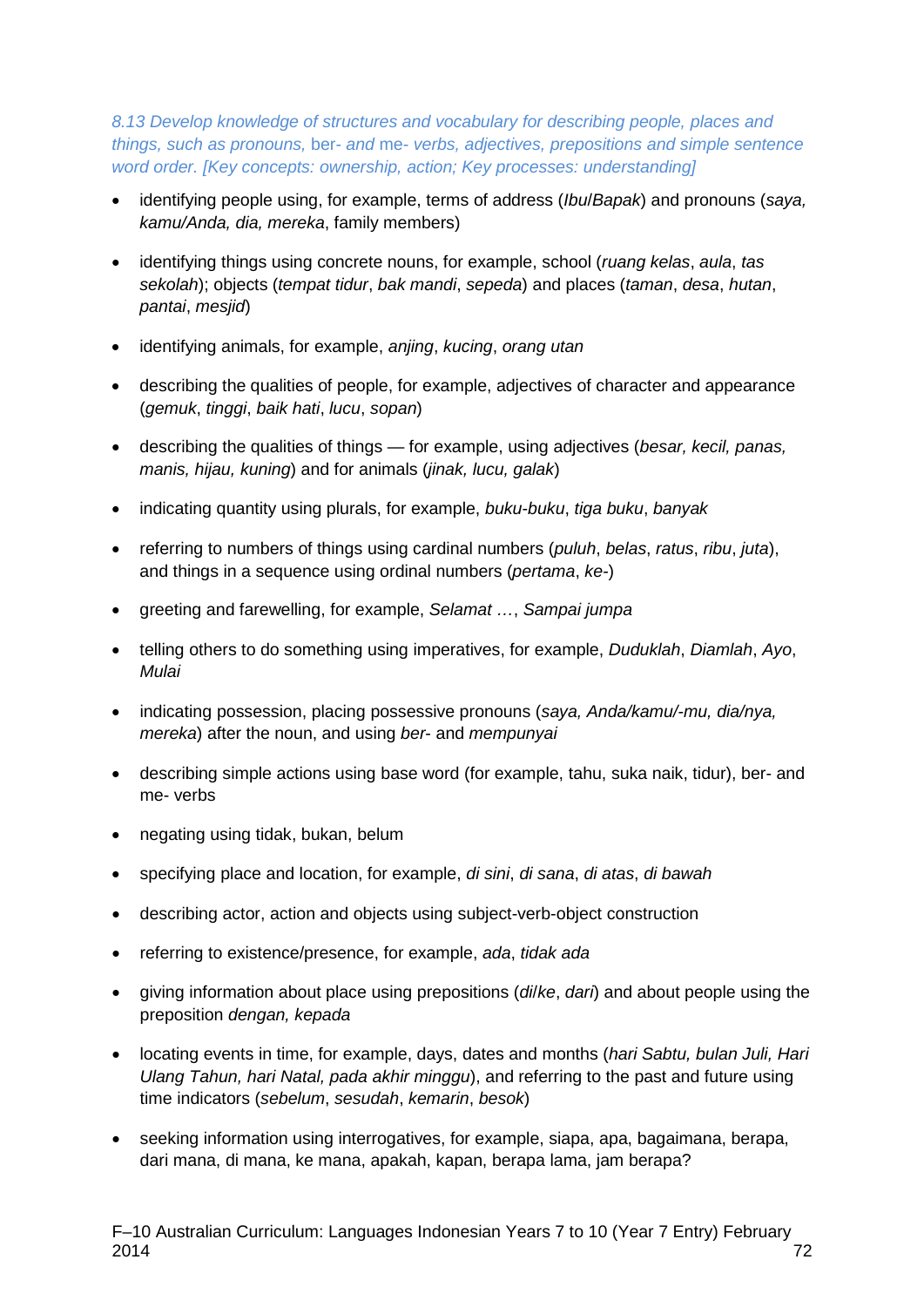*8.13 Develop knowledge of structures and vocabulary for describing people, places and things, such as pronouns,* ber- *and* me- *verbs, adjectives, prepositions and simple sentence word order. [Key concepts: ownership, action; Key processes: understanding]*

- identifying people using, for example, terms of address (*Ibu*/*Bapak*) and pronouns (*saya, kamu/Anda, dia, mereka*, family members)
- identifying things using concrete nouns, for example, school (*ruang kelas*, *aula*, *tas sekolah*); objects (*tempat tidur*, *bak mandi*, *sepeda*) and places (*taman*, *desa*, *hutan*, *pantai*, *mesjid*)
- identifying animals, for example, *anjing*, *kucing*, *orang utan*
- describing the qualities of people, for example, adjectives of character and appearance (*gemuk*, *tinggi*, *baik hati*, *lucu*, *sopan*)
- describing the qualities of things — for example, using adjectives (*besar, kecil, panas, manis, hijau, kuning*) and for animals (*jinak, lucu, galak*)
- indicating quantity using plurals, for example, *buku-buku*, *tiga buku*, *banyak*
- referring to numbers of things using cardinal numbers (*puluh*, *belas*, *ratus*, *ribu*, *juta*), and things in a sequence using ordinal numbers (*pertama*, *ke-*)
- greeting and farewelling, for example, *Selamat …*, *Sampai jumpa*
- telling others to do something using imperatives, for example, *Duduklah*, *Diamlah*, *Ayo*, *Mulai*
- indicating possession, placing possessive pronouns (*saya, Anda/kamu/-mu, dia/nya, mereka*) after the noun, and using *ber-* and *mempunyai*
- describing simple actions using base word (for example, tahu, suka naik, tidur), ber- and me- verbs
- negating using tidak, bukan, belum
- specifying place and location, for example, *di sini*, *di sana*, *di atas*, *di bawah*
- describing actor, action and objects using subject-verb-object construction
- referring to existence/presence, for example, *ada*, *tidak ada*
- giving information about place using prepositions (*di*/*ke*, *dari*) and about people using the preposition *dengan, kepada*
- locating events in time, for example, days, dates and months (*hari Sabtu, bulan Juli, Hari Ulang Tahun, hari Natal, pada akhir minggu*), and referring to the past and future using time indicators (*sebelum*, *sesudah*, *kemarin*, *besok*)
- seeking information using interrogatives, for example, siapa, apa, bagaimana, berapa, dari mana, di mana, ke mana, apakah, kapan, berapa lama, jam berapa?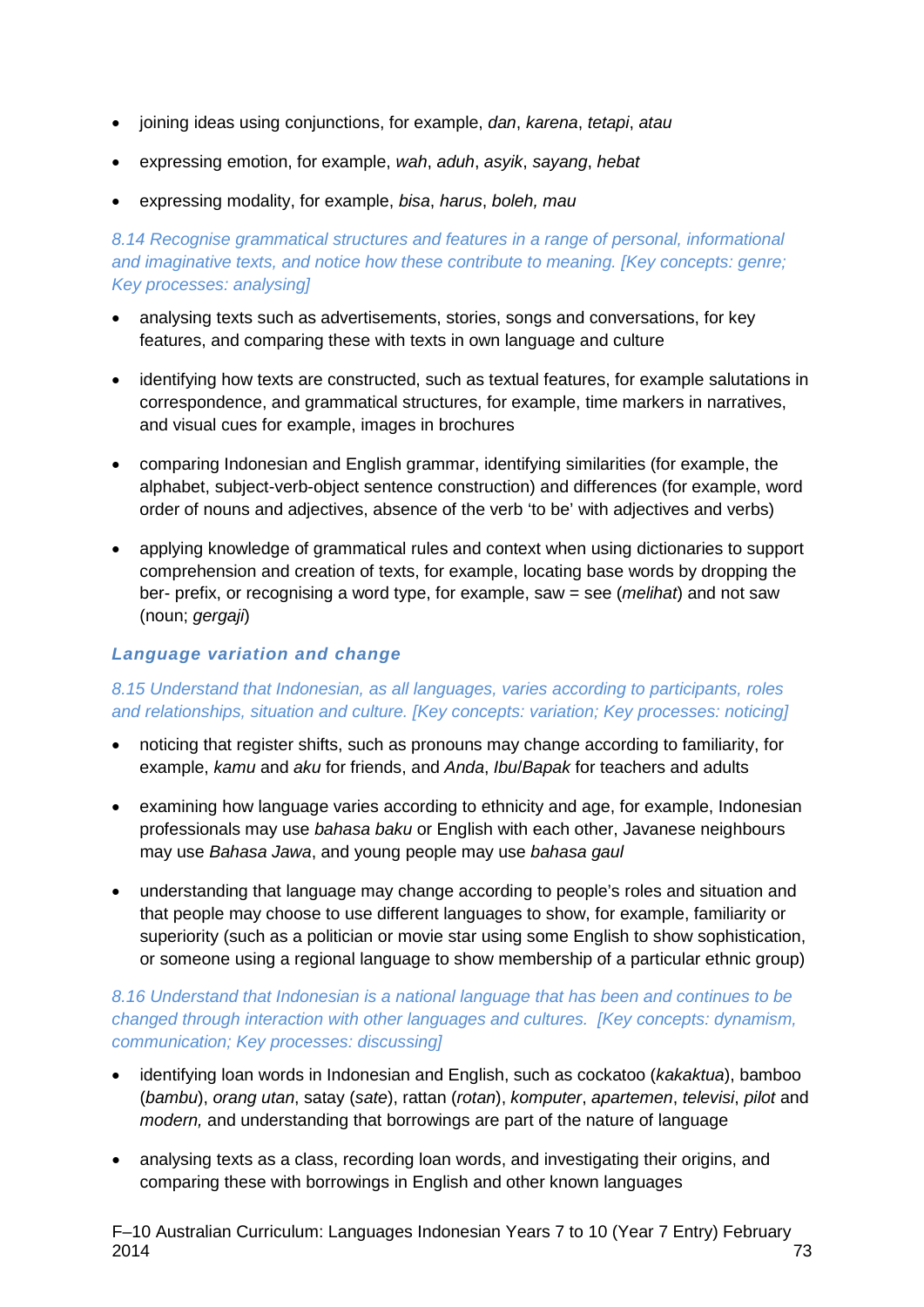- joining ideas using conjunctions, for example, *dan*, *karena*, *tetapi*, *atau*
- expressing emotion, for example, *wah*, *aduh*, *asyik*, *sayang*, *hebat*
- expressing modality, for example, *bisa*, *harus*, *boleh, mau*

*8.14 Recognise grammatical structures and features in a range of personal, informational and imaginative texts, and notice how these contribute to meaning. [Key concepts: genre; Key processes: analysing]*

- analysing texts such as advertisements, stories, songs and conversations, for key features, and comparing these with texts in own language and culture
- identifying how texts are constructed, such as textual features, for example salutations in correspondence, and grammatical structures, for example, time markers in narratives, and visual cues for example, images in brochures
- comparing Indonesian and English grammar, identifying similarities (for example, the alphabet, subject-verb-object sentence construction) and differences (for example, word order of nouns and adjectives, absence of the verb 'to be' with adjectives and verbs)
- applying knowledge of grammatical rules and context when using dictionaries to support comprehension and creation of texts, for example, locating base words by dropping the ber- prefix, or recognising a word type, for example, saw = see (*melihat*) and not saw (noun; *gergaji*)

### *Language variation and change*

*8.15 Understand that Indonesian, as all languages, varies according to participants, roles and relationships, situation and culture. [Key concepts: variation; Key processes: noticing]*

- noticing that register shifts, such as pronouns may change according to familiarity, for example, *kamu* and *aku* for friends, and *Anda*, *Ibu*/*Bapak* for teachers and adults
- examining how language varies according to ethnicity and age, for example, Indonesian professionals may use *bahasa baku* or English with each other, Javanese neighbours may use *Bahasa Jawa*, and young people may use *bahasa gaul*
- understanding that language may change according to people's roles and situation and that people may choose to use different languages to show, for example, familiarity or superiority (such as a politician or movie star using some English to show sophistication, or someone using a regional language to show membership of a particular ethnic group)

*8.16 Understand that Indonesian is a national language that has been and continues to be changed through interaction with other languages and cultures. [Key concepts: dynamism, communication; Key processes: discussing]*

- identifying loan words in Indonesian and English, such as cockatoo (*kakaktua*), bamboo (*bambu*), *orang utan*, satay (*sate*), rattan (*rotan*), *komputer*, *apartemen*, *televisi*, *pilot* and *modern,* and understanding that borrowings are part of the nature of language
- analysing texts as a class, recording loan words, and investigating their origins, and comparing these with borrowings in English and other known languages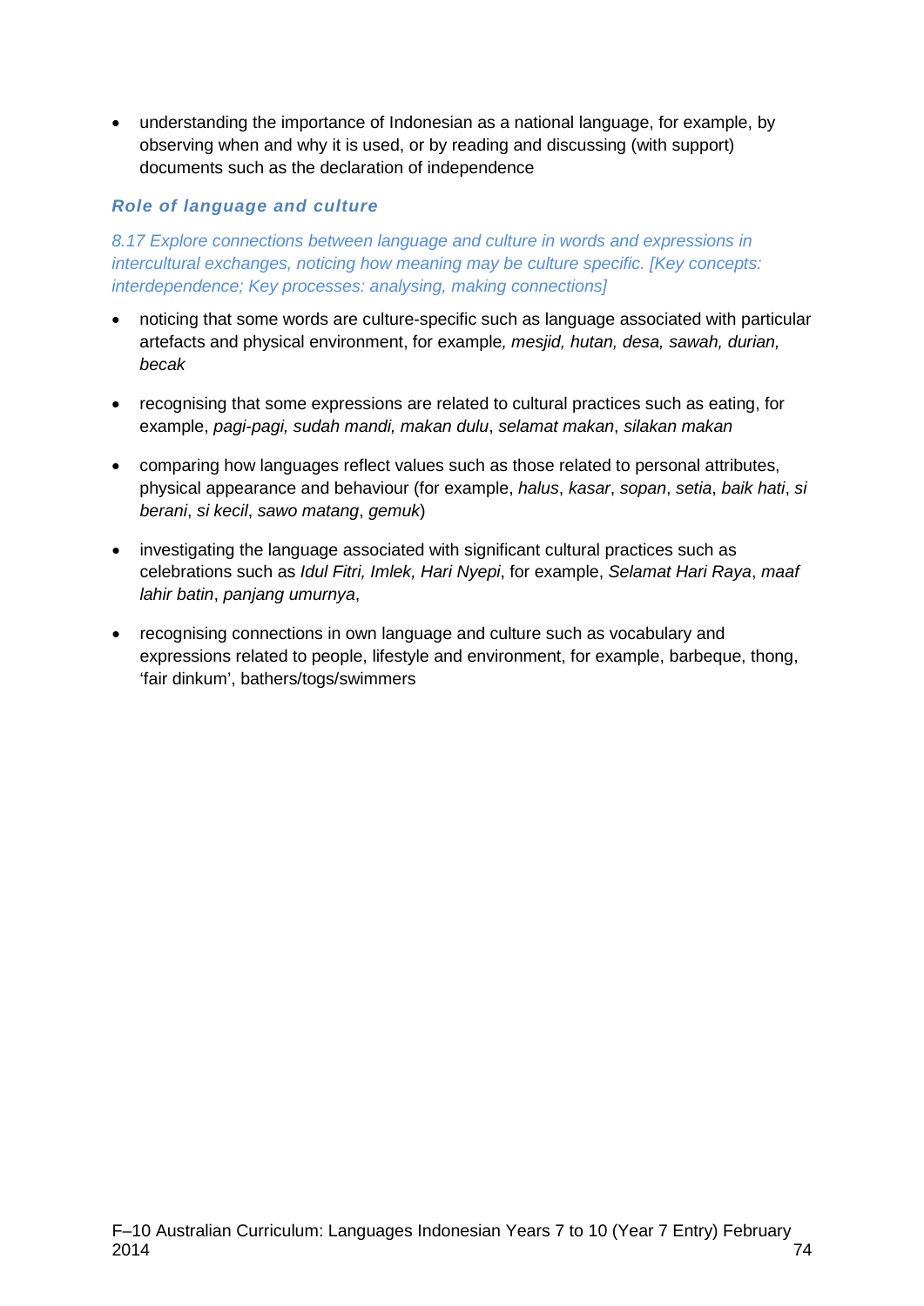- understanding the importance of Indonesian as a national language, for example, by observing when and why it is used, or by reading and discussing (with support) documents such as the declaration of independence

### *Role of language and culture*

*8.17 Explore connections between language and culture in words and expressions in intercultural exchanges, noticing how meaning may be culture specific. [Key concepts: interdependence; Key processes: analysing, making connections]*

- noticing that some words are culture-specific such as language associated with particular artefacts and physical environment, for example*, mesjid, hutan, desa, sawah, durian, becak*
- recognising that some expressions are related to cultural practices such as eating, for example, *pagi-pagi, sudah mandi, makan dulu*, *selamat makan*, *silakan makan*
- comparing how languages reflect values such as those related to personal attributes, physical appearance and behaviour (for example, *halus*, *kasar*, *sopan*, *setia*, *baik hati*, *si berani*, *si kecil*, *sawo matang*, *gemuk*)
- investigating the language associated with significant cultural practices such as celebrations such as *Idul Fitri, Imlek, Hari Nyepi*, for example, *Selamat Hari Raya*, *maaf lahir batin*, *panjang umurnya*,
- recognising connections in own language and culture such as vocabulary and expressions related to people, lifestyle and environment, for example, barbeque, thong, 'fair dinkum', bathers/togs/swimmers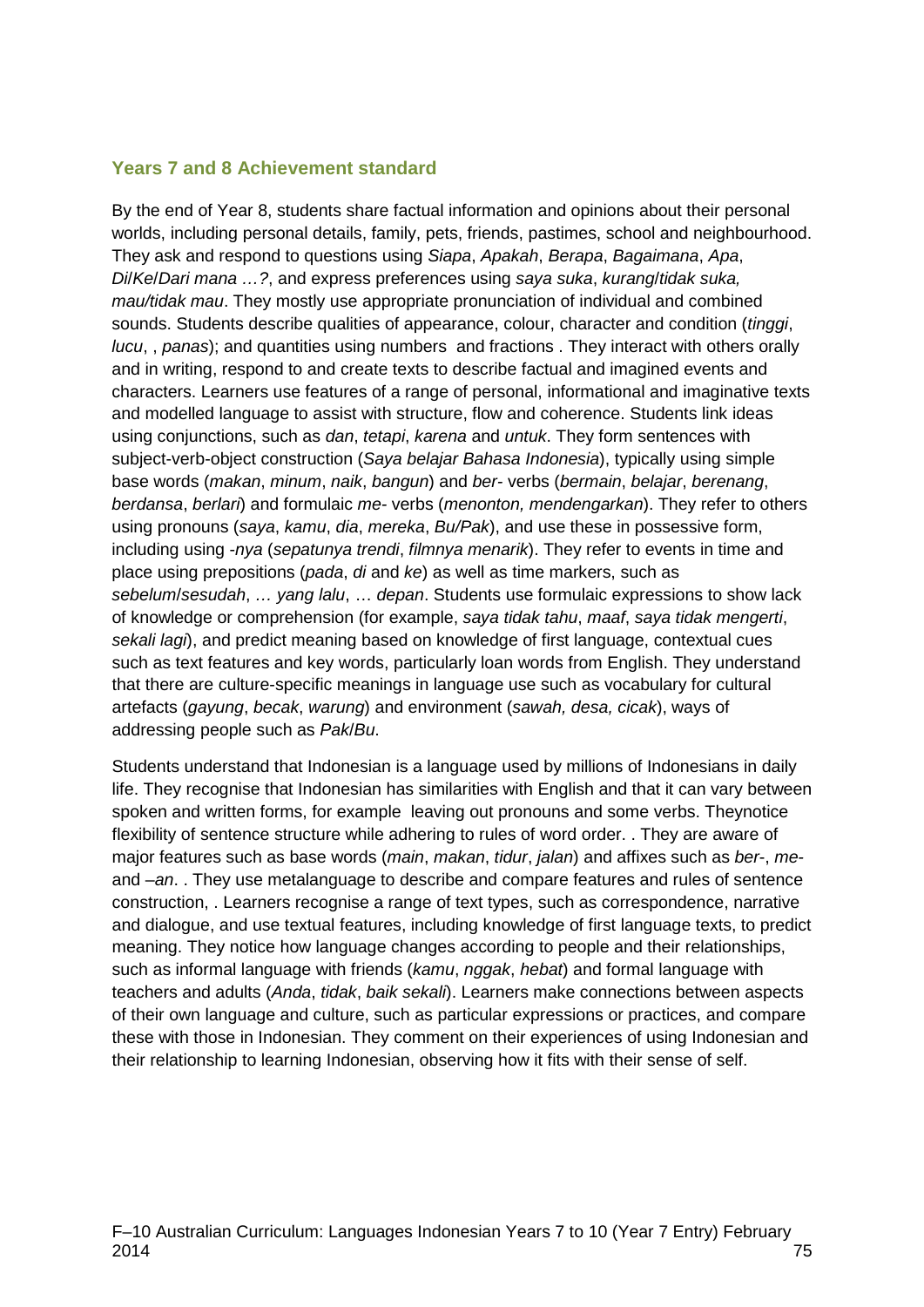## Years 7 and 8 Achievement standard

By the end of Year 8, students share factual information and opinions about their personal worlds, including personal details, family, pets, friends, pastimes, school and neighbourhood. They ask and respond to questions using *Siapa*, *Apakah*, *Berapa*, *Bagaimana*, *Apa*, *Di*/*Ke*/*Dari mana …?*, and express preferences using *saya suka*, *kurang*/*tidak suka, mau/tidak mau*. They mostly use appropriate pronunciation of individual and combined sounds. Students describe qualities of appearance, colour, character and condition (*tinggi*, *lucu*, , *panas*); and quantities using numbers and fractions . They interact with others orally and in writing, respond to and create texts to describe factual and imagined events and characters. Learners use features of a range of personal, informational and imaginative texts and modelled language to assist with structure, flow and coherence. Students link ideas using conjunctions, such as *dan*, *tetapi*, *karena* and *untuk*. They form sentences with subject-verb-object construction (*Saya belajar Bahasa Indonesia*), typically using simple base words (*makan*, *minum*, *naik*, *bangun*) and *ber-* verbs (*bermain*, *belajar*, *berenang*, *berdansa*, *berlari*) and formulaic *me-* verbs (*menonton, mendengarkan*). They refer to others using pronouns (*saya*, *kamu*, *dia*, *mereka*, *Bu/Pak*), and use these in possessive form, including using *-nya* (*sepatunya trendi*, *filmnya menarik*). They refer to events in time and place using prepositions (*pada*, *di* and *ke*) as well as time markers, such as *sebelum*/*sesudah*, *… yang lalu*, … *depan*. Students use formulaic expressions to show lack of knowledge or comprehension (for example, *saya tidak tahu*, *maaf*, *saya tidak mengerti*, *sekali lagi*), and predict meaning based on knowledge of first language, contextual cues such as text features and key words, particularly loan words from English. They understand that there are culture-specific meanings in language use such as vocabulary for cultural artefacts (*gayung*, *becak*, *warung*) and environment (*sawah, desa, cicak*), ways of addressing people such as *Pak*/*Bu*.

Students understand that Indonesian is a language used by millions of Indonesians in daily life. They recognise that Indonesian has similarities with English and that it can vary between spoken and written forms, for example leaving out pronouns and some verbs. Theynotice flexibility of sentence structure while adhering to rules of word order. . They are aware of major features such as base words (*main*, *makan*, *tidur*, *jalan*) and affixes such as *ber*-, *me-* and *–an*. . They use metalanguage to describe and compare features and rules of sentence construction, . Learners recognise a range of text types, such as correspondence, narrative and dialogue, and use textual features, including knowledge of first language texts, to predict meaning. They notice how language changes according to people and their relationships, such as informal language with friends (*kamu*, *nggak*, *hebat*) and formal language with teachers and adults (*Anda*, *tidak*, *baik sekali*). Learners make connections between aspects of their own language and culture, such as particular expressions or practices, and compare these with those in Indonesian. They comment on their experiences of using Indonesian and their relationship to learning Indonesian, observing how it fits with their sense of self.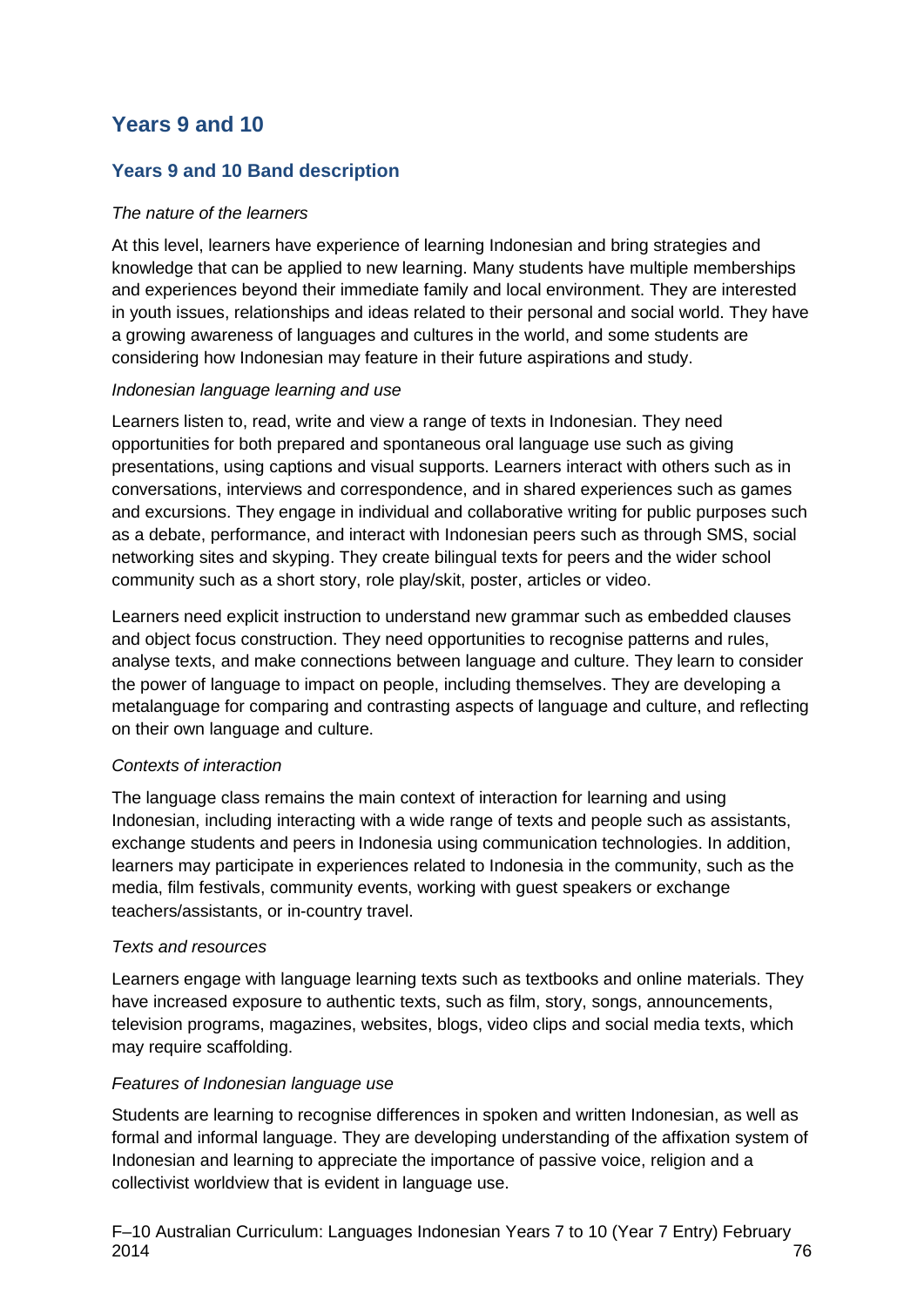## Years 9 and 10

### Years 9 and 10 Band description

*The nature of the learners*

At this level, learners have experience of learning Indonesian and bring strategies and knowledge that can be applied to new learning. Many students have multiple memberships and experiences beyond their immediate family and local environment. They are interested in youth issues, relationships and ideas related to their personal and social world. They have a growing awareness of languages and cultures in the world, and some students are considering how Indonesian may feature in their future aspirations and study.

*Indonesian language learning and use*

Learners listen to, read, write and view a range of texts in Indonesian. They need opportunities for both prepared and spontaneous oral language use such as giving presentations, using captions and visual supports. Learners interact with others such as in conversations, interviews and correspondence, and in shared experiences such as games and excursions. They engage in individual and collaborative writing for public purposes such as a debate, performance, and interact with Indonesian peers such as through SMS, social networking sites and skyping. They create bilingual texts for peers and the wider school community such as a short story, role play/skit, poster, articles or video.

Learners need explicit instruction to understand new grammar such as embedded clauses and object focus construction. They need opportunities to recognise patterns and rules, analyse texts, and make connections between language and culture. They learn to consider the power of language to impact on people, including themselves. They are developing a metalanguage for comparing and contrasting aspects of language and culture, and reflecting on their own language and culture.

*Contexts of interaction*

The language class remains the main context of interaction for learning and using Indonesian, including interacting with a wide range of texts and people such as assistants, exchange students and peers in Indonesia using communication technologies. In addition, learners may participate in experiences related to Indonesia in the community, such as the media, film festivals, community events, working with guest speakers or exchange teachers/assistants, or in-country travel.

*Texts and resources*

Learners engage with language learning texts such as textbooks and online materials. They have increased exposure to authentic texts, such as film, story, songs, announcements, television programs, magazines, websites, blogs, video clips and social media texts, which may require scaffolding.

*Features of Indonesian language use*

Students are learning to recognise differences in spoken and written Indonesian, as well as formal and informal language. They are developing understanding of the affixation system of Indonesian and learning to appreciate the importance of passive voice, religion and a collectivist worldview that is evident in language use.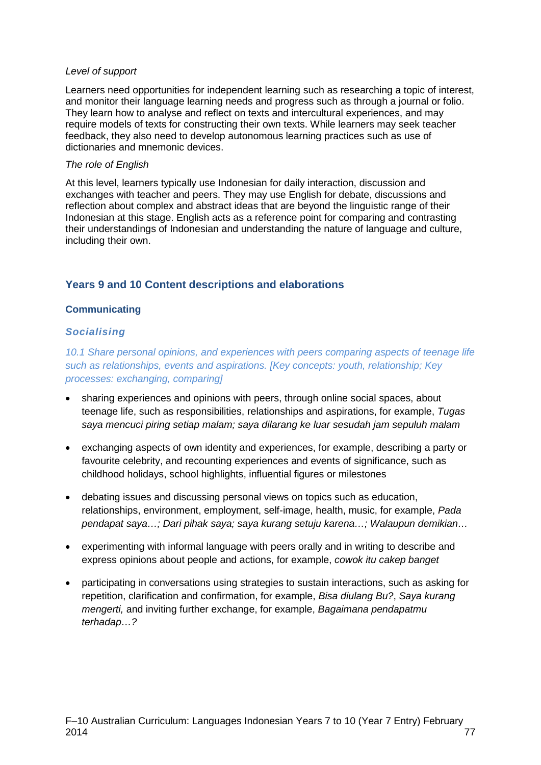*Level of support*

Learners need opportunities for independent learning such as researching a topic of interest, and monitor their language learning needs and progress such as through a journal or folio. They learn how to analyse and reflect on texts and intercultural experiences, and may require models of texts for constructing their own texts. While learners may seek teacher feedback, they also need to develop autonomous learning practices such as use of dictionaries and mnemonic devices.

*The role of English*

At this level, learners typically use Indonesian for daily interaction, discussion and exchanges with teacher and peers. They may use English for debate, discussions and reflection about complex and abstract ideas that are beyond the linguistic range of their Indonesian at this stage. English acts as a reference point for comparing and contrasting their understandings of Indonesian and understanding the nature of language and culture, including their own.

## Years 9 and 10 Content descriptions and elaborations

### Communicating

#### *Socialising*

*10.1 Share personal opinions, and experiences with peers comparing aspects of teenage life such as relationships, events and aspirations. [Key concepts: youth, relationship; Key processes: exchanging, comparing]*

- sharing experiences and opinions with peers, through online social spaces, about teenage life, such as responsibilities, relationships and aspirations, for example, *Tugas saya mencuci piring setiap malam; saya dilarang ke luar sesudah jam sepuluh malam*
- exchanging aspects of own identity and experiences, for example, describing a party or favourite celebrity, and recounting experiences and events of significance, such as childhood holidays, school highlights, influential figures or milestones
- debating issues and discussing personal views on topics such as education, relationships, environment, employment, self-image, health, music, for example, *Pada pendapat saya…; Dari pihak saya; saya kurang setuju karena…; Walaupun demikian…*
- experimenting with informal language with peers orally and in writing to describe and express opinions about people and actions, for example, *cowok itu cakep banget*
- participating in conversations using strategies to sustain interactions, such as asking for repetition, clarification and confirmation, for example, *Bisa diulang Bu?*, *Saya kurang mengerti,* and inviting further exchange, for example, *Bagaimana pendapatmu terhadap…?*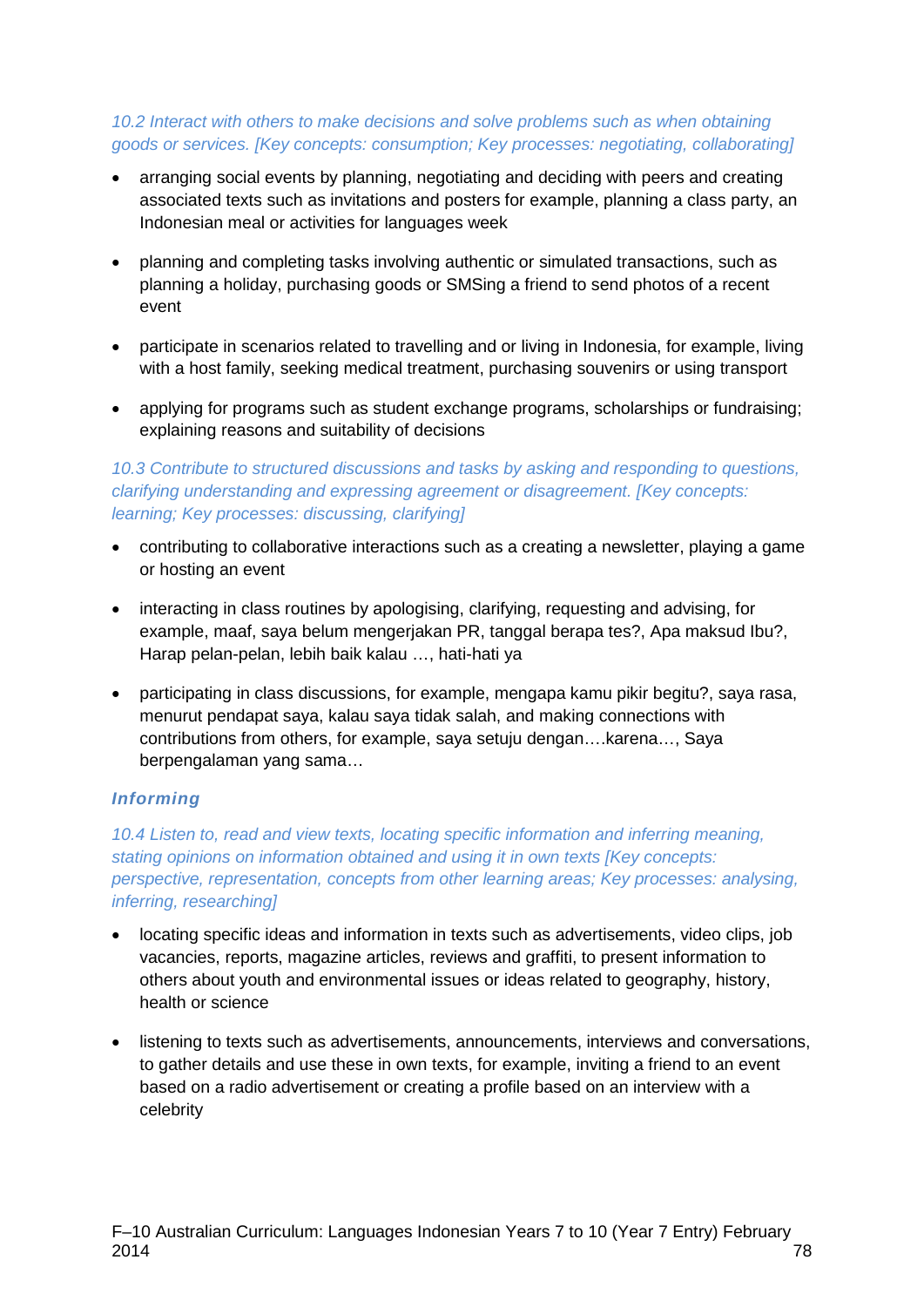*10.2 Interact with others to make decisions and solve problems such as when obtaining goods or services. [Key concepts: consumption; Key processes: negotiating, collaborating]*

- arranging social events by planning, negotiating and deciding with peers and creating associated texts such as invitations and posters for example, planning a class party, an Indonesian meal or activities for languages week
- planning and completing tasks involving authentic or simulated transactions, such as planning a holiday, purchasing goods or SMSing a friend to send photos of a recent event
- participate in scenarios related to travelling and or living in Indonesia, for example, living with a host family, seeking medical treatment, purchasing souvenirs or using transport
- applying for programs such as student exchange programs, scholarships or fundraising; explaining reasons and suitability of decisions

*10.3 Contribute to structured discussions and tasks by asking and responding to questions, clarifying understanding and expressing agreement or disagreement. [Key concepts: learning; Key processes: discussing, clarifying]*

- contributing to collaborative interactions such as a creating a newsletter, playing a game or hosting an event
- interacting in class routines by apologising, clarifying, requesting and advising, for example, maaf, saya belum mengerjakan PR, tanggal berapa tes?, Apa maksud Ibu?, Harap pelan-pelan, lebih baik kalau …, hati-hati ya
- participating in class discussions, for example, mengapa kamu pikir begitu?, saya rasa, menurut pendapat saya, kalau saya tidak salah, and making connections with contributions from others, for example, saya setuju dengan….karena…, Saya berpengalaman yang sama…

### *Informing*

*10.4 Listen to, read and view texts, locating specific information and inferring meaning, stating opinions on information obtained and using it in own texts [Key concepts: perspective, representation, concepts from other learning areas; Key processes: analysing, inferring, researching]*

- locating specific ideas and information in texts such as advertisements, video clips, job vacancies, reports, magazine articles, reviews and graffiti, to present information to others about youth and environmental issues or ideas related to geography, history, health or science
- listening to texts such as advertisements, announcements, interviews and conversations, to gather details and use these in own texts, for example, inviting a friend to an event based on a radio advertisement or creating a profile based on an interview with a celebrity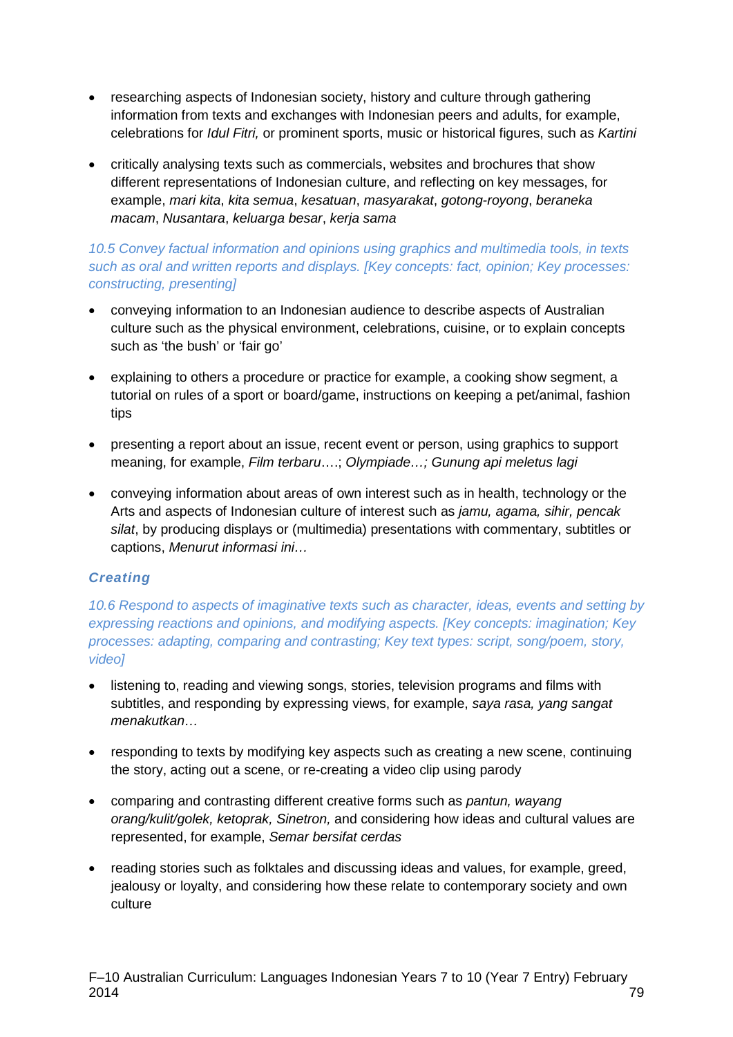- researching aspects of Indonesian society, history and culture through gathering information from texts and exchanges with Indonesian peers and adults, for example, celebrations for *Idul Fitri,* or prominent sports, music or historical figures, such as *Kartini*

- critically analysing texts such as commercials, websites and brochures that show different representations of Indonesian culture, and reflecting on key messages, for example, *mari kita*, *kita semua*, *kesatuan*, *masyarakat*, *gotong-royong*, *beraneka macam*, *Nusantara*, *keluarga besar*, *kerja sama*

*10.5 Convey factual information and opinions using graphics and multimedia tools, in texts such as oral and written reports and displays. [Key concepts: fact, opinion; Key processes: constructing, presenting]*

- conveying information to an Indonesian audience to describe aspects of Australian culture such as the physical environment, celebrations, cuisine, or to explain concepts such as 'the bush' or 'fair go'

- explaining to others a procedure or practice for example, a cooking show segment, a tutorial on rules of a sport or board/game, instructions on keeping a pet/animal, fashion tips

- presenting a report about an issue, recent event or person, using graphics to support meaning, for example, *Film terbaru*….; *Olympiade…; Gunung api meletus lagi*

- conveying information about areas of own interest such as in health, technology or the Arts and aspects of Indonesian culture of interest such as *jamu, agama, sihir, pencak silat*, by producing displays or (multimedia) presentations with commentary, subtitles or captions, *Menurut informasi ini…*

### *Creating*

*10.6 Respond to aspects of imaginative texts such as character, ideas, events and setting by expressing reactions and opinions, and modifying aspects. [Key concepts: imagination; Key processes: adapting, comparing and contrasting; Key text types: script, song/poem, story, video]*

- listening to, reading and viewing songs, stories, television programs and films with subtitles, and responding by expressing views, for example, *saya rasa, yang sangat menakutkan…*

- responding to texts by modifying key aspects such as creating a new scene, continuing the story, acting out a scene, or re-creating a video clip using parody

- comparing and contrasting different creative forms such as *pantun, wayang orang/kulit/golek, ketoprak, Sinetron,* and considering how ideas and cultural values are represented, for example, *Semar bersifat cerdas*

- reading stories such as folktales and discussing ideas and values, for example, greed, jealousy or loyalty, and considering how these relate to contemporary society and own culture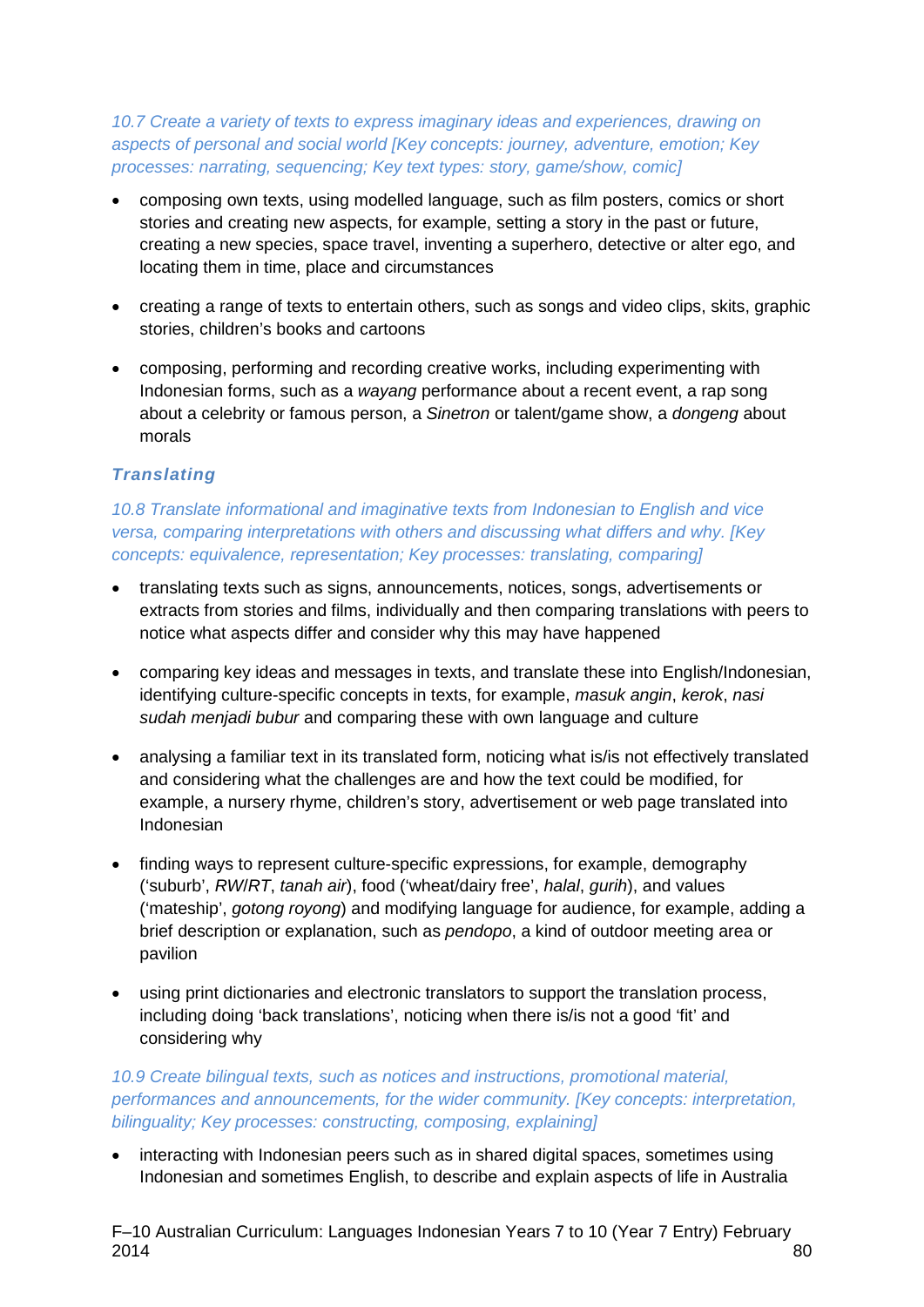*10.7 Create a variety of texts to express imaginary ideas and experiences, drawing on aspects of personal and social world [Key concepts: journey, adventure, emotion; Key processes: narrating, sequencing; Key text types: story, game/show, comic]*

- composing own texts, using modelled language, such as film posters, comics or short stories and creating new aspects, for example, setting a story in the past or future, creating a new species, space travel, inventing a superhero, detective or alter ego, and locating them in time, place and circumstances
- creating a range of texts to entertain others, such as songs and video clips, skits, graphic stories, children's books and cartoons
- composing, performing and recording creative works, including experimenting with Indonesian forms, such as a *wayang* performance about a recent event, a rap song about a celebrity or famous person, a *Sinetron* or talent/game show, a *dongeng* about morals

### *Translating*

*10.8 Translate informational and imaginative texts from Indonesian to English and vice versa, comparing interpretations with others and discussing what differs and why. [Key concepts: equivalence, representation; Key processes: translating, comparing]*

- translating texts such as signs, announcements, notices, songs, advertisements or extracts from stories and films, individually and then comparing translations with peers to notice what aspects differ and consider why this may have happened
- comparing key ideas and messages in texts, and translate these into English/Indonesian, identifying culture-specific concepts in texts, for example, *masuk angin*, *kerok*, *nasi sudah menjadi bubur* and comparing these with own language and culture
- analysing a familiar text in its translated form, noticing what is/is not effectively translated and considering what the challenges are and how the text could be modified, for example, a nursery rhyme, children's story, advertisement or web page translated into Indonesian
- finding ways to represent culture-specific expressions, for example, demography ('suburb', *RW*/*RT*, *tanah air*), food ('wheat/dairy free', *halal*, *gurih*), and values ('mateship', *gotong royong*) and modifying language for audience, for example, adding a brief description or explanation, such as *pendopo*, a kind of outdoor meeting area or pavilion
- using print dictionaries and electronic translators to support the translation process, including doing 'back translations', noticing when there is/is not a good 'fit' and considering why

*10.9 Create bilingual texts, such as notices and instructions, promotional material, performances and announcements, for the wider community. [Key concepts: interpretation, bilinguality; Key processes: constructing, composing, explaining]*

- interacting with Indonesian peers such as in shared digital spaces, sometimes using Indonesian and sometimes English, to describe and explain aspects of life in Australia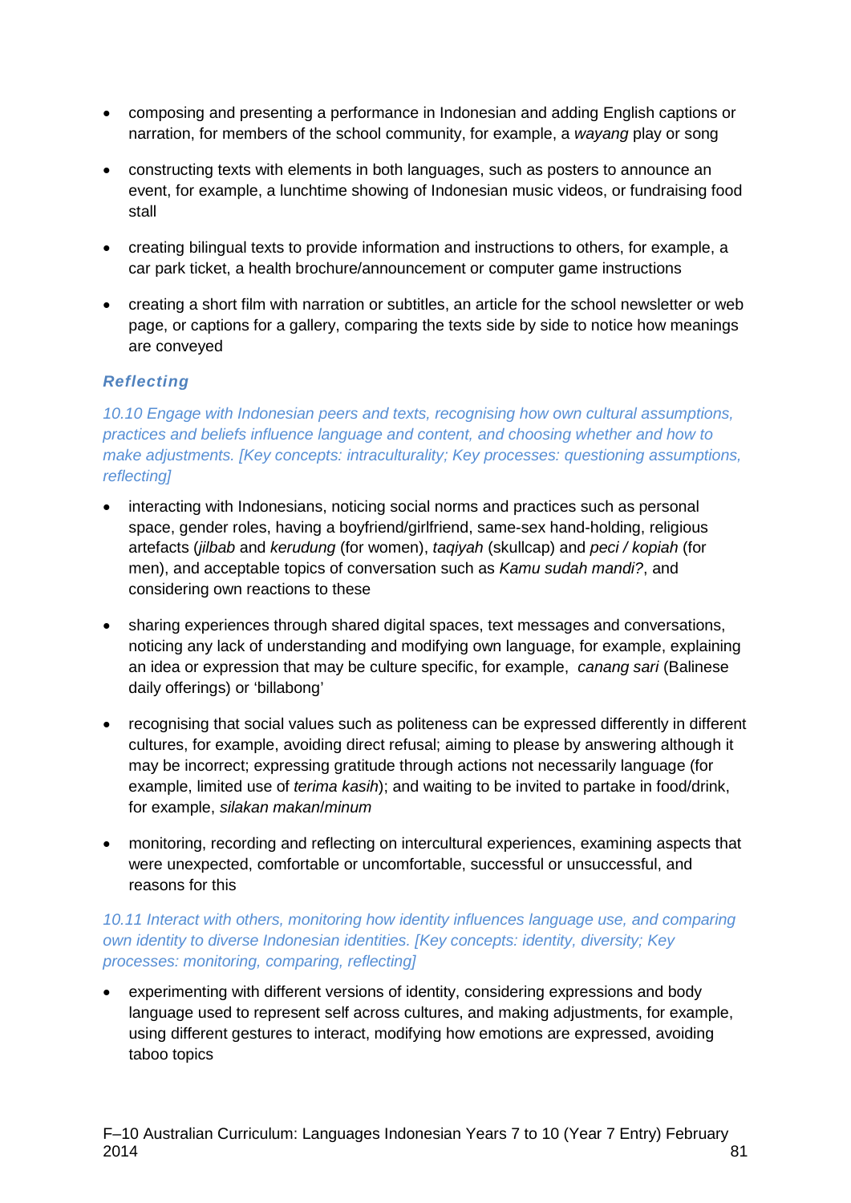- composing and presenting a performance in Indonesian and adding English captions or narration, for members of the school community, for example, a *wayang* play or song
- constructing texts with elements in both languages, such as posters to announce an event, for example, a lunchtime showing of Indonesian music videos, or fundraising food stall
- creating bilingual texts to provide information and instructions to others, for example, a car park ticket, a health brochure/announcement or computer game instructions
- creating a short film with narration or subtitles, an article for the school newsletter or web page, or captions for a gallery, comparing the texts side by side to notice how meanings are conveyed

### Reflecting

*10.10 Engage with Indonesian peers and texts, recognising how own cultural assumptions, practices and beliefs influence language and content, and choosing whether and how to make adjustments. [Key concepts: intraculturality; Key processes: questioning assumptions, reflecting]*

- interacting with Indonesians, noticing social norms and practices such as personal space, gender roles, having a boyfriend/girlfriend, same-sex hand-holding, religious artefacts (*jilbab* and *kerudung* (for women), *taqiyah* (skullcap) and *peci / kopiah* (for men), and acceptable topics of conversation such as *Kamu sudah mandi?*, and considering own reactions to these
- sharing experiences through shared digital spaces, text messages and conversations, noticing any lack of understanding and modifying own language, for example, explaining an idea or expression that may be culture specific, for example, *canang sari* (Balinese daily offerings) or 'billabong'
- recognising that social values such as politeness can be expressed differently in different cultures, for example, avoiding direct refusal; aiming to please by answering although it may be incorrect; expressing gratitude through actions not necessarily language (for example, limited use of *terima kasih*); and waiting to be invited to partake in food/drink, for example, *silakan makan*/*minum*
- monitoring, recording and reflecting on intercultural experiences, examining aspects that were unexpected, comfortable or uncomfortable, successful or unsuccessful, and reasons for this

*10.11 Interact with others, monitoring how identity influences language use, and comparing own identity to diverse Indonesian identities. [Key concepts: identity, diversity; Key processes: monitoring, comparing, reflecting]*

- experimenting with different versions of identity, considering expressions and body language used to represent self across cultures, and making adjustments, for example, using different gestures to interact, modifying how emotions are expressed, avoiding taboo topics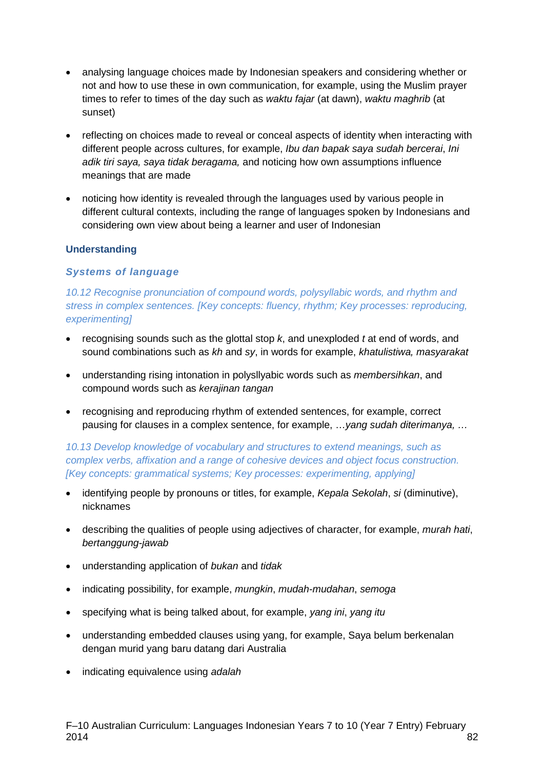- analysing language choices made by Indonesian speakers and considering whether or not and how to use these in own communication, for example, using the Muslim prayer times to refer to times of the day such as *waktu fajar* (at dawn), *waktu maghrib* (at sunset)

- reflecting on choices made to reveal or conceal aspects of identity when interacting with different people across cultures, for example, *Ibu dan bapak saya sudah bercerai*, *Ini adik tiri saya, saya tidak beragama,* and noticing how own assumptions influence meanings that are made

- noticing how identity is revealed through the languages used by various people in different cultural contexts, including the range of languages spoken by Indonesians and considering own view about being a learner and user of Indonesian

## Understanding

### *Systems of language*

*10.12 Recognise pronunciation of compound words, polysyllabic words, and rhythm and stress in complex sentences. [Key concepts: fluency, rhythm; Key processes: reproducing, experimenting]*

- recognising sounds such as the glottal stop *k*, and unexploded *t* at end of words, and sound combinations such as *kh* and *sy*, in words for example, *khatulistiwa, masyarakat*

- understanding rising intonation in polysllyabic words such as *membersihkan*, and compound words such as *kerajinan tangan*

- recognising and reproducing rhythm of extended sentences, for example, correct pausing for clauses in a complex sentence, for example, *…yang sudah diterimanya, …*

*10.13 Develop knowledge of vocabulary and structures to extend meanings, such as complex verbs, affixation and a range of cohesive devices and object focus construction. [Key concepts: grammatical systems; Key processes: experimenting, applying]*

- identifying people by pronouns or titles, for example, *Kepala Sekolah*, *si* (diminutive), nicknames

- describing the qualities of people using adjectives of character, for example, *murah hati*, *bertanggung-jawab*

- understanding application of *bukan* and *tidak*

- indicating possibility, for example, *mungkin*, *mudah-mudahan*, *semoga*

- specifying what is being talked about, for example, *yang ini*, *yang itu*

- understanding embedded clauses using yang, for example, Saya belum berkenalan dengan murid yang baru datang dari Australia

- indicating equivalence using *adalah*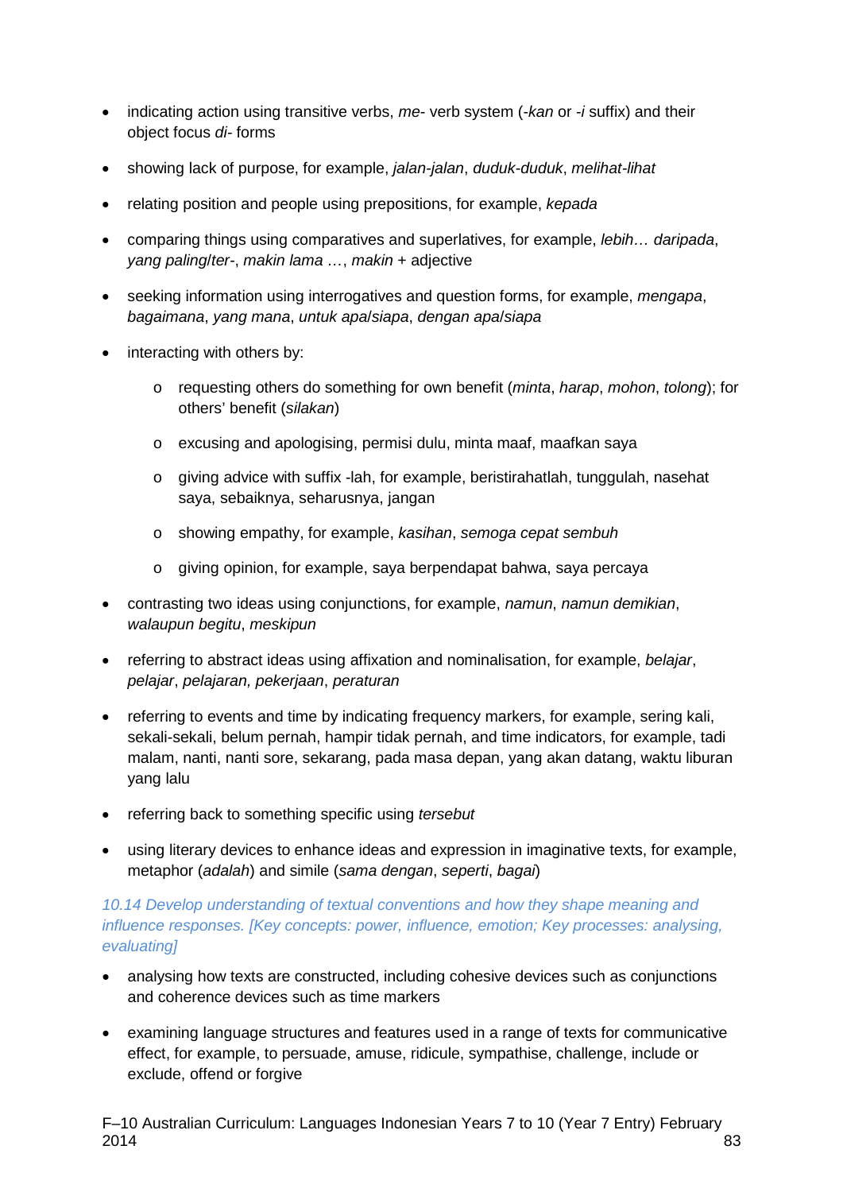- indicating action using transitive verbs, *me-* verb system (*-kan* or *-i* suffix) and their object focus *di-* forms
- showing lack of purpose, for example, *jalan-jalan*, *duduk-duduk*, *melihat-lihat*
- relating position and people using prepositions, for example, *kepada*
- comparing things using comparatives and superlatives, for example, *lebih… daripada*, *yang paling*/*ter-*, *makin lama …*, *makin* + adjective
- seeking information using interrogatives and question forms, for example, *mengapa*, *bagaimana*, *yang mana*, *untuk apa*/*siapa*, *dengan apa*/*siapa*
- interacting with others by:
    - requesting others do something for own benefit (*minta*, *harap*, *mohon*, *tolong*); for others' benefit (*silakan*)
    - excusing and apologising, permisi dulu, minta maaf, maafkan saya
    - giving advice with suffix -lah, for example, beristirahatlah, tunggulah, nasehat saya, sebaiknya, seharusnya, jangan
    - showing empathy, for example, *kasihan*, *semoga cepat sembuh*
    - giving opinion, for example, saya berpendapat bahwa, saya percaya
- contrasting two ideas using conjunctions, for example, *namun*, *namun demikian*, *walaupun begitu*, *meskipun*
- referring to abstract ideas using affixation and nominalisation, for example, *belajar*, *pelajar*, *pelajaran, pekerjaan*, *peraturan*
- referring to events and time by indicating frequency markers, for example, sering kali, sekali-sekali, belum pernah, hampir tidak pernah, and time indicators, for example, tadi malam, nanti, nanti sore, sekarang, pada masa depan, yang akan datang, waktu liburan yang lalu
- referring back to something specific using *tersebut*
- using literary devices to enhance ideas and expression in imaginative texts, for example, metaphor (*adalah*) and simile (*sama dengan*, *seperti*, *bagai*)

*10.14 Develop understanding of textual conventions and how they shape meaning and influence responses. [Key concepts: power, influence, emotion; Key processes: analysing, evaluating]*

- analysing how texts are constructed, including cohesive devices such as conjunctions and coherence devices such as time markers
- examining language structures and features used in a range of texts for communicative effect, for example, to persuade, amuse, ridicule, sympathise, challenge, include or exclude, offend or forgive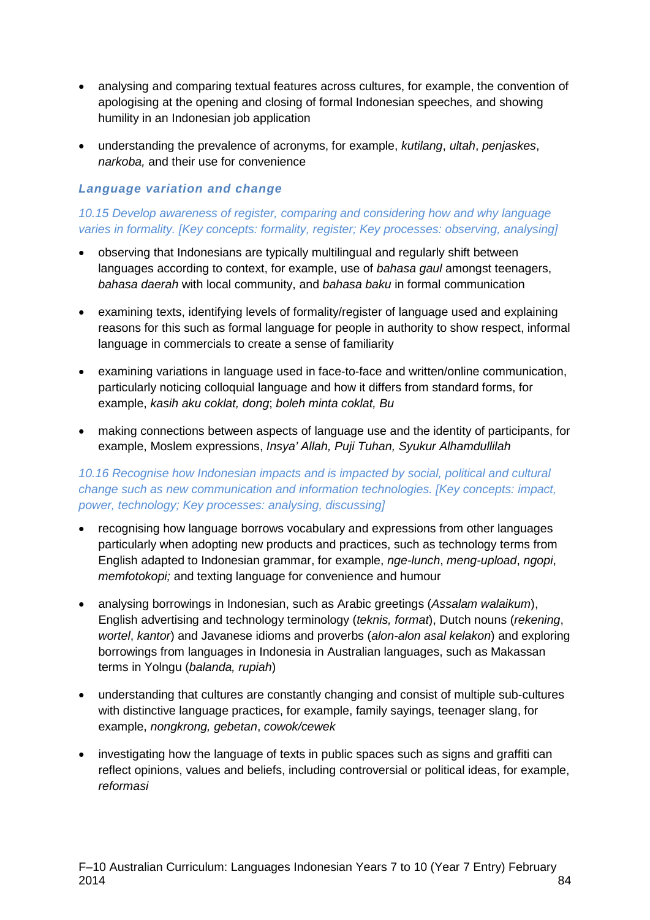- analysing and comparing textual features across cultures, for example, the convention of apologising at the opening and closing of formal Indonesian speeches, and showing humility in an Indonesian job application

- understanding the prevalence of acronyms, for example, *kutilang*, *ultah*, *penjaskes*, *narkoba,* and their use for convenience

### *Language variation and change*

*10.15 Develop awareness of register, comparing and considering how and why language varies in formality. [Key concepts: formality, register; Key processes: observing, analysing]*

- observing that Indonesians are typically multilingual and regularly shift between languages according to context, for example, use of *bahasa gaul* amongst teenagers, *bahasa daerah* with local community, and *bahasa baku* in formal communication

- examining texts, identifying levels of formality/register of language used and explaining reasons for this such as formal language for people in authority to show respect, informal language in commercials to create a sense of familiarity

- examining variations in language used in face-to-face and written/online communication, particularly noticing colloquial language and how it differs from standard forms, for example, *kasih aku coklat, dong*; *boleh minta coklat, Bu*

- making connections between aspects of language use and the identity of participants, for example, Moslem expressions, *Insya' Allah, Puji Tuhan, Syukur Alhamdullilah*

*10.16 Recognise how Indonesian impacts and is impacted by social, political and cultural change such as new communication and information technologies. [Key concepts: impact, power, technology; Key processes: analysing, discussing]*

- recognising how language borrows vocabulary and expressions from other languages particularly when adopting new products and practices, such as technology terms from English adapted to Indonesian grammar, for example, *nge-lunch*, *meng-upload*, *ngopi*, *memfotokopi;* and texting language for convenience and humour

- analysing borrowings in Indonesian, such as Arabic greetings (*Assalam walaikum*), English advertising and technology terminology (*teknis, format*), Dutch nouns (*rekening*, *wortel*, *kantor*) and Javanese idioms and proverbs (*alon-alon asal kelakon*) and exploring borrowings from languages in Indonesia in Australian languages, such as Makassan terms in Yolngu (*balanda, rupiah*)

- understanding that cultures are constantly changing and consist of multiple sub-cultures with distinctive language practices, for example, family sayings, teenager slang, for example, *nongkrong, gebetan*, *cowok/cewek*

- investigating how the language of texts in public spaces such as signs and graffiti can reflect opinions, values and beliefs, including controversial or political ideas, for example, *reformasi*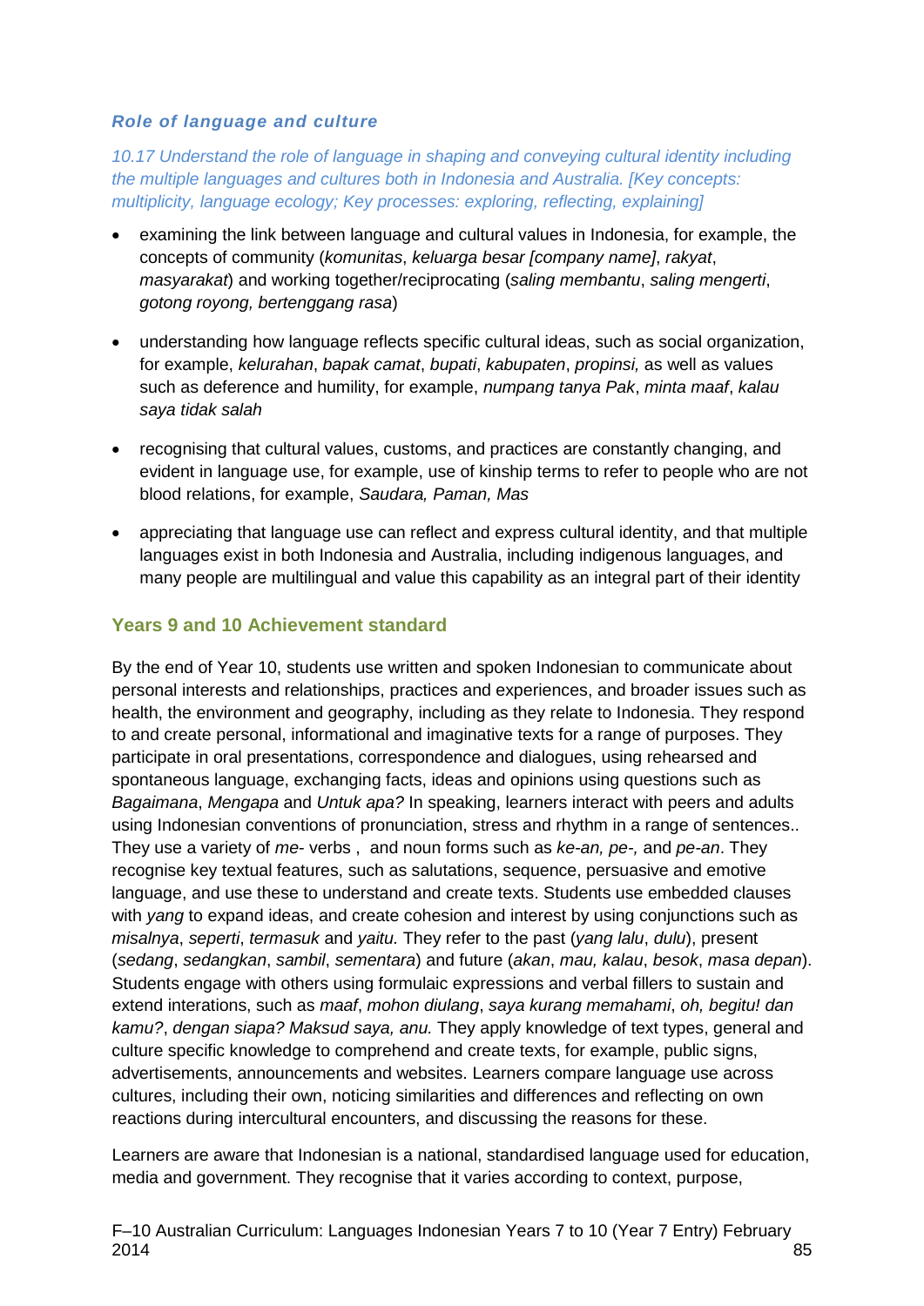### *Role of language and culture*

*10.17 Understand the role of language in shaping and conveying cultural identity including the multiple languages and cultures both in Indonesia and Australia. [Key concepts: multiplicity, language ecology; Key processes: exploring, reflecting, explaining]*

- examining the link between language and cultural values in Indonesia, for example, the concepts of community (*komunitas*, *keluarga besar [company name]*, *rakyat*, *masyarakat*) and working together/reciprocating (*saling membantu*, *saling mengerti*, *gotong royong, bertenggang rasa*)
- understanding how language reflects specific cultural ideas, such as social organization, for example, *kelurahan*, *bapak camat*, *bupati*, *kabupaten*, *propinsi,* as well as values such as deference and humility, for example, *numpang tanya Pak*, *minta maaf*, *kalau saya tidak salah*
- recognising that cultural values, customs, and practices are constantly changing, and evident in language use, for example, use of kinship terms to refer to people who are not blood relations, for example, *Saudara, Paman, Mas*
- appreciating that language use can reflect and express cultural identity, and that multiple languages exist in both Indonesia and Australia, including indigenous languages, and many people are multilingual and value this capability as an integral part of their identity

## Years 9 and 10 Achievement standard

By the end of Year 10, students use written and spoken Indonesian to communicate about personal interests and relationships, practices and experiences, and broader issues such as health, the environment and geography, including as they relate to Indonesia. They respond to and create personal, informational and imaginative texts for a range of purposes. They participate in oral presentations, correspondence and dialogues, using rehearsed and spontaneous language, exchanging facts, ideas and opinions using questions such as *Bagaimana*, *Mengapa* and *Untuk apa?* In speaking, learners interact with peers and adults using Indonesian conventions of pronunciation, stress and rhythm in a range of sentences.. They use a variety of *me-* verbs , and noun forms such as *ke-an, pe-,* and *pe-an*. They recognise key textual features, such as salutations, sequence, persuasive and emotive language, and use these to understand and create texts. Students use embedded clauses with *yang* to expand ideas, and create cohesion and interest by using conjunctions such as *misalnya*, *seperti*, *termasuk* and *yaitu.* They refer to the past (*yang lalu*, *dulu*), present (*sedang*, *sedangkan*, *sambil*, *sementara*) and future (*akan*, *mau, kalau*, *besok*, *masa depan*). Students engage with others using formulaic expressions and verbal fillers to sustain and extend interations, such as *maaf*, *mohon diulang*, *saya kurang memahami*, *oh, begitu! dan kamu?*, *dengan siapa? Maksud saya, anu.* They apply knowledge of text types, general and culture specific knowledge to comprehend and create texts, for example, public signs, advertisements, announcements and websites. Learners compare language use across cultures, including their own, noticing similarities and differences and reflecting on own reactions during intercultural encounters, and discussing the reasons for these.

Learners are aware that Indonesian is a national, standardised language used for education, media and government. They recognise that it varies according to context, purpose,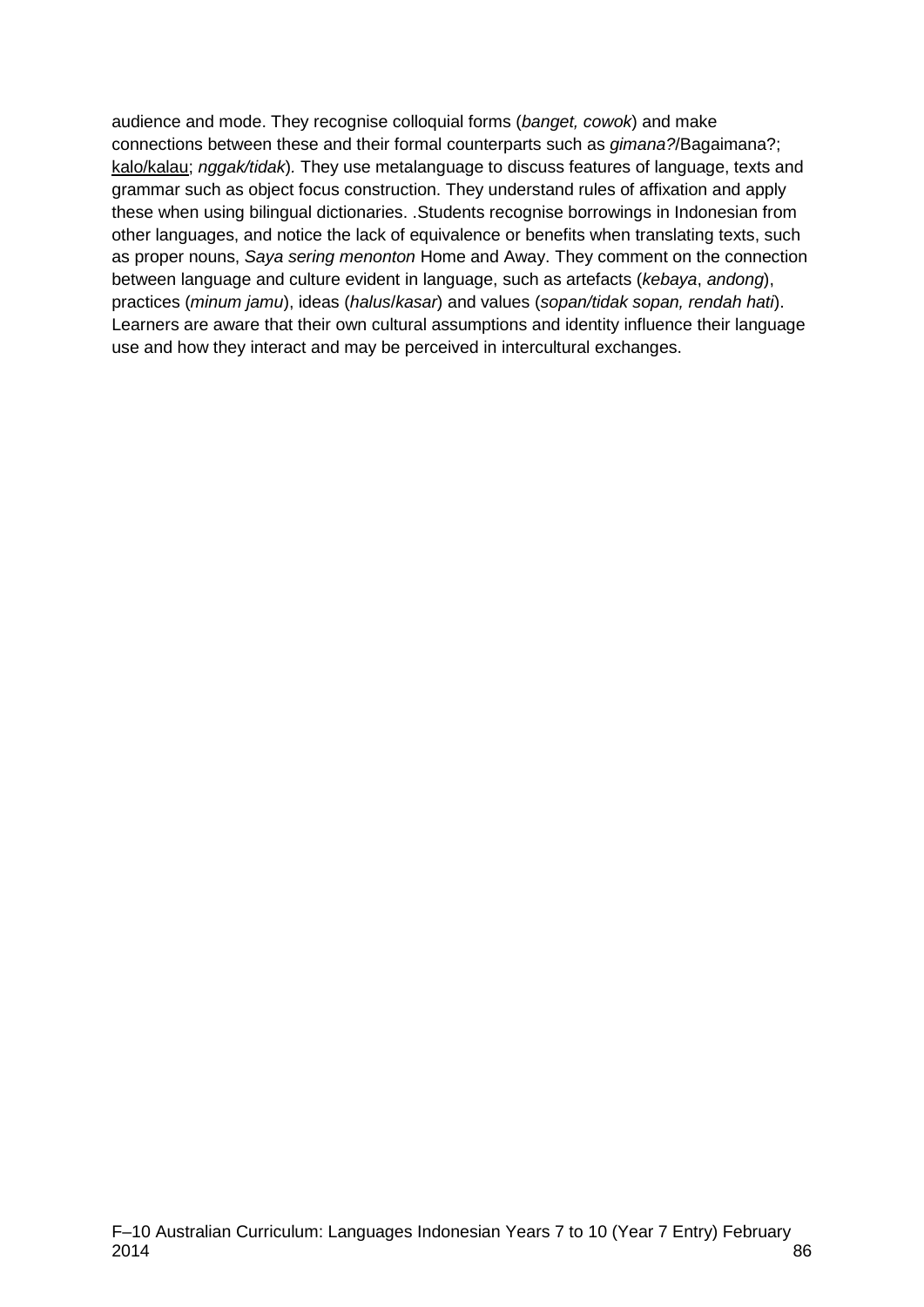audience and mode. They recognise colloquial forms (*banget, cowok*) and make connections between these and their formal counterparts such as *gimana?*/Bagaimana?; kalo/kalau; *nggak/tidak*). They use metalanguage to discuss features of language, texts and grammar such as object focus construction. They understand rules of affixation and apply these when using bilingual dictionaries. .Students recognise borrowings in Indonesian from other languages, and notice the lack of equivalence or benefits when translating texts, such as proper nouns, *Saya sering menonton* Home and Away. They comment on the connection between language and culture evident in language, such as artefacts (*kebaya*, *andong*), practices (*minum jamu*), ideas (*halus*/*kasar*) and values (*sopan/tidak sopan, rendah hati*). Learners are aware that their own cultural assumptions and identity influence their language use and how they interact and may be perceived in intercultural exchanges.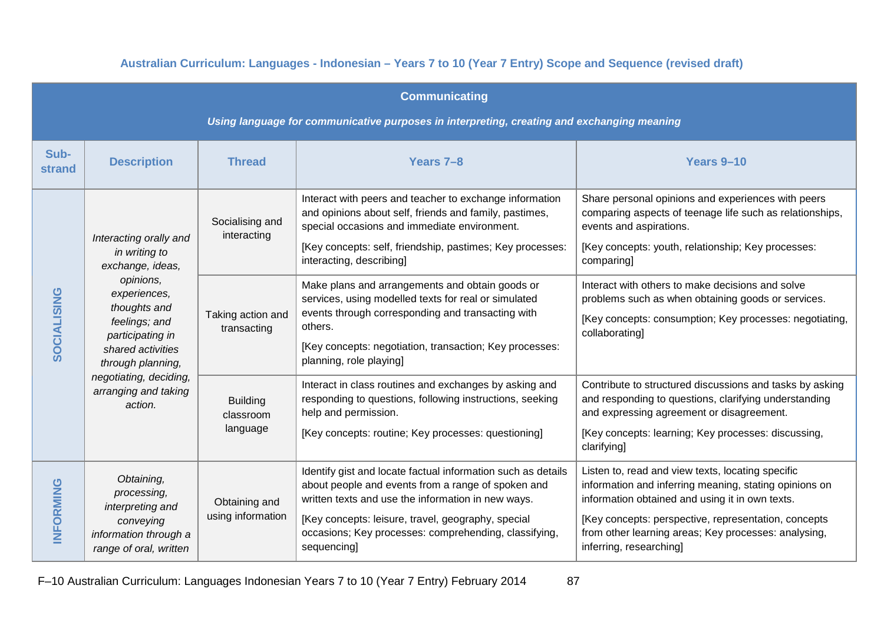### Australian Curriculum: Languages - Indonesian – Years 7 to 10 (Year 7 Entry) Scope and Sequence (revised draft)

| **Communicating**<br>*Using language for communicative purposes in interpreting, creating and exchanging meaning* | | | | |
|---|---|---|---|---|
| **Sub-strand** | **Description** | **Thread** | **Years 7–8** | **Years 9–10** |
| **SOCIALISING** | *Interacting orally and in writing to exchange, ideas, opinions, experiences, thoughts and feelings; and participating in shared activities through planning, negotiating, deciding, arranging and taking action.* | Socialising and interacting | Interact with peers and teacher to exchange information and opinions about self, friends and family, pastimes, special occasions and immediate environment.<br>[Key concepts: self, friendship, pastimes; Key processes: interacting, describing] | Share personal opinions and experiences with peers comparing aspects of teenage life such as relationships, events and aspirations.<br>[Key concepts: youth, relationship; Key processes: comparing] |
| | | Taking action and transacting | Make plans and arrangements and obtain goods or services, using modelled texts for real or simulated events through corresponding and transacting with others.<br>[Key concepts: negotiation, transaction; Key processes: planning, role playing] | Interact with others to make decisions and solve problems such as when obtaining goods or services.<br>[Key concepts: consumption; Key processes: negotiating, collaborating] |
| | | Building classroom language | Interact in class routines and exchanges by asking and responding to questions, following instructions, seeking help and permission.<br>[Key concepts: routine; Key processes: questioning] | Contribute to structured discussions and tasks by asking and responding to questions, clarifying understanding and expressing agreement or disagreement.<br>[Key concepts: learning; Key processes: discussing, clarifying] |
| **INFORMING** | *Obtaining, processing, interpreting and conveying information through a range of oral, written* | Obtaining and using information | Identify gist and locate factual information such as details about people and events from a range of spoken and written texts and use the information in new ways.<br>[Key concepts: leisure, travel, geography, special occasions; Key processes: comprehending, classifying, sequencing] | Listen to, read and view texts, locating specific information and inferring meaning, stating opinions on information obtained and using it in own texts.<br>[Key concepts: perspective, representation, concepts from other learning areas; Key processes: analysing, inferring, researching] |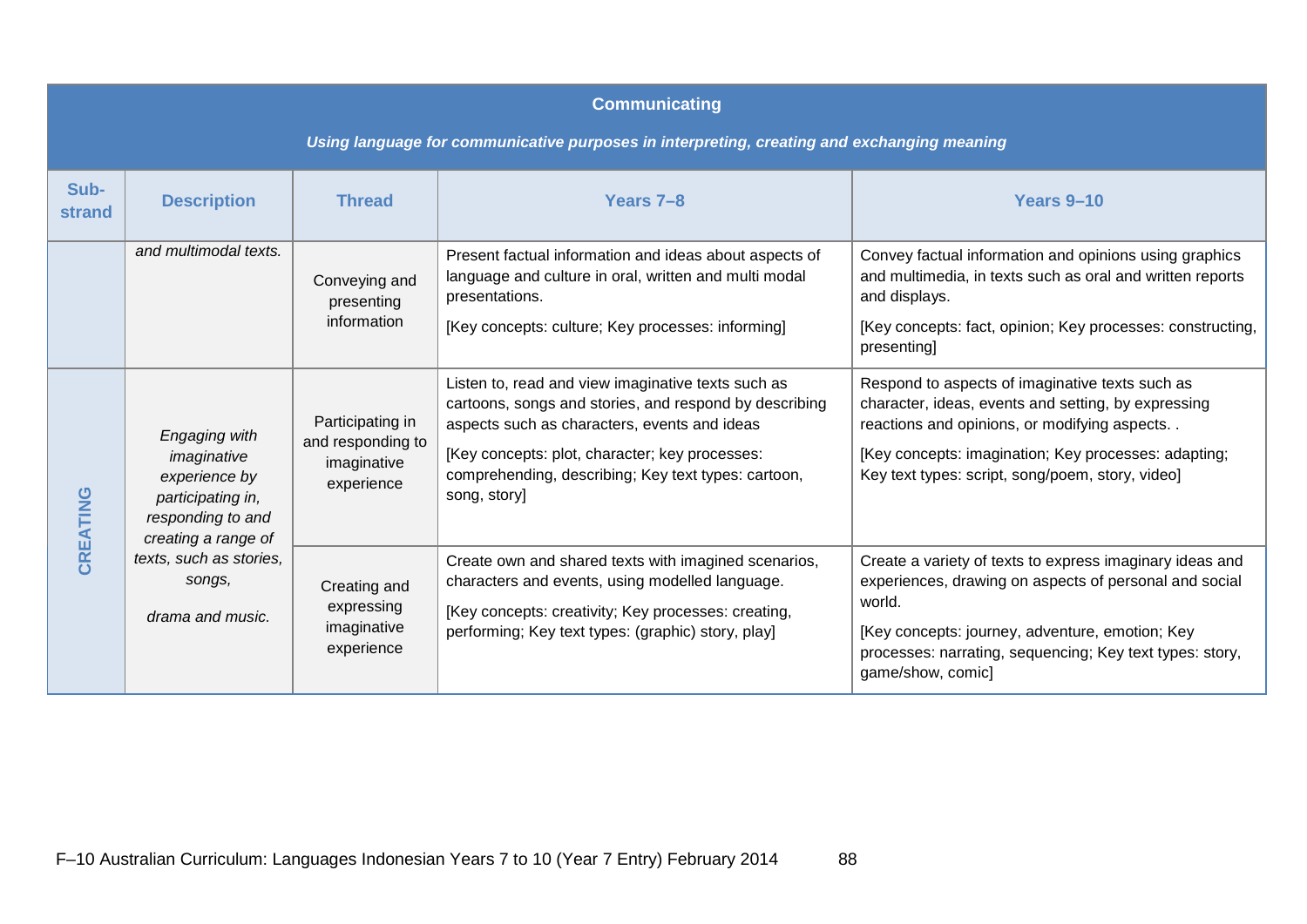| **Communicating**<br>***Using language for communicative purposes in interpreting, creating and exchanging meaning*** | | | | |
|---|---|---|---|---|
| **Sub-strand** | **Description** | **Thread** | **Years 7–8** | **Years 9–10** |
| | *and multimodal texts.* | Conveying and presenting information | Present factual information and ideas about aspects of language and culture in oral, written and multi modal presentations.<br>[Key concepts: culture; Key processes: informing] | Convey factual information and opinions using graphics and multimedia, in texts such as oral and written reports and displays.<br>[Key concepts: fact, opinion; Key processes: constructing, presenting] |
| CREATING | *Engaging with imaginative experience by participating in, responding to and creating a range of texts, such as stories, songs,*<br>*drama and music.* | Participating in and responding to imaginative experience | Listen to, read and view imaginative texts such as cartoons, songs and stories, and respond by describing aspects such as characters, events and ideas<br>[Key concepts: plot, character; key processes: comprehending, describing; Key text types: cartoon, song, story] | Respond to aspects of imaginative texts such as character, ideas, events and setting, by expressing reactions and opinions, or modifying aspects. .<br>[Key concepts: imagination; Key processes: adapting; Key text types: script, song/poem, story, video] |
| | | Creating and expressing imaginative experience | Create own and shared texts with imagined scenarios, characters and events, using modelled language.<br>[Key concepts: creativity; Key processes: creating, performing; Key text types: (graphic) story, play] | Create a variety of texts to express imaginary ideas and experiences, drawing on aspects of personal and social world.<br>[Key concepts: journey, adventure, emotion; Key processes: narrating, sequencing; Key text types: story, game/show, comic] |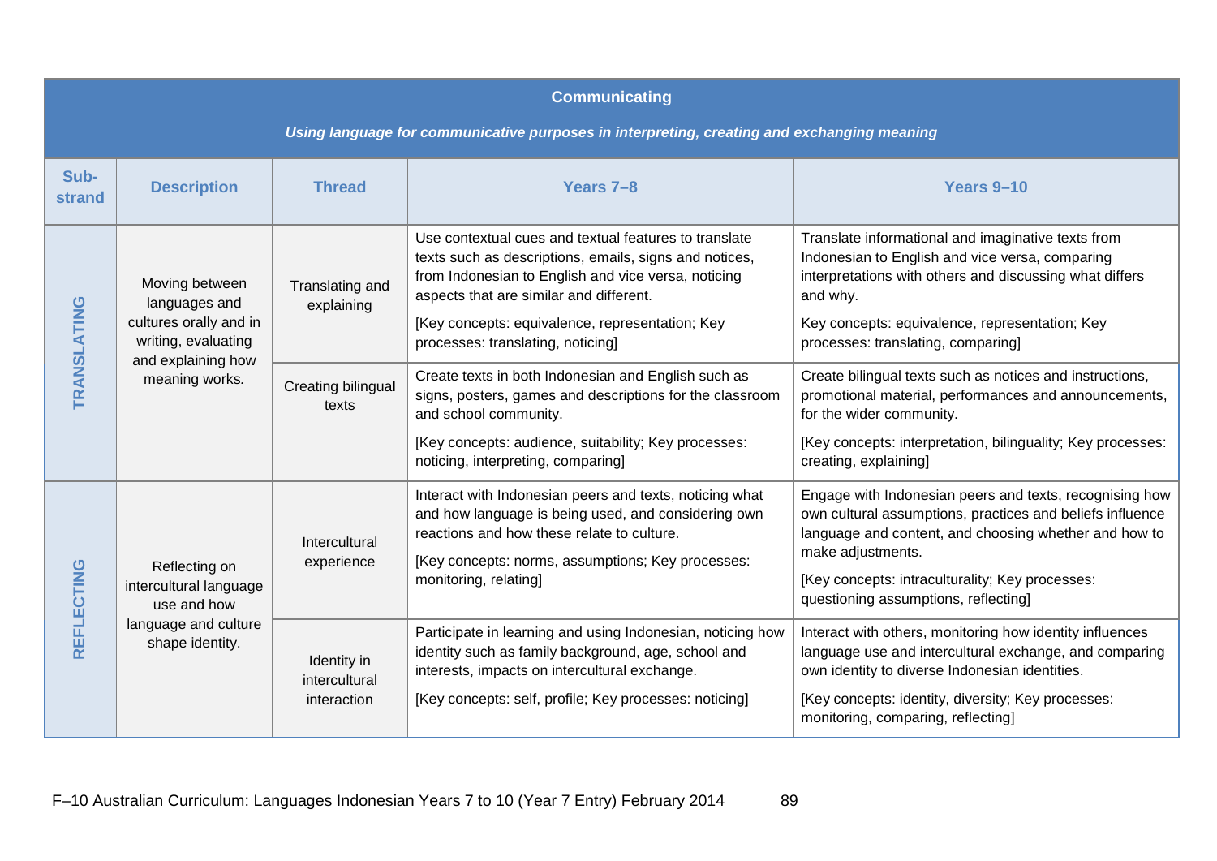| Communicating<br>*Using language for communicative purposes in interpreting, creating and exchanging meaning* | | | | |
|---|---|---|---|---|
| **Sub-strand** | **Description** | **Thread** | **Years 7–8** | **Years 9–10** |
| TRANSLATING | Moving between languages and cultures orally and in writing, evaluating and explaining how meaning works. | Translating and explaining | Use contextual cues and textual features to translate texts such as descriptions, emails, signs and notices, from Indonesian to English and vice versa, noticing aspects that are similar and different.<br>[Key concepts: equivalence, representation; Key processes: translating, noticing] | Translate informational and imaginative texts from Indonesian to English and vice versa, comparing interpretations with others and discussing what differs and why.<br>Key concepts: equivalence, representation; Key processes: translating, comparing] |
| | | Creating bilingual texts | Create texts in both Indonesian and English such as signs, posters, games and descriptions for the classroom and school community.<br>[Key concepts: audience, suitability; Key processes: noticing, interpreting, comparing] | Create bilingual texts such as notices and instructions, promotional material, performances and announcements, for the wider community.<br>[Key concepts: interpretation, bilinguality; Key processes: creating, explaining] |
| REFLECTING | Reflecting on intercultural language use and how language and culture shape identity. | Intercultural experience | Interact with Indonesian peers and texts, noticing what and how language is being used, and considering own reactions and how these relate to culture.<br>[Key concepts: norms, assumptions; Key processes: monitoring, relating] | Engage with Indonesian peers and texts, recognising how own cultural assumptions, practices and beliefs influence language and content, and choosing whether and how to make adjustments.<br>[Key concepts: intraculturality; Key processes: questioning assumptions, reflecting] |
| | | Identity in intercultural interaction | Participate in learning and using Indonesian, noticing how identity such as family background, age, school and interests, impacts on intercultural exchange.<br>[Key concepts: self, profile; Key processes: noticing] | Interact with others, monitoring how identity influences language use and intercultural exchange, and comparing own identity to diverse Indonesian identities.<br>[Key concepts: identity, diversity; Key processes: monitoring, comparing, reflecting] |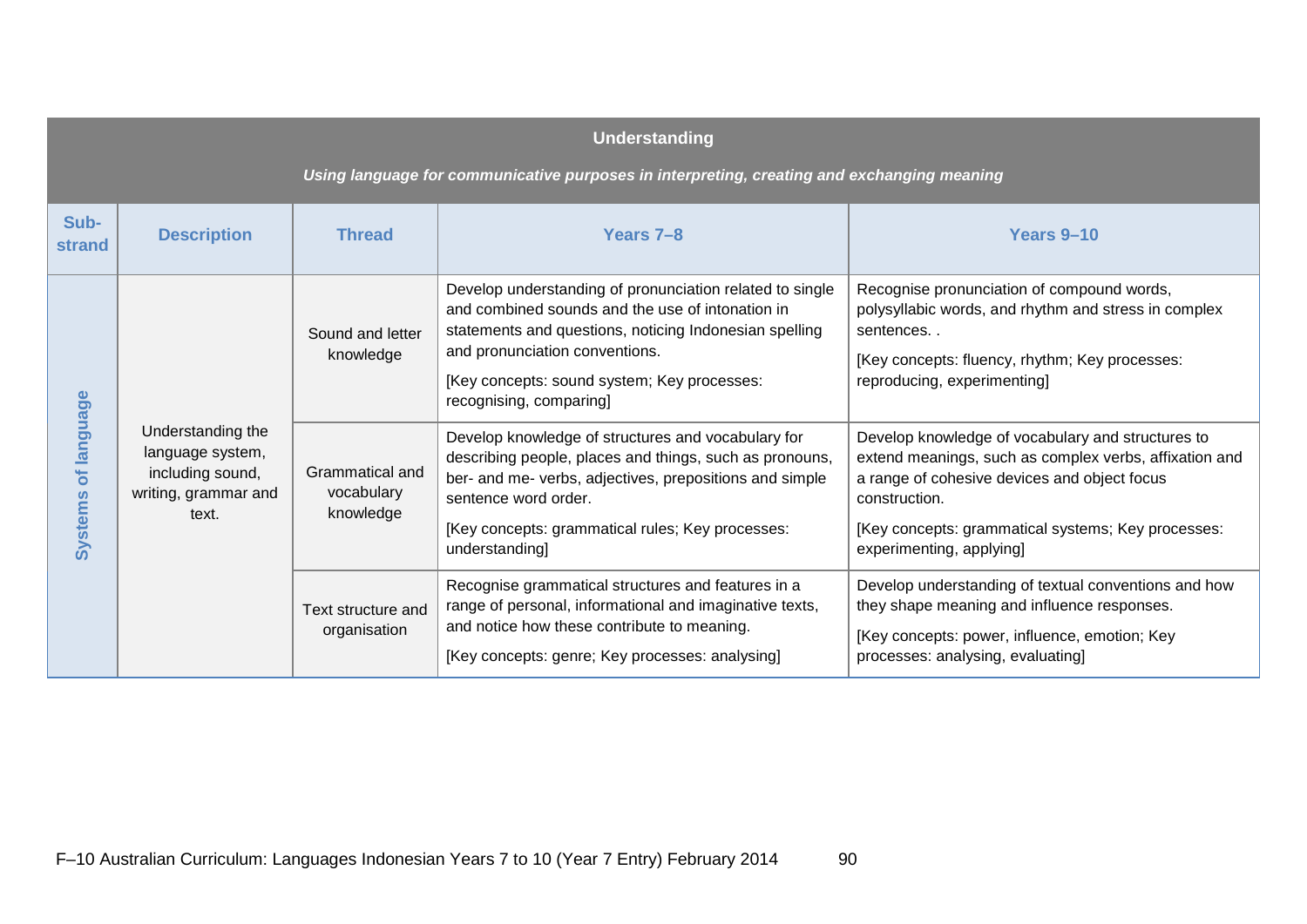| Understanding<br>*Using language for communicative purposes in interpreting, creating and exchanging meaning* | | | | |
|---|---|---|---|---|
| **Sub-strand** | **Description** | **Thread** | **Years 7–8** | **Years 9–10** |
| Systems of language | Understanding the language system, including sound, writing, grammar and text. | Sound and letter knowledge | Develop understanding of pronunciation related to single and combined sounds and the use of intonation in statements and questions, noticing Indonesian spelling and pronunciation conventions.<br>[Key concepts: sound system; Key processes: recognising, comparing] | Recognise pronunciation of compound words, polysyllabic words, and rhythm and stress in complex sentences. .<br>[Key concepts: fluency, rhythm; Key processes: reproducing, experimenting] |
| | | Grammatical and vocabulary knowledge | Develop knowledge of structures and vocabulary for describing people, places and things, such as pronouns, ber- and me- verbs, adjectives, prepositions and simple sentence word order.<br>[Key concepts: grammatical rules; Key processes: understanding] | Develop knowledge of vocabulary and structures to extend meanings, such as complex verbs, affixation and a range of cohesive devices and object focus construction.<br>[Key concepts: grammatical systems; Key processes: experimenting, applying] |
| | | Text structure and organisation | Recognise grammatical structures and features in a range of personal, informational and imaginative texts, and notice how these contribute to meaning.<br>[Key concepts: genre; Key processes: analysing] | Develop understanding of textual conventions and how they shape meaning and influence responses.<br>[Key concepts: power, influence, emotion; Key processes: analysing, evaluating] |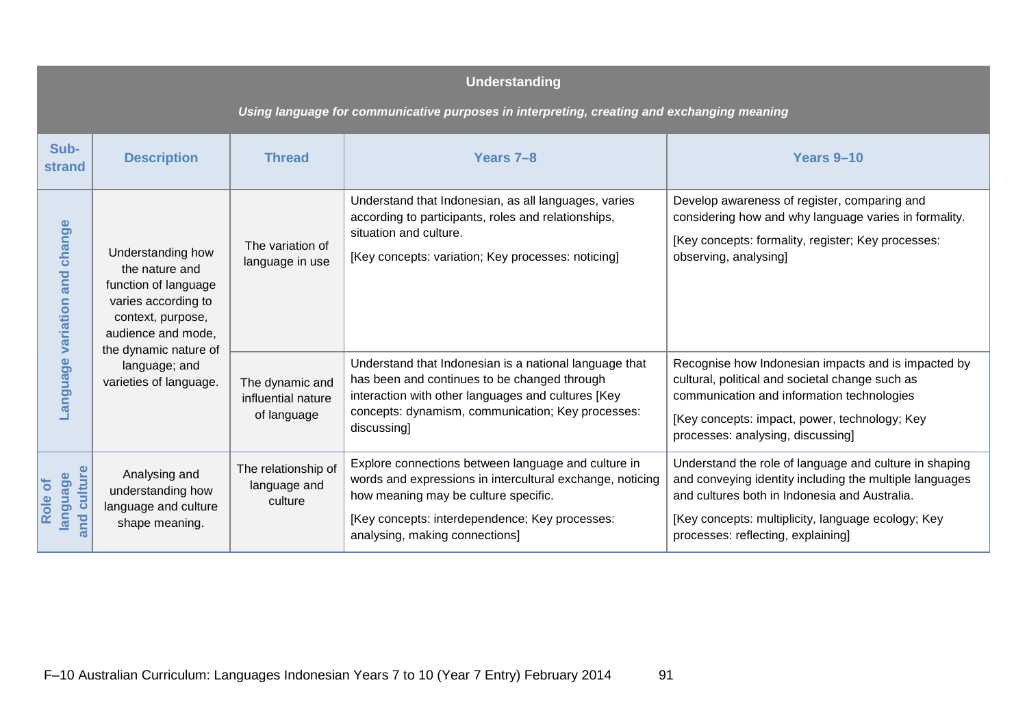| Understanding | | | | |
|---|---|---|---|---|
| *Using language for communicative purposes in interpreting, creating and exchanging meaning* | | | | |
| **Sub-strand** | **Description** | **Thread** | **Years 7–8** | **Years 9–10** |
| Language variation and change | Understanding how the nature and function of language varies according to context, purpose, audience and mode, the dynamic nature of language; and varieties of language. | The variation of language in use | Understand that Indonesian, as all languages, varies according to participants, roles and relationships, situation and culture. [Key concepts: variation; Key processes: noticing] | Develop awareness of register, comparing and considering how and why language varies in formality. [Key concepts: formality, register; Key processes: observing, analysing] |
| | | The dynamic and influential nature of language | Understand that Indonesian is a national language that has been and continues to be changed through interaction with other languages and cultures [Key concepts: dynamism, communication; Key processes: discussing] | Recognise how Indonesian impacts and is impacted by cultural, political and societal change such as communication and information technologies [Key concepts: impact, power, technology; Key processes: analysing, discussing] |
| Role of language and culture | Analysing and understanding how language and culture shape meaning. | The relationship of language and culture | Explore connections between language and culture in words and expressions in intercultural exchange, noticing how meaning may be culture specific. [Key concepts: interdependence; Key processes: analysing, making connections] | Understand the role of language and culture in shaping and conveying identity including the multiple languages and cultures both in Indonesia and Australia. [Key concepts: multiplicity, language ecology; Key processes: reflecting, explaining] |